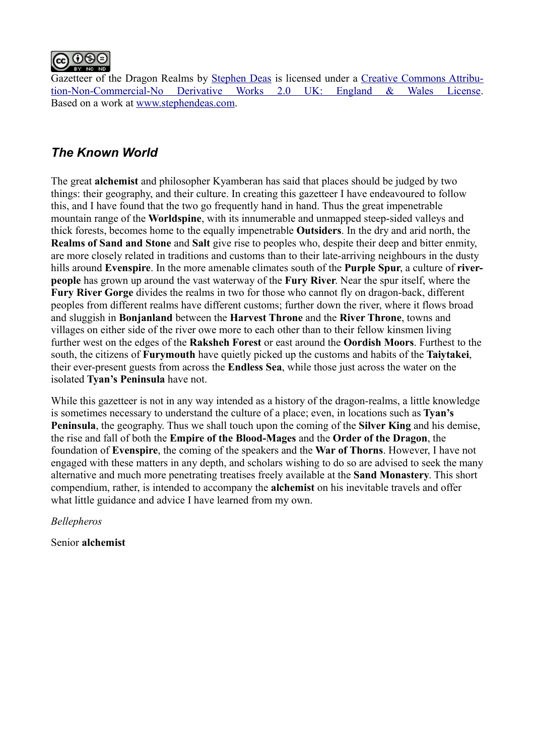Gazetteer of the Dragon Realms by [Stephen Deas](http://www.stephendeas.com) is licensed under a [Creative Commons Attribution-Non-Commercial-No Derivative Works 2.0 UK: England & Wales License](http://creativecommons.org/licenses/by-nc-nd/2.0/uk/). Based on a work at [www.stephendeas.com](http://www.stephendeas.com).

## *The Known World*

The great **alchemist** and philosopher Kyamberan has said that places should be judged by two things: their geography, and their culture. In creating this gazetteer I have endeavoured to follow this, and I have found that the two go frequently hand in hand. Thus the great impenetrable mountain range of the **Worldspine**, with its innumerable and unmapped steep-sided valleys and thick forests, becomes home to the equally impenetrable **Outsiders**. In the dry and arid north, the **Realms of Sand and Stone** and **Salt** give rise to peoples who, despite their deep and bitter enmity, are more closely related in traditions and customs than to their late-arriving neighbours in the dusty hills around **Evenspire**. In the more amenable climates south of the **Purple Spur**, a culture of **river-people** has grown up around the vast waterway of the **Fury River**. Near the spur itself, where the **Fury River Gorge** divides the realms in two for those who cannot fly on dragon-back, different peoples from different realms have different customs; further down the river, where it flows broad and sluggish in **Bonjanland** between the **Harvest Throne** and the **River Throne**, towns and villages on either side of the river owe more to each other than to their fellow kinsmen living further west on the edges of the **Raksheh Forest** or east around the **Oordish Moors**. Furthest to the south, the citizens of **Furymouth** have quietly picked up the customs and habits of the **Taiytakei**, their ever-present guests from across the **Endless Sea**, while those just across the water on the isolated **Tyan's Peninsula** have not.

While this gazetteer is not in any way intended as a history of the dragon-realms, a little knowledge is sometimes necessary to understand the culture of a place; even, in locations such as **Tyan's Peninsula**, the geography. Thus we shall touch upon the coming of the **Silver King** and his demise, the rise and fall of both the **Empire of the Blood-Mages** and the **Order of the Dragon**, the foundation of **Evenspire**, the coming of the speakers and the **War of Thorns**. However, I have not engaged with these matters in any depth, and scholars wishing to do so are advised to seek the many alternative and much more penetrating treatises freely available at the **Sand Monastery**. This short compendium, rather, is intended to accompany the **alchemist** on his inevitable travels and offer what little guidance and advice I have learned from my own.

*Bellepheros*

Senior **alchemist**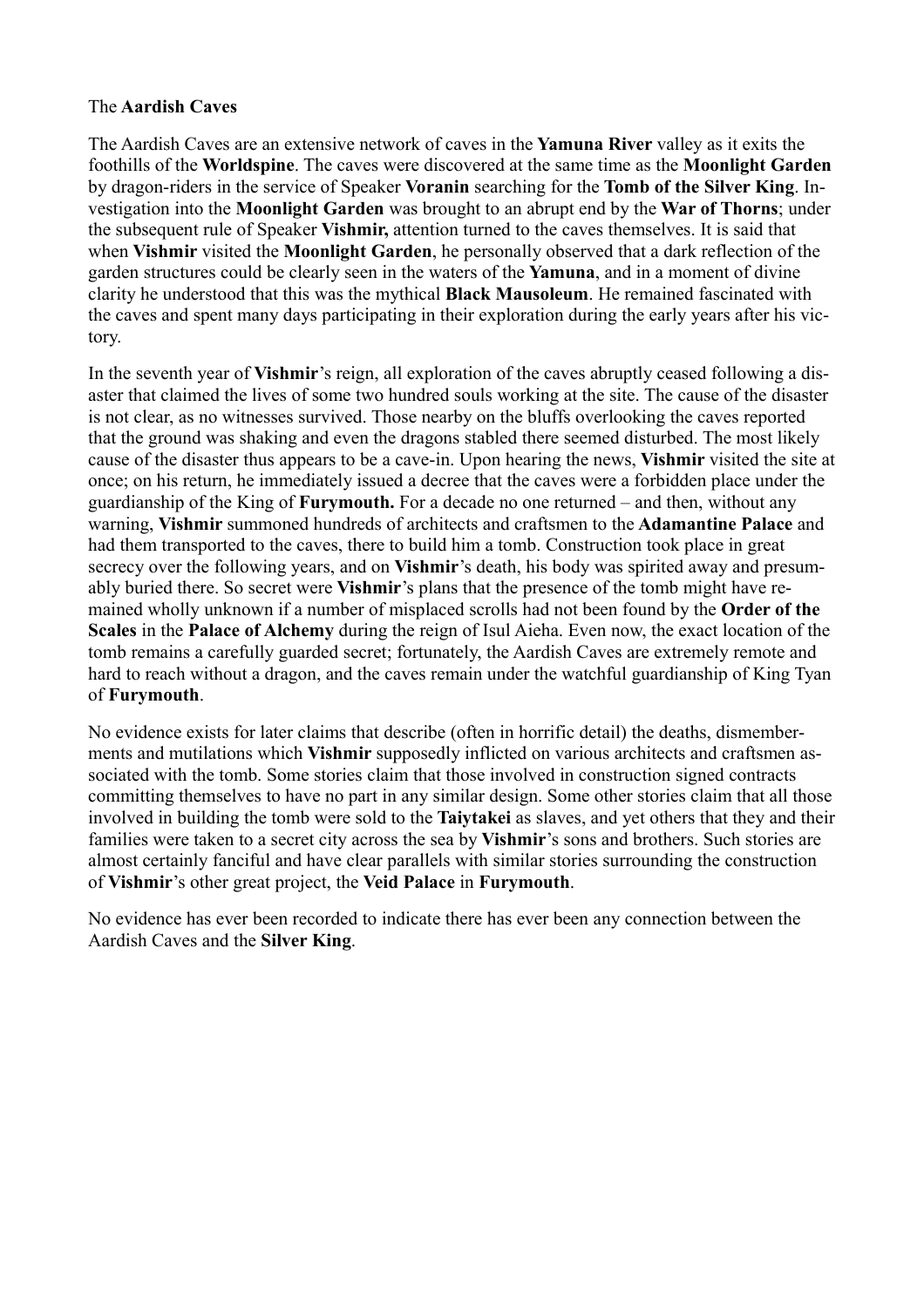The **Aardish Caves**

The Aardish Caves are an extensive network of caves in the **Yamuna River** valley as it exits the foothills of the **Worldspine**. The caves were discovered at the same time as the **Moonlight Garden** by dragon-riders in the service of Speaker **Voranin** searching for the **Tomb of the Silver King**. Investigation into the **Moonlight Garden** was brought to an abrupt end by the **War of Thorns**; under the subsequent rule of Speaker **Vishmir,** attention turned to the caves themselves. It is said that when **Vishmir** visited the **Moonlight Garden**, he personally observed that a dark reflection of the garden structures could be clearly seen in the waters of the **Yamuna**, and in a moment of divine clarity he understood that this was the mythical **Black Mausoleum**. He remained fascinated with the caves and spent many days participating in their exploration during the early years after his victory.

In the seventh year of **Vishmir**'s reign, all exploration of the caves abruptly ceased following a disaster that claimed the lives of some two hundred souls working at the site. The cause of the disaster is not clear, as no witnesses survived. Those nearby on the bluffs overlooking the caves reported that the ground was shaking and even the dragons stabled there seemed disturbed. The most likely cause of the disaster thus appears to be a cave-in. Upon hearing the news, **Vishmir** visited the site at once; on his return, he immediately issued a decree that the caves were a forbidden place under the guardianship of the King of **Furymouth.** For a decade no one returned – and then, without any warning, **Vishmir** summoned hundreds of architects and craftsmen to the **Adamantine Palace** and had them transported to the caves, there to build him a tomb. Construction took place in great secrecy over the following years, and on **Vishmir**'s death, his body was spirited away and presumably buried there. So secret were **Vishmir**'s plans that the presence of the tomb might have remained wholly unknown if a number of misplaced scrolls had not been found by the **Order of the Scales** in the **Palace of Alchemy** during the reign of Isul Aieha. Even now, the exact location of the tomb remains a carefully guarded secret; fortunately, the Aardish Caves are extremely remote and hard to reach without a dragon, and the caves remain under the watchful guardianship of King Tyan of **Furymouth**.

No evidence exists for later claims that describe (often in horrific detail) the deaths, dismemberments and mutilations which **Vishmir** supposedly inflicted on various architects and craftsmen associated with the tomb. Some stories claim that those involved in construction signed contracts committing themselves to have no part in any similar design. Some other stories claim that all those involved in building the tomb were sold to the **Taiytakei** as slaves, and yet others that they and their families were taken to a secret city across the sea by **Vishmir**'s sons and brothers. Such stories are almost certainly fanciful and have clear parallels with similar stories surrounding the construction of **Vishmir**'s other great project, the **Veid Palace** in **Furymouth**.

No evidence has ever been recorded to indicate there has ever been any connection between the Aardish Caves and the **Silver King**.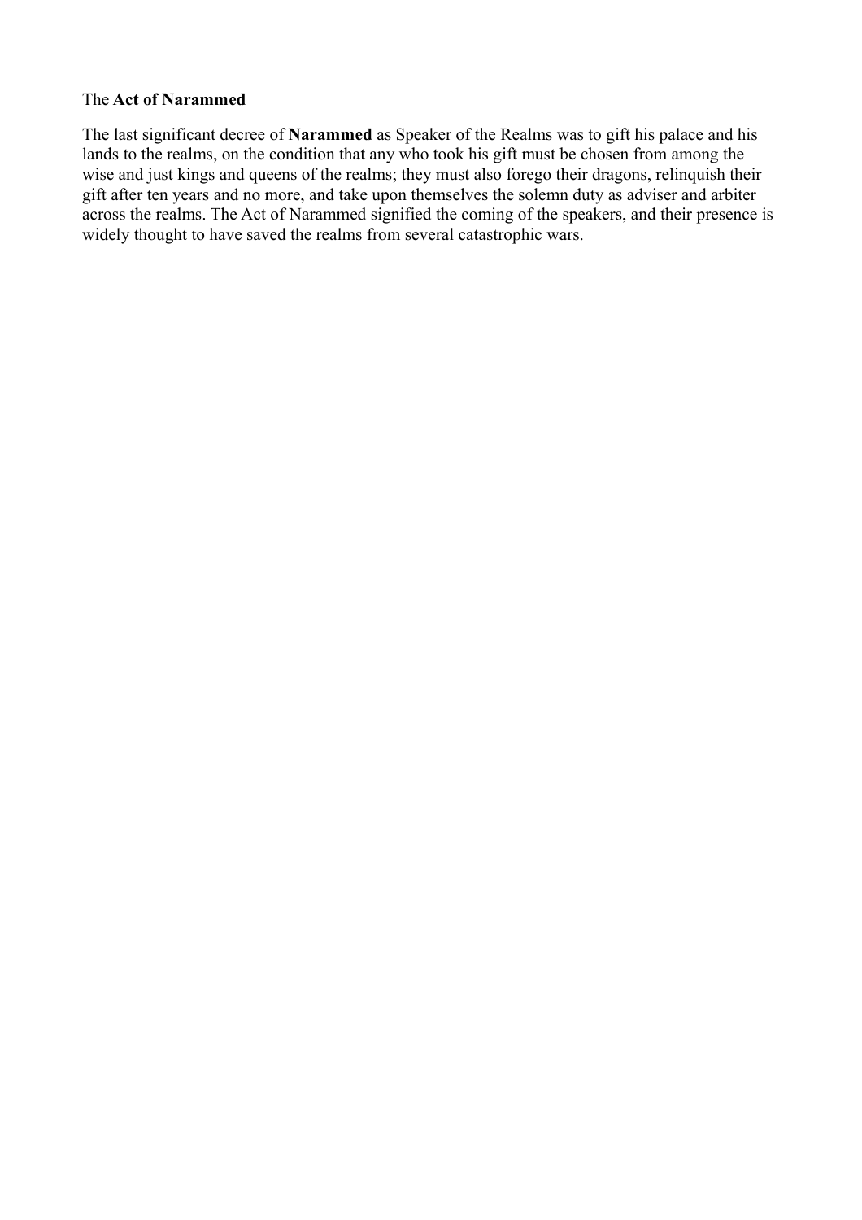The **Act of Narammed**

The last significant decree of **Narammed** as Speaker of the Realms was to gift his palace and his lands to the realms, on the condition that any who took his gift must be chosen from among the wise and just kings and queens of the realms; they must also forego their dragons, relinquish their gift after ten years and no more, and take upon themselves the solemn duty as adviser and arbiter across the realms. The Act of Narammed signified the coming of the speakers, and their presence is widely thought to have saved the realms from several catastrophic wars.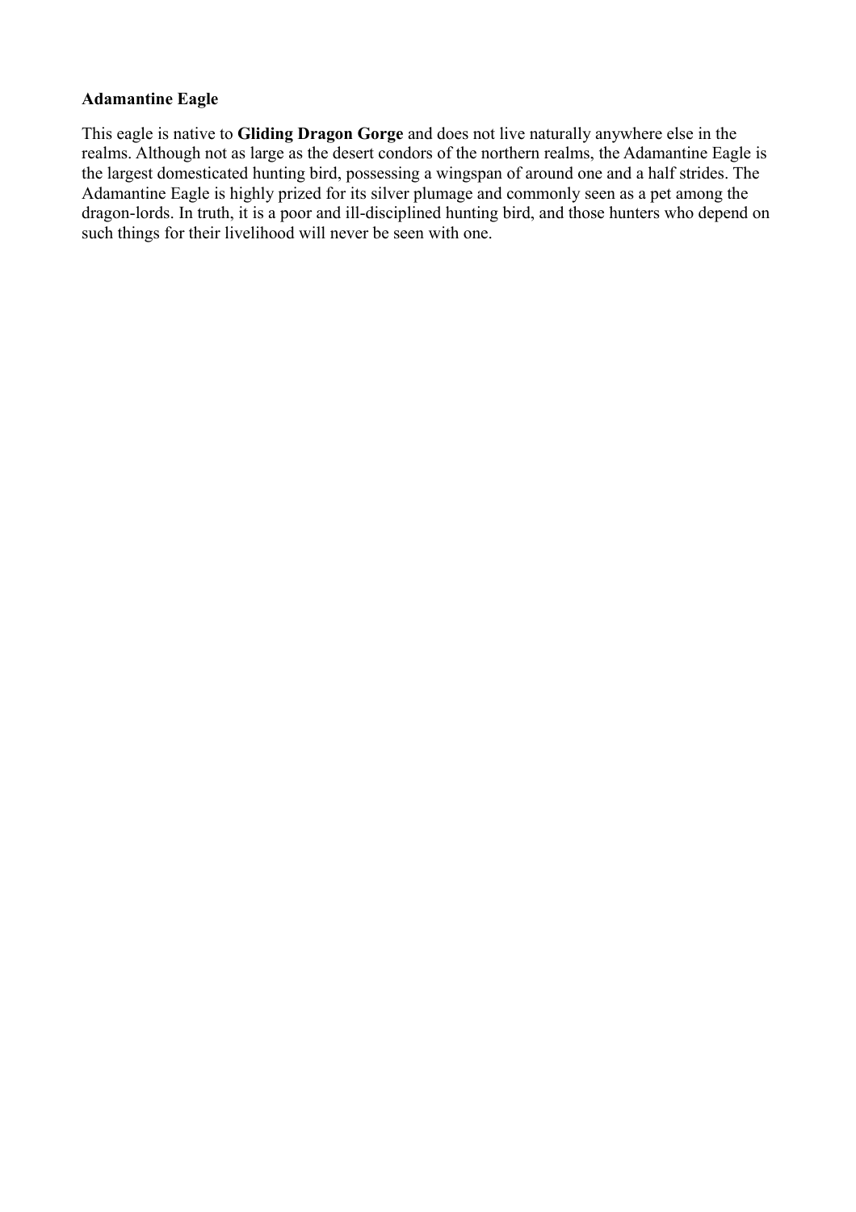**Adamantine Eagle**

This eagle is native to **Gliding Dragon Gorge** and does not live naturally anywhere else in the realms. Although not as large as the desert condors of the northern realms, the Adamantine Eagle is the largest domesticated hunting bird, possessing a wingspan of around one and a half strides. The Adamantine Eagle is highly prized for its silver plumage and commonly seen as a pet among the dragon-lords. In truth, it is a poor and ill-disciplined hunting bird, and those hunters who depend on such things for their livelihood will never be seen with one.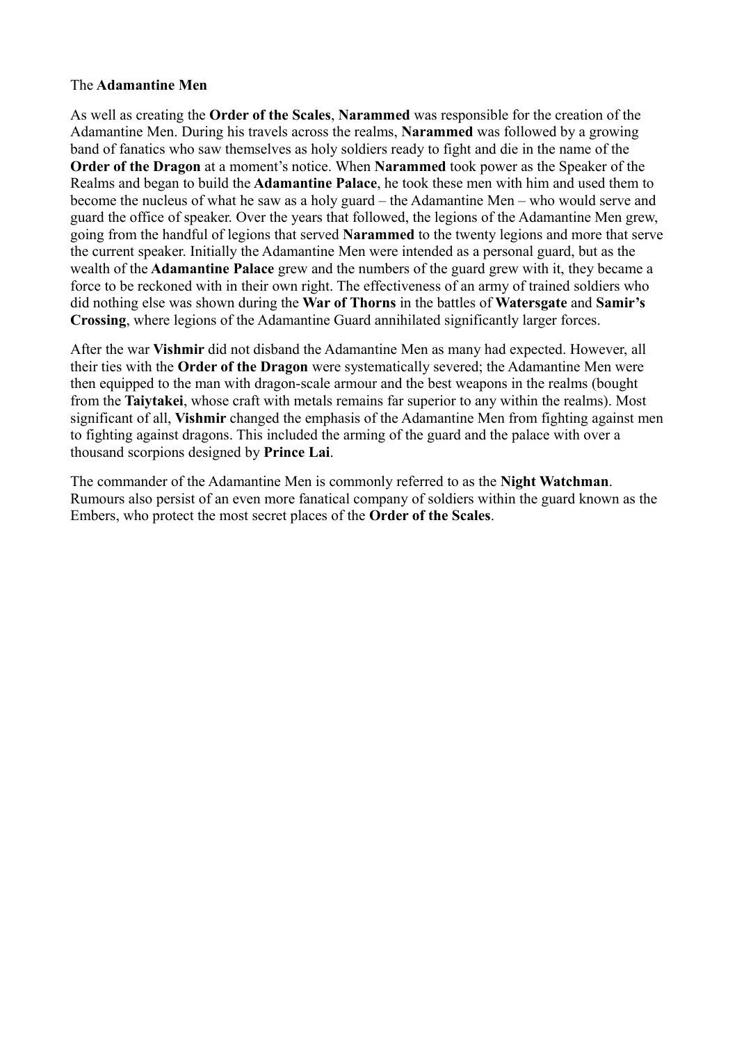The **Adamantine Men**

As well as creating the **Order of the Scales**, **Narammed** was responsible for the creation of the Adamantine Men. During his travels across the realms, **Narammed** was followed by a growing band of fanatics who saw themselves as holy soldiers ready to fight and die in the name of the **Order of the Dragon** at a moment's notice. When **Narammed** took power as the Speaker of the Realms and began to build the **Adamantine Palace**, he took these men with him and used them to become the nucleus of what he saw as a holy guard – the Adamantine Men – who would serve and guard the office of speaker. Over the years that followed, the legions of the Adamantine Men grew, going from the handful of legions that served **Narammed** to the twenty legions and more that serve the current speaker. Initially the Adamantine Men were intended as a personal guard, but as the wealth of the **Adamantine Palace** grew and the numbers of the guard grew with it, they became a force to be reckoned with in their own right. The effectiveness of an army of trained soldiers who did nothing else was shown during the **War of Thorns** in the battles of **Watersgate** and **Samir's Crossing**, where legions of the Adamantine Guard annihilated significantly larger forces.

After the war **Vishmir** did not disband the Adamantine Men as many had expected. However, all their ties with the **Order of the Dragon** were systematically severed; the Adamantine Men were then equipped to the man with dragon-scale armour and the best weapons in the realms (bought from the **Taiytakei**, whose craft with metals remains far superior to any within the realms). Most significant of all, **Vishmir** changed the emphasis of the Adamantine Men from fighting against men to fighting against dragons. This included the arming of the guard and the palace with over a thousand scorpions designed by **Prince Lai**.

The commander of the Adamantine Men is commonly referred to as the **Night Watchman**. Rumours also persist of an even more fanatical company of soldiers within the guard known as the Embers, who protect the most secret places of the **Order of the Scales**.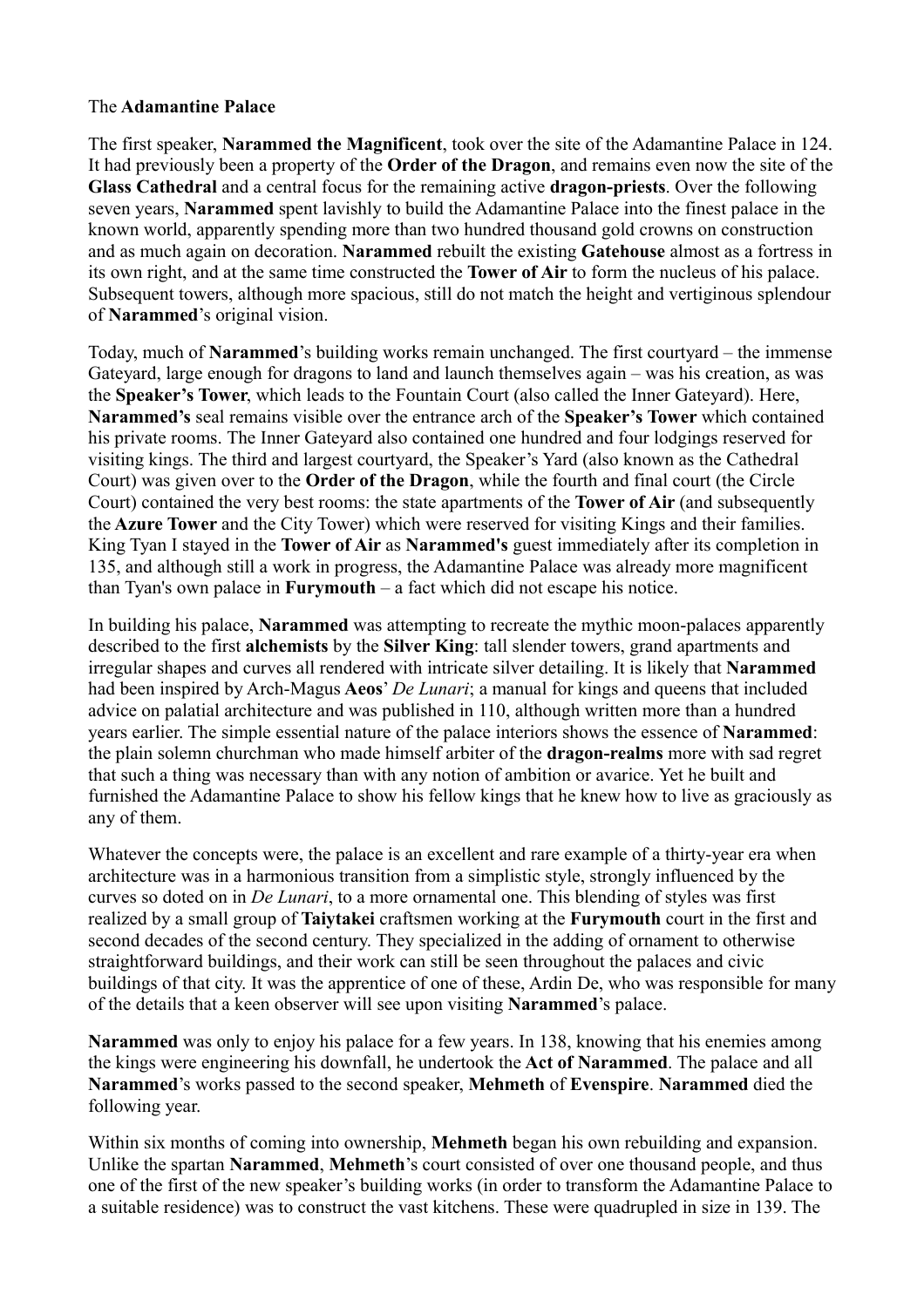The **Adamantine Palace**

The first speaker, **Narammed the Magnificent**, took over the site of the Adamantine Palace in 124. It had previously been a property of the **Order of the Dragon**, and remains even now the site of the **Glass Cathedral** and a central focus for the remaining active **dragon-priests**. Over the following seven years, **Narammed** spent lavishly to build the Adamantine Palace into the finest palace in the known world, apparently spending more than two hundred thousand gold crowns on construction and as much again on decoration. **Narammed** rebuilt the existing **Gatehouse** almost as a fortress in its own right, and at the same time constructed the **Tower of Air** to form the nucleus of his palace. Subsequent towers, although more spacious, still do not match the height and vertiginous splendour of **Narammed**'s original vision.

Today, much of **Narammed**'s building works remain unchanged. The first courtyard – the immense Gateyard, large enough for dragons to land and launch themselves again – was his creation, as was the **Speaker's Tower**, which leads to the Fountain Court (also called the Inner Gateyard). Here, **Narammed's** seal remains visible over the entrance arch of the **Speaker's Tower** which contained his private rooms. The Inner Gateyard also contained one hundred and four lodgings reserved for visiting kings. The third and largest courtyard, the Speaker's Yard (also known as the Cathedral Court) was given over to the **Order of the Dragon**, while the fourth and final court (the Circle Court) contained the very best rooms: the state apartments of the **Tower of Air** (and subsequently the **Azure Tower** and the City Tower) which were reserved for visiting Kings and their families. King Tyan I stayed in the **Tower of Air** as **Narammed's** guest immediately after its completion in 135, and although still a work in progress, the Adamantine Palace was already more magnificent than Tyan's own palace in **Furymouth** – a fact which did not escape his notice.

In building his palace, **Narammed** was attempting to recreate the mythic moon-palaces apparently described to the first **alchemists** by the **Silver King**: tall slender towers, grand apartments and irregular shapes and curves all rendered with intricate silver detailing. It is likely that **Narammed** had been inspired by Arch-Magus **Aeos**' *De Lunari*; a manual for kings and queens that included advice on palatial architecture and was published in 110, although written more than a hundred years earlier. The simple essential nature of the palace interiors shows the essence of **Narammed**: the plain solemn churchman who made himself arbiter of the **dragon-realms** more with sad regret that such a thing was necessary than with any notion of ambition or avarice. Yet he built and furnished the Adamantine Palace to show his fellow kings that he knew how to live as graciously as any of them.

Whatever the concepts were, the palace is an excellent and rare example of a thirty-year era when architecture was in a harmonious transition from a simplistic style, strongly influenced by the curves so doted on in *De Lunari*, to a more ornamental one. This blending of styles was first realized by a small group of **Taiytakei** craftsmen working at the **Furymouth** court in the first and second decades of the second century. They specialized in the adding of ornament to otherwise straightforward buildings, and their work can still be seen throughout the palaces and civic buildings of that city. It was the apprentice of one of these, Ardin De, who was responsible for many of the details that a keen observer will see upon visiting **Narammed**'s palace.

**Narammed** was only to enjoy his palace for a few years. In 138, knowing that his enemies among the kings were engineering his downfall, he undertook the **Act of Narammed**. The palace and all **Narammed**'s works passed to the second speaker, **Mehmeth** of **Evenspire**. **Narammed** died the following year.

Within six months of coming into ownership, **Mehmeth** began his own rebuilding and expansion. Unlike the spartan **Narammed**, **Mehmeth**'s court consisted of over one thousand people, and thus one of the first of the new speaker's building works (in order to transform the Adamantine Palace to a suitable residence) was to construct the vast kitchens. These were quadrupled in size in 139. The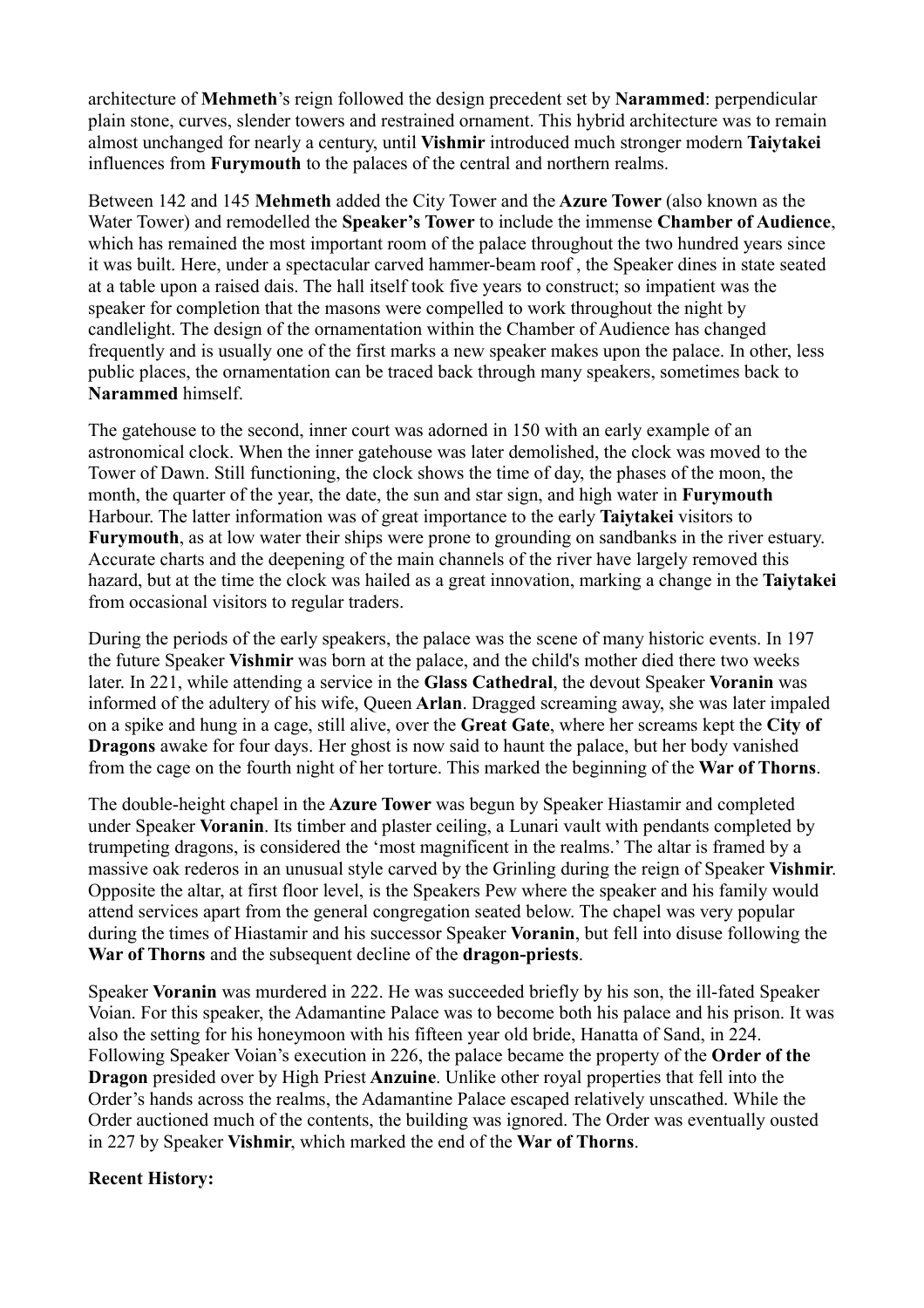architecture of **Mehmeth**'s reign followed the design precedent set by **Narammed**: perpendicular plain stone, curves, slender towers and restrained ornament. This hybrid architecture was to remain almost unchanged for nearly a century, until **Vishmir** introduced much stronger modern **Taiytakei** influences from **Furymouth** to the palaces of the central and northern realms.

Between 142 and 145 **Mehmeth** added the City Tower and the **Azure Tower** (also known as the Water Tower) and remodelled the **Speaker's Tower** to include the immense **Chamber of Audience**, which has remained the most important room of the palace throughout the two hundred years since it was built. Here, under a spectacular carved hammer-beam roof , the Speaker dines in state seated at a table upon a raised dais. The hall itself took five years to construct; so impatient was the speaker for completion that the masons were compelled to work throughout the night by candlelight. The design of the ornamentation within the Chamber of Audience has changed frequently and is usually one of the first marks a new speaker makes upon the palace. In other, less public places, the ornamentation can be traced back through many speakers, sometimes back to **Narammed** himself.

The gatehouse to the second, inner court was adorned in 150 with an early example of an astronomical clock. When the inner gatehouse was later demolished, the clock was moved to the Tower of Dawn. Still functioning, the clock shows the time of day, the phases of the moon, the month, the quarter of the year, the date, the sun and star sign, and high water in **Furymouth** Harbour. The latter information was of great importance to the early **Taiytakei** visitors to **Furymouth**, as at low water their ships were prone to grounding on sandbanks in the river estuary. Accurate charts and the deepening of the main channels of the river have largely removed this hazard, but at the time the clock was hailed as a great innovation, marking a change in the **Taiytakei** from occasional visitors to regular traders.

During the periods of the early speakers, the palace was the scene of many historic events. In 197 the future Speaker **Vishmir** was born at the palace, and the child's mother died there two weeks later. In 221, while attending a service in the **Glass Cathedral**, the devout Speaker **Voranin** was informed of the adultery of his wife, Queen **Arlan**. Dragged screaming away, she was later impaled on a spike and hung in a cage, still alive, over the **Great Gate**, where her screams kept the **City of Dragons** awake for four days. Her ghost is now said to haunt the palace, but her body vanished from the cage on the fourth night of her torture. This marked the beginning of the **War of Thorns**.

The double-height chapel in the **Azure Tower** was begun by Speaker Hiastamir and completed under Speaker **Voranin**. Its timber and plaster ceiling, a Lunari vault with pendants completed by trumpeting dragons, is considered the 'most magnificent in the realms.' The altar is framed by a massive oak rederos in an unusual style carved by the Grinling during the reign of Speaker **Vishmir**. Opposite the altar, at first floor level, is the Speakers Pew where the speaker and his family would attend services apart from the general congregation seated below. The chapel was very popular during the times of Hiastamir and his successor Speaker **Voranin**, but fell into disuse following the **War of Thorns** and the subsequent decline of the **dragon-priests**.

Speaker **Voranin** was murdered in 222. He was succeeded briefly by his son, the ill-fated Speaker Voian. For this speaker, the Adamantine Palace was to become both his palace and his prison. It was also the setting for his honeymoon with his fifteen year old bride, Hanatta of Sand, in 224. Following Speaker Voian's execution in 226, the palace became the property of the **Order of the Dragon** presided over by High Priest **Anzuine**. Unlike other royal properties that fell into the Order's hands across the realms, the Adamantine Palace escaped relatively unscathed. While the Order auctioned much of the contents, the building was ignored. The Order was eventually ousted in 227 by Speaker **Vishmir**, which marked the end of the **War of Thorns**.

**Recent History:**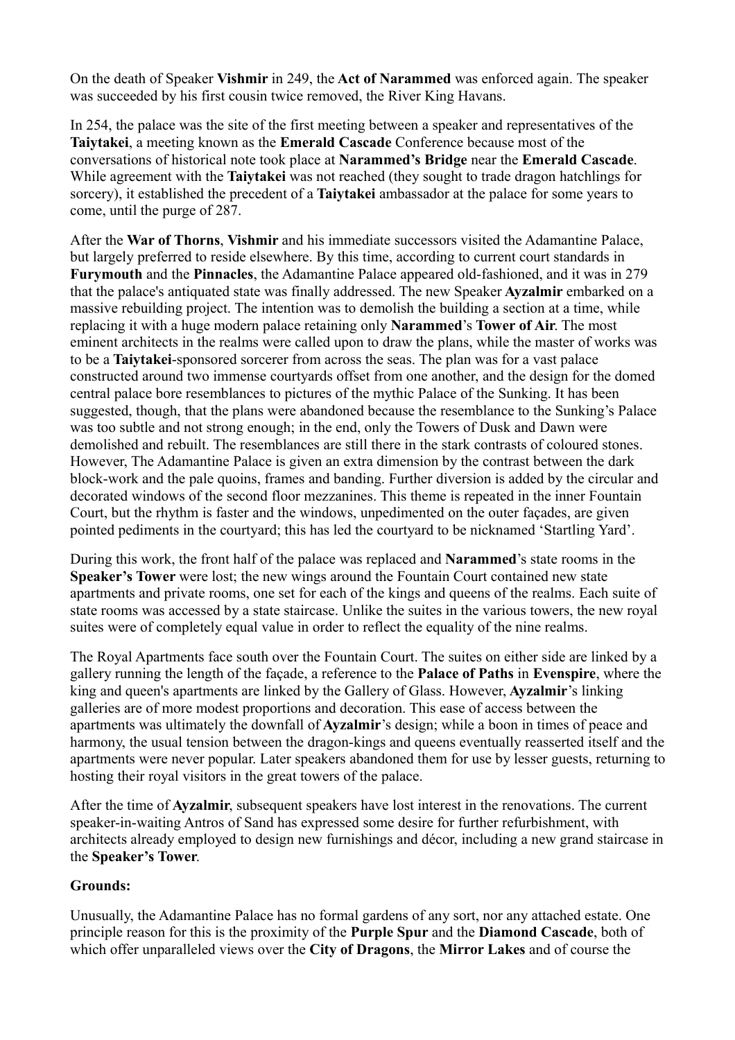On the death of Speaker **Vishmir** in 249, the **Act of Narammed** was enforced again. The speaker was succeeded by his first cousin twice removed, the River King Havans.

In 254, the palace was the site of the first meeting between a speaker and representatives of the **Taiytakei**, a meeting known as the **Emerald Cascade** Conference because most of the conversations of historical note took place at **Narammed's Bridge** near the **Emerald Cascade**. While agreement with the **Taiytakei** was not reached (they sought to trade dragon hatchlings for sorcery), it established the precedent of a **Taiytakei** ambassador at the palace for some years to come, until the purge of 287.

After the **War of Thorns**, **Vishmir** and his immediate successors visited the Adamantine Palace, but largely preferred to reside elsewhere. By this time, according to current court standards in **Furymouth** and the **Pinnacles**, the Adamantine Palace appeared old-fashioned, and it was in 279 that the palace's antiquated state was finally addressed. The new Speaker **Ayzalmir** embarked on a massive rebuilding project. The intention was to demolish the building a section at a time, while replacing it with a huge modern palace retaining only **Narammed**'s **Tower of Air**. The most eminent architects in the realms were called upon to draw the plans, while the master of works was to be a **Taiytakei**-sponsored sorcerer from across the seas. The plan was for a vast palace constructed around two immense courtyards offset from one another, and the design for the domed central palace bore resemblances to pictures of the mythic Palace of the Sunking. It has been suggested, though, that the plans were abandoned because the resemblance to the Sunking's Palace was too subtle and not strong enough; in the end, only the Towers of Dusk and Dawn were demolished and rebuilt. The resemblances are still there in the stark contrasts of coloured stones. However, The Adamantine Palace is given an extra dimension by the contrast between the dark block-work and the pale quoins, frames and banding. Further diversion is added by the circular and decorated windows of the second floor mezzanines. This theme is repeated in the inner Fountain Court, but the rhythm is faster and the windows, unpedimented on the outer façades, are given pointed pediments in the courtyard; this has led the courtyard to be nicknamed 'Startling Yard'.

During this work, the front half of the palace was replaced and **Narammed**'s state rooms in the **Speaker's Tower** were lost; the new wings around the Fountain Court contained new state apartments and private rooms, one set for each of the kings and queens of the realms. Each suite of state rooms was accessed by a state staircase. Unlike the suites in the various towers, the new royal suites were of completely equal value in order to reflect the equality of the nine realms.

The Royal Apartments face south over the Fountain Court. The suites on either side are linked by a gallery running the length of the façade, a reference to the **Palace of Paths** in **Evenspire**, where the king and queen's apartments are linked by the Gallery of Glass. However, **Ayzalmir**'s linking galleries are of more modest proportions and decoration. This ease of access between the apartments was ultimately the downfall of **Ayzalmir**'s design; while a boon in times of peace and harmony, the usual tension between the dragon-kings and queens eventually reasserted itself and the apartments were never popular. Later speakers abandoned them for use by lesser guests, returning to hosting their royal visitors in the great towers of the palace.

After the time of **Ayzalmir**, subsequent speakers have lost interest in the renovations. The current speaker-in-waiting Antros of Sand has expressed some desire for further refurbishment, with architects already employed to design new furnishings and décor, including a new grand staircase in the **Speaker's Tower**.

**Grounds:**

Unusually, the Adamantine Palace has no formal gardens of any sort, nor any attached estate. One principle reason for this is the proximity of the **Purple Spur** and the **Diamond Cascade**, both of which offer unparalleled views over the **City of Dragons**, the **Mirror Lakes** and of course the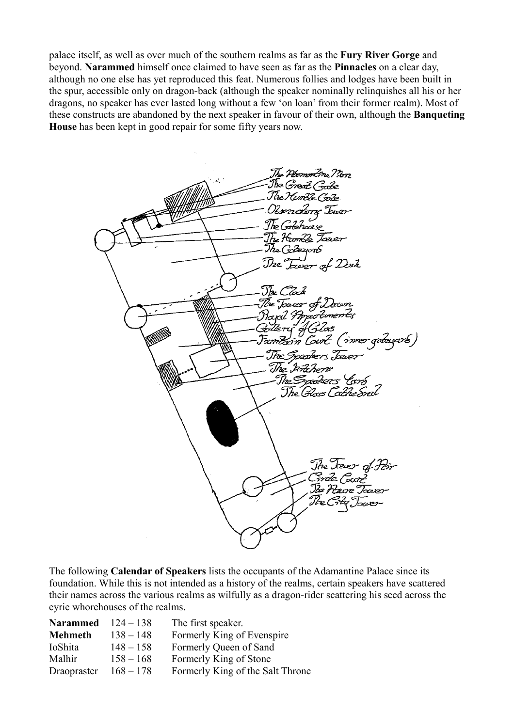palace itself, as well as over much of the southern realms as far as the **Fury River Gorge** and beyond. **Narammed** himself once claimed to have seen as far as the **Pinnacles** on a clear day, although no one else has yet reproduced this feat. Numerous follies and lodges have been built in the spur, accessible only on dragon-back (although the speaker nominally relinquishes all his or her dragons, no speaker has ever lasted long without a few 'on loan' from their former realm). Most of these constructs are abandoned by the next speaker in favour of their own, although the **Banqueting House** has been kept in good repair for some fifty years now.

The following **Calendar of Speakers** lists the occupants of the Adamantine Palace since its foundation. While this is not intended as a history of the realms, certain speakers have scattered their names across the various realms as wilfully as a dragon-rider scattering his seed across the eyrie whorehouses of the realms.

| | | |
|---|---|---|
| **Narammed** | 124 – 138 | The first speaker. |
| **Mehmeth** | 138 – 148 | Formerly King of Evenspire |
| IoShita | 148 – 158 | Formerly Queen of Sand |
| Malhir | 158 – 168 | Formerly King of Stone |
| Draopraster | 168 – 178 | Formerly King of the Salt Throne |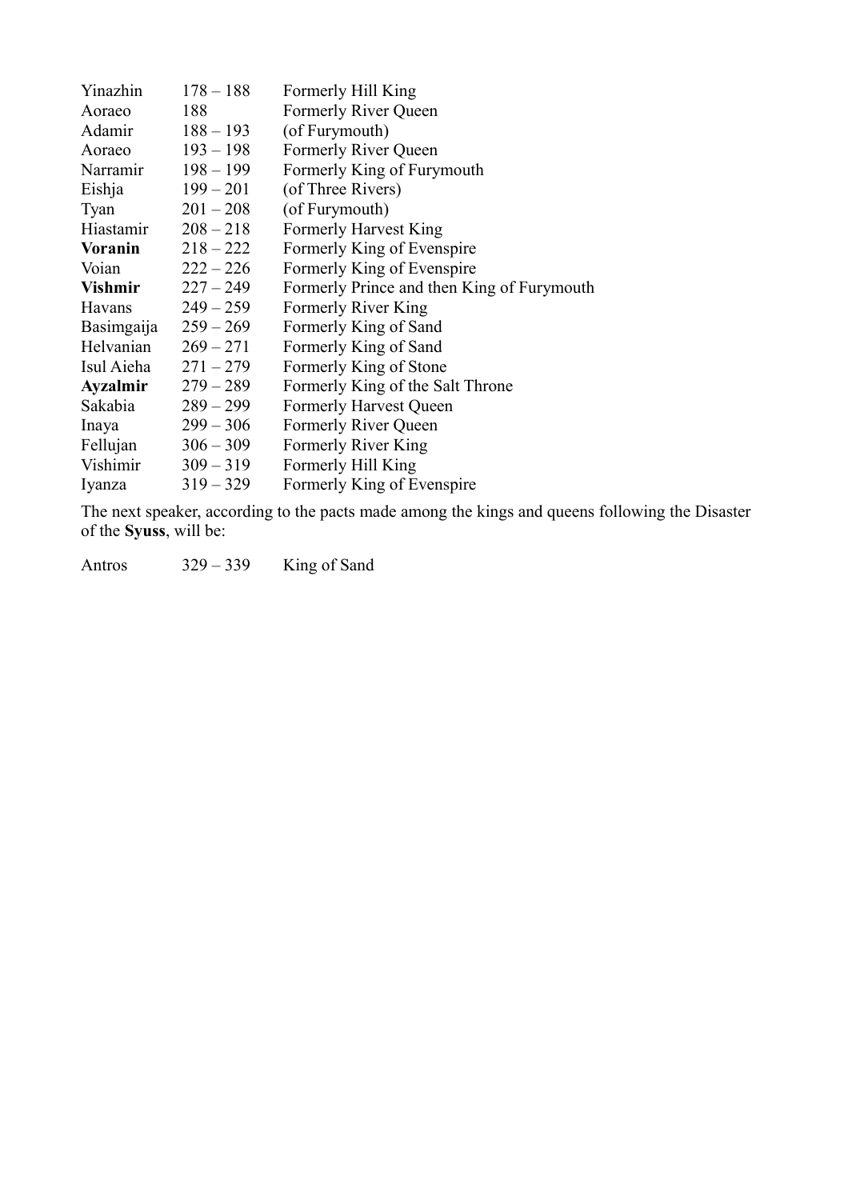| | | |
|---|---|---|
| Yinazhin | 178 – 188 | Formerly Hill King |
| Aoraeo | 188 | Formerly River Queen |
| Adamir | 188 – 193 | (of Furymouth) |
| Aoraeo | 193 – 198 | Formerly River Queen |
| Narramir | 198 – 199 | Formerly King of Furymouth |
| Eishja | 199 – 201 | (of Three Rivers) |
| Tyan | 201 – 208 | (of Furymouth) |
| Hiastamir | 208 – 218 | Formerly Harvest King |
| **Voranin** | 218 – 222 | Formerly King of Evenspire |
| Voian | 222 – 226 | Formerly King of Evenspire |
| **Vishmir** | 227 – 249 | Formerly Prince and then King of Furymouth |
| Havans | 249 – 259 | Formerly River King |
| Basimgaija | 259 – 269 | Formerly King of Sand |
| Helvanian | 269 – 271 | Formerly King of Sand |
| Isul Aieha | 271 – 279 | Formerly King of Stone |
| **Ayzalmir** | 279 – 289 | Formerly King of the Salt Throne |
| Sakabia | 289 – 299 | Formerly Harvest Queen |
| Inaya | 299 – 306 | Formerly River Queen |
| Fellujan | 306 – 309 | Formerly River King |
| Vishimir | 309 – 319 | Formerly Hill King |
| Iyanza | 319 – 329 | Formerly King of Evenspire |

The next speaker, according to the pacts made among the kings and queens following the Disaster of the **Syuss**, will be:

| | | |
|---|---|---|
| Antros | 329 – 339 | King of Sand |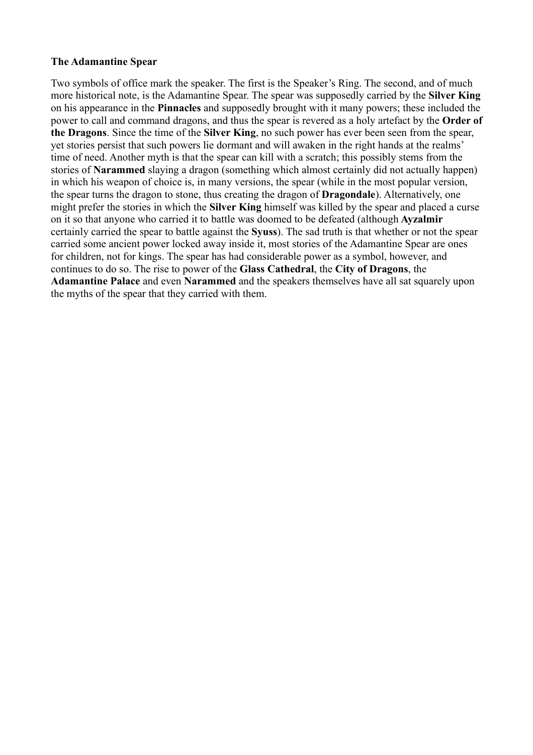**The Adamantine Spear**

Two symbols of office mark the speaker. The first is the Speaker's Ring. The second, and of much more historical note, is the Adamantine Spear. The spear was supposedly carried by the **Silver King** on his appearance in the **Pinnacles** and supposedly brought with it many powers; these included the power to call and command dragons, and thus the spear is revered as a holy artefact by the **Order of the Dragons**. Since the time of the **Silver King**, no such power has ever been seen from the spear, yet stories persist that such powers lie dormant and will awaken in the right hands at the realms' time of need. Another myth is that the spear can kill with a scratch; this possibly stems from the stories of **Narammed** slaying a dragon (something which almost certainly did not actually happen) in which his weapon of choice is, in many versions, the spear (while in the most popular version, the spear turns the dragon to stone, thus creating the dragon of **Dragondale**). Alternatively, one might prefer the stories in which the **Silver King** himself was killed by the spear and placed a curse on it so that anyone who carried it to battle was doomed to be defeated (although **Ayzalmir** certainly carried the spear to battle against the **Syuss**). The sad truth is that whether or not the spear carried some ancient power locked away inside it, most stories of the Adamantine Spear are ones for children, not for kings. The spear has had considerable power as a symbol, however, and continues to do so. The rise to power of the **Glass Cathedral**, the **City of Dragons**, the **Adamantine Palace** and even **Narammed** and the speakers themselves have all sat squarely upon the myths of the spear that they carried with them.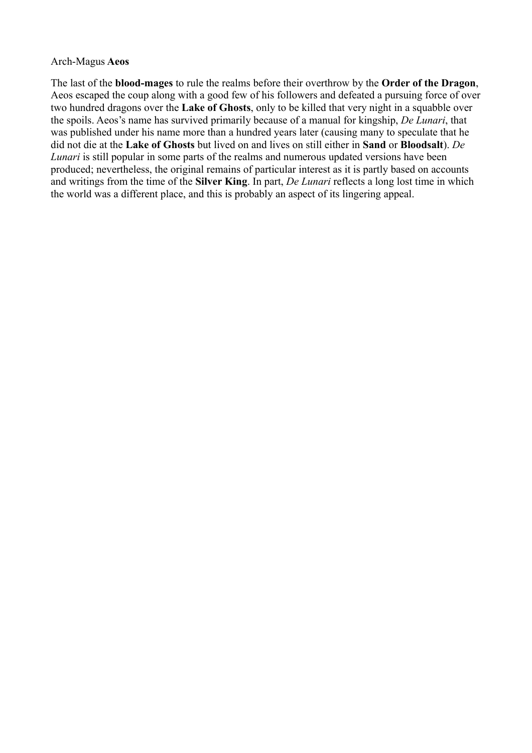Arch-Magus **Aeos**

The last of the **blood-mages** to rule the realms before their overthrow by the **Order of the Dragon**, Aeos escaped the coup along with a good few of his followers and defeated a pursuing force of over two hundred dragons over the **Lake of Ghosts**, only to be killed that very night in a squabble over the spoils. Aeos's name has survived primarily because of a manual for kingship, *De Lunari*, that was published under his name more than a hundred years later (causing many to speculate that he did not die at the **Lake of Ghosts** but lived on and lives on still either in **Sand** or **Bloodsalt**). *De Lunari* is still popular in some parts of the realms and numerous updated versions have been produced; nevertheless, the original remains of particular interest as it is partly based on accounts and writings from the time of the **Silver King**. In part, *De Lunari* reflects a long lost time in which the world was a different place, and this is probably an aspect of its lingering appeal.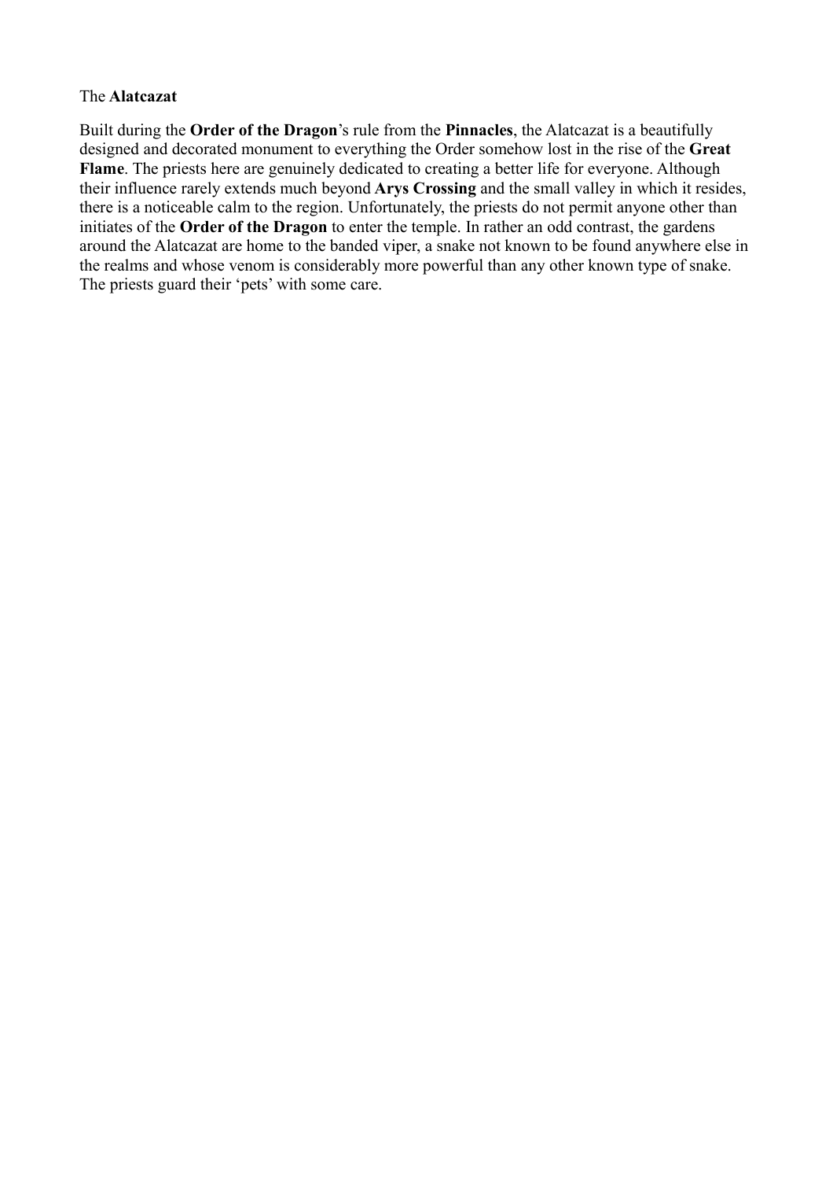The **Alatcazat**

Built during the **Order of the Dragon**'s rule from the **Pinnacles**, the Alatcazat is a beautifully designed and decorated monument to everything the Order somehow lost in the rise of the **Great Flame**. The priests here are genuinely dedicated to creating a better life for everyone. Although their influence rarely extends much beyond **Arys Crossing** and the small valley in which it resides, there is a noticeable calm to the region. Unfortunately, the priests do not permit anyone other than initiates of the **Order of the Dragon** to enter the temple. In rather an odd contrast, the gardens around the Alatcazat are home to the banded viper, a snake not known to be found anywhere else in the realms and whose venom is considerably more powerful than any other known type of snake. The priests guard their 'pets' with some care.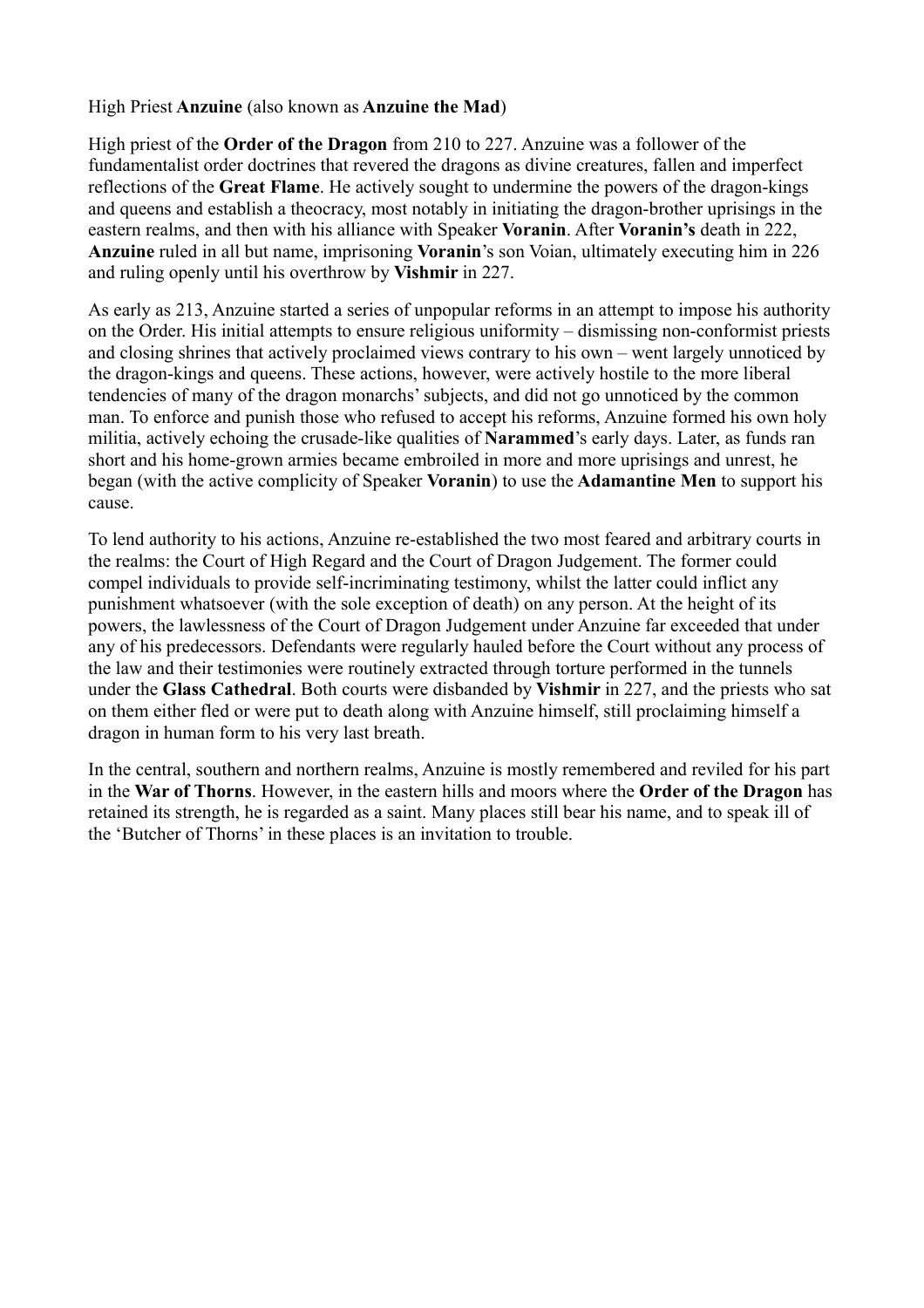High Priest **Anzuine** (also known as **Anzuine the Mad**)

High priest of the **Order of the Dragon** from 210 to 227. Anzuine was a follower of the fundamentalist order doctrines that revered the dragons as divine creatures, fallen and imperfect reflections of the **Great Flame**. He actively sought to undermine the powers of the dragon-kings and queens and establish a theocracy, most notably in initiating the dragon-brother uprisings in the eastern realms, and then with his alliance with Speaker **Voranin**. After **Voranin's** death in 222, **Anzuine** ruled in all but name, imprisoning **Voranin**'s son Voian, ultimately executing him in 226 and ruling openly until his overthrow by **Vishmir** in 227.

As early as 213, Anzuine started a series of unpopular reforms in an attempt to impose his authority on the Order. His initial attempts to ensure religious uniformity – dismissing non-conformist priests and closing shrines that actively proclaimed views contrary to his own – went largely unnoticed by the dragon-kings and queens. These actions, however, were actively hostile to the more liberal tendencies of many of the dragon monarchs' subjects, and did not go unnoticed by the common man. To enforce and punish those who refused to accept his reforms, Anzuine formed his own holy militia, actively echoing the crusade-like qualities of **Narammed**'s early days. Later, as funds ran short and his home-grown armies became embroiled in more and more uprisings and unrest, he began (with the active complicity of Speaker **Voranin**) to use the **Adamantine Men** to support his cause.

To lend authority to his actions, Anzuine re-established the two most feared and arbitrary courts in the realms: the Court of High Regard and the Court of Dragon Judgement. The former could compel individuals to provide self-incriminating testimony, whilst the latter could inflict any punishment whatsoever (with the sole exception of death) on any person. At the height of its powers, the lawlessness of the Court of Dragon Judgement under Anzuine far exceeded that under any of his predecessors. Defendants were regularly hauled before the Court without any process of the law and their testimonies were routinely extracted through torture performed in the tunnels under the **Glass Cathedral**. Both courts were disbanded by **Vishmir** in 227, and the priests who sat on them either fled or were put to death along with Anzuine himself, still proclaiming himself a dragon in human form to his very last breath.

In the central, southern and northern realms, Anzuine is mostly remembered and reviled for his part in the **War of Thorns**. However, in the eastern hills and moors where the **Order of the Dragon** has retained its strength, he is regarded as a saint. Many places still bear his name, and to speak ill of the 'Butcher of Thorns' in these places is an invitation to trouble.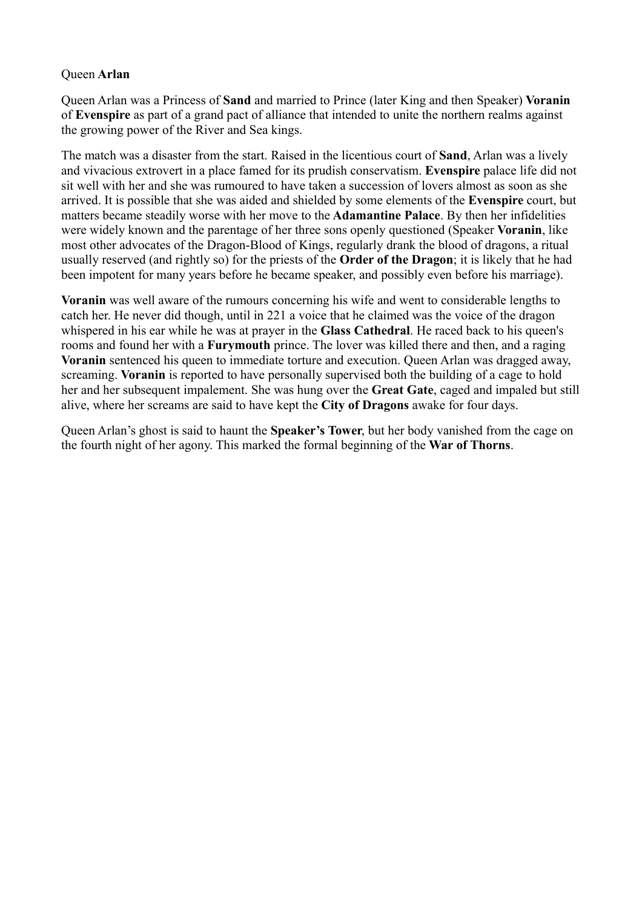Queen **Arlan**

Queen Arlan was a Princess of **Sand** and married to Prince (later King and then Speaker) **Voranin** of **Evenspire** as part of a grand pact of alliance that intended to unite the northern realms against the growing power of the River and Sea kings.

The match was a disaster from the start. Raised in the licentious court of **Sand**, Arlan was a lively and vivacious extrovert in a place famed for its prudish conservatism. **Evenspire** palace life did not sit well with her and she was rumoured to have taken a succession of lovers almost as soon as she arrived. It is possible that she was aided and shielded by some elements of the **Evenspire** court, but matters became steadily worse with her move to the **Adamantine Palace**. By then her infidelities were widely known and the parentage of her three sons openly questioned (Speaker **Voranin**, like most other advocates of the Dragon-Blood of Kings, regularly drank the blood of dragons, a ritual usually reserved (and rightly so) for the priests of the **Order of the Dragon**; it is likely that he had been impotent for many years before he became speaker, and possibly even before his marriage).

**Voranin** was well aware of the rumours concerning his wife and went to considerable lengths to catch her. He never did though, until in 221 a voice that he claimed was the voice of the dragon whispered in his ear while he was at prayer in the **Glass Cathedral**. He raced back to his queen's rooms and found her with a **Furymouth** prince. The lover was killed there and then, and a raging **Voranin** sentenced his queen to immediate torture and execution. Queen Arlan was dragged away, screaming. **Voranin** is reported to have personally supervised both the building of a cage to hold her and her subsequent impalement. She was hung over the **Great Gate**, caged and impaled but still alive, where her screams are said to have kept the **City of Dragons** awake for four days.

Queen Arlan's ghost is said to haunt the **Speaker's Tower**, but her body vanished from the cage on the fourth night of her agony. This marked the formal beginning of the **War of Thorns**.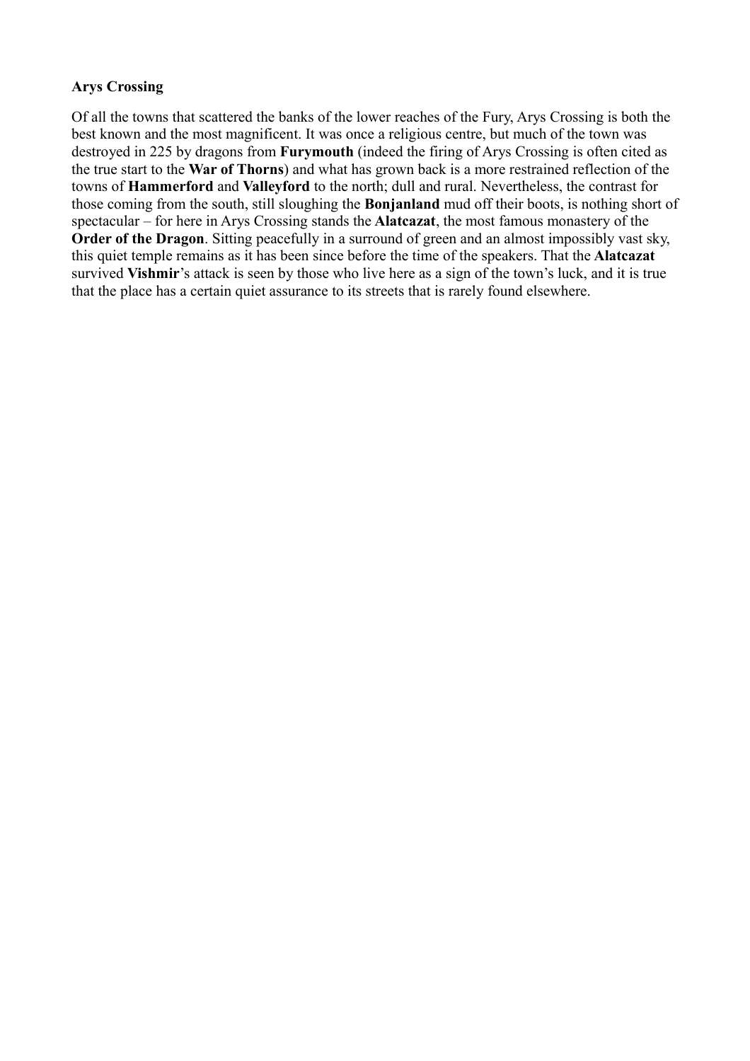**Arys Crossing**

Of all the towns that scattered the banks of the lower reaches of the Fury, Arys Crossing is both the best known and the most magnificent. It was once a religious centre, but much of the town was destroyed in 225 by dragons from **Furymouth** (indeed the firing of Arys Crossing is often cited as the true start to the **War of Thorns**) and what has grown back is a more restrained reflection of the towns of **Hammerford** and **Valleyford** to the north; dull and rural. Nevertheless, the contrast for those coming from the south, still sloughing the **Bonjanland** mud off their boots, is nothing short of spectacular – for here in Arys Crossing stands the **Alatcazat**, the most famous monastery of the **Order of the Dragon**. Sitting peacefully in a surround of green and an almost impossibly vast sky, this quiet temple remains as it has been since before the time of the speakers. That the **Alatcazat** survived **Vishmir**'s attack is seen by those who live here as a sign of the town's luck, and it is true that the place has a certain quiet assurance to its streets that is rarely found elsewhere.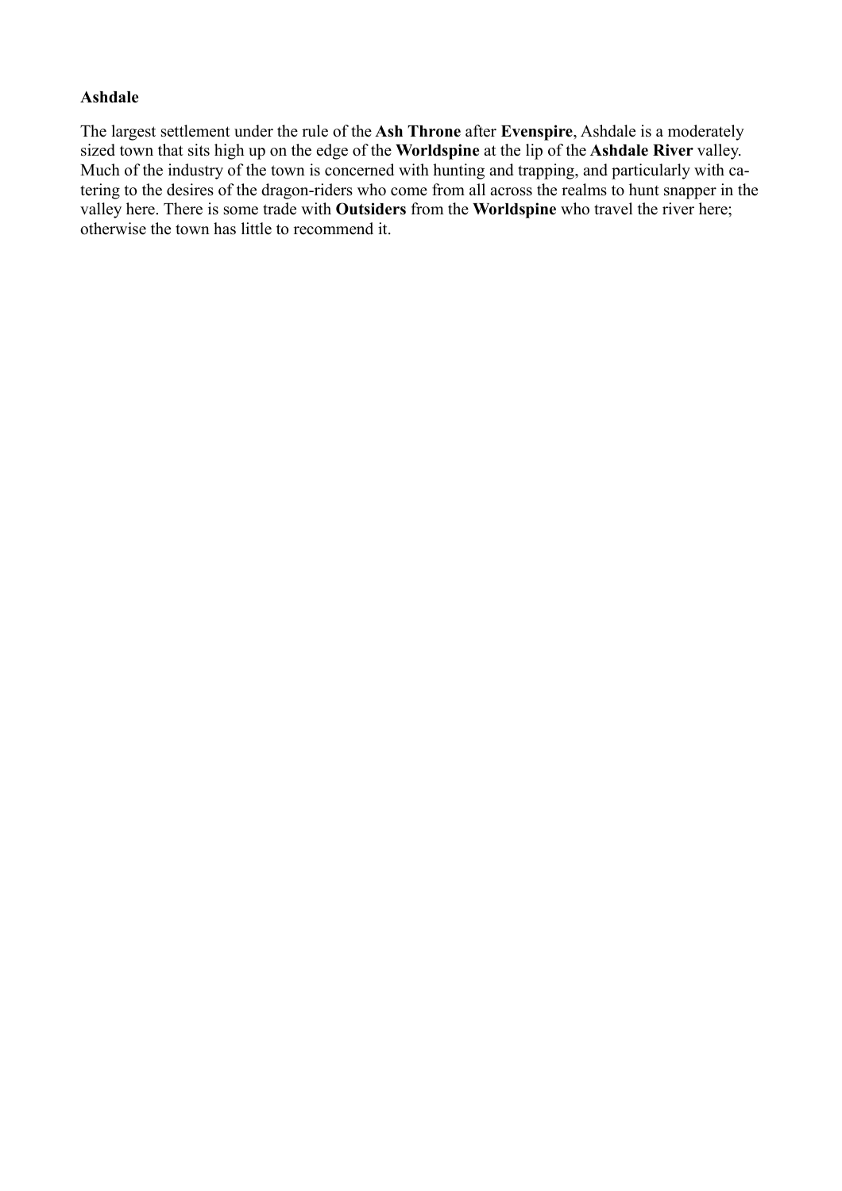**Ashdale**

The largest settlement under the rule of the **Ash Throne** after **Evenspire**, Ashdale is a moderately sized town that sits high up on the edge of the **Worldspine** at the lip of the **Ashdale River** valley. Much of the industry of the town is concerned with hunting and trapping, and particularly with catering to the desires of the dragon-riders who come from all across the realms to hunt snapper in the valley here. There is some trade with **Outsiders** from the **Worldspine** who travel the river here; otherwise the town has little to recommend it.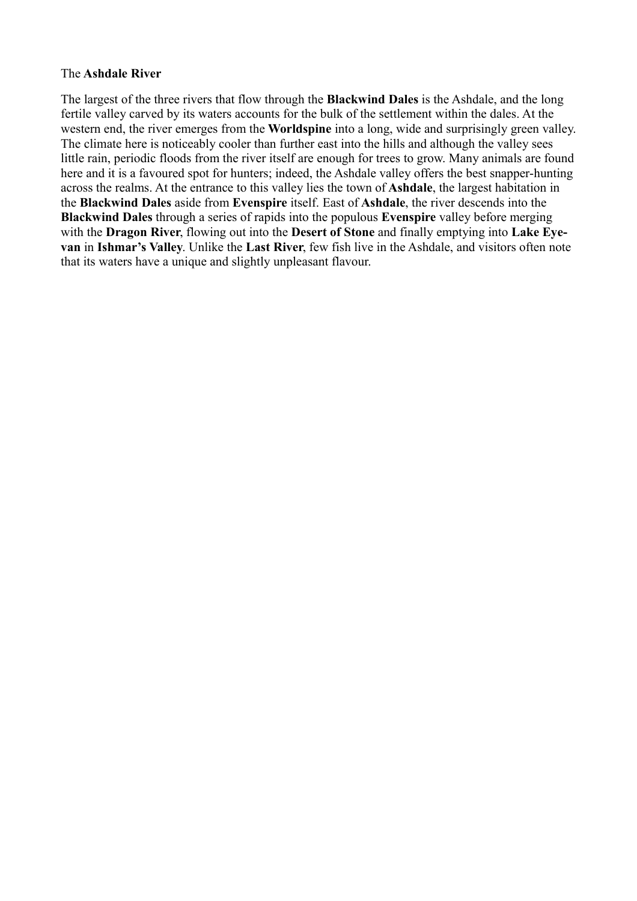The **Ashdale River**

The largest of the three rivers that flow through the **Blackwind Dales** is the Ashdale, and the long fertile valley carved by its waters accounts for the bulk of the settlement within the dales. At the western end, the river emerges from the **Worldspine** into a long, wide and surprisingly green valley. The climate here is noticeably cooler than further east into the hills and although the valley sees little rain, periodic floods from the river itself are enough for trees to grow. Many animals are found here and it is a favoured spot for hunters; indeed, the Ashdale valley offers the best snapper-hunting across the realms. At the entrance to this valley lies the town of **Ashdale**, the largest habitation in the **Blackwind Dales** aside from **Evenspire** itself. East of **Ashdale**, the river descends into the **Blackwind Dales** through a series of rapids into the populous **Evenspire** valley before merging with the **Dragon River**, flowing out into the **Desert of Stone** and finally emptying into **Lake Eye-van** in **Ishmar's Valley**. Unlike the **Last River**, few fish live in the Ashdale, and visitors often note that its waters have a unique and slightly unpleasant flavour.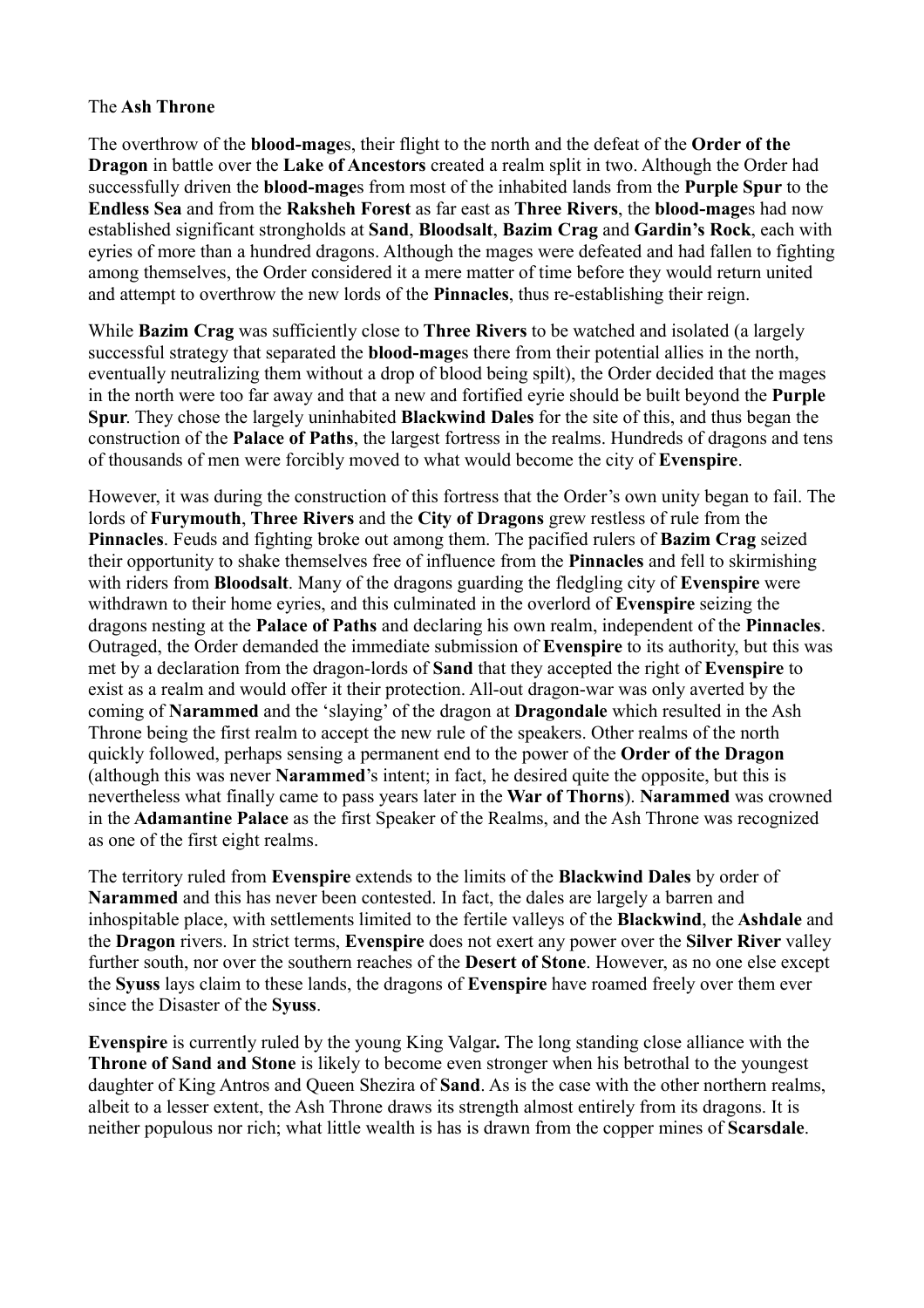The **Ash Throne**

The overthrow of the **blood-mage**s, their flight to the north and the defeat of the **Order of the Dragon** in battle over the **Lake of Ancestors** created a realm split in two. Although the Order had successfully driven the **blood-mage**s from most of the inhabited lands from the **Purple Spur** to the **Endless Sea** and from the **Raksheh Forest** as far east as **Three Rivers**, the **blood-mage**s had now established significant strongholds at **Sand**, **Bloodsalt**, **Bazim Crag** and **Gardin's Rock**, each with eyries of more than a hundred dragons. Although the mages were defeated and had fallen to fighting among themselves, the Order considered it a mere matter of time before they would return united and attempt to overthrow the new lords of the **Pinnacles**, thus re-establishing their reign.

While **Bazim Crag** was sufficiently close to **Three Rivers** to be watched and isolated (a largely successful strategy that separated the **blood-mage**s there from their potential allies in the north, eventually neutralizing them without a drop of blood being spilt), the Order decided that the mages in the north were too far away and that a new and fortified eyrie should be built beyond the **Purple Spur**. They chose the largely uninhabited **Blackwind Dales** for the site of this, and thus began the construction of the **Palace of Paths**, the largest fortress in the realms. Hundreds of dragons and tens of thousands of men were forcibly moved to what would become the city of **Evenspire**.

However, it was during the construction of this fortress that the Order's own unity began to fail. The lords of **Furymouth**, **Three Rivers** and the **City of Dragons** grew restless of rule from the **Pinnacles**. Feuds and fighting broke out among them. The pacified rulers of **Bazim Crag** seized their opportunity to shake themselves free of influence from the **Pinnacles** and fell to skirmishing with riders from **Bloodsalt**. Many of the dragons guarding the fledgling city of **Evenspire** were withdrawn to their home eyries, and this culminated in the overlord of **Evenspire** seizing the dragons nesting at the **Palace of Paths** and declaring his own realm, independent of the **Pinnacles**. Outraged, the Order demanded the immediate submission of **Evenspire** to its authority, but this was met by a declaration from the dragon-lords of **Sand** that they accepted the right of **Evenspire** to exist as a realm and would offer it their protection. All-out dragon-war was only averted by the coming of **Narammed** and the 'slaying' of the dragon at **Dragondale** which resulted in the Ash Throne being the first realm to accept the new rule of the speakers. Other realms of the north quickly followed, perhaps sensing a permanent end to the power of the **Order of the Dragon** (although this was never **Narammed**'s intent; in fact, he desired quite the opposite, but this is nevertheless what finally came to pass years later in the **War of Thorns**). **Narammed** was crowned in the **Adamantine Palace** as the first Speaker of the Realms, and the Ash Throne was recognized as one of the first eight realms.

The territory ruled from **Evenspire** extends to the limits of the **Blackwind Dales** by order of **Narammed** and this has never been contested. In fact, the dales are largely a barren and inhospitable place, with settlements limited to the fertile valleys of the **Blackwind**, the **Ashdale** and the **Dragon** rivers. In strict terms, **Evenspire** does not exert any power over the **Silver River** valley further south, nor over the southern reaches of the **Desert of Stone**. However, as no one else except the **Syuss** lays claim to these lands, the dragons of **Evenspire** have roamed freely over them ever since the Disaster of the **Syuss**.

**Evenspire** is currently ruled by the young King Valgar**.** The long standing close alliance with the **Throne of Sand and Stone** is likely to become even stronger when his betrothal to the youngest daughter of King Antros and Queen Shezira of **Sand**. As is the case with the other northern realms, albeit to a lesser extent, the Ash Throne draws its strength almost entirely from its dragons. It is neither populous nor rich; what little wealth is has is drawn from the copper mines of **Scarsdale**.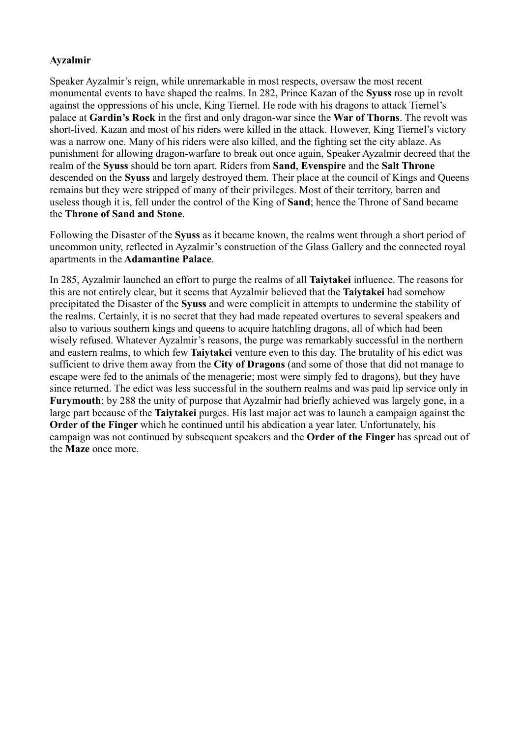**Ayzalmir**

Speaker Ayzalmir’s reign, while unremarkable in most respects, oversaw the most recent monumental events to have shaped the realms. In 282, Prince Kazan of the **Syuss** rose up in revolt against the oppressions of his uncle, King Tiernel. He rode with his dragons to attack Tiernel’s palace at **Gardin’s Rock** in the first and only dragon-war since the **War of Thorns**. The revolt was short-lived. Kazan and most of his riders were killed in the attack. However, King Tiernel’s victory was a narrow one. Many of his riders were also killed, and the fighting set the city ablaze. As punishment for allowing dragon-warfare to break out once again, Speaker Ayzalmir decreed that the realm of the **Syuss** should be torn apart. Riders from **Sand**, **Evenspire** and the **Salt Throne** descended on the **Syuss** and largely destroyed them. Their place at the council of Kings and Queens remains but they were stripped of many of their privileges. Most of their territory, barren and useless though it is, fell under the control of the King of **Sand**; hence the Throne of Sand became the **Throne of Sand and Stone**.

Following the Disaster of the **Syuss** as it became known, the realms went through a short period of uncommon unity, reflected in Ayzalmir’s construction of the Glass Gallery and the connected royal apartments in the **Adamantine Palace**.

In 285, Ayzalmir launched an effort to purge the realms of all **Taiytakei** influence. The reasons for this are not entirely clear, but it seems that Ayzalmir believed that the **Taiytakei** had somehow precipitated the Disaster of the **Syuss** and were complicit in attempts to undermine the stability of the realms. Certainly, it is no secret that they had made repeated overtures to several speakers and also to various southern kings and queens to acquire hatchling dragons, all of which had been wisely refused. Whatever Ayzalmir’s reasons, the purge was remarkably successful in the northern and eastern realms, to which few **Taiytakei** venture even to this day. The brutality of his edict was sufficient to drive them away from the **City of Dragons** (and some of those that did not manage to escape were fed to the animals of the menagerie; most were simply fed to dragons), but they have since returned. The edict was less successful in the southern realms and was paid lip service only in **Furymouth**; by 288 the unity of purpose that Ayzalmir had briefly achieved was largely gone, in a large part because of the **Taiytakei** purges. His last major act was to launch a campaign against the **Order of the Finger** which he continued until his abdication a year later. Unfortunately, his campaign was not continued by subsequent speakers and the **Order of the Finger** has spread out of the **Maze** once more.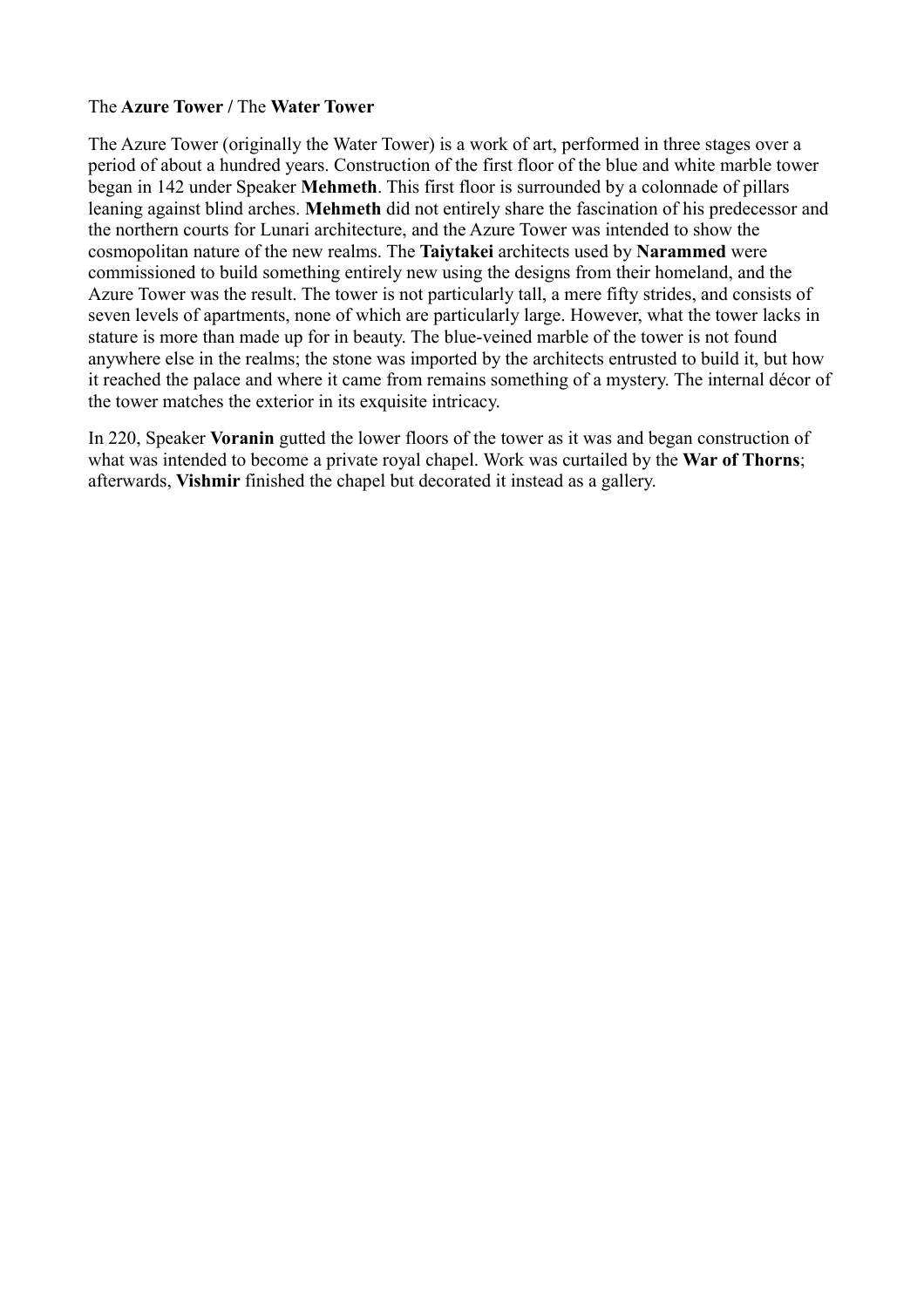The **Azure Tower /** The **Water Tower**

The Azure Tower (originally the Water Tower) is a work of art, performed in three stages over a period of about a hundred years. Construction of the first floor of the blue and white marble tower began in 142 under Speaker **Mehmeth**. This first floor is surrounded by a colonnade of pillars leaning against blind arches. **Mehmeth** did not entirely share the fascination of his predecessor and the northern courts for Lunari architecture, and the Azure Tower was intended to show the cosmopolitan nature of the new realms. The **Taiytakei** architects used by **Narammed** were commissioned to build something entirely new using the designs from their homeland, and the Azure Tower was the result. The tower is not particularly tall, a mere fifty strides, and consists of seven levels of apartments, none of which are particularly large. However, what the tower lacks in stature is more than made up for in beauty. The blue-veined marble of the tower is not found anywhere else in the realms; the stone was imported by the architects entrusted to build it, but how it reached the palace and where it came from remains something of a mystery. The internal décor of the tower matches the exterior in its exquisite intricacy.

In 220, Speaker **Voranin** gutted the lower floors of the tower as it was and began construction of what was intended to become a private royal chapel. Work was curtailed by the **War of Thorns**; afterwards, **Vishmir** finished the chapel but decorated it instead as a gallery.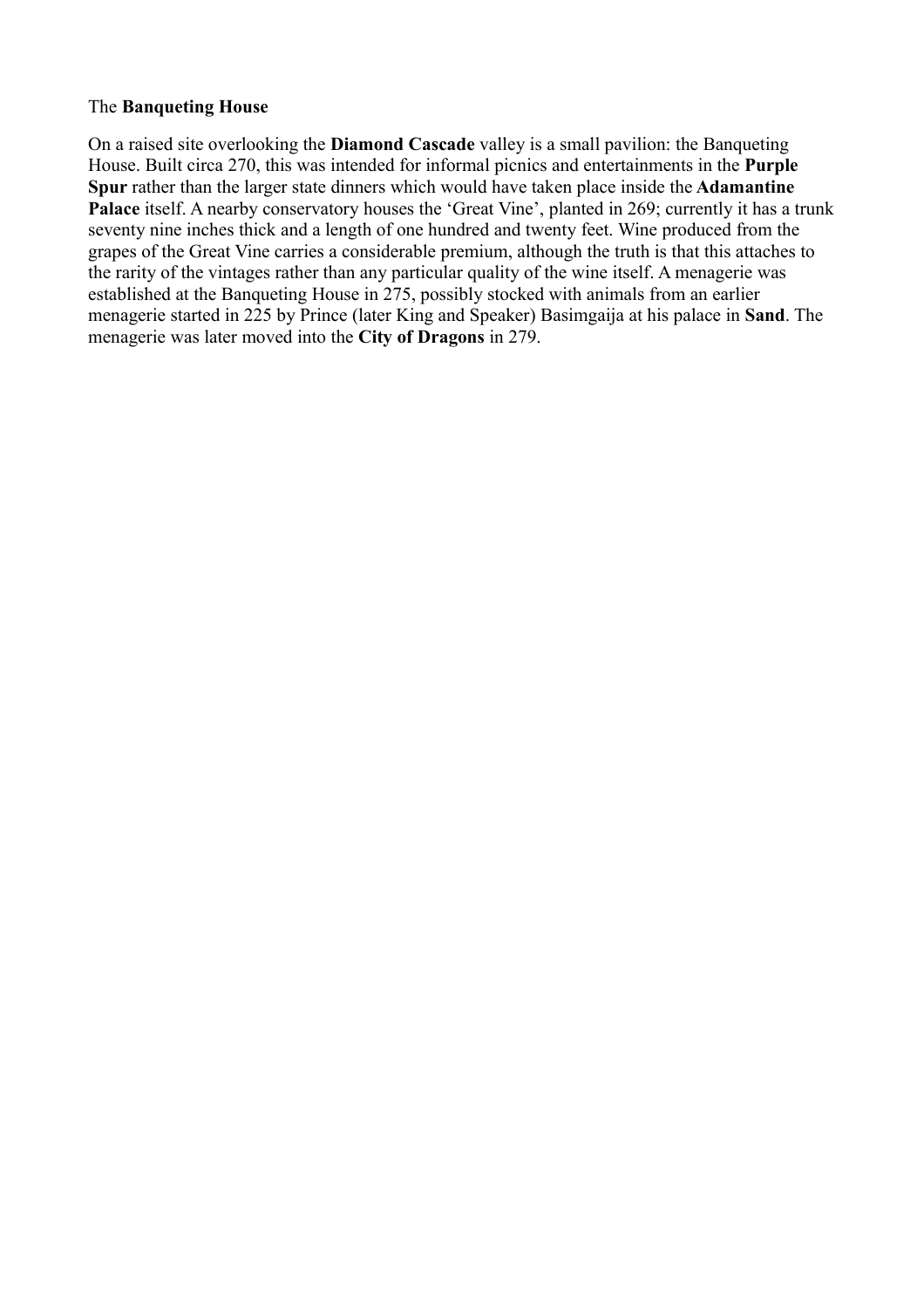The **Banqueting House**

On a raised site overlooking the **Diamond Cascade** valley is a small pavilion: the Banqueting House. Built circa 270, this was intended for informal picnics and entertainments in the **Purple Spur** rather than the larger state dinners which would have taken place inside the **Adamantine Palace** itself. A nearby conservatory houses the 'Great Vine', planted in 269; currently it has a trunk seventy nine inches thick and a length of one hundred and twenty feet. Wine produced from the grapes of the Great Vine carries a considerable premium, although the truth is that this attaches to the rarity of the vintages rather than any particular quality of the wine itself. A menagerie was established at the Banqueting House in 275, possibly stocked with animals from an earlier menagerie started in 225 by Prince (later King and Speaker) Basimgaija at his palace in **Sand**. The menagerie was later moved into the **City of Dragons** in 279.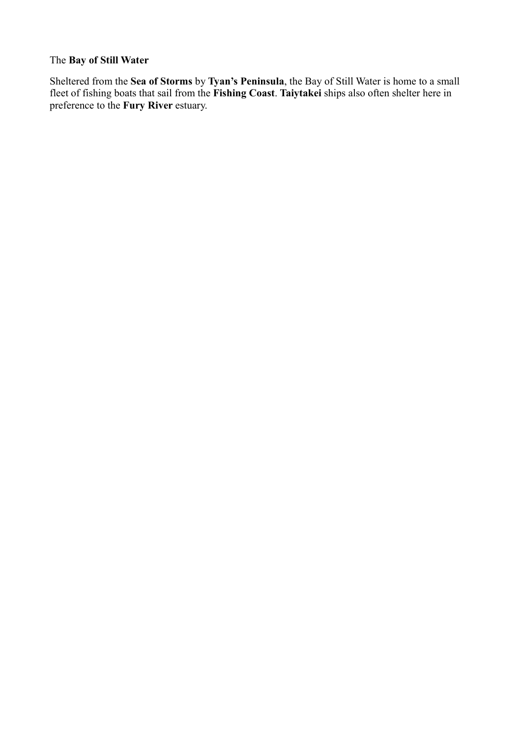The **Bay of Still Water**

Sheltered from the **Sea of Storms** by **Tyan's Peninsula**, the Bay of Still Water is home to a small fleet of fishing boats that sail from the **Fishing Coast**. **Taiytakei** ships also often shelter here in preference to the **Fury River** estuary.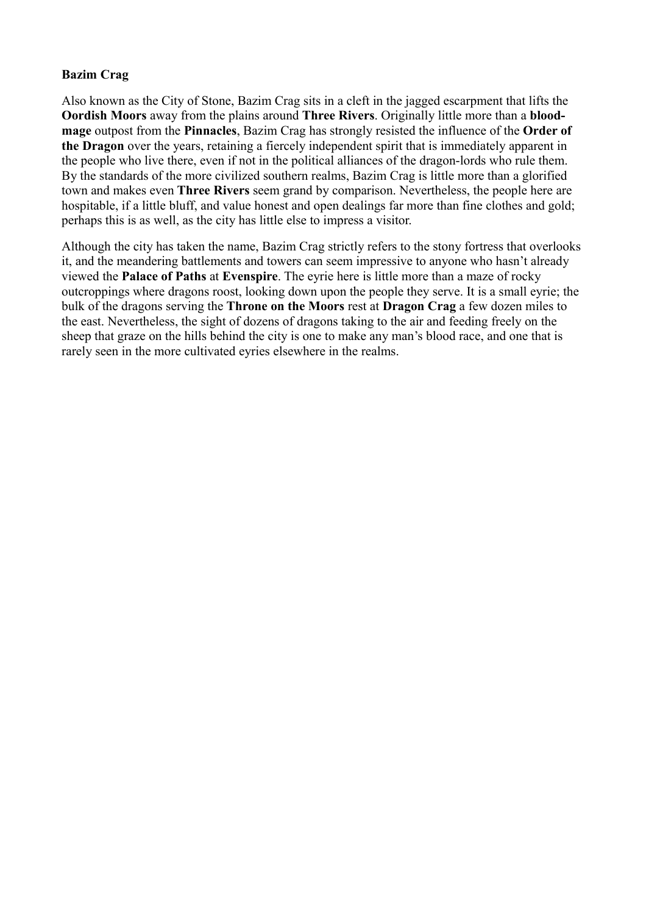**Bazim Crag**

Also known as the City of Stone, Bazim Crag sits in a cleft in the jagged escarpment that lifts the **Oordish Moors** away from the plains around **Three Rivers**. Originally little more than a **blood-mage** outpost from the **Pinnacles**, Bazim Crag has strongly resisted the influence of the **Order of the Dragon** over the years, retaining a fiercely independent spirit that is immediately apparent in the people who live there, even if not in the political alliances of the dragon-lords who rule them. By the standards of the more civilized southern realms, Bazim Crag is little more than a glorified town and makes even **Three Rivers** seem grand by comparison. Nevertheless, the people here are hospitable, if a little bluff, and value honest and open dealings far more than fine clothes and gold; perhaps this is as well, as the city has little else to impress a visitor.

Although the city has taken the name, Bazim Crag strictly refers to the stony fortress that overlooks it, and the meandering battlements and towers can seem impressive to anyone who hasn't already viewed the **Palace of Paths** at **Evenspire**. The eyrie here is little more than a maze of rocky outcroppings where dragons roost, looking down upon the people they serve. It is a small eyrie; the bulk of the dragons serving the **Throne on the Moors** rest at **Dragon Crag** a few dozen miles to the east. Nevertheless, the sight of dozens of dragons taking to the air and feeding freely on the sheep that graze on the hills behind the city is one to make any man's blood race, and one that is rarely seen in the more cultivated eyries elsewhere in the realms.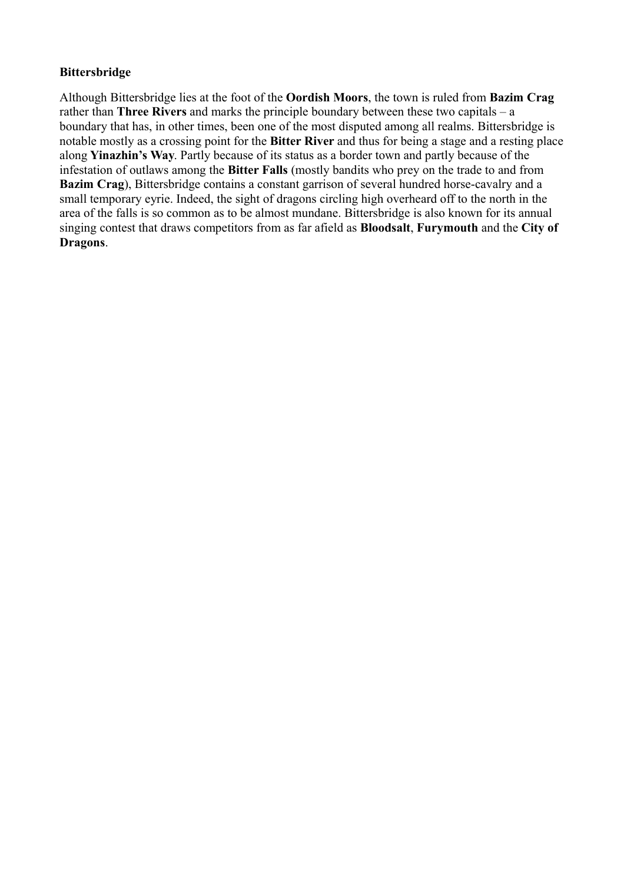**Bittersbridge**

Although Bittersbridge lies at the foot of the **Oordish Moors**, the town is ruled from **Bazim Crag** rather than **Three Rivers** and marks the principle boundary between these two capitals – a boundary that has, in other times, been one of the most disputed among all realms. Bittersbridge is notable mostly as a crossing point for the **Bitter River** and thus for being a stage and a resting place along **Yinazhin's Way**. Partly because of its status as a border town and partly because of the infestation of outlaws among the **Bitter Falls** (mostly bandits who prey on the trade to and from **Bazim Crag**), Bittersbridge contains a constant garrison of several hundred horse-cavalry and a small temporary eyrie. Indeed, the sight of dragons circling high overheard off to the north in the area of the falls is so common as to be almost mundane. Bittersbridge is also known for its annual singing contest that draws competitors from as far afield as **Bloodsalt**, **Furymouth** and the **City of Dragons**.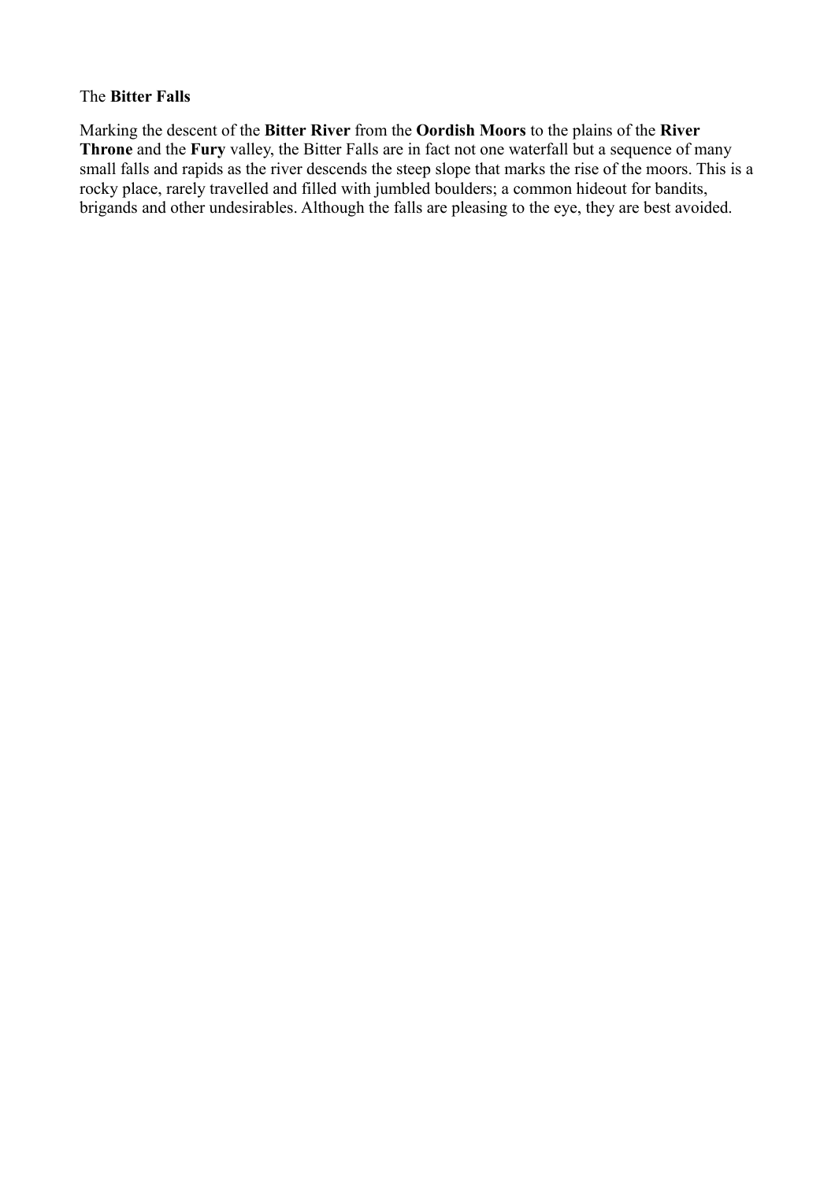The **Bitter Falls**

Marking the descent of the **Bitter River** from the **Oordish Moors** to the plains of the **River Throne** and the **Fury** valley, the Bitter Falls are in fact not one waterfall but a sequence of many small falls and rapids as the river descends the steep slope that marks the rise of the moors. This is a rocky place, rarely travelled and filled with jumbled boulders; a common hideout for bandits, brigands and other undesirables. Although the falls are pleasing to the eye, they are best avoided.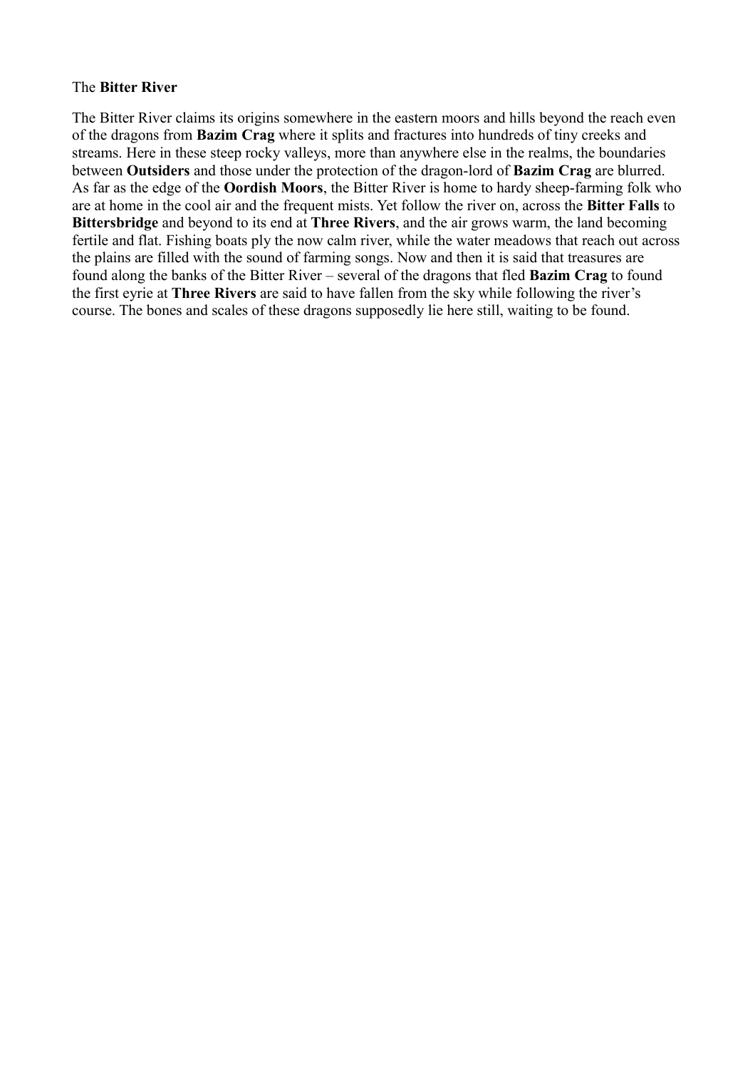### The **Bitter River**

The Bitter River claims its origins somewhere in the eastern moors and hills beyond the reach even of the dragons from **Bazim Crag** where it splits and fractures into hundreds of tiny creeks and streams. Here in these steep rocky valleys, more than anywhere else in the realms, the boundaries between **Outsiders** and those under the protection of the dragon-lord of **Bazim Crag** are blurred. As far as the edge of the **Oordish Moors**, the Bitter River is home to hardy sheep-farming folk who are at home in the cool air and the frequent mists. Yet follow the river on, across the **Bitter Falls** to **Bittersbridge** and beyond to its end at **Three Rivers**, and the air grows warm, the land becoming fertile and flat. Fishing boats ply the now calm river, while the water meadows that reach out across the plains are filled with the sound of farming songs. Now and then it is said that treasures are found along the banks of the Bitter River – several of the dragons that fled **Bazim Crag** to found the first eyrie at **Three Rivers** are said to have fallen from the sky while following the river's course. The bones and scales of these dragons supposedly lie here still, waiting to be found.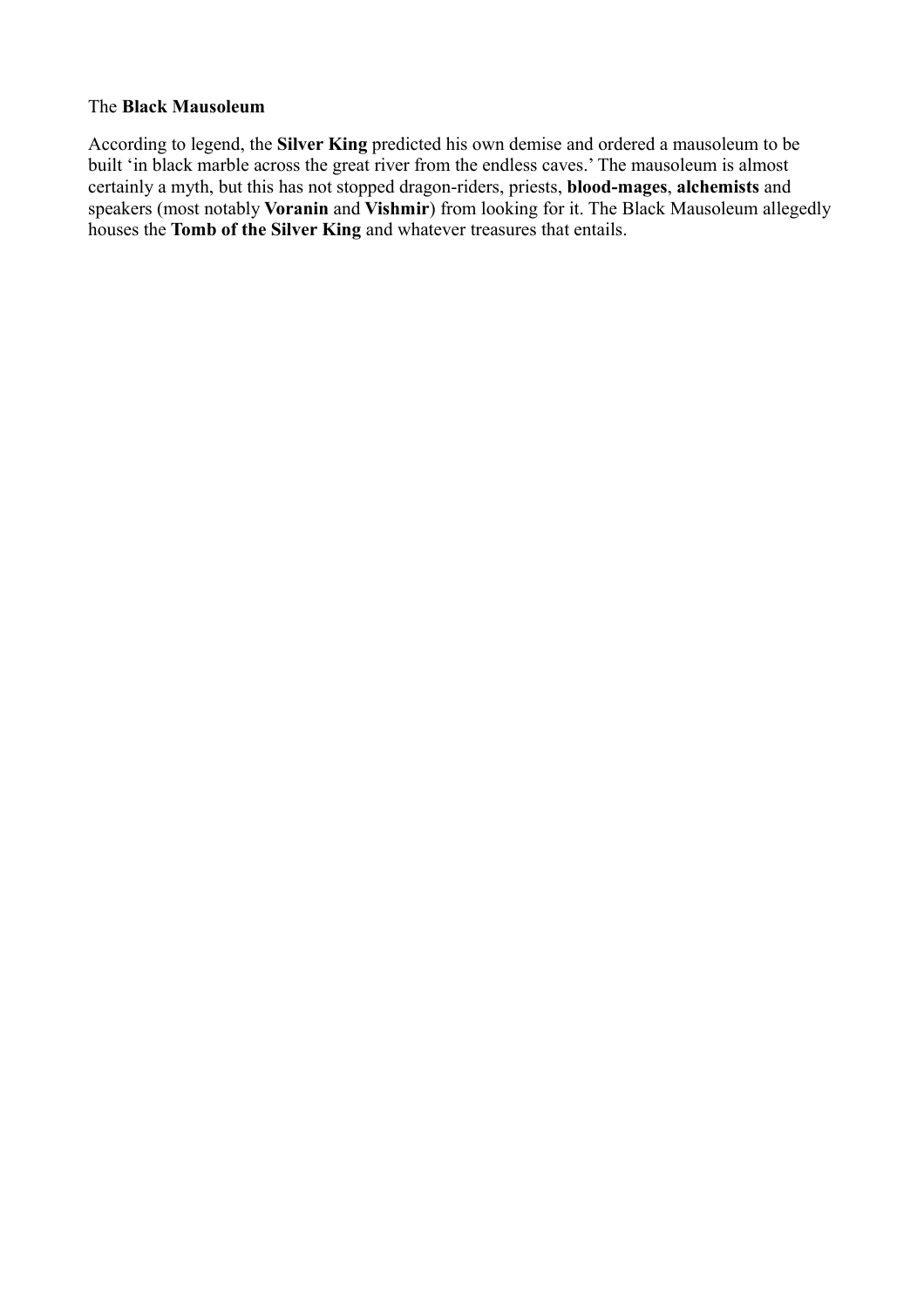The **Black Mausoleum**

According to legend, the **Silver King** predicted his own demise and ordered a mausoleum to be built 'in black marble across the great river from the endless caves.' The mausoleum is almost certainly a myth, but this has not stopped dragon-riders, priests, **blood-mages**, **alchemists** and speakers (most notably **Voranin** and **Vishmir**) from looking for it. The Black Mausoleum allegedly houses the **Tomb of the Silver King** and whatever treasures that entails.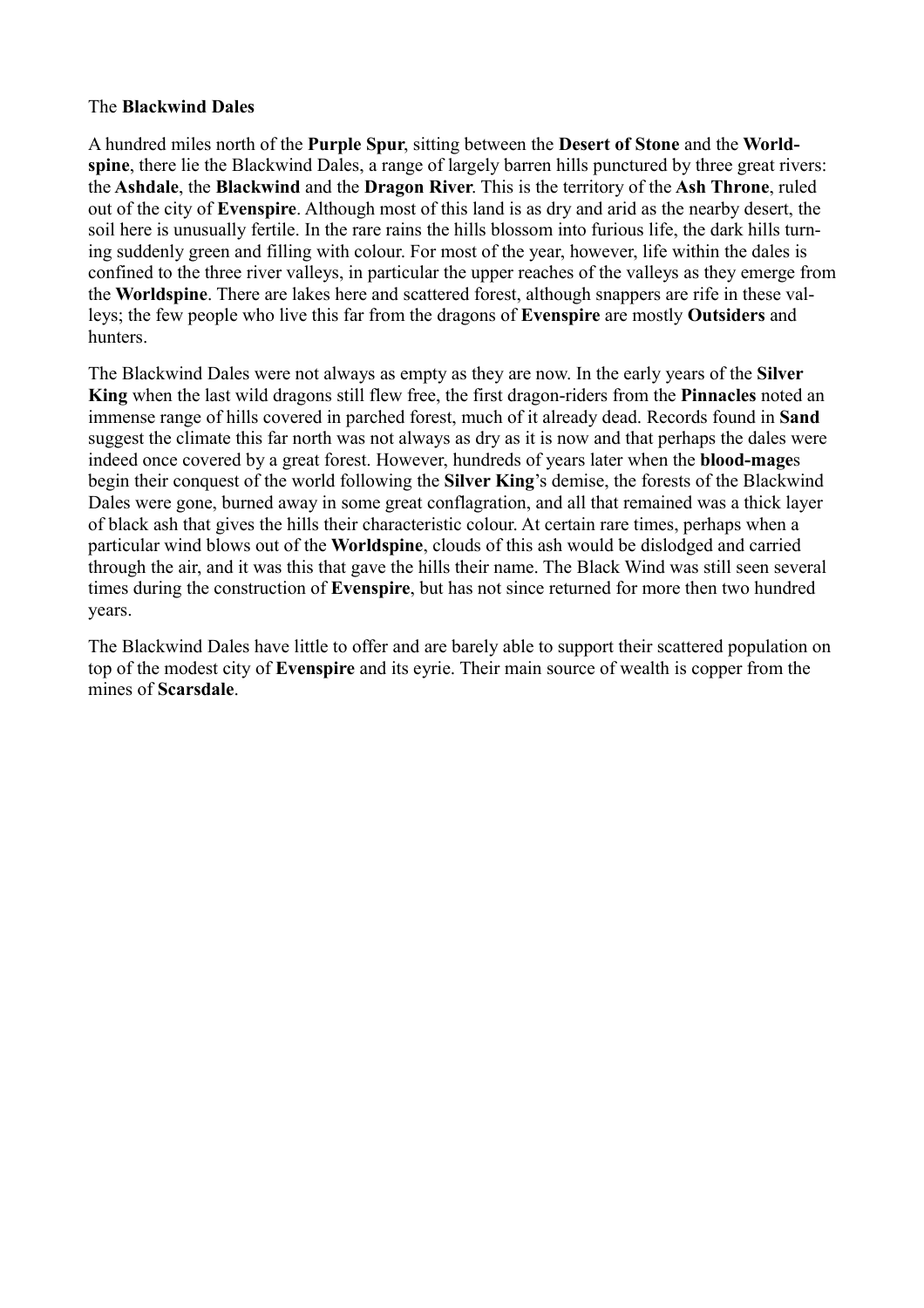The **Blackwind Dales**

A hundred miles north of the **Purple Spur**, sitting between the **Desert of Stone** and the **Worldspine**, there lie the Blackwind Dales, a range of largely barren hills punctured by three great rivers: the **Ashdale**, the **Blackwind** and the **Dragon River**. This is the territory of the **Ash Throne**, ruled out of the city of **Evenspire**. Although most of this land is as dry and arid as the nearby desert, the soil here is unusually fertile. In the rare rains the hills blossom into furious life, the dark hills turning suddenly green and filling with colour. For most of the year, however, life within the dales is confined to the three river valleys, in particular the upper reaches of the valleys as they emerge from the **Worldspine**. There are lakes here and scattered forest, although snappers are rife in these valleys; the few people who live this far from the dragons of **Evenspire** are mostly **Outsiders** and hunters.

The Blackwind Dales were not always as empty as they are now. In the early years of the **Silver King** when the last wild dragons still flew free, the first dragon-riders from the **Pinnacles** noted an immense range of hills covered in parched forest, much of it already dead. Records found in **Sand** suggest the climate this far north was not always as dry as it is now and that perhaps the dales were indeed once covered by a great forest. However, hundreds of years later when the **blood-mage**s begin their conquest of the world following the **Silver King**'s demise, the forests of the Blackwind Dales were gone, burned away in some great conflagration, and all that remained was a thick layer of black ash that gives the hills their characteristic colour. At certain rare times, perhaps when a particular wind blows out of the **Worldspine**, clouds of this ash would be dislodged and carried through the air, and it was this that gave the hills their name. The Black Wind was still seen several times during the construction of **Evenspire**, but has not since returned for more then two hundred years.

The Blackwind Dales have little to offer and are barely able to support their scattered population on top of the modest city of **Evenspire** and its eyrie. Their main source of wealth is copper from the mines of **Scarsdale**.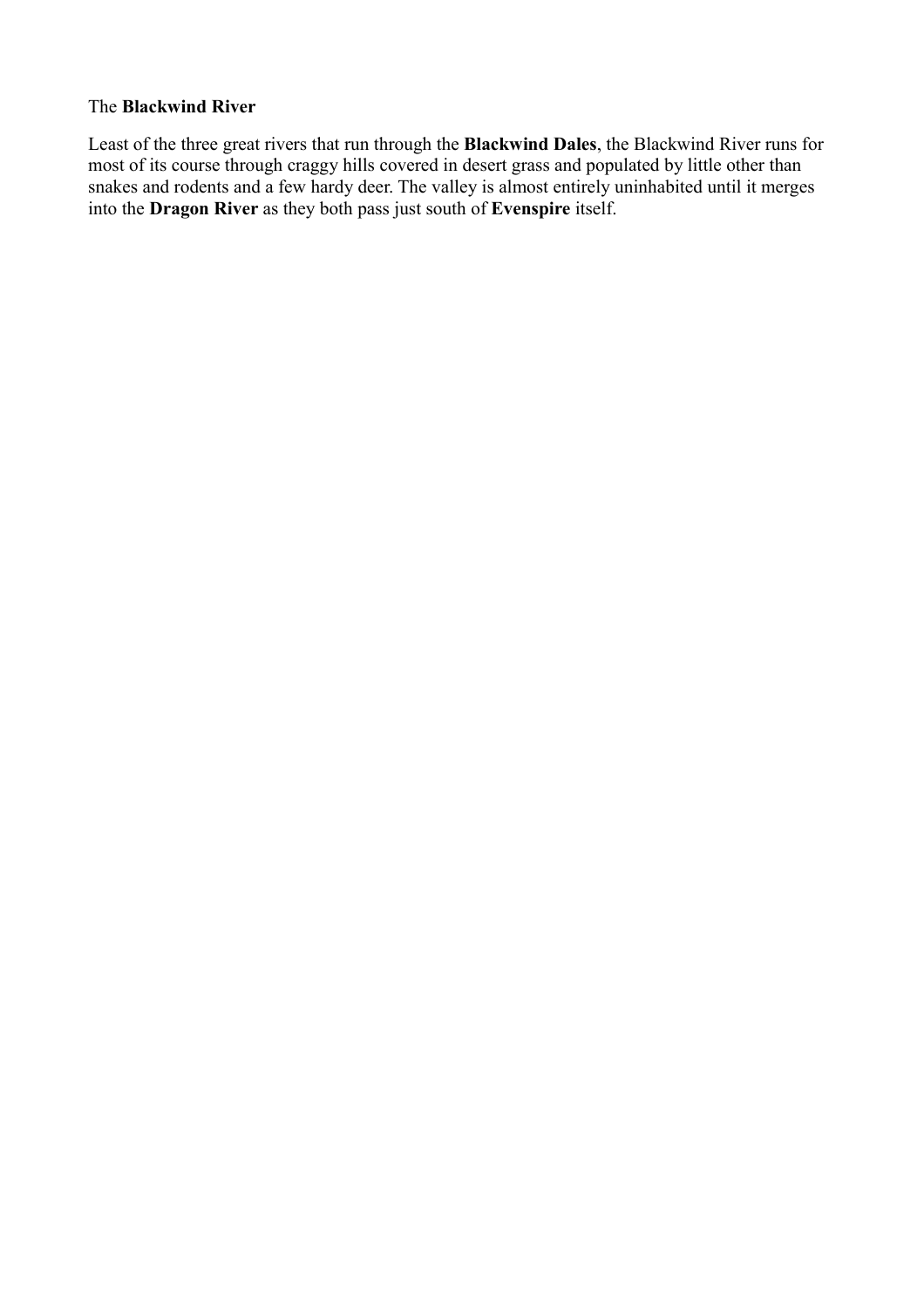The **Blackwind River**

Least of the three great rivers that run through the **Blackwind Dales**, the Blackwind River runs for most of its course through craggy hills covered in desert grass and populated by little other than snakes and rodents and a few hardy deer. The valley is almost entirely uninhabited until it merges into the **Dragon River** as they both pass just south of **Evenspire** itself.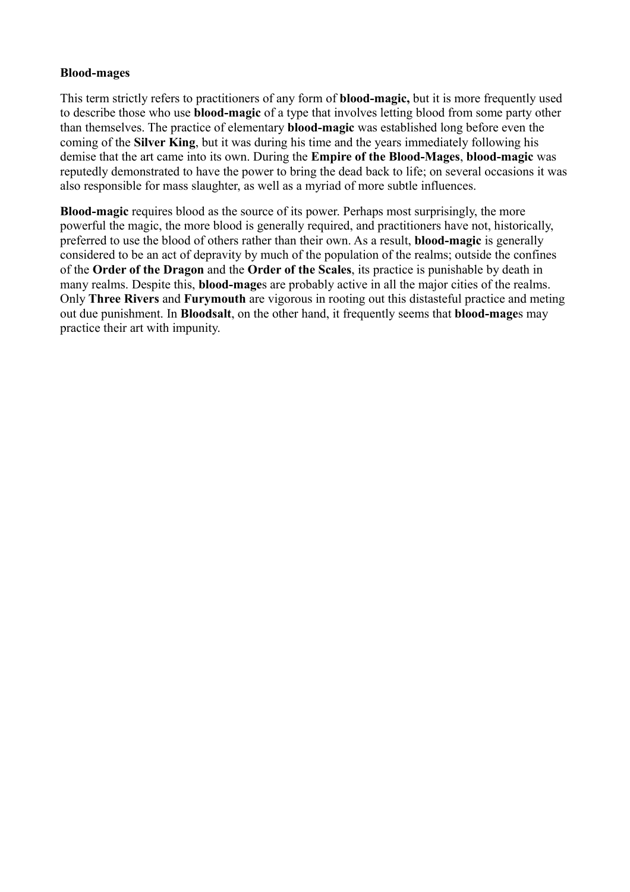**Blood-mages**

This term strictly refers to practitioners of any form of **blood-magic,** but it is more frequently used to describe those who use **blood-magic** of a type that involves letting blood from some party other than themselves. The practice of elementary **blood-magic** was established long before even the coming of the **Silver King**, but it was during his time and the years immediately following his demise that the art came into its own. During the **Empire of the Blood-Mages**, **blood-magic** was reputedly demonstrated to have the power to bring the dead back to life; on several occasions it was also responsible for mass slaughter, as well as a myriad of more subtle influences.

**Blood-magic** requires blood as the source of its power. Perhaps most surprisingly, the more powerful the magic, the more blood is generally required, and practitioners have not, historically, preferred to use the blood of others rather than their own. As a result, **blood-magic** is generally considered to be an act of depravity by much of the population of the realms; outside the confines of the **Order of the Dragon** and the **Order of the Scales**, its practice is punishable by death in many realms. Despite this, **blood-mage**s are probably active in all the major cities of the realms. Only **Three Rivers** and **Furymouth** are vigorous in rooting out this distasteful practice and meting out due punishment. In **Bloodsalt**, on the other hand, it frequently seems that **blood-mage**s may practice their art with impunity.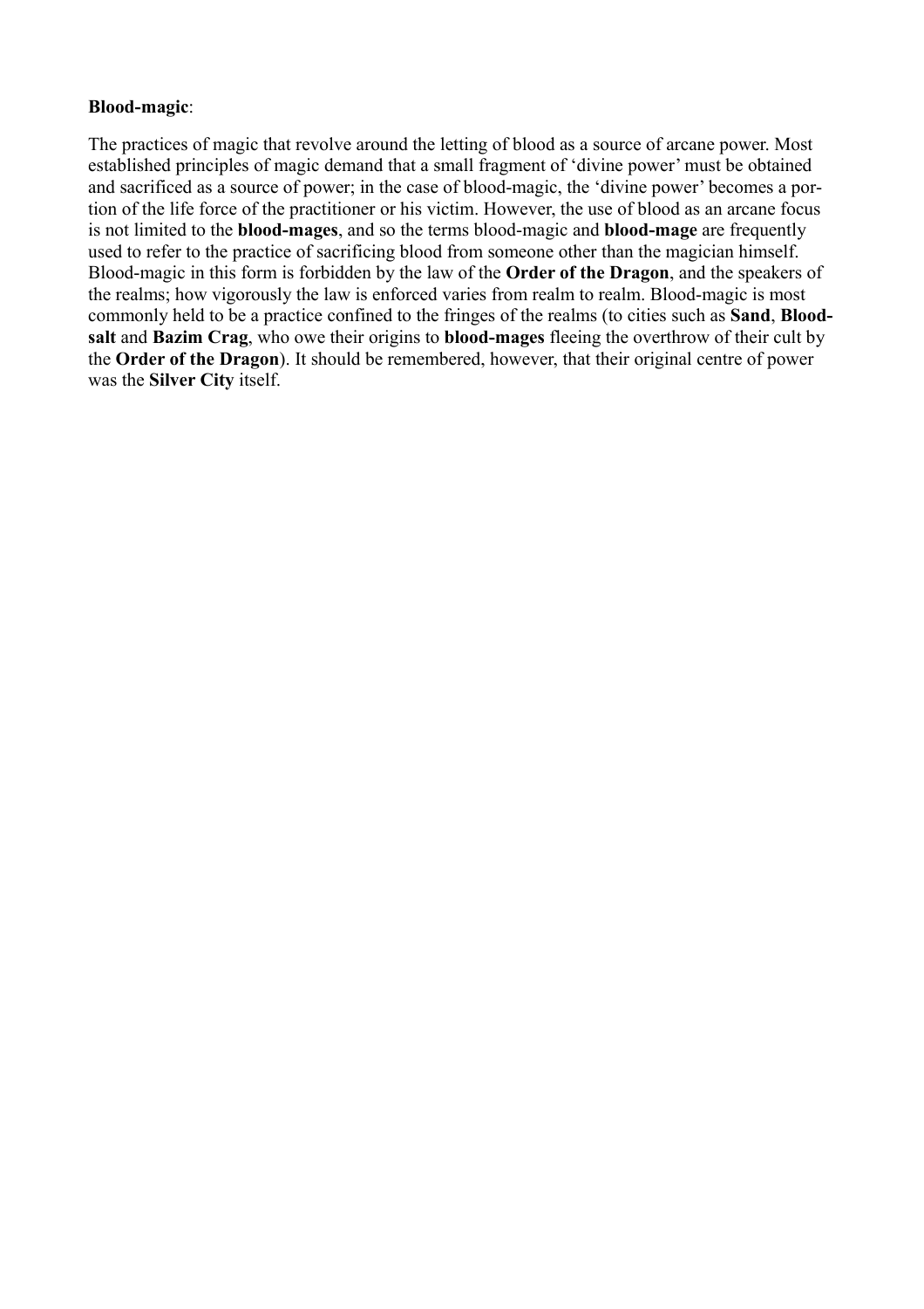**Blood-magic**:

The practices of magic that revolve around the letting of blood as a source of arcane power. Most established principles of magic demand that a small fragment of 'divine power' must be obtained and sacrificed as a source of power; in the case of blood-magic, the 'divine power' becomes a portion of the life force of the practitioner or his victim. However, the use of blood as an arcane focus is not limited to the **blood-mages**, and so the terms blood-magic and **blood-mage** are frequently used to refer to the practice of sacrificing blood from someone other than the magician himself. Blood-magic in this form is forbidden by the law of the **Order of the Dragon**, and the speakers of the realms; how vigorously the law is enforced varies from realm to realm. Blood-magic is most commonly held to be a practice confined to the fringes of the realms (to cities such as **Sand**, **Bloodsalt** and **Bazim Crag**, who owe their origins to **blood-mages** fleeing the overthrow of their cult by the **Order of the Dragon**). It should be remembered, however, that their original centre of power was the **Silver City** itself.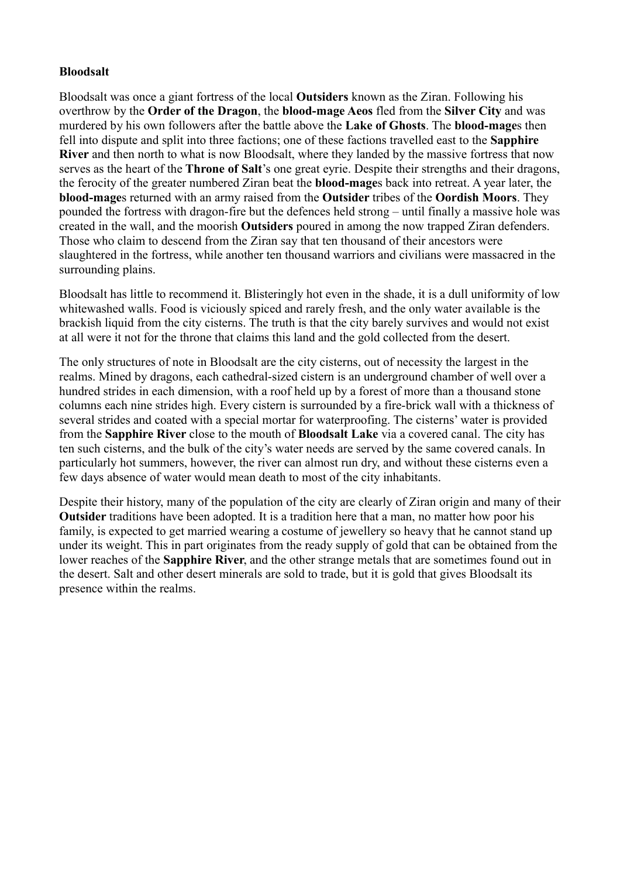**Bloodsalt**

Bloodsalt was once a giant fortress of the local **Outsiders** known as the Ziran. Following his overthrow by the **Order of the Dragon**, the **blood-mage Aeos** fled from the **Silver City** and was murdered by his own followers after the battle above the **Lake of Ghosts**. The **blood-mage**s then fell into dispute and split into three factions; one of these factions travelled east to the **Sapphire River** and then north to what is now Bloodsalt, where they landed by the massive fortress that now serves as the heart of the **Throne of Salt**'s one great eyrie. Despite their strengths and their dragons, the ferocity of the greater numbered Ziran beat the **blood-mage**s back into retreat. A year later, the **blood-mage**s returned with an army raised from the **Outsider** tribes of the **Oordish Moors**. They pounded the fortress with dragon-fire but the defences held strong – until finally a massive hole was created in the wall, and the moorish **Outsiders** poured in among the now trapped Ziran defenders. Those who claim to descend from the Ziran say that ten thousand of their ancestors were slaughtered in the fortress, while another ten thousand warriors and civilians were massacred in the surrounding plains.

Bloodsalt has little to recommend it. Blisteringly hot even in the shade, it is a dull uniformity of low whitewashed walls. Food is viciously spiced and rarely fresh, and the only water available is the brackish liquid from the city cisterns. The truth is that the city barely survives and would not exist at all were it not for the throne that claims this land and the gold collected from the desert.

The only structures of note in Bloodsalt are the city cisterns, out of necessity the largest in the realms. Mined by dragons, each cathedral-sized cistern is an underground chamber of well over a hundred strides in each dimension, with a roof held up by a forest of more than a thousand stone columns each nine strides high. Every cistern is surrounded by a fire-brick wall with a thickness of several strides and coated with a special mortar for waterproofing. The cisterns' water is provided from the **Sapphire River** close to the mouth of **Bloodsalt Lake** via a covered canal. The city has ten such cisterns, and the bulk of the city's water needs are served by the same covered canals. In particularly hot summers, however, the river can almost run dry, and without these cisterns even a few days absence of water would mean death to most of the city inhabitants.

Despite their history, many of the population of the city are clearly of Ziran origin and many of their **Outsider** traditions have been adopted. It is a tradition here that a man, no matter how poor his family, is expected to get married wearing a costume of jewellery so heavy that he cannot stand up under its weight. This in part originates from the ready supply of gold that can be obtained from the lower reaches of the **Sapphire River**, and the other strange metals that are sometimes found out in the desert. Salt and other desert minerals are sold to trade, but it is gold that gives Bloodsalt its presence within the realms.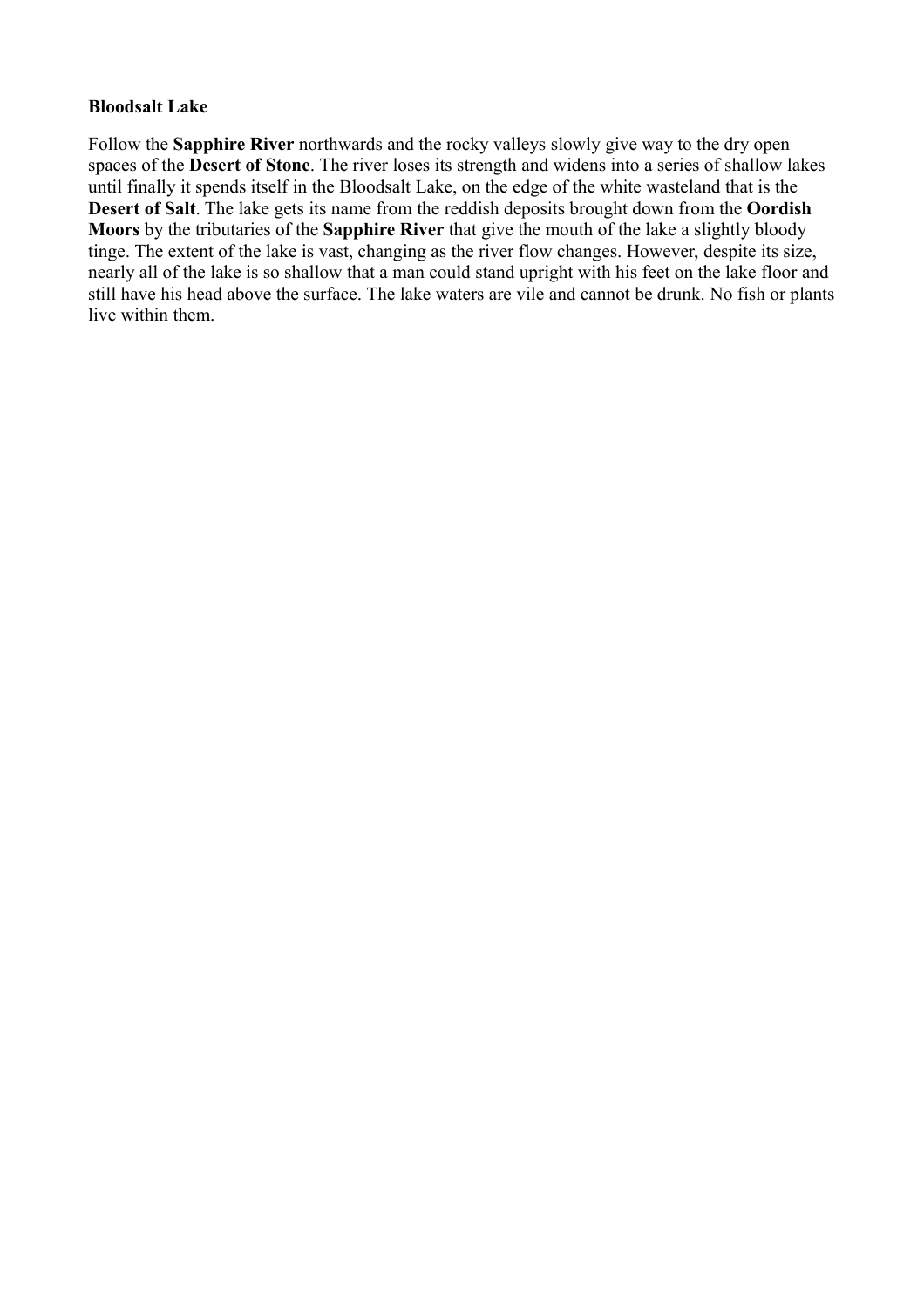**Bloodsalt Lake**

Follow the **Sapphire River** northwards and the rocky valleys slowly give way to the dry open spaces of the **Desert of Stone**. The river loses its strength and widens into a series of shallow lakes until finally it spends itself in the Bloodsalt Lake, on the edge of the white wasteland that is the **Desert of Salt**. The lake gets its name from the reddish deposits brought down from the **Oordish Moors** by the tributaries of the **Sapphire River** that give the mouth of the lake a slightly bloody tinge. The extent of the lake is vast, changing as the river flow changes. However, despite its size, nearly all of the lake is so shallow that a man could stand upright with his feet on the lake floor and still have his head above the surface. The lake waters are vile and cannot be drunk. No fish or plants live within them.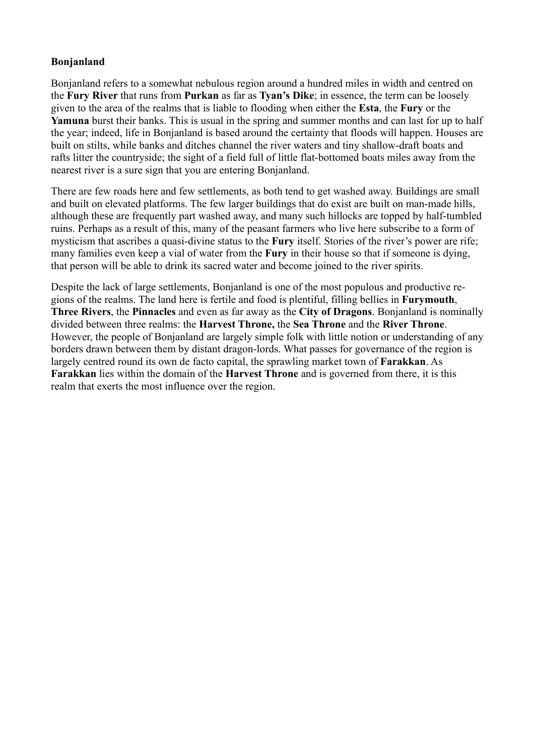**Bonjanland**

Bonjanland refers to a somewhat nebulous region around a hundred miles in width and centred on the **Fury River** that runs from **Purkan** as far as **Tyan's Dike**; in essence, the term can be loosely given to the area of the realms that is liable to flooding when either the **Esta**, the **Fury** or the **Yamuna** burst their banks. This is usual in the spring and summer months and can last for up to half the year; indeed, life in Bonjanland is based around the certainty that floods will happen. Houses are built on stilts, while banks and ditches channel the river waters and tiny shallow-draft boats and rafts litter the countryside; the sight of a field full of little flat-bottomed boats miles away from the nearest river is a sure sign that you are entering Bonjanland.

There are few roads here and few settlements, as both tend to get washed away. Buildings are small and built on elevated platforms. The few larger buildings that do exist are built on man-made hills, although these are frequently part washed away, and many such hillocks are topped by half-tumbled ruins. Perhaps as a result of this, many of the peasant farmers who live here subscribe to a form of mysticism that ascribes a quasi-divine status to the **Fury** itself. Stories of the river's power are rife; many families even keep a vial of water from the **Fury** in their house so that if someone is dying, that person will be able to drink its sacred water and become joined to the river spirits.

Despite the lack of large settlements, Bonjanland is one of the most populous and productive regions of the realms. The land here is fertile and food is plentiful, filling bellies in **Furymouth**, **Three Rivers**, the **Pinnacles** and even as far away as the **City of Dragons**. Bonjanland is nominally divided between three realms: the **Harvest Throne,** the **Sea Throne** and the **River Throne**. However, the people of Bonjanland are largely simple folk with little notion or understanding of any borders drawn between them by distant dragon-lords. What passes for governance of the region is largely centred round its own de facto capital, the sprawling market town of **Farakkan**. As **Farakkan** lies within the domain of the **Harvest Throne** and is governed from there, it is this realm that exerts the most influence over the region.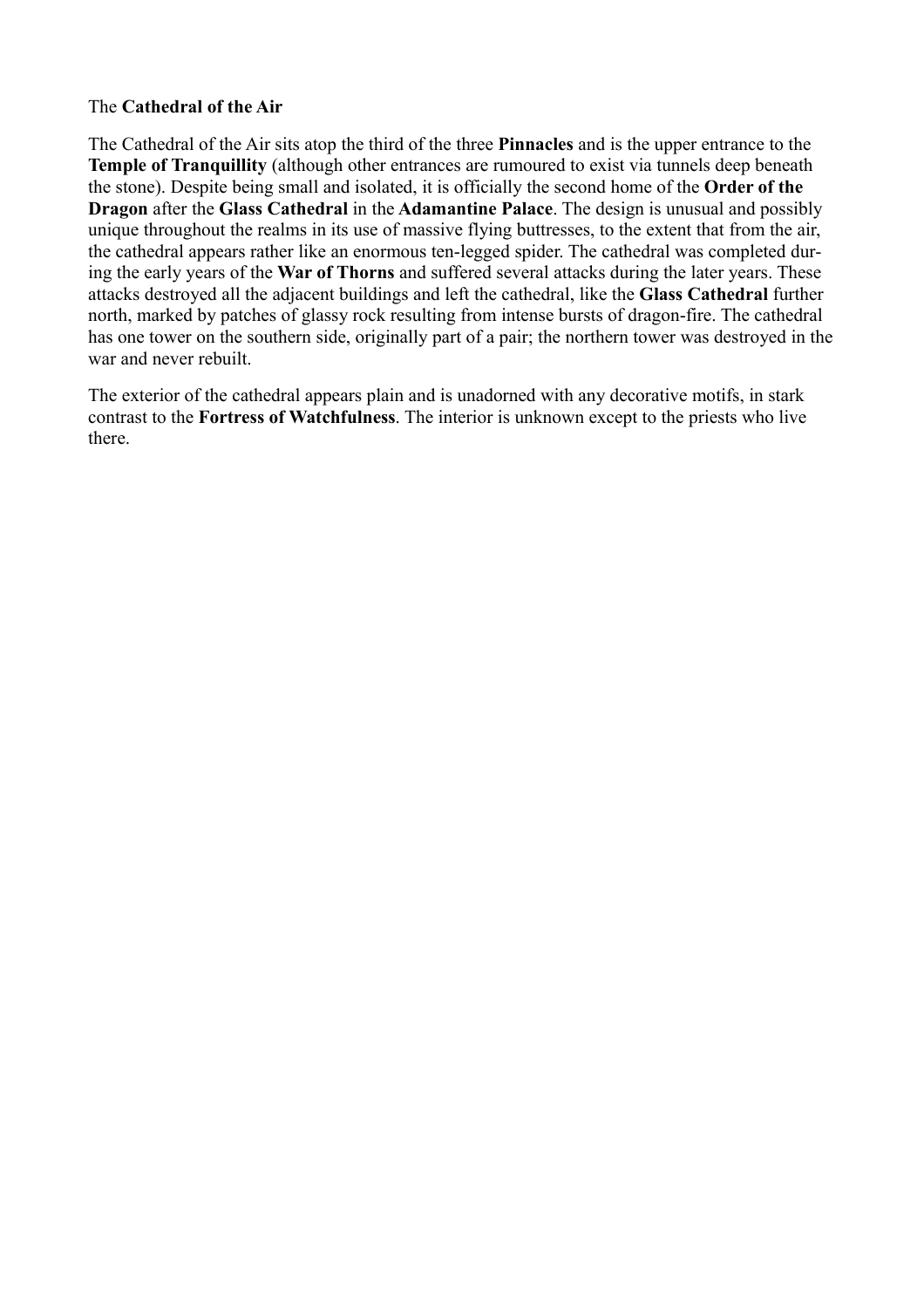The **Cathedral of the Air**

The Cathedral of the Air sits atop the third of the three **Pinnacles** and is the upper entrance to the **Temple of Tranquillity** (although other entrances are rumoured to exist via tunnels deep beneath the stone). Despite being small and isolated, it is officially the second home of the **Order of the Dragon** after the **Glass Cathedral** in the **Adamantine Palace**. The design is unusual and possibly unique throughout the realms in its use of massive flying buttresses, to the extent that from the air, the cathedral appears rather like an enormous ten-legged spider. The cathedral was completed during the early years of the **War of Thorns** and suffered several attacks during the later years. These attacks destroyed all the adjacent buildings and left the cathedral, like the **Glass Cathedral** further north, marked by patches of glassy rock resulting from intense bursts of dragon-fire. The cathedral has one tower on the southern side, originally part of a pair; the northern tower was destroyed in the war and never rebuilt.

The exterior of the cathedral appears plain and is unadorned with any decorative motifs, in stark contrast to the **Fortress of Watchfulness**. The interior is unknown except to the priests who live there.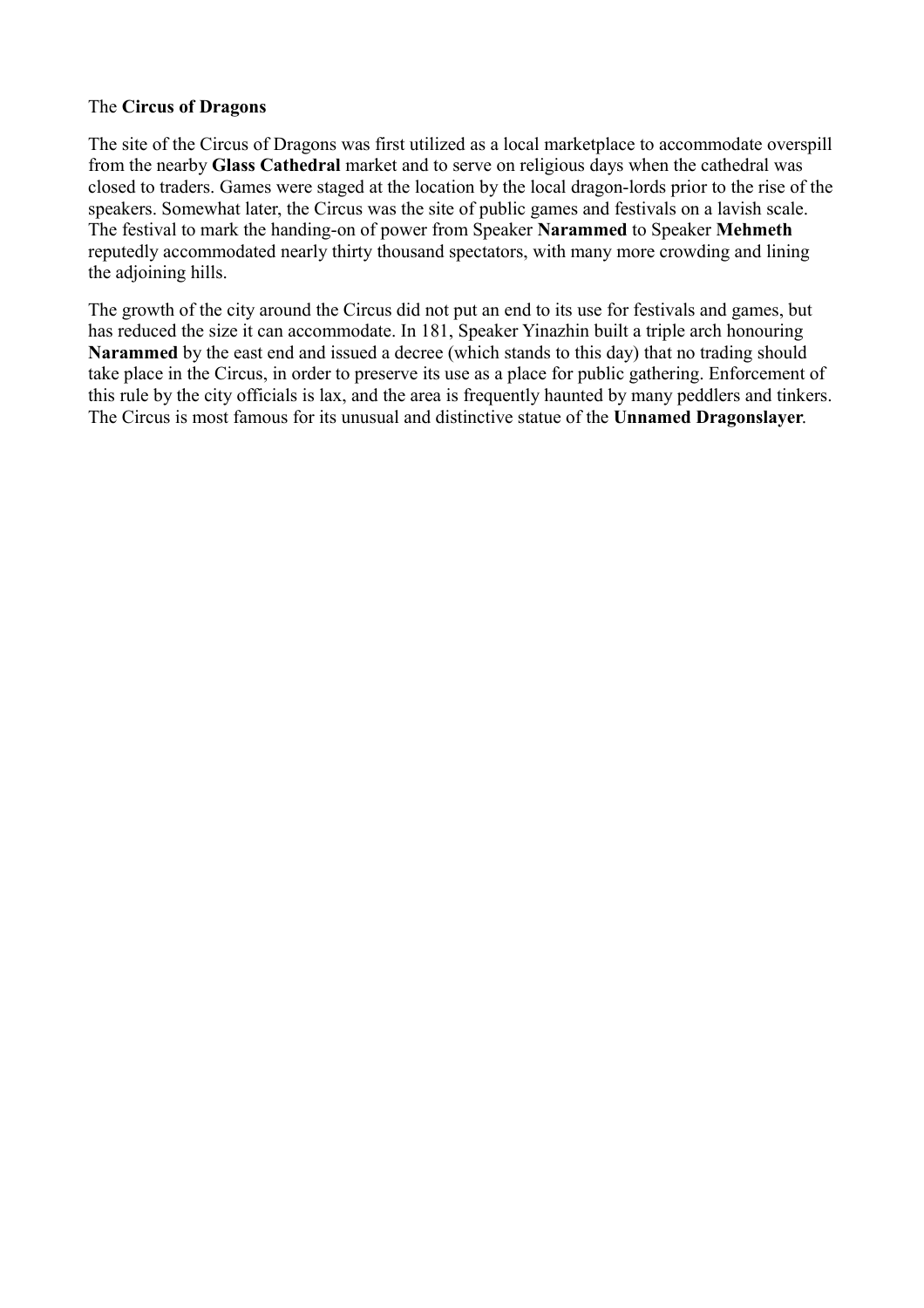The **Circus of Dragons**

The site of the Circus of Dragons was first utilized as a local marketplace to accommodate overspill from the nearby **Glass Cathedral** market and to serve on religious days when the cathedral was closed to traders. Games were staged at the location by the local dragon-lords prior to the rise of the speakers. Somewhat later, the Circus was the site of public games and festivals on a lavish scale. The festival to mark the handing-on of power from Speaker **Narammed** to Speaker **Mehmeth** reputedly accommodated nearly thirty thousand spectators, with many more crowding and lining the adjoining hills.

The growth of the city around the Circus did not put an end to its use for festivals and games, but has reduced the size it can accommodate. In 181, Speaker Yinazhin built a triple arch honouring **Narammed** by the east end and issued a decree (which stands to this day) that no trading should take place in the Circus, in order to preserve its use as a place for public gathering. Enforcement of this rule by the city officials is lax, and the area is frequently haunted by many peddlers and tinkers. The Circus is most famous for its unusual and distinctive statue of the **Unnamed Dragonslayer**.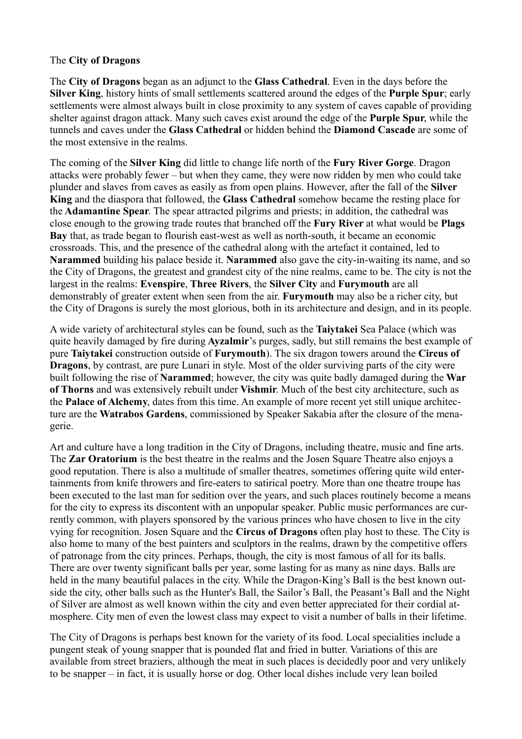The **City of Dragons**

The **City of Dragons** began as an adjunct to the **Glass Cathedral**. Even in the days before the **Silver King**, history hints of small settlements scattered around the edges of the **Purple Spur**; early settlements were almost always built in close proximity to any system of caves capable of providing shelter against dragon attack. Many such caves exist around the edge of the **Purple Spur**, while the tunnels and caves under the **Glass Cathedral** or hidden behind the **Diamond Cascade** are some of the most extensive in the realms.

The coming of the **Silver King** did little to change life north of the **Fury River Gorge**. Dragon attacks were probably fewer – but when they came, they were now ridden by men who could take plunder and slaves from caves as easily as from open plains. However, after the fall of the **Silver King** and the diaspora that followed, the **Glass Cathedral** somehow became the resting place for the **Adamantine Spear**. The spear attracted pilgrims and priests; in addition, the cathedral was close enough to the growing trade routes that branched off the **Fury River** at what would be **Plags Bay** that, as trade began to flourish east-west as well as north-south, it became an economic crossroads. This, and the presence of the cathedral along with the artefact it contained, led to **Narammed** building his palace beside it. **Narammed** also gave the city-in-waiting its name, and so the City of Dragons, the greatest and grandest city of the nine realms, came to be. The city is not the largest in the realms: **Evenspire**, **Three Rivers**, the **Silver City** and **Furymouth** are all demonstrably of greater extent when seen from the air. **Furymouth** may also be a richer city, but the City of Dragons is surely the most glorious, both in its architecture and design, and in its people.

A wide variety of architectural styles can be found, such as the **Taiytakei** Sea Palace (which was quite heavily damaged by fire during **Ayzalmir**'s purges, sadly, but still remains the best example of pure **Taiytakei** construction outside of **Furymouth**). The six dragon towers around the **Circus of Dragons**, by contrast, are pure Lunari in style. Most of the older surviving parts of the city were built following the rise of **Narammed**; however, the city was quite badly damaged during the **War of Thorns** and was extensively rebuilt under **Vishmir**. Much of the best city architecture, such as the **Palace of Alchemy**, dates from this time. An example of more recent yet still unique architecture are the **Watrabos Gardens**, commissioned by Speaker Sakabia after the closure of the menagerie.

Art and culture have a long tradition in the City of Dragons, including theatre, music and fine arts. The **Zar Oratorium** is the best theatre in the realms and the Josen Square Theatre also enjoys a good reputation. There is also a multitude of smaller theatres, sometimes offering quite wild entertainments from knife throwers and fire-eaters to satirical poetry. More than one theatre troupe has been executed to the last man for sedition over the years, and such places routinely become a means for the city to express its discontent with an unpopular speaker. Public music performances are currently common, with players sponsored by the various princes who have chosen to live in the city vying for recognition. Josen Square and the **Circus of Dragons** often play host to these. The City is also home to many of the best painters and sculptors in the realms, drawn by the competitive offers of patronage from the city princes. Perhaps, though, the city is most famous of all for its balls. There are over twenty significant balls per year, some lasting for as many as nine days. Balls are held in the many beautiful palaces in the city. While the Dragon-King's Ball is the best known outside the city, other balls such as the Hunter's Ball, the Sailor's Ball, the Peasant's Ball and the Night of Silver are almost as well known within the city and even better appreciated for their cordial atmosphere. City men of even the lowest class may expect to visit a number of balls in their lifetime.

The City of Dragons is perhaps best known for the variety of its food. Local specialities include a pungent steak of young snapper that is pounded flat and fried in butter. Variations of this are available from street braziers, although the meat in such places is decidedly poor and very unlikely to be snapper – in fact, it is usually horse or dog. Other local dishes include very lean boiled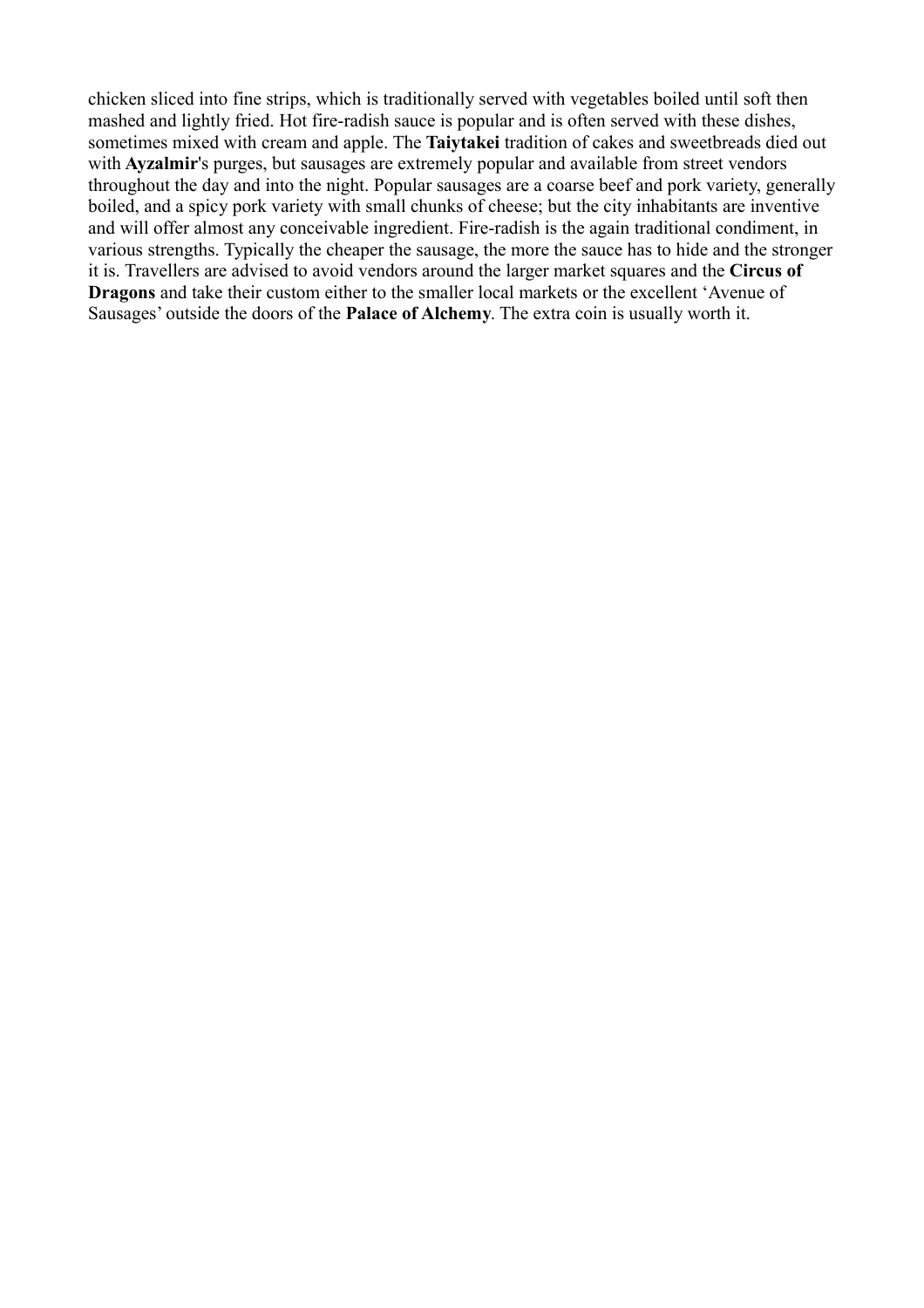chicken sliced into fine strips, which is traditionally served with vegetables boiled until soft then mashed and lightly fried. Hot fire-radish sauce is popular and is often served with these dishes, sometimes mixed with cream and apple. The **Taiytakei** tradition of cakes and sweetbreads died out with **Ayzalmir**'s purges, but sausages are extremely popular and available from street vendors throughout the day and into the night. Popular sausages are a coarse beef and pork variety, generally boiled, and a spicy pork variety with small chunks of cheese; but the city inhabitants are inventive and will offer almost any conceivable ingredient. Fire-radish is the again traditional condiment, in various strengths. Typically the cheaper the sausage, the more the sauce has to hide and the stronger it is. Travellers are advised to avoid vendors around the larger market squares and the **Circus of Dragons** and take their custom either to the smaller local markets or the excellent 'Avenue of Sausages' outside the doors of the **Palace of Alchemy**. The extra coin is usually worth it.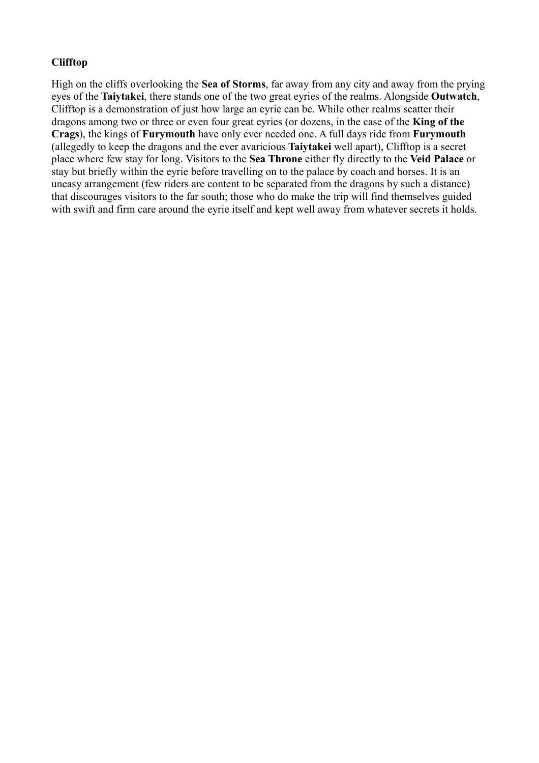**Clifftop**

High on the cliffs overlooking the **Sea of Storms**, far away from any city and away from the prying eyes of the **Taiytakei**, there stands one of the two great eyries of the realms. Alongside **Outwatch**, Clifftop is a demonstration of just how large an eyrie can be. While other realms scatter their dragons among two or three or even four great eyries (or dozens, in the case of the **King of the Crags**), the kings of **Furymouth** have only ever needed one. A full days ride from **Furymouth** (allegedly to keep the dragons and the ever avaricious **Taiytakei** well apart), Clifftop is a secret place where few stay for long. Visitors to the **Sea Throne** either fly directly to the **Veid Palace** or stay but briefly within the eyrie before travelling on to the palace by coach and horses. It is an uneasy arrangement (few riders are content to be separated from the dragons by such a distance) that discourages visitors to the far south; those who do make the trip will find themselves guided with swift and firm care around the eyrie itself and kept well away from whatever secrets it holds.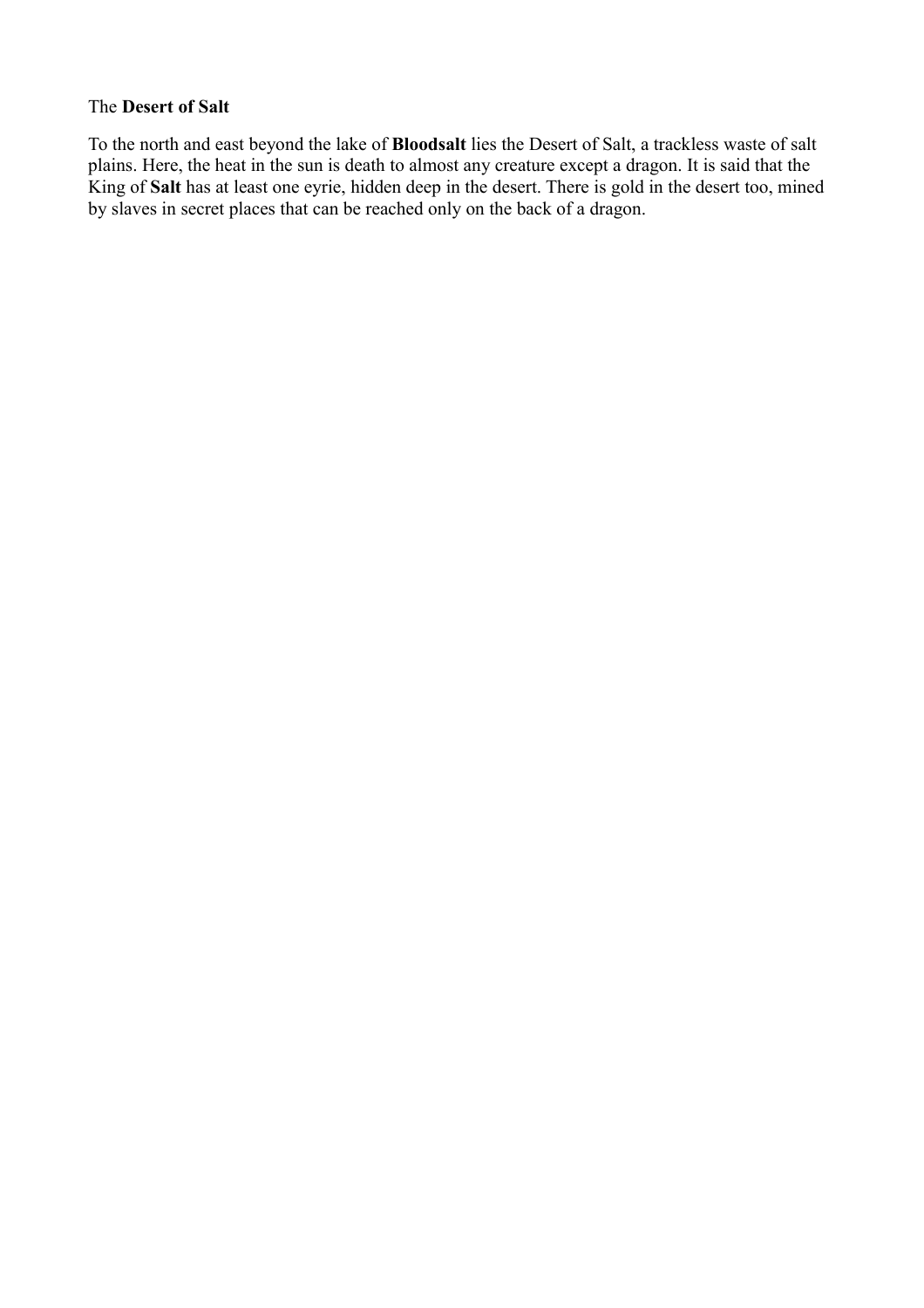The **Desert of Salt**

To the north and east beyond the lake of **Bloodsalt** lies the Desert of Salt, a trackless waste of salt plains. Here, the heat in the sun is death to almost any creature except a dragon. It is said that the King of **Salt** has at least one eyrie, hidden deep in the desert. There is gold in the desert too, mined by slaves in secret places that can be reached only on the back of a dragon.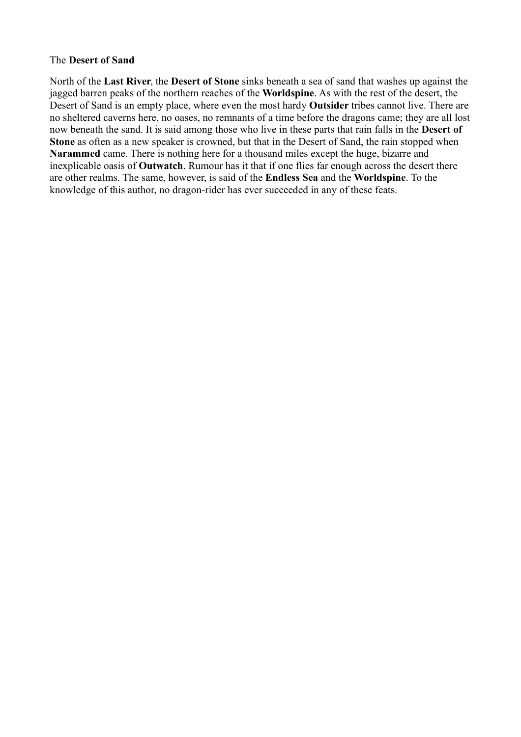The **Desert of Sand**

North of the **Last River**, the **Desert of Stone** sinks beneath a sea of sand that washes up against the jagged barren peaks of the northern reaches of the **Worldspine**. As with the rest of the desert, the Desert of Sand is an empty place, where even the most hardy **Outsider** tribes cannot live. There are no sheltered caverns here, no oases, no remnants of a time before the dragons came; they are all lost now beneath the sand. It is said among those who live in these parts that rain falls in the **Desert of Stone** as often as a new speaker is crowned, but that in the Desert of Sand, the rain stopped when **Narammed** came. There is nothing here for a thousand miles except the huge, bizarre and inexplicable oasis of **Outwatch**. Rumour has it that if one flies far enough across the desert there are other realms. The same, however, is said of the **Endless Sea** and the **Worldspine**. To the knowledge of this author, no dragon-rider has ever succeeded in any of these feats.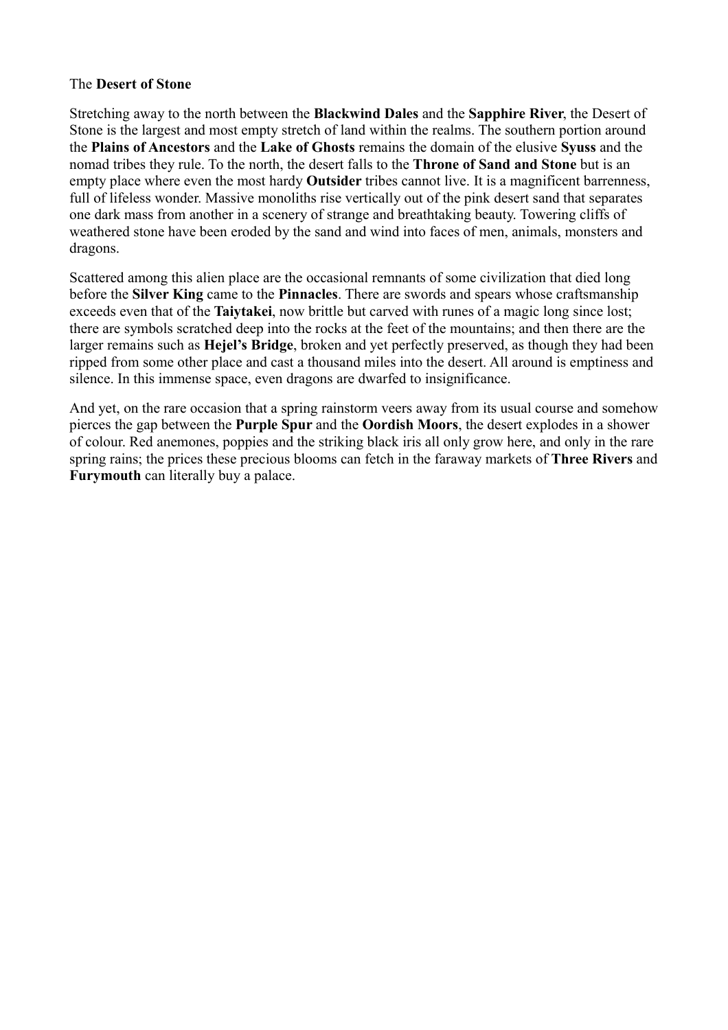The **Desert of Stone**

Stretching away to the north between the **Blackwind Dales** and the **Sapphire River**, the Desert of Stone is the largest and most empty stretch of land within the realms. The southern portion around the **Plains of Ancestors** and the **Lake of Ghosts** remains the domain of the elusive **Syuss** and the nomad tribes they rule. To the north, the desert falls to the **Throne of Sand and Stone** but is an empty place where even the most hardy **Outsider** tribes cannot live. It is a magnificent barrenness, full of lifeless wonder. Massive monoliths rise vertically out of the pink desert sand that separates one dark mass from another in a scenery of strange and breathtaking beauty. Towering cliffs of weathered stone have been eroded by the sand and wind into faces of men, animals, monsters and dragons.

Scattered among this alien place are the occasional remnants of some civilization that died long before the **Silver King** came to the **Pinnacles**. There are swords and spears whose craftsmanship exceeds even that of the **Taiytakei**, now brittle but carved with runes of a magic long since lost; there are symbols scratched deep into the rocks at the feet of the mountains; and then there are the larger remains such as **Hejel's Bridge**, broken and yet perfectly preserved, as though they had been ripped from some other place and cast a thousand miles into the desert. All around is emptiness and silence. In this immense space, even dragons are dwarfed to insignificance.

And yet, on the rare occasion that a spring rainstorm veers away from its usual course and somehow pierces the gap between the **Purple Spur** and the **Oordish Moors**, the desert explodes in a shower of colour. Red anemones, poppies and the striking black iris all only grow here, and only in the rare spring rains; the prices these precious blooms can fetch in the faraway markets of **Three Rivers** and **Furymouth** can literally buy a palace.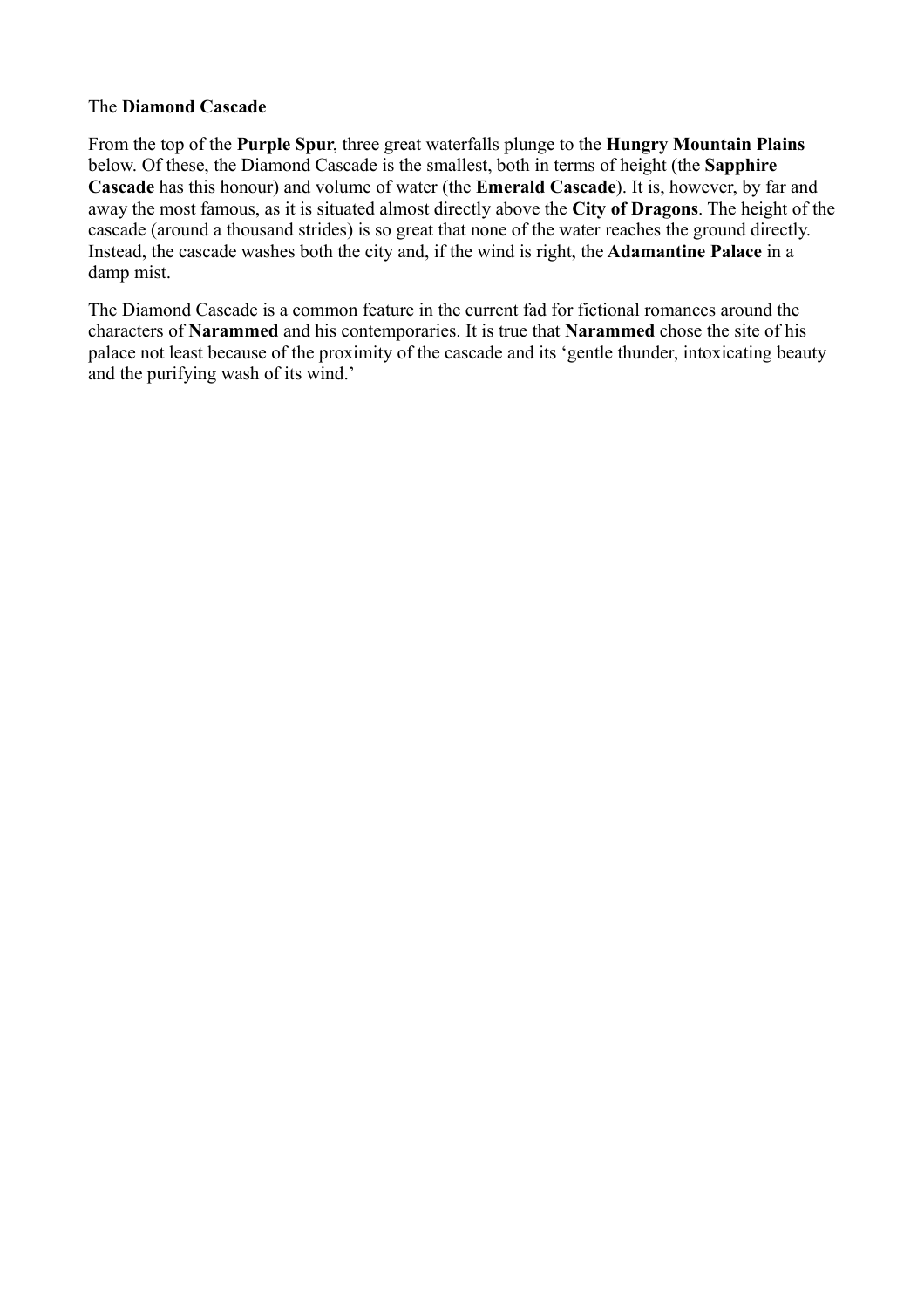The **Diamond Cascade**

From the top of the **Purple Spur**, three great waterfalls plunge to the **Hungry Mountain Plains** below. Of these, the Diamond Cascade is the smallest, both in terms of height (the **Sapphire Cascade** has this honour) and volume of water (the **Emerald Cascade**). It is, however, by far and away the most famous, as it is situated almost directly above the **City of Dragons**. The height of the cascade (around a thousand strides) is so great that none of the water reaches the ground directly. Instead, the cascade washes both the city and, if the wind is right, the **Adamantine Palace** in a damp mist.

The Diamond Cascade is a common feature in the current fad for fictional romances around the characters of **Narammed** and his contemporaries. It is true that **Narammed** chose the site of his palace not least because of the proximity of the cascade and its 'gentle thunder, intoxicating beauty and the purifying wash of its wind.'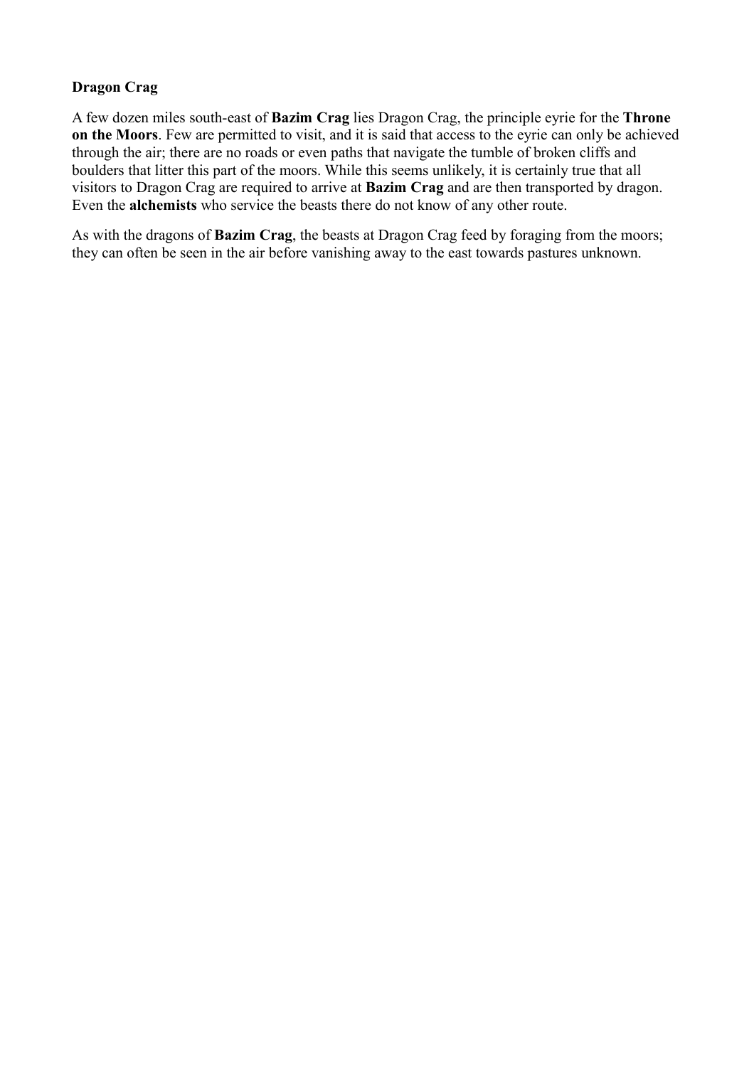**Dragon Crag**

A few dozen miles south-east of **Bazim Crag** lies Dragon Crag, the principle eyrie for the **Throne on the Moors**. Few are permitted to visit, and it is said that access to the eyrie can only be achieved through the air; there are no roads or even paths that navigate the tumble of broken cliffs and boulders that litter this part of the moors. While this seems unlikely, it is certainly true that all visitors to Dragon Crag are required to arrive at **Bazim Crag** and are then transported by dragon. Even the **alchemists** who service the beasts there do not know of any other route.

As with the dragons of **Bazim Crag**, the beasts at Dragon Crag feed by foraging from the moors; they can often be seen in the air before vanishing away to the east towards pastures unknown.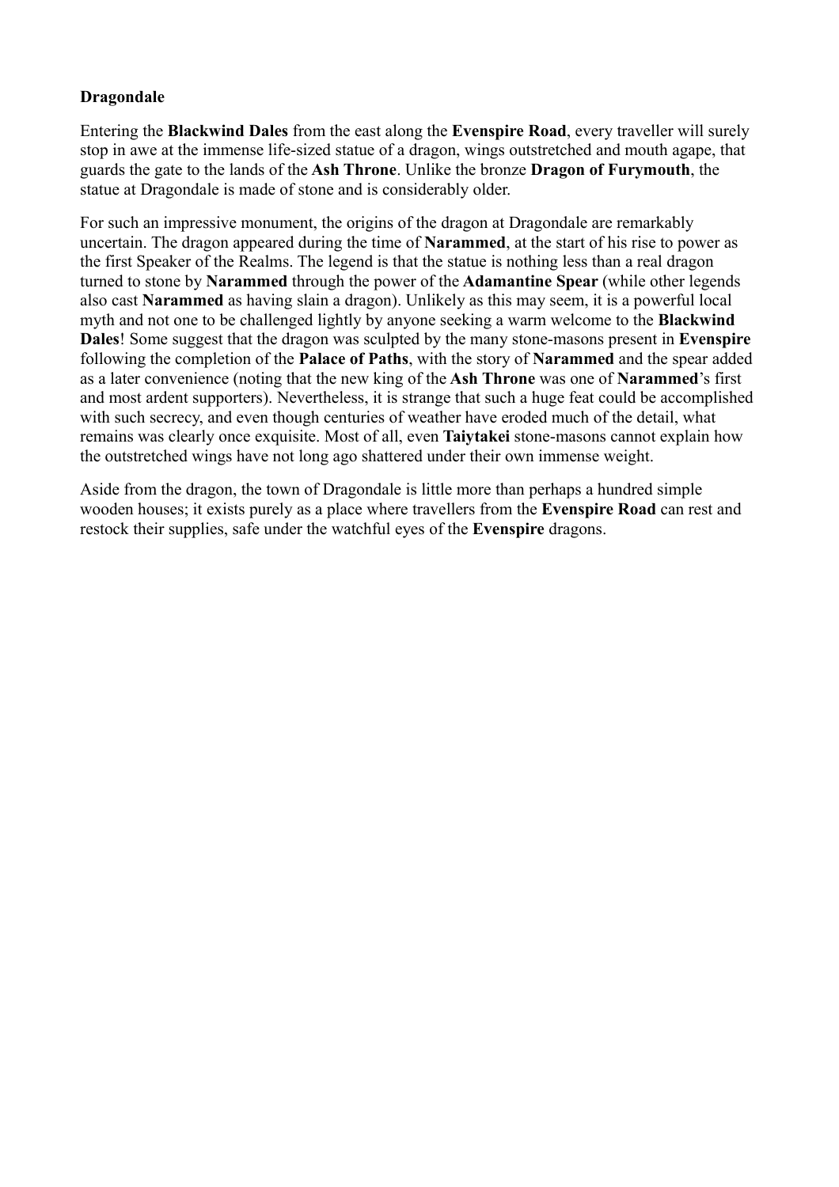**Dragondale**

Entering the **Blackwind Dales** from the east along the **Evenspire Road**, every traveller will surely stop in awe at the immense life-sized statue of a dragon, wings outstretched and mouth agape, that guards the gate to the lands of the **Ash Throne**. Unlike the bronze **Dragon of Furymouth**, the statue at Dragondale is made of stone and is considerably older.

For such an impressive monument, the origins of the dragon at Dragondale are remarkably uncertain. The dragon appeared during the time of **Narammed**, at the start of his rise to power as the first Speaker of the Realms. The legend is that the statue is nothing less than a real dragon turned to stone by **Narammed** through the power of the **Adamantine Spear** (while other legends also cast **Narammed** as having slain a dragon). Unlikely as this may seem, it is a powerful local myth and not one to be challenged lightly by anyone seeking a warm welcome to the **Blackwind Dales**! Some suggest that the dragon was sculpted by the many stone-masons present in **Evenspire** following the completion of the **Palace of Paths**, with the story of **Narammed** and the spear added as a later convenience (noting that the new king of the **Ash Throne** was one of **Narammed**'s first and most ardent supporters). Nevertheless, it is strange that such a huge feat could be accomplished with such secrecy, and even though centuries of weather have eroded much of the detail, what remains was clearly once exquisite. Most of all, even **Taiytakei** stone-masons cannot explain how the outstretched wings have not long ago shattered under their own immense weight.

Aside from the dragon, the town of Dragondale is little more than perhaps a hundred simple wooden houses; it exists purely as a place where travellers from the **Evenspire Road** can rest and restock their supplies, safe under the watchful eyes of the **Evenspire** dragons.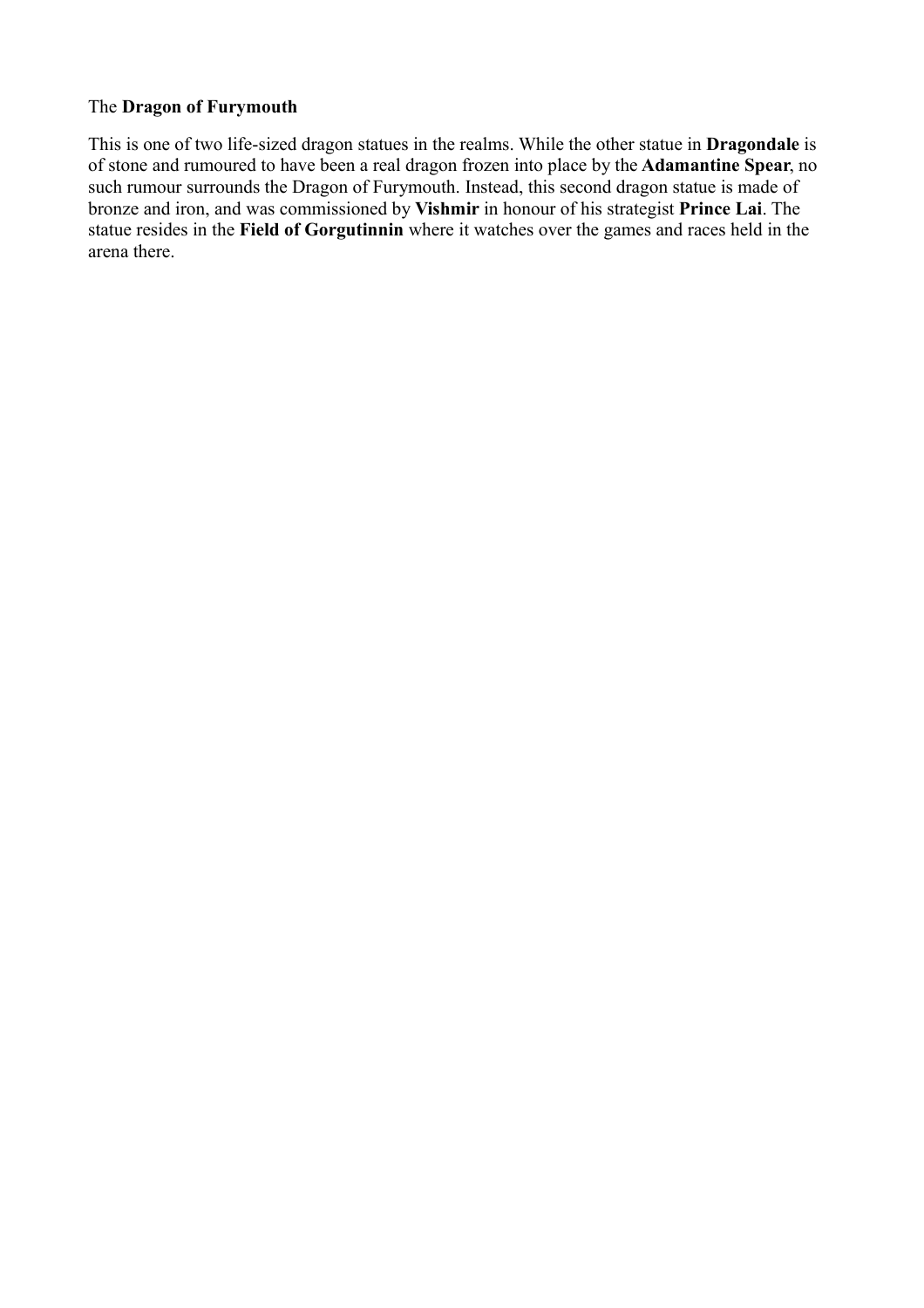The **Dragon of Furymouth**

This is one of two life-sized dragon statues in the realms. While the other statue in **Dragondale** is of stone and rumoured to have been a real dragon frozen into place by the **Adamantine Spear**, no such rumour surrounds the Dragon of Furymouth. Instead, this second dragon statue is made of bronze and iron, and was commissioned by **Vishmir** in honour of his strategist **Prince Lai**. The statue resides in the **Field of Gorgutinnin** where it watches over the games and races held in the arena there.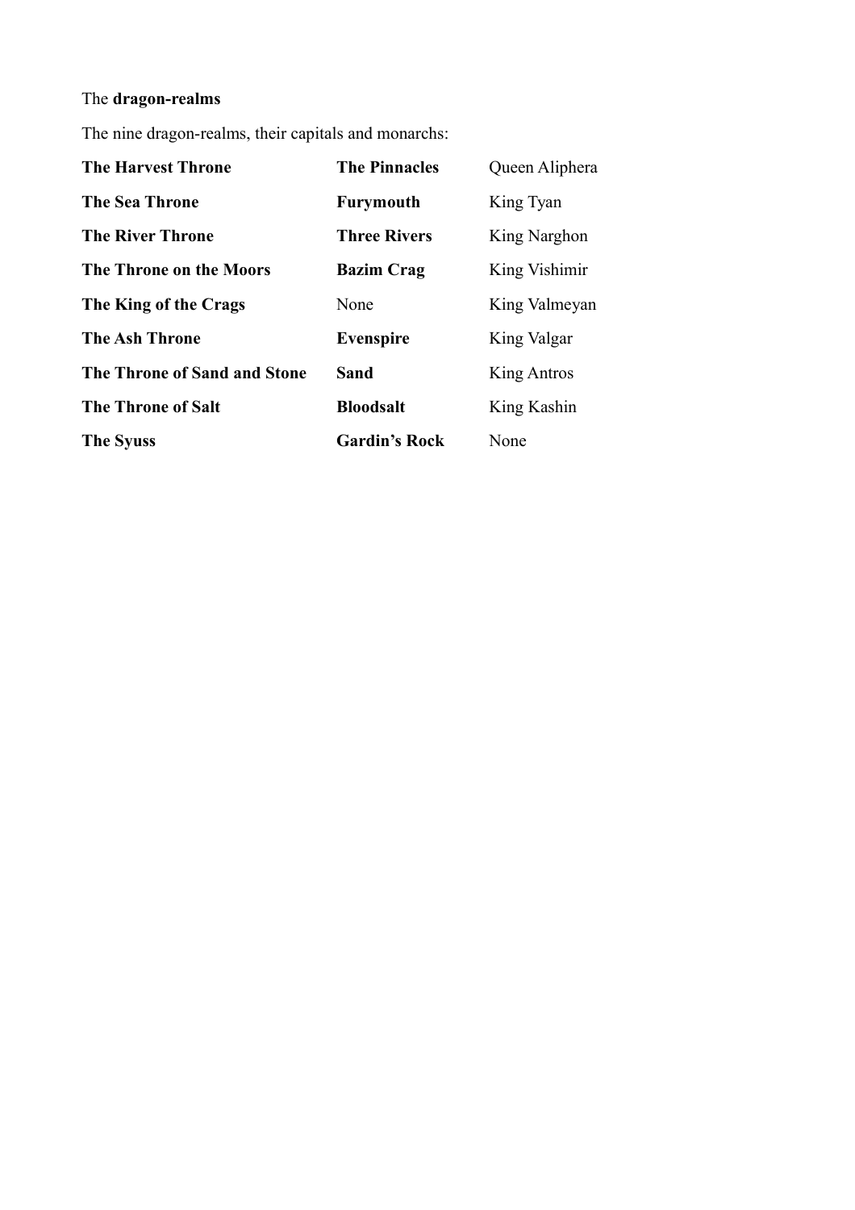The **dragon-realms**

The nine dragon-realms, their capitals and monarchs:

| | | |
|---|---|---|
| **The Harvest Throne** | **The Pinnacles** | Queen Aliphera |
| **The Sea Throne** | **Furymouth** | King Tyan |
| **The River Throne** | **Three Rivers** | King Narghon |
| **The Throne on the Moors** | **Bazim Crag** | King Vishimir |
| **The King of the Crags** | None | King Valmeyan |
| **The Ash Throne** | **Evenspire** | King Valgar |
| **The Throne of Sand and Stone** | **Sand** | King Antros |
| **The Throne of Salt** | **Bloodsalt** | King Kashin |
| **The Syuss** | **Gardin's Rock** | None |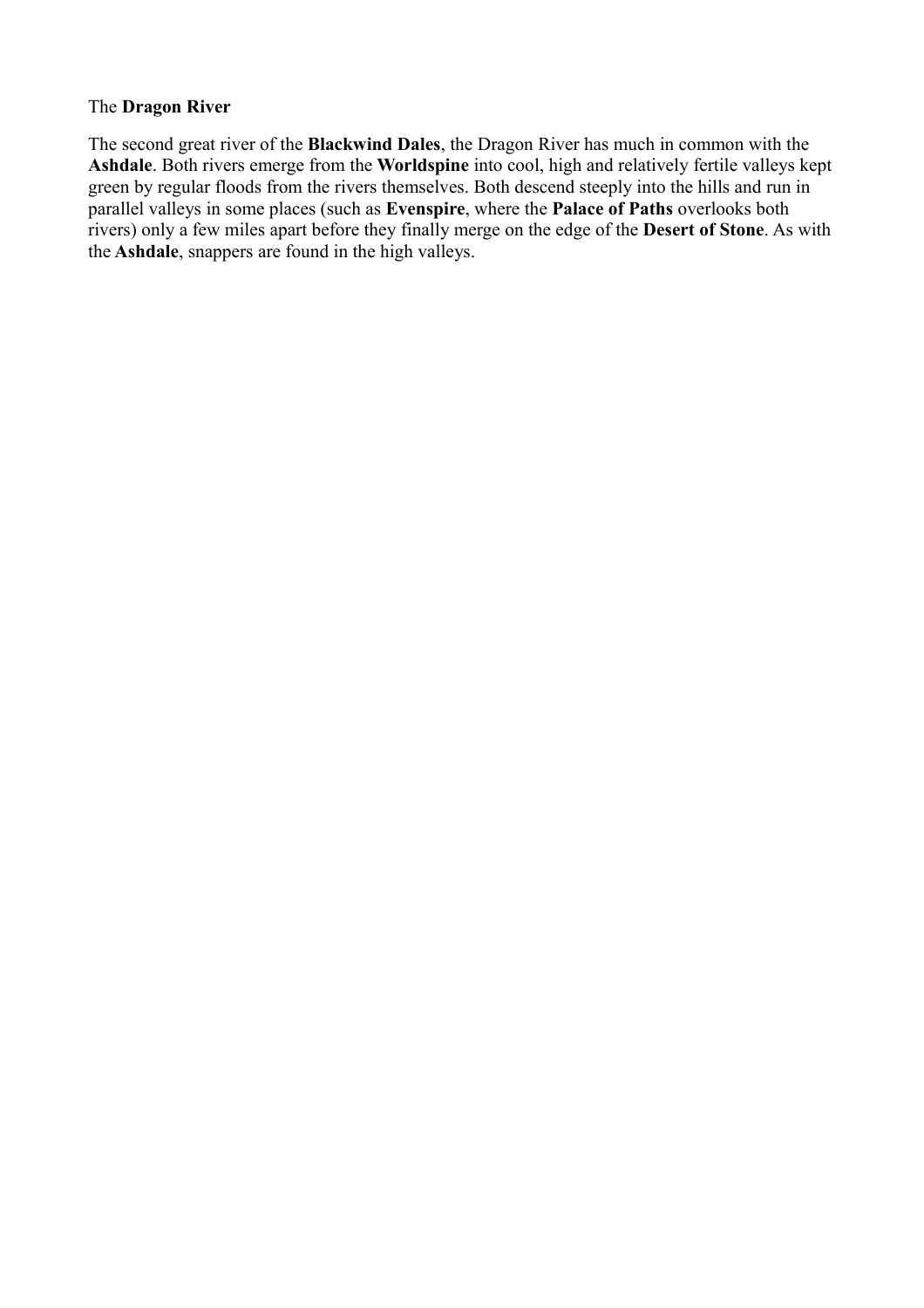The **Dragon River**

The second great river of the **Blackwind Dales**, the Dragon River has much in common with the **Ashdale**. Both rivers emerge from the **Worldspine** into cool, high and relatively fertile valleys kept green by regular floods from the rivers themselves. Both descend steeply into the hills and run in parallel valleys in some places (such as **Evenspire**, where the **Palace of Paths** overlooks both rivers) only a few miles apart before they finally merge on the edge of the **Desert of Stone**. As with the **Ashdale**, snappers are found in the high valleys.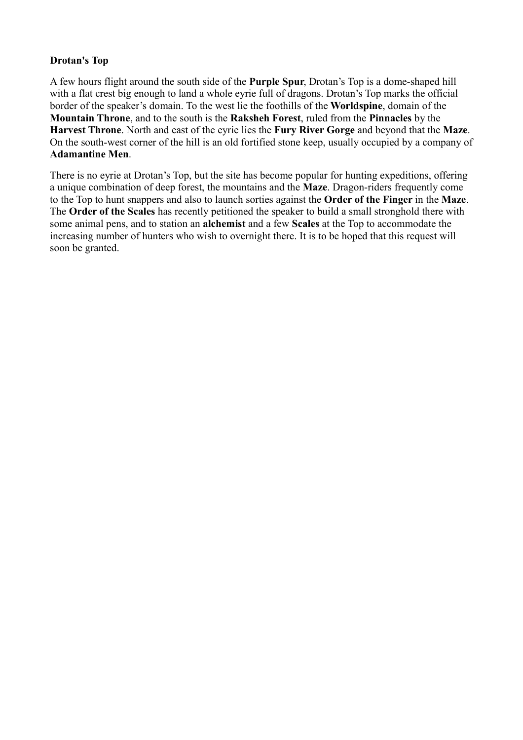**Drotan's Top**

A few hours flight around the south side of the **Purple Spur**, Drotan’s Top is a dome-shaped hill with a flat crest big enough to land a whole eyrie full of dragons. Drotan’s Top marks the official border of the speaker’s domain. To the west lie the foothills of the **Worldspine**, domain of the **Mountain Throne**, and to the south is the **Raksheh Forest**, ruled from the **Pinnacles** by the **Harvest Throne**. North and east of the eyrie lies the **Fury River Gorge** and beyond that the **Maze**. On the south-west corner of the hill is an old fortified stone keep, usually occupied by a company of **Adamantine Men**.

There is no eyrie at Drotan’s Top, but the site has become popular for hunting expeditions, offering a unique combination of deep forest, the mountains and the **Maze**. Dragon-riders frequently come to the Top to hunt snappers and also to launch sorties against the **Order of the Finger** in the **Maze**. The **Order of the Scales** has recently petitioned the speaker to build a small stronghold there with some animal pens, and to station an **alchemist** and a few **Scales** at the Top to accommodate the increasing number of hunters who wish to overnight there. It is to be hoped that this request will soon be granted.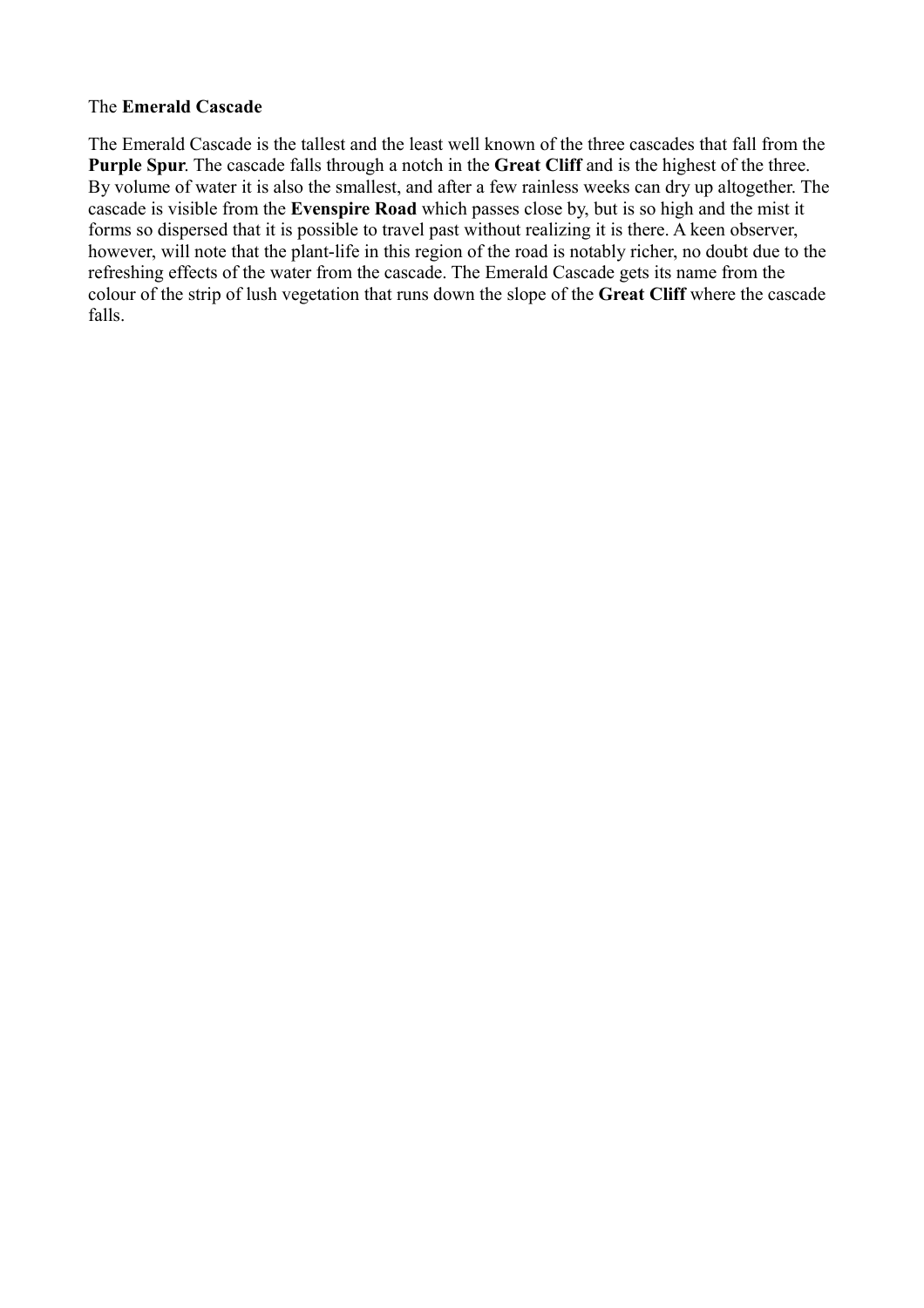The **Emerald Cascade**

The Emerald Cascade is the tallest and the least well known of the three cascades that fall from the **Purple Spur**. The cascade falls through a notch in the **Great Cliff** and is the highest of the three. By volume of water it is also the smallest, and after a few rainless weeks can dry up altogether. The cascade is visible from the **Evenspire Road** which passes close by, but is so high and the mist it forms so dispersed that it is possible to travel past without realizing it is there. A keen observer, however, will note that the plant-life in this region of the road is notably richer, no doubt due to the refreshing effects of the water from the cascade. The Emerald Cascade gets its name from the colour of the strip of lush vegetation that runs down the slope of the **Great Cliff** where the cascade falls.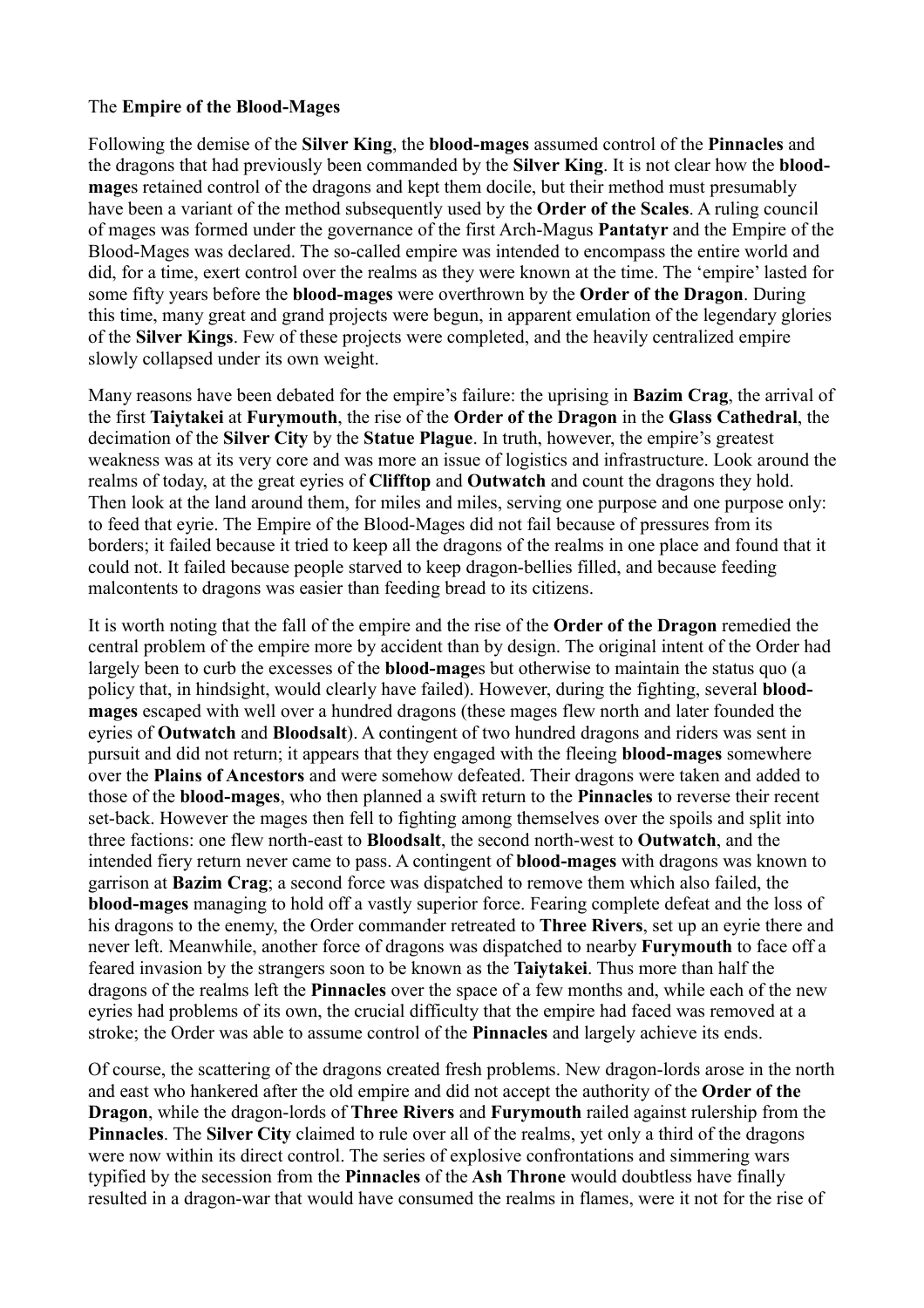The **Empire of the Blood-Mages**

Following the demise of the **Silver King**, the **blood-mages** assumed control of the **Pinnacles** and the dragons that had previously been commanded by the **Silver King**. It is not clear how the **blood-mage**s retained control of the dragons and kept them docile, but their method must presumably have been a variant of the method subsequently used by the **Order of the Scales**. A ruling council of mages was formed under the governance of the first Arch-Magus **Pantatyr** and the Empire of the Blood-Mages was declared. The so-called empire was intended to encompass the entire world and did, for a time, exert control over the realms as they were known at the time. The 'empire' lasted for some fifty years before the **blood-mages** were overthrown by the **Order of the Dragon**. During this time, many great and grand projects were begun, in apparent emulation of the legendary glories of the **Silver Kings**. Few of these projects were completed, and the heavily centralized empire slowly collapsed under its own weight.

Many reasons have been debated for the empire's failure: the uprising in **Bazim Crag**, the arrival of the first **Taiytakei** at **Furymouth**, the rise of the **Order of the Dragon** in the **Glass Cathedral**, the decimation of the **Silver City** by the **Statue Plague**. In truth, however, the empire's greatest weakness was at its very core and was more an issue of logistics and infrastructure. Look around the realms of today, at the great eyries of **Clifftop** and **Outwatch** and count the dragons they hold. Then look at the land around them, for miles and miles, serving one purpose and one purpose only: to feed that eyrie. The Empire of the Blood-Mages did not fail because of pressures from its borders; it failed because it tried to keep all the dragons of the realms in one place and found that it could not. It failed because people starved to keep dragon-bellies filled, and because feeding malcontents to dragons was easier than feeding bread to its citizens.

It is worth noting that the fall of the empire and the rise of the **Order of the Dragon** remedied the central problem of the empire more by accident than by design. The original intent of the Order had largely been to curb the excesses of the **blood-mage**s but otherwise to maintain the status quo (a policy that, in hindsight, would clearly have failed). However, during the fighting, several **blood-mages** escaped with well over a hundred dragons (these mages flew north and later founded the eyries of **Outwatch** and **Bloodsalt**). A contingent of two hundred dragons and riders was sent in pursuit and did not return; it appears that they engaged with the fleeing **blood-mages** somewhere over the **Plains of Ancestors** and were somehow defeated. Their dragons were taken and added to those of the **blood-mages**, who then planned a swift return to the **Pinnacles** to reverse their recent set-back. However the mages then fell to fighting among themselves over the spoils and split into three factions: one flew north-east to **Bloodsalt**, the second north-west to **Outwatch**, and the intended fiery return never came to pass. A contingent of **blood-mages** with dragons was known to garrison at **Bazim Crag**; a second force was dispatched to remove them which also failed, the **blood-mages** managing to hold off a vastly superior force. Fearing complete defeat and the loss of his dragons to the enemy, the Order commander retreated to **Three Rivers**, set up an eyrie there and never left. Meanwhile, another force of dragons was dispatched to nearby **Furymouth** to face off a feared invasion by the strangers soon to be known as the **Taiytakei**. Thus more than half the dragons of the realms left the **Pinnacles** over the space of a few months and, while each of the new eyries had problems of its own, the crucial difficulty that the empire had faced was removed at a stroke; the Order was able to assume control of the **Pinnacles** and largely achieve its ends.

Of course, the scattering of the dragons created fresh problems. New dragon-lords arose in the north and east who hankered after the old empire and did not accept the authority of the **Order of the Dragon**, while the dragon-lords of **Three Rivers** and **Furymouth** railed against rulership from the **Pinnacles**. The **Silver City** claimed to rule over all of the realms, yet only a third of the dragons were now within its direct control. The series of explosive confrontations and simmering wars typified by the secession from the **Pinnacles** of the **Ash Throne** would doubtless have finally resulted in a dragon-war that would have consumed the realms in flames, were it not for the rise of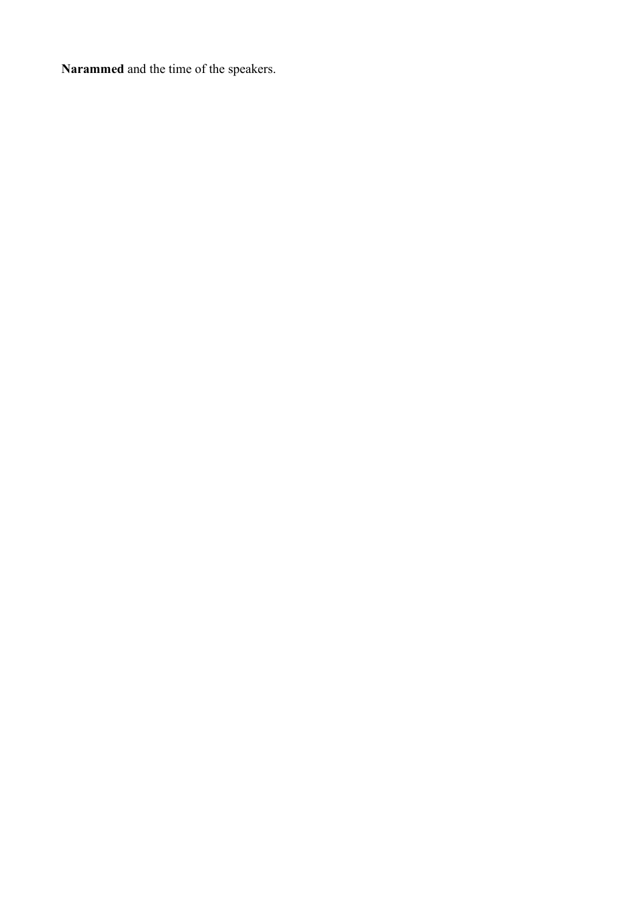**Narammed** and the time of the speakers.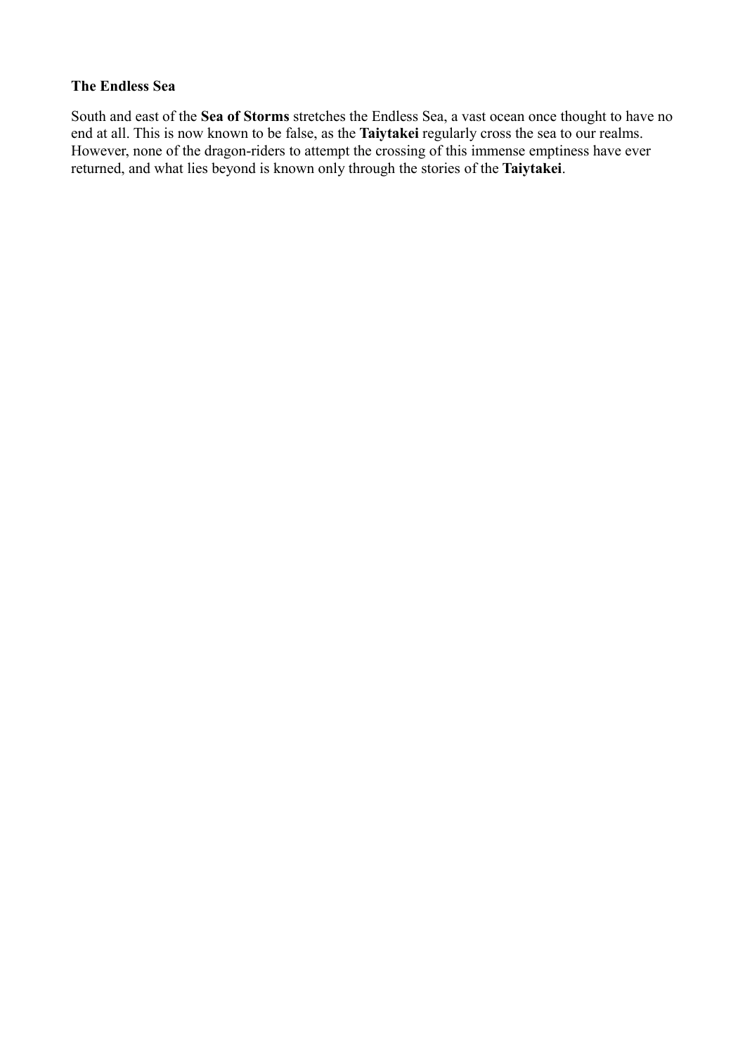**The Endless Sea**

South and east of the **Sea of Storms** stretches the Endless Sea, a vast ocean once thought to have no end at all. This is now known to be false, as the **Taiytakei** regularly cross the sea to our realms. However, none of the dragon-riders to attempt the crossing of this immense emptiness have ever returned, and what lies beyond is known only through the stories of the **Taiytakei**.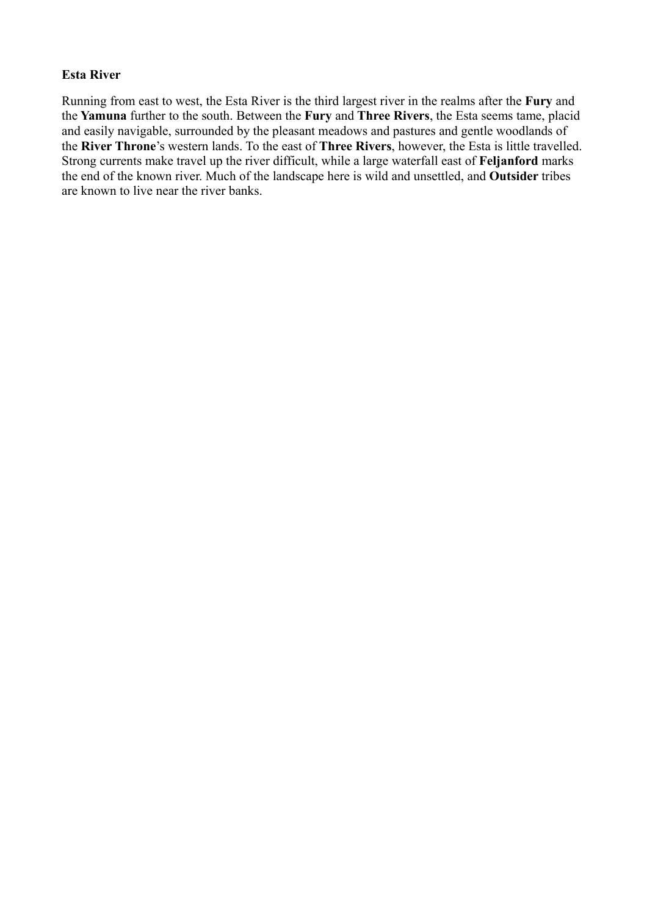**Esta River**

Running from east to west, the Esta River is the third largest river in the realms after the **Fury** and the **Yamuna** further to the south. Between the **Fury** and **Three Rivers**, the Esta seems tame, placid and easily navigable, surrounded by the pleasant meadows and pastures and gentle woodlands of the **River Throne**'s western lands. To the east of **Three Rivers**, however, the Esta is little travelled. Strong currents make travel up the river difficult, while a large waterfall east of **Feljanford** marks the end of the known river. Much of the landscape here is wild and unsettled, and **Outsider** tribes are known to live near the river banks.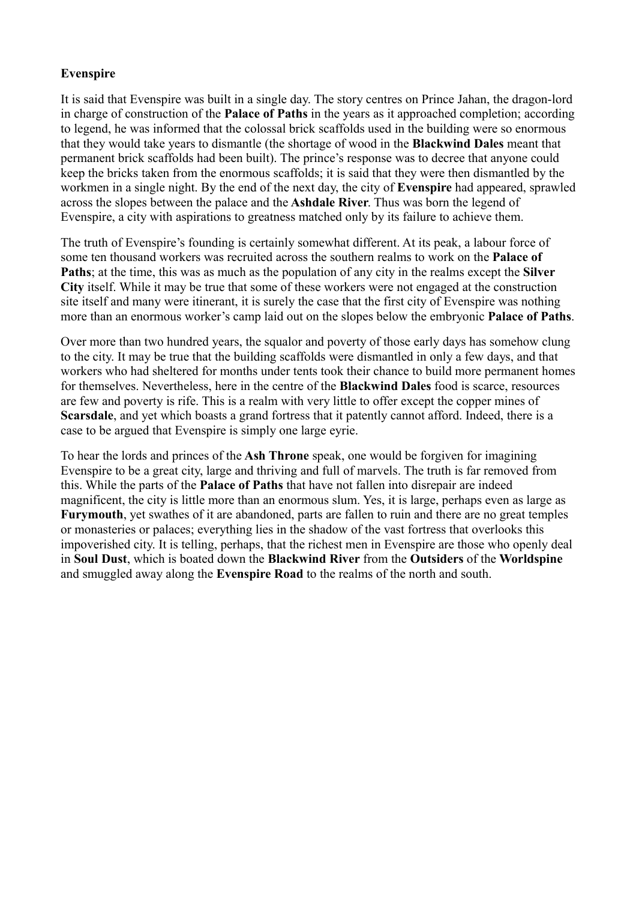**Evenspire**

It is said that Evenspire was built in a single day. The story centres on Prince Jahan, the dragon-lord in charge of construction of the **Palace of Paths** in the years as it approached completion; according to legend, he was informed that the colossal brick scaffolds used in the building were so enormous that they would take years to dismantle (the shortage of wood in the **Blackwind Dales** meant that permanent brick scaffolds had been built). The prince's response was to decree that anyone could keep the bricks taken from the enormous scaffolds; it is said that they were then dismantled by the workmen in a single night. By the end of the next day, the city of **Evenspire** had appeared, sprawled across the slopes between the palace and the **Ashdale River**. Thus was born the legend of Evenspire, a city with aspirations to greatness matched only by its failure to achieve them.

The truth of Evenspire's founding is certainly somewhat different. At its peak, a labour force of some ten thousand workers was recruited across the southern realms to work on the **Palace of Paths**; at the time, this was as much as the population of any city in the realms except the **Silver City** itself. While it may be true that some of these workers were not engaged at the construction site itself and many were itinerant, it is surely the case that the first city of Evenspire was nothing more than an enormous worker's camp laid out on the slopes below the embryonic **Palace of Paths**.

Over more than two hundred years, the squalor and poverty of those early days has somehow clung to the city. It may be true that the building scaffolds were dismantled in only a few days, and that workers who had sheltered for months under tents took their chance to build more permanent homes for themselves. Nevertheless, here in the centre of the **Blackwind Dales** food is scarce, resources are few and poverty is rife. This is a realm with very little to offer except the copper mines of **Scarsdale**, and yet which boasts a grand fortress that it patently cannot afford. Indeed, there is a case to be argued that Evenspire is simply one large eyrie.

To hear the lords and princes of the **Ash Throne** speak, one would be forgiven for imagining Evenspire to be a great city, large and thriving and full of marvels. The truth is far removed from this. While the parts of the **Palace of Paths** that have not fallen into disrepair are indeed magnificent, the city is little more than an enormous slum. Yes, it is large, perhaps even as large as **Furymouth**, yet swathes of it are abandoned, parts are fallen to ruin and there are no great temples or monasteries or palaces; everything lies in the shadow of the vast fortress that overlooks this impoverished city. It is telling, perhaps, that the richest men in Evenspire are those who openly deal in **Soul Dust**, which is boated down the **Blackwind River** from the **Outsiders** of the **Worldspine** and smuggled away along the **Evenspire Road** to the realms of the north and south.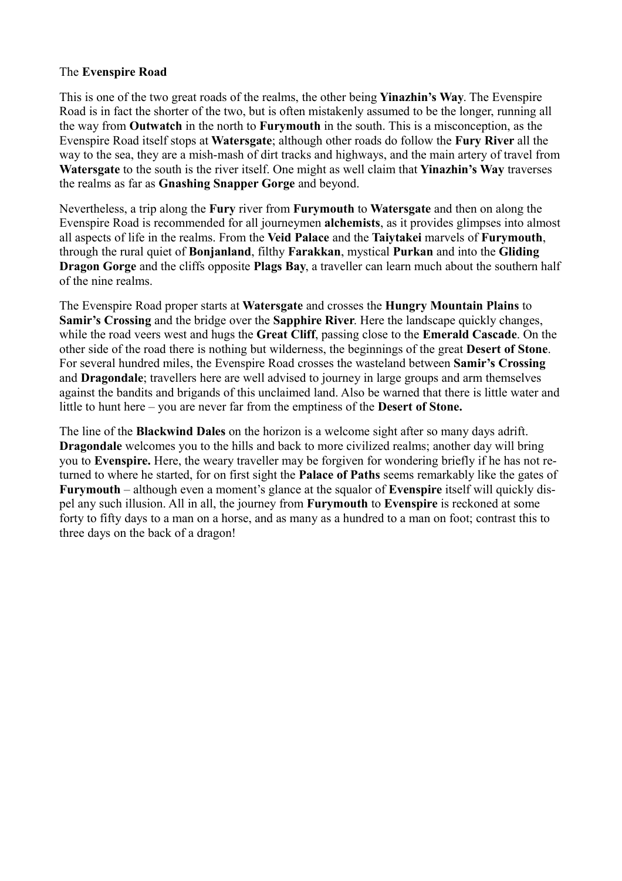The **Evenspire Road**

This is one of the two great roads of the realms, the other being **Yinazhin's Way**. The Evenspire Road is in fact the shorter of the two, but is often mistakenly assumed to be the longer, running all the way from **Outwatch** in the north to **Furymouth** in the south. This is a misconception, as the Evenspire Road itself stops at **Watersgate**; although other roads do follow the **Fury River** all the way to the sea, they are a mish-mash of dirt tracks and highways, and the main artery of travel from **Watersgate** to the south is the river itself. One might as well claim that **Yinazhin's Way** traverses the realms as far as **Gnashing Snapper Gorge** and beyond.

Nevertheless, a trip along the **Fury** river from **Furymouth** to **Watersgate** and then on along the Evenspire Road is recommended for all journeymen **alchemists**, as it provides glimpses into almost all aspects of life in the realms. From the **Veid Palace** and the **Taiytakei** marvels of **Furymouth**, through the rural quiet of **Bonjanland**, filthy **Farakkan**, mystical **Purkan** and into the **Gliding Dragon Gorge** and the cliffs opposite **Plags Bay**, a traveller can learn much about the southern half of the nine realms.

The Evenspire Road proper starts at **Watersgate** and crosses the **Hungry Mountain Plains** to **Samir's Crossing** and the bridge over the **Sapphire River**. Here the landscape quickly changes, while the road veers west and hugs the **Great Cliff**, passing close to the **Emerald Cascade**. On the other side of the road there is nothing but wilderness, the beginnings of the great **Desert of Stone**. For several hundred miles, the Evenspire Road crosses the wasteland between **Samir's Crossing** and **Dragondale**; travellers here are well advised to journey in large groups and arm themselves against the bandits and brigands of this unclaimed land. Also be warned that there is little water and little to hunt here – you are never far from the emptiness of the **Desert of Stone.**

The line of the **Blackwind Dales** on the horizon is a welcome sight after so many days adrift. **Dragondale** welcomes you to the hills and back to more civilized realms; another day will bring you to **Evenspire.** Here, the weary traveller may be forgiven for wondering briefly if he has not returned to where he started, for on first sight the **Palace of Paths** seems remarkably like the gates of **Furymouth** – although even a moment's glance at the squalor of **Evenspire** itself will quickly dispel any such illusion. All in all, the journey from **Furymouth** to **Evenspire** is reckoned at some forty to fifty days to a man on a horse, and as many as a hundred to a man on foot; contrast this to three days on the back of a dragon!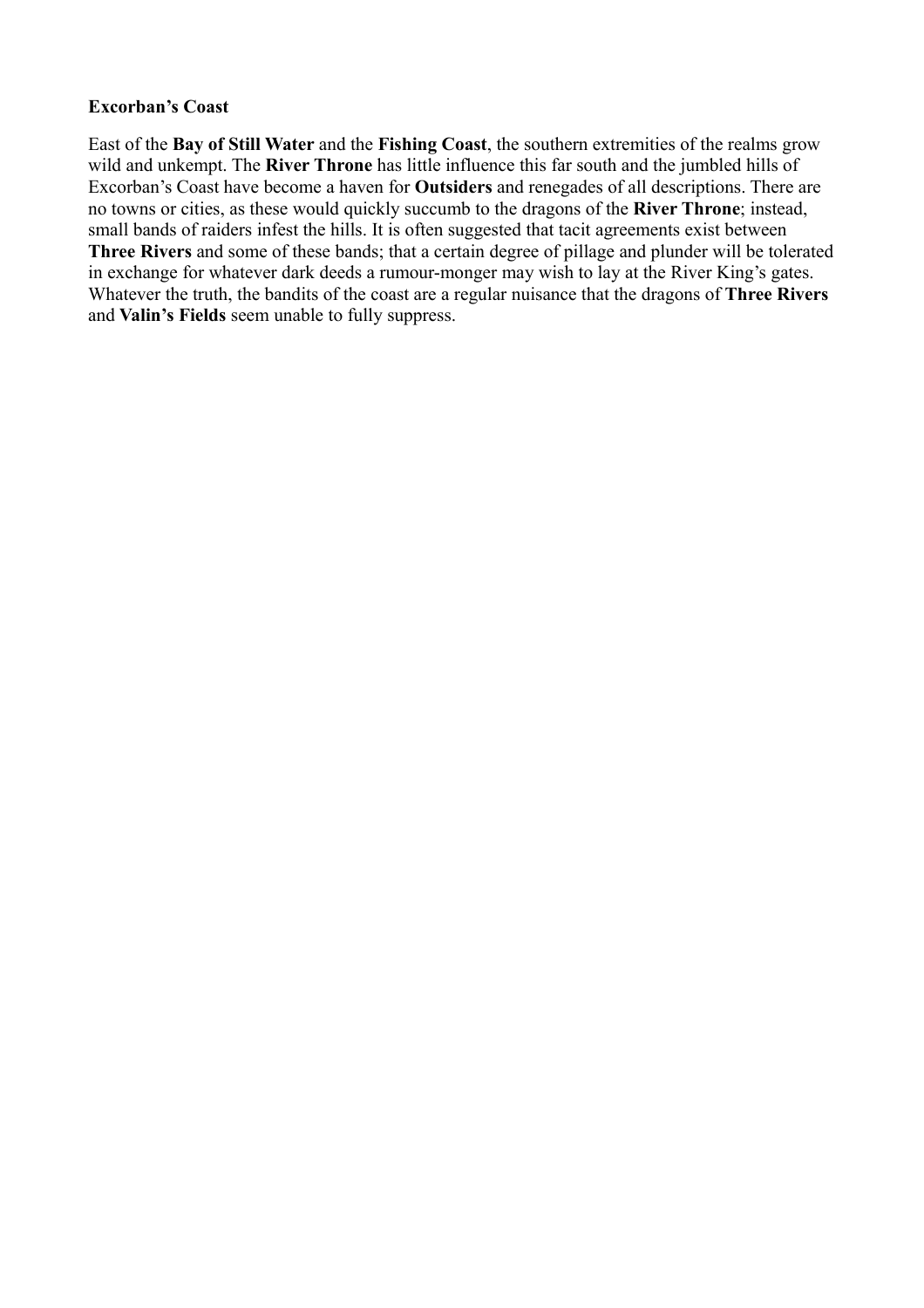**Excorban's Coast**

East of the **Bay of Still Water** and the **Fishing Coast**, the southern extremities of the realms grow wild and unkempt. The **River Throne** has little influence this far south and the jumbled hills of Excorban's Coast have become a haven for **Outsiders** and renegades of all descriptions. There are no towns or cities, as these would quickly succumb to the dragons of the **River Throne**; instead, small bands of raiders infest the hills. It is often suggested that tacit agreements exist between **Three Rivers** and some of these bands; that a certain degree of pillage and plunder will be tolerated in exchange for whatever dark deeds a rumour-monger may wish to lay at the River King's gates. Whatever the truth, the bandits of the coast are a regular nuisance that the dragons of **Three Rivers** and **Valin's Fields** seem unable to fully suppress.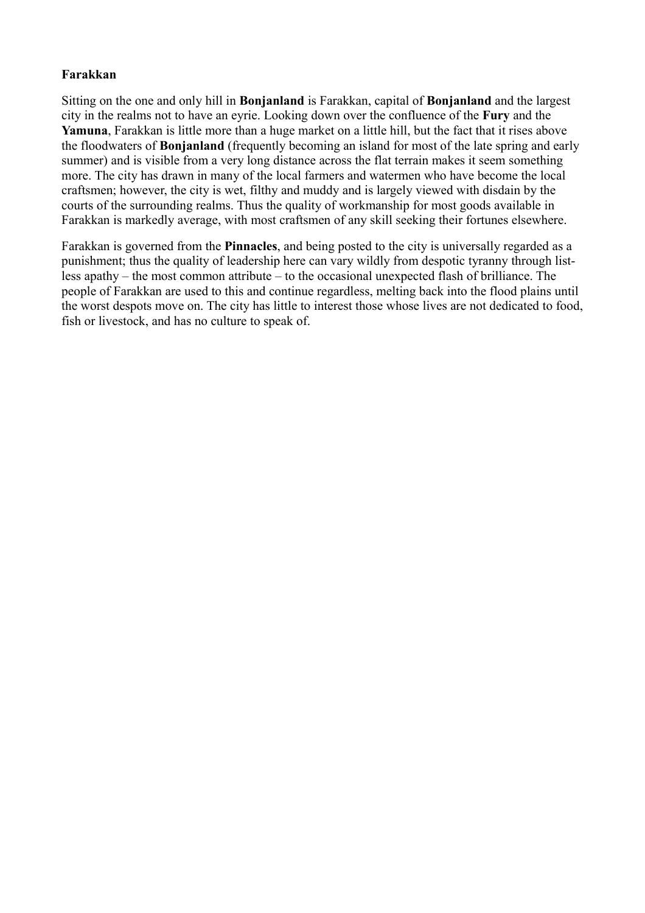**Farakkan**

Sitting on the one and only hill in **Bonjanland** is Farakkan, capital of **Bonjanland** and the largest city in the realms not to have an eyrie. Looking down over the confluence of the **Fury** and the **Yamuna**, Farakkan is little more than a huge market on a little hill, but the fact that it rises above the floodwaters of **Bonjanland** (frequently becoming an island for most of the late spring and early summer) and is visible from a very long distance across the flat terrain makes it seem something more. The city has drawn in many of the local farmers and watermen who have become the local craftsmen; however, the city is wet, filthy and muddy and is largely viewed with disdain by the courts of the surrounding realms. Thus the quality of workmanship for most goods available in Farakkan is markedly average, with most craftsmen of any skill seeking their fortunes elsewhere.

Farakkan is governed from the **Pinnacles**, and being posted to the city is universally regarded as a punishment; thus the quality of leadership here can vary wildly from despotic tyranny through listless apathy – the most common attribute – to the occasional unexpected flash of brilliance. The people of Farakkan are used to this and continue regardless, melting back into the flood plains until the worst despots move on. The city has little to interest those whose lives are not dedicated to food, fish or livestock, and has no culture to speak of.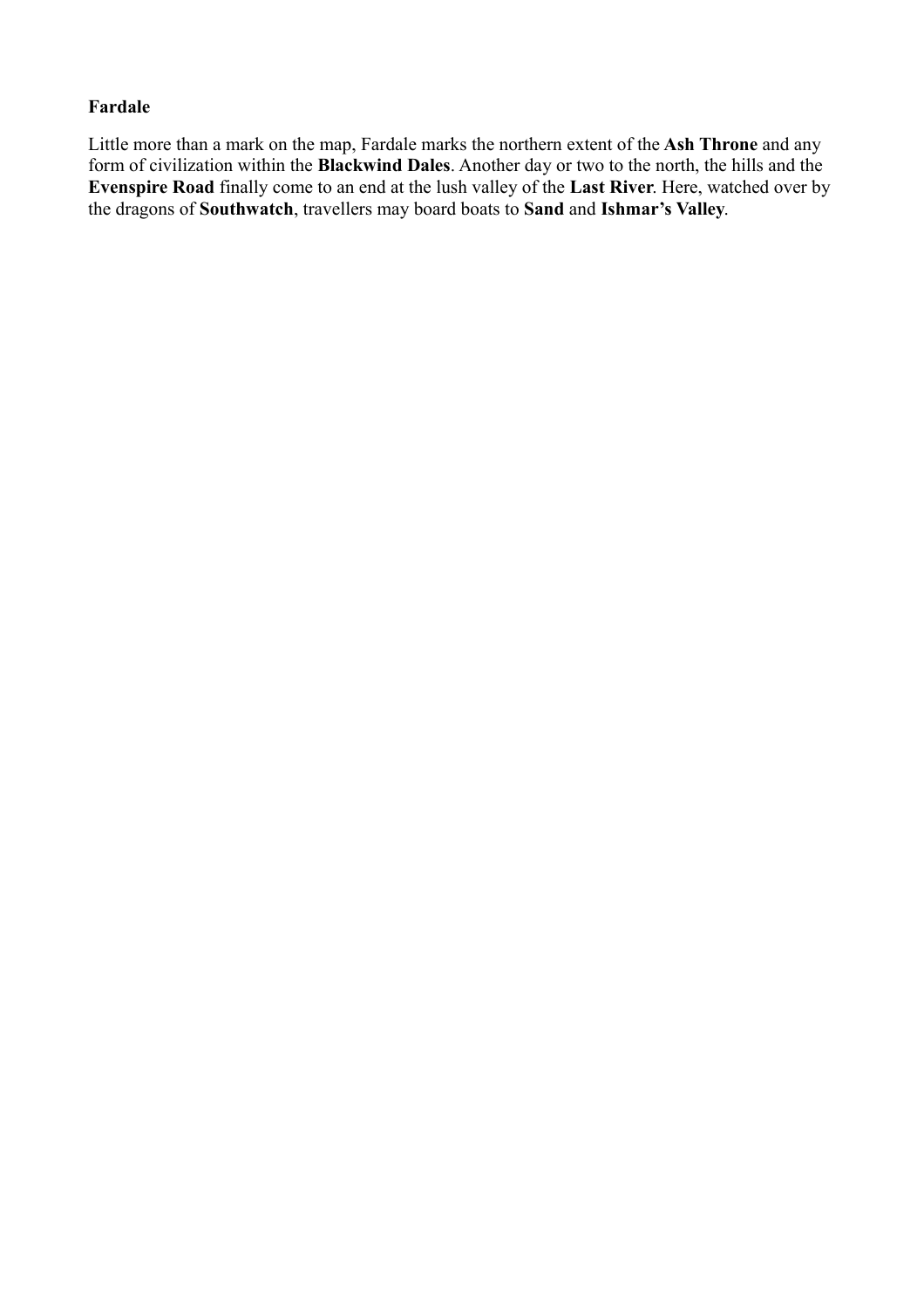**Fardale**

Little more than a mark on the map, Fardale marks the northern extent of the **Ash Throne** and any form of civilization within the **Blackwind Dales**. Another day or two to the north, the hills and the **Evenspire Road** finally come to an end at the lush valley of the **Last River**. Here, watched over by the dragons of **Southwatch**, travellers may board boats to **Sand** and **Ishmar's Valley**.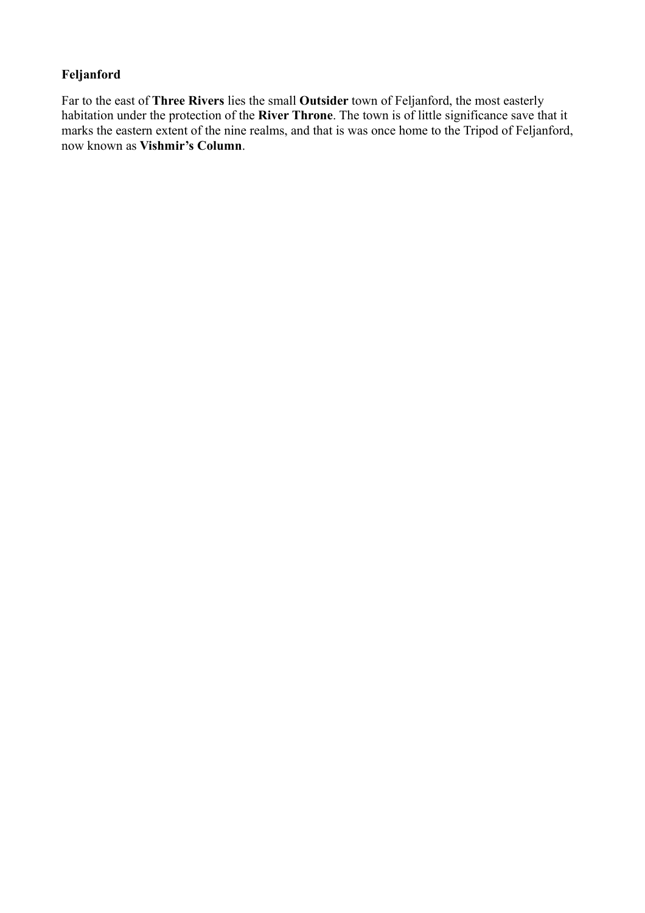**Feljanford**

Far to the east of **Three Rivers** lies the small **Outsider** town of Feljanford, the most easterly habitation under the protection of the **River Throne**. The town is of little significance save that it marks the eastern extent of the nine realms, and that is was once home to the Tripod of Feljanford, now known as **Vishmir's Column**.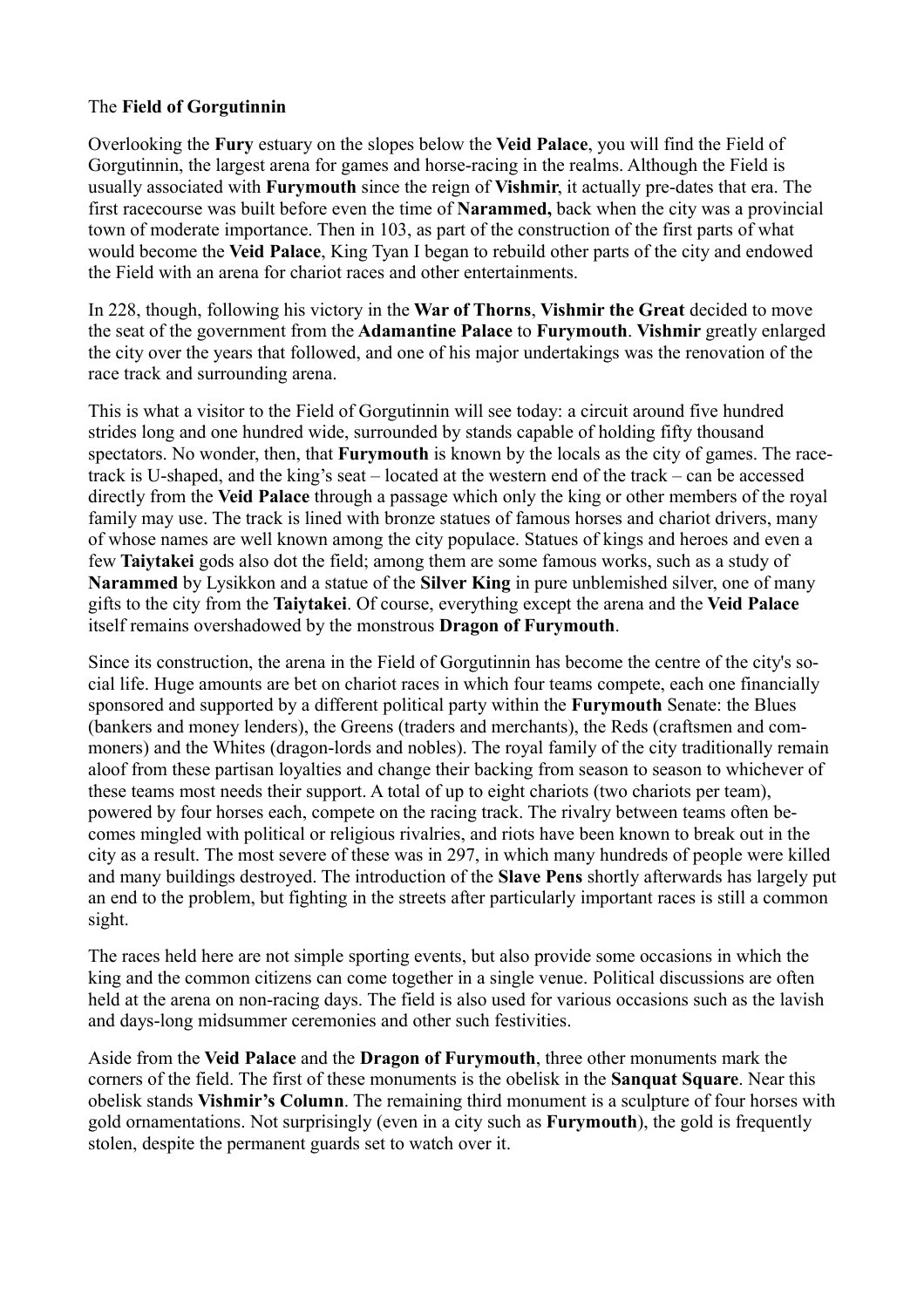The **Field of Gorgutinnin**

Overlooking the **Fury** estuary on the slopes below the **Veid Palace**, you will find the Field of Gorgutinnin, the largest arena for games and horse-racing in the realms. Although the Field is usually associated with **Furymouth** since the reign of **Vishmir**, it actually pre-dates that era. The first racecourse was built before even the time of **Narammed,** back when the city was a provincial town of moderate importance. Then in 103, as part of the construction of the first parts of what would become the **Veid Palace**, King Tyan I began to rebuild other parts of the city and endowed the Field with an arena for chariot races and other entertainments.

In 228, though, following his victory in the **War of Thorns**, **Vishmir the Great** decided to move the seat of the government from the **Adamantine Palace** to **Furymouth**. **Vishmir** greatly enlarged the city over the years that followed, and one of his major undertakings was the renovation of the race track and surrounding arena.

This is what a visitor to the Field of Gorgutinnin will see today: a circuit around five hundred strides long and one hundred wide, surrounded by stands capable of holding fifty thousand spectators. No wonder, then, that **Furymouth** is known by the locals as the city of games. The race-track is U-shaped, and the king's seat – located at the western end of the track – can be accessed directly from the **Veid Palace** through a passage which only the king or other members of the royal family may use. The track is lined with bronze statues of famous horses and chariot drivers, many of whose names are well known among the city populace. Statues of kings and heroes and even a few **Taiytakei** gods also dot the field; among them are some famous works, such as a study of **Narammed** by Lysikkon and a statue of the **Silver King** in pure unblemished silver, one of many gifts to the city from the **Taiytakei**. Of course, everything except the arena and the **Veid Palace** itself remains overshadowed by the monstrous **Dragon of Furymouth**.

Since its construction, the arena in the Field of Gorgutinnin has become the centre of the city's social life. Huge amounts are bet on chariot races in which four teams compete, each one financially sponsored and supported by a different political party within the **Furymouth** Senate: the Blues (bankers and money lenders), the Greens (traders and merchants), the Reds (craftsmen and commoners) and the Whites (dragon-lords and nobles). The royal family of the city traditionally remain aloof from these partisan loyalties and change their backing from season to season to whichever of these teams most needs their support. A total of up to eight chariots (two chariots per team), powered by four horses each, compete on the racing track. The rivalry between teams often becomes mingled with political or religious rivalries, and riots have been known to break out in the city as a result. The most severe of these was in 297, in which many hundreds of people were killed and many buildings destroyed. The introduction of the **Slave Pens** shortly afterwards has largely put an end to the problem, but fighting in the streets after particularly important races is still a common sight.

The races held here are not simple sporting events, but also provide some occasions in which the king and the common citizens can come together in a single venue. Political discussions are often held at the arena on non-racing days. The field is also used for various occasions such as the lavish and days-long midsummer ceremonies and other such festivities.

Aside from the **Veid Palace** and the **Dragon of Furymouth**, three other monuments mark the corners of the field. The first of these monuments is the obelisk in the **Sanquat Square**. Near this obelisk stands **Vishmir's Column**. The remaining third monument is a sculpture of four horses with gold ornamentations. Not surprisingly (even in a city such as **Furymouth**), the gold is frequently stolen, despite the permanent guards set to watch over it.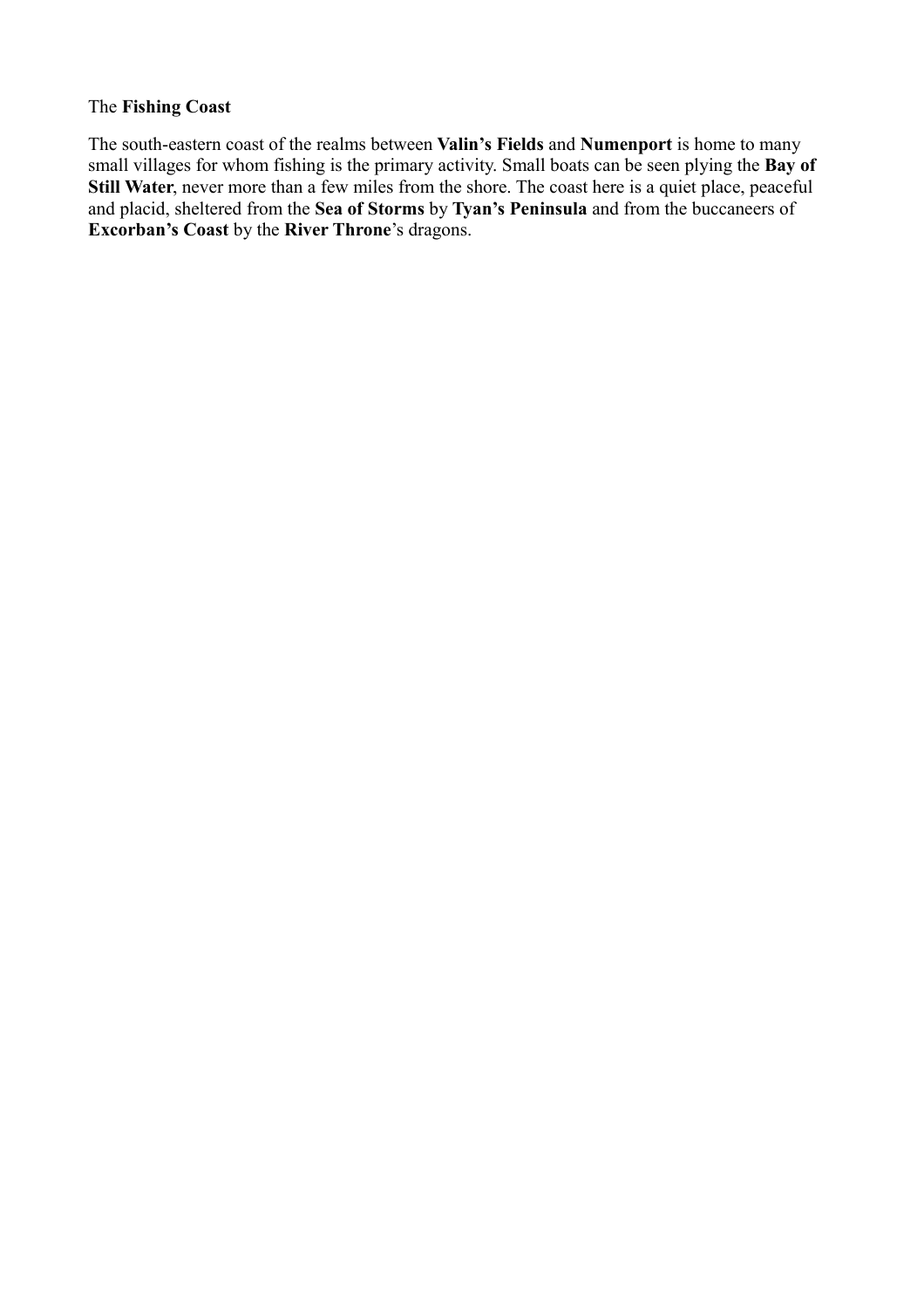The **Fishing Coast**

The south-eastern coast of the realms between **Valin's Fields** and **Numenport** is home to many small villages for whom fishing is the primary activity. Small boats can be seen plying the **Bay of Still Water**, never more than a few miles from the shore. The coast here is a quiet place, peaceful and placid, sheltered from the **Sea of Storms** by **Tyan's Peninsula** and from the buccaneers of **Excorban's Coast** by the **River Throne**'s dragons.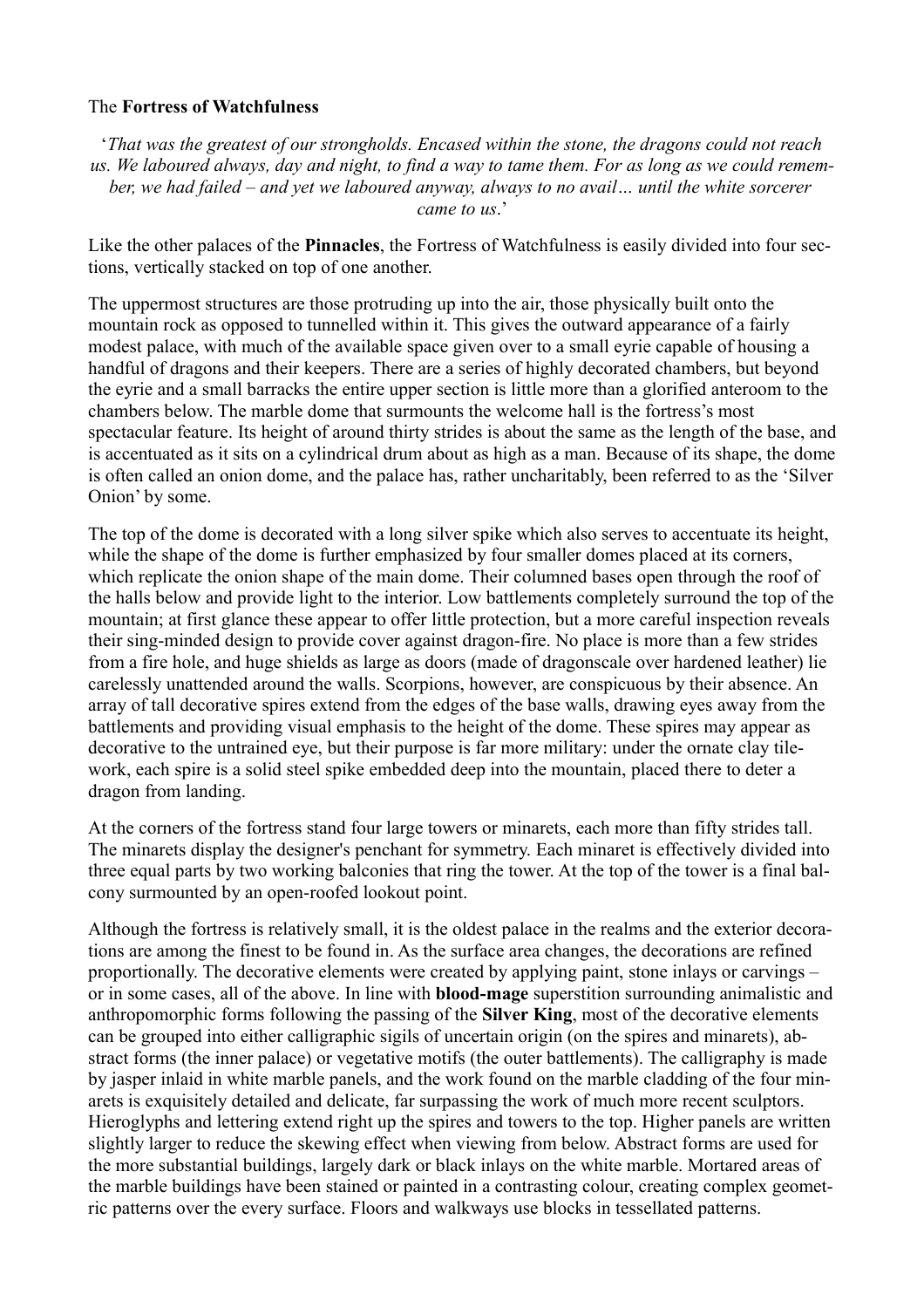The **Fortress of Watchfulness**

'*That was the greatest of our strongholds. Encased within the stone, the dragons could not reach us. We laboured always, day and night, to find a way to tame them. For as long as we could remember, we had failed – and yet we laboured anyway, always to no avail… until the white sorcerer came to us*.'

Like the other palaces of the **Pinnacles**, the Fortress of Watchfulness is easily divided into four sections, vertically stacked on top of one another.

The uppermost structures are those protruding up into the air, those physically built onto the mountain rock as opposed to tunnelled within it. This gives the outward appearance of a fairly modest palace, with much of the available space given over to a small eyrie capable of housing a handful of dragons and their keepers. There are a series of highly decorated chambers, but beyond the eyrie and a small barracks the entire upper section is little more than a glorified anteroom to the chambers below. The marble dome that surmounts the welcome hall is the fortress's most spectacular feature. Its height of around thirty strides is about the same as the length of the base, and is accentuated as it sits on a cylindrical drum about as high as a man. Because of its shape, the dome is often called an onion dome, and the palace has, rather uncharitably, been referred to as the 'Silver Onion' by some.

The top of the dome is decorated with a long silver spike which also serves to accentuate its height, while the shape of the dome is further emphasized by four smaller domes placed at its corners, which replicate the onion shape of the main dome. Their columned bases open through the roof of the halls below and provide light to the interior. Low battlements completely surround the top of the mountain; at first glance these appear to offer little protection, but a more careful inspection reveals their sing-minded design to provide cover against dragon-fire. No place is more than a few strides from a fire hole, and huge shields as large as doors (made of dragonscale over hardened leather) lie carelessly unattended around the walls. Scorpions, however, are conspicuous by their absence. An array of tall decorative spires extend from the edges of the base walls, drawing eyes away from the battlements and providing visual emphasis to the height of the dome. These spires may appear as decorative to the untrained eye, but their purpose is far more military: under the ornate clay tile-work, each spire is a solid steel spike embedded deep into the mountain, placed there to deter a dragon from landing.

At the corners of the fortress stand four large towers or minarets, each more than fifty strides tall. The minarets display the designer's penchant for symmetry. Each minaret is effectively divided into three equal parts by two working balconies that ring the tower. At the top of the tower is a final balcony surmounted by an open-roofed lookout point.

Although the fortress is relatively small, it is the oldest palace in the realms and the exterior decorations are among the finest to be found in. As the surface area changes, the decorations are refined proportionally. The decorative elements were created by applying paint, stone inlays or carvings – or in some cases, all of the above. In line with **blood-mage** superstition surrounding animalistic and anthropomorphic forms following the passing of the **Silver King**, most of the decorative elements can be grouped into either calligraphic sigils of uncertain origin (on the spires and minarets), abstract forms (the inner palace) or vegetative motifs (the outer battlements). The calligraphy is made by jasper inlaid in white marble panels, and the work found on the marble cladding of the four minarets is exquisitely detailed and delicate, far surpassing the work of much more recent sculptors. Hieroglyphs and lettering extend right up the spires and towers to the top. Higher panels are written slightly larger to reduce the skewing effect when viewing from below. Abstract forms are used for the more substantial buildings, largely dark or black inlays on the white marble. Mortared areas of the marble buildings have been stained or painted in a contrasting colour, creating complex geometric patterns over the every surface. Floors and walkways use blocks in tessellated patterns.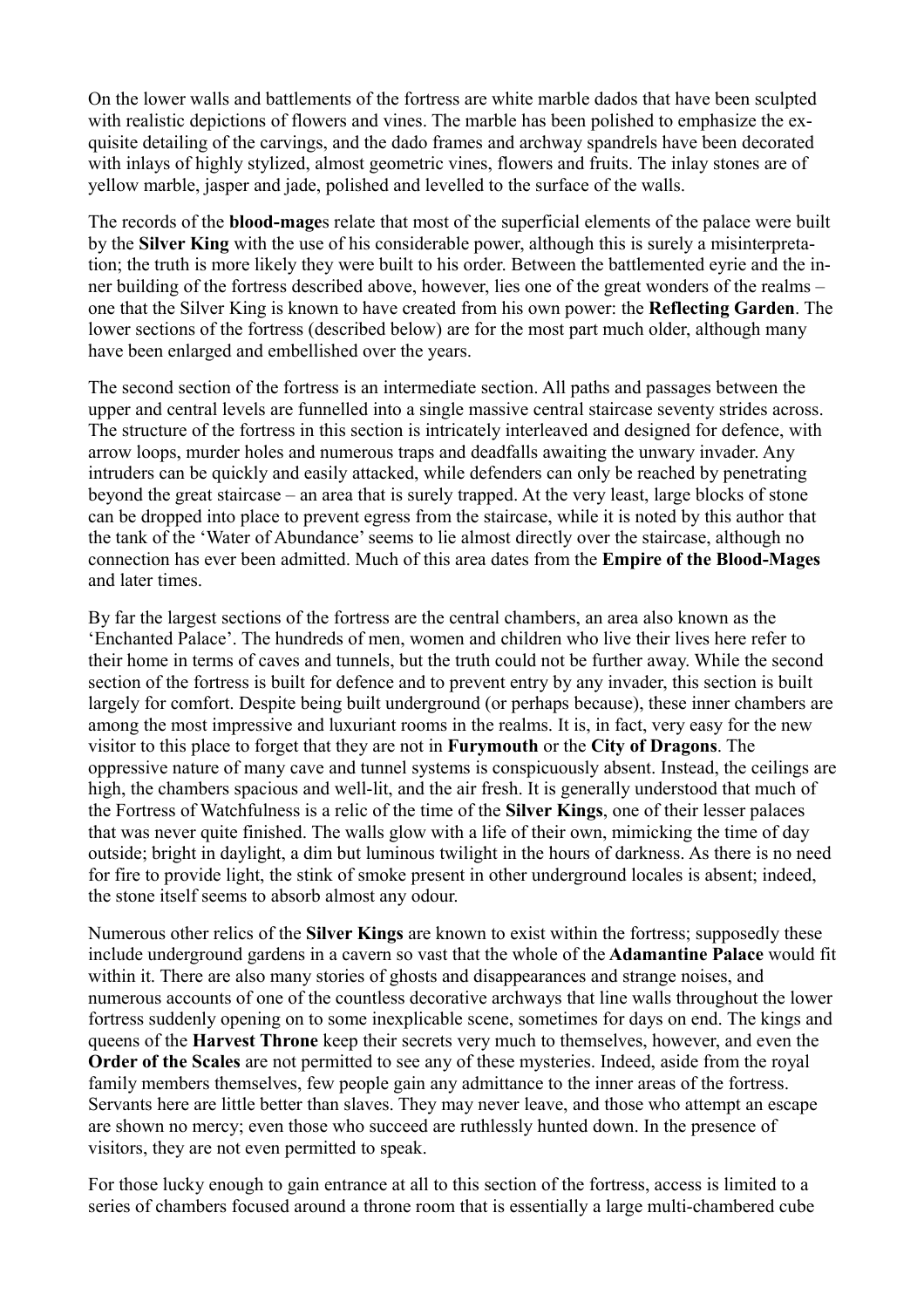On the lower walls and battlements of the fortress are white marble dados that have been sculpted with realistic depictions of flowers and vines. The marble has been polished to emphasize the exquisite detailing of the carvings, and the dado frames and archway spandrels have been decorated with inlays of highly stylized, almost geometric vines, flowers and fruits. The inlay stones are of yellow marble, jasper and jade, polished and levelled to the surface of the walls.

The records of the **blood-mage**s relate that most of the superficial elements of the palace were built by the **Silver King** with the use of his considerable power, although this is surely a misinterpretation; the truth is more likely they were built to his order. Between the battlemented eyrie and the inner building of the fortress described above, however, lies one of the great wonders of the realms – one that the Silver King is known to have created from his own power: the **Reflecting Garden**. The lower sections of the fortress (described below) are for the most part much older, although many have been enlarged and embellished over the years.

The second section of the fortress is an intermediate section. All paths and passages between the upper and central levels are funnelled into a single massive central staircase seventy strides across. The structure of the fortress in this section is intricately interleaved and designed for defence, with arrow loops, murder holes and numerous traps and deadfalls awaiting the unwary invader. Any intruders can be quickly and easily attacked, while defenders can only be reached by penetrating beyond the great staircase – an area that is surely trapped. At the very least, large blocks of stone can be dropped into place to prevent egress from the staircase, while it is noted by this author that the tank of the 'Water of Abundance' seems to lie almost directly over the staircase, although no connection has ever been admitted. Much of this area dates from the **Empire of the Blood-Mages** and later times.

By far the largest sections of the fortress are the central chambers, an area also known as the 'Enchanted Palace'. The hundreds of men, women and children who live their lives here refer to their home in terms of caves and tunnels, but the truth could not be further away. While the second section of the fortress is built for defence and to prevent entry by any invader, this section is built largely for comfort. Despite being built underground (or perhaps because), these inner chambers are among the most impressive and luxuriant rooms in the realms. It is, in fact, very easy for the new visitor to this place to forget that they are not in **Furymouth** or the **City of Dragons**. The oppressive nature of many cave and tunnel systems is conspicuously absent. Instead, the ceilings are high, the chambers spacious and well-lit, and the air fresh. It is generally understood that much of the Fortress of Watchfulness is a relic of the time of the **Silver Kings**, one of their lesser palaces that was never quite finished. The walls glow with a life of their own, mimicking the time of day outside; bright in daylight, a dim but luminous twilight in the hours of darkness. As there is no need for fire to provide light, the stink of smoke present in other underground locales is absent; indeed, the stone itself seems to absorb almost any odour.

Numerous other relics of the **Silver Kings** are known to exist within the fortress; supposedly these include underground gardens in a cavern so vast that the whole of the **Adamantine Palace** would fit within it. There are also many stories of ghosts and disappearances and strange noises, and numerous accounts of one of the countless decorative archways that line walls throughout the lower fortress suddenly opening on to some inexplicable scene, sometimes for days on end. The kings and queens of the **Harvest Throne** keep their secrets very much to themselves, however, and even the **Order of the Scales** are not permitted to see any of these mysteries. Indeed, aside from the royal family members themselves, few people gain any admittance to the inner areas of the fortress. Servants here are little better than slaves. They may never leave, and those who attempt an escape are shown no mercy; even those who succeed are ruthlessly hunted down. In the presence of visitors, they are not even permitted to speak.

For those lucky enough to gain entrance at all to this section of the fortress, access is limited to a series of chambers focused around a throne room that is essentially a large multi-chambered cube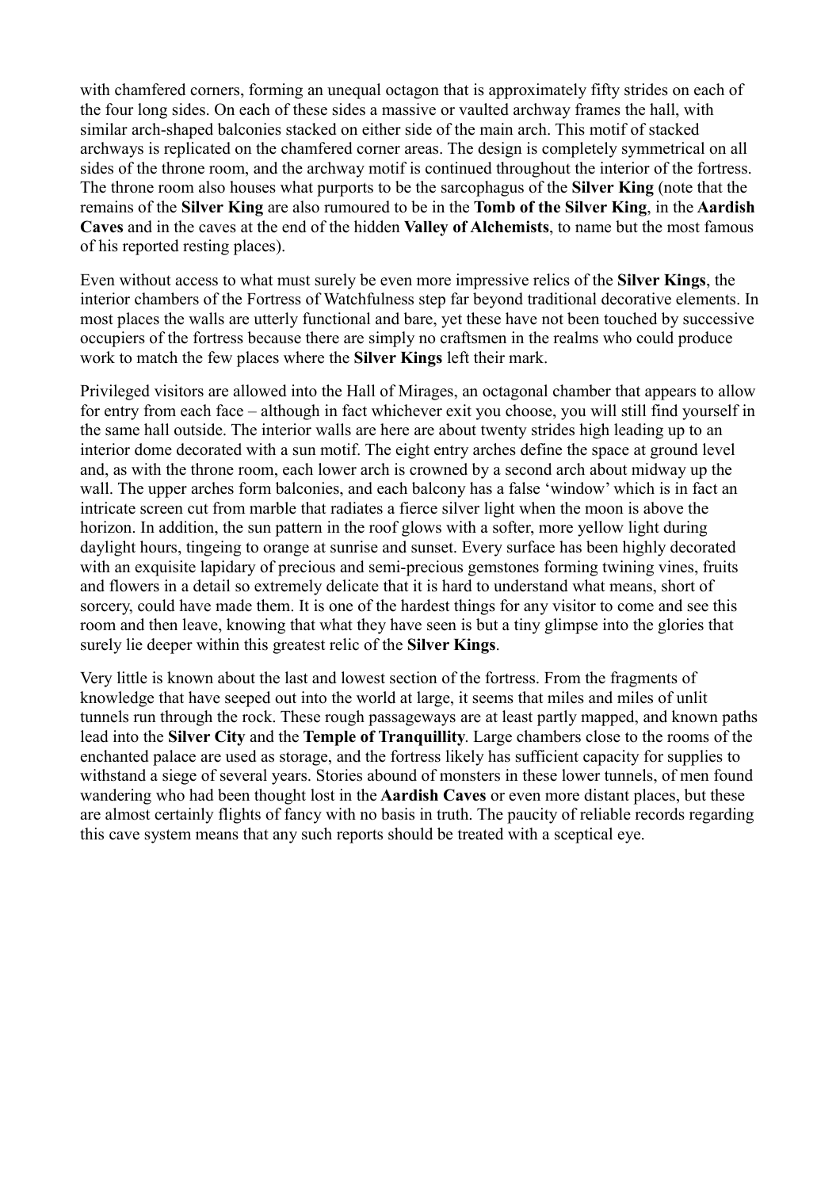with chamfered corners, forming an unequal octagon that is approximately fifty strides on each of the four long sides. On each of these sides a massive or vaulted archway frames the hall, with similar arch-shaped balconies stacked on either side of the main arch. This motif of stacked archways is replicated on the chamfered corner areas. The design is completely symmetrical on all sides of the throne room, and the archway motif is continued throughout the interior of the fortress. The throne room also houses what purports to be the sarcophagus of the **Silver King** (note that the remains of the **Silver King** are also rumoured to be in the **Tomb of the Silver King**, in the **Aardish Caves** and in the caves at the end of the hidden **Valley of Alchemists**, to name but the most famous of his reported resting places).

Even without access to what must surely be even more impressive relics of the **Silver Kings**, the interior chambers of the Fortress of Watchfulness step far beyond traditional decorative elements. In most places the walls are utterly functional and bare, yet these have not been touched by successive occupiers of the fortress because there are simply no craftsmen in the realms who could produce work to match the few places where the **Silver Kings** left their mark.

Privileged visitors are allowed into the Hall of Mirages, an octagonal chamber that appears to allow for entry from each face – although in fact whichever exit you choose, you will still find yourself in the same hall outside. The interior walls are here are about twenty strides high leading up to an interior dome decorated with a sun motif. The eight entry arches define the space at ground level and, as with the throne room, each lower arch is crowned by a second arch about midway up the wall. The upper arches form balconies, and each balcony has a false 'window' which is in fact an intricate screen cut from marble that radiates a fierce silver light when the moon is above the horizon. In addition, the sun pattern in the roof glows with a softer, more yellow light during daylight hours, tingeing to orange at sunrise and sunset. Every surface has been highly decorated with an exquisite lapidary of precious and semi-precious gemstones forming twining vines, fruits and flowers in a detail so extremely delicate that it is hard to understand what means, short of sorcery, could have made them. It is one of the hardest things for any visitor to come and see this room and then leave, knowing that what they have seen is but a tiny glimpse into the glories that surely lie deeper within this greatest relic of the **Silver Kings**.

Very little is known about the last and lowest section of the fortress. From the fragments of knowledge that have seeped out into the world at large, it seems that miles and miles of unlit tunnels run through the rock. These rough passageways are at least partly mapped, and known paths lead into the **Silver City** and the **Temple of Tranquillity**. Large chambers close to the rooms of the enchanted palace are used as storage, and the fortress likely has sufficient capacity for supplies to withstand a siege of several years. Stories abound of monsters in these lower tunnels, of men found wandering who had been thought lost in the **Aardish Caves** or even more distant places, but these are almost certainly flights of fancy with no basis in truth. The paucity of reliable records regarding this cave system means that any such reports should be treated with a sceptical eye.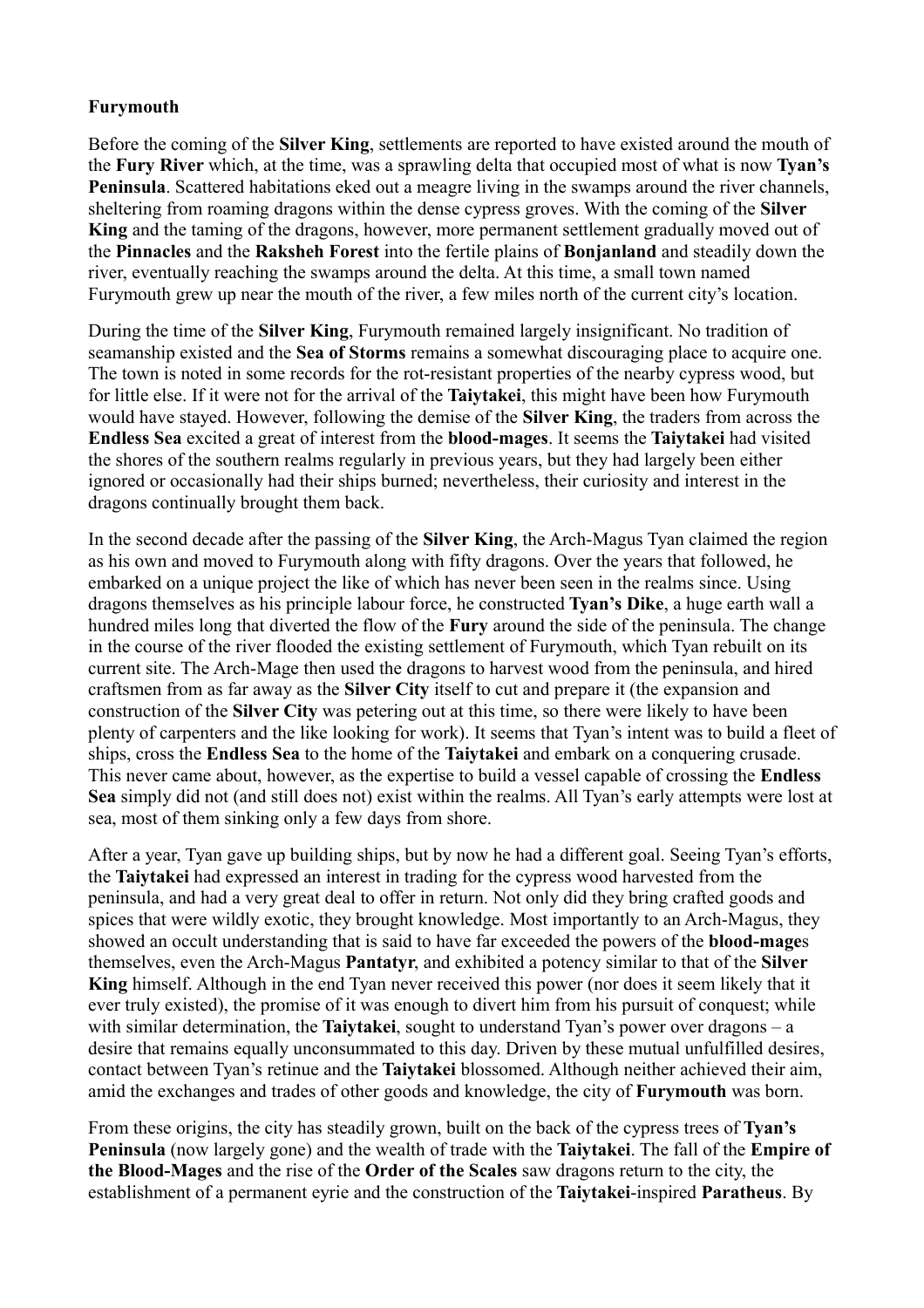**Furymouth**

Before the coming of the **Silver King**, settlements are reported to have existed around the mouth of the **Fury River** which, at the time, was a sprawling delta that occupied most of what is now **Tyan's Peninsula**. Scattered habitations eked out a meagre living in the swamps around the river channels, sheltering from roaming dragons within the dense cypress groves. With the coming of the **Silver King** and the taming of the dragons, however, more permanent settlement gradually moved out of the **Pinnacles** and the **Raksheh Forest** into the fertile plains of **Bonjanland** and steadily down the river, eventually reaching the swamps around the delta. At this time, a small town named Furymouth grew up near the mouth of the river, a few miles north of the current city's location.

During the time of the **Silver King**, Furymouth remained largely insignificant. No tradition of seamanship existed and the **Sea of Storms** remains a somewhat discouraging place to acquire one. The town is noted in some records for the rot-resistant properties of the nearby cypress wood, but for little else. If it were not for the arrival of the **Taiytakei**, this might have been how Furymouth would have stayed. However, following the demise of the **Silver King**, the traders from across the **Endless Sea** excited a great of interest from the **blood-mages**. It seems the **Taiytakei** had visited the shores of the southern realms regularly in previous years, but they had largely been either ignored or occasionally had their ships burned; nevertheless, their curiosity and interest in the dragons continually brought them back.

In the second decade after the passing of the **Silver King**, the Arch-Magus Tyan claimed the region as his own and moved to Furymouth along with fifty dragons. Over the years that followed, he embarked on a unique project the like of which has never been seen in the realms since. Using dragons themselves as his principle labour force, he constructed **Tyan's Dike**, a huge earth wall a hundred miles long that diverted the flow of the **Fury** around the side of the peninsula. The change in the course of the river flooded the existing settlement of Furymouth, which Tyan rebuilt on its current site. The Arch-Mage then used the dragons to harvest wood from the peninsula, and hired craftsmen from as far away as the **Silver City** itself to cut and prepare it (the expansion and construction of the **Silver City** was petering out at this time, so there were likely to have been plenty of carpenters and the like looking for work). It seems that Tyan's intent was to build a fleet of ships, cross the **Endless Sea** to the home of the **Taiytakei** and embark on a conquering crusade. This never came about, however, as the expertise to build a vessel capable of crossing the **Endless Sea** simply did not (and still does not) exist within the realms. All Tyan's early attempts were lost at sea, most of them sinking only a few days from shore.

After a year, Tyan gave up building ships, but by now he had a different goal. Seeing Tyan's efforts, the **Taiytakei** had expressed an interest in trading for the cypress wood harvested from the peninsula, and had a very great deal to offer in return. Not only did they bring crafted goods and spices that were wildly exotic, they brought knowledge. Most importantly to an Arch-Magus, they showed an occult understanding that is said to have far exceeded the powers of the **blood-mage**s themselves, even the Arch-Magus **Pantatyr**, and exhibited a potency similar to that of the **Silver King** himself. Although in the end Tyan never received this power (nor does it seem likely that it ever truly existed), the promise of it was enough to divert him from his pursuit of conquest; while with similar determination, the **Taiytakei**, sought to understand Tyan's power over dragons – a desire that remains equally unconsummated to this day. Driven by these mutual unfulfilled desires, contact between Tyan's retinue and the **Taiytakei** blossomed. Although neither achieved their aim, amid the exchanges and trades of other goods and knowledge, the city of **Furymouth** was born.

From these origins, the city has steadily grown, built on the back of the cypress trees of **Tyan's Peninsula** (now largely gone) and the wealth of trade with the **Taiytakei**. The fall of the **Empire of the Blood-Mages** and the rise of the **Order of the Scales** saw dragons return to the city, the establishment of a permanent eyrie and the construction of the **Taiytakei**-inspired **Paratheus**. By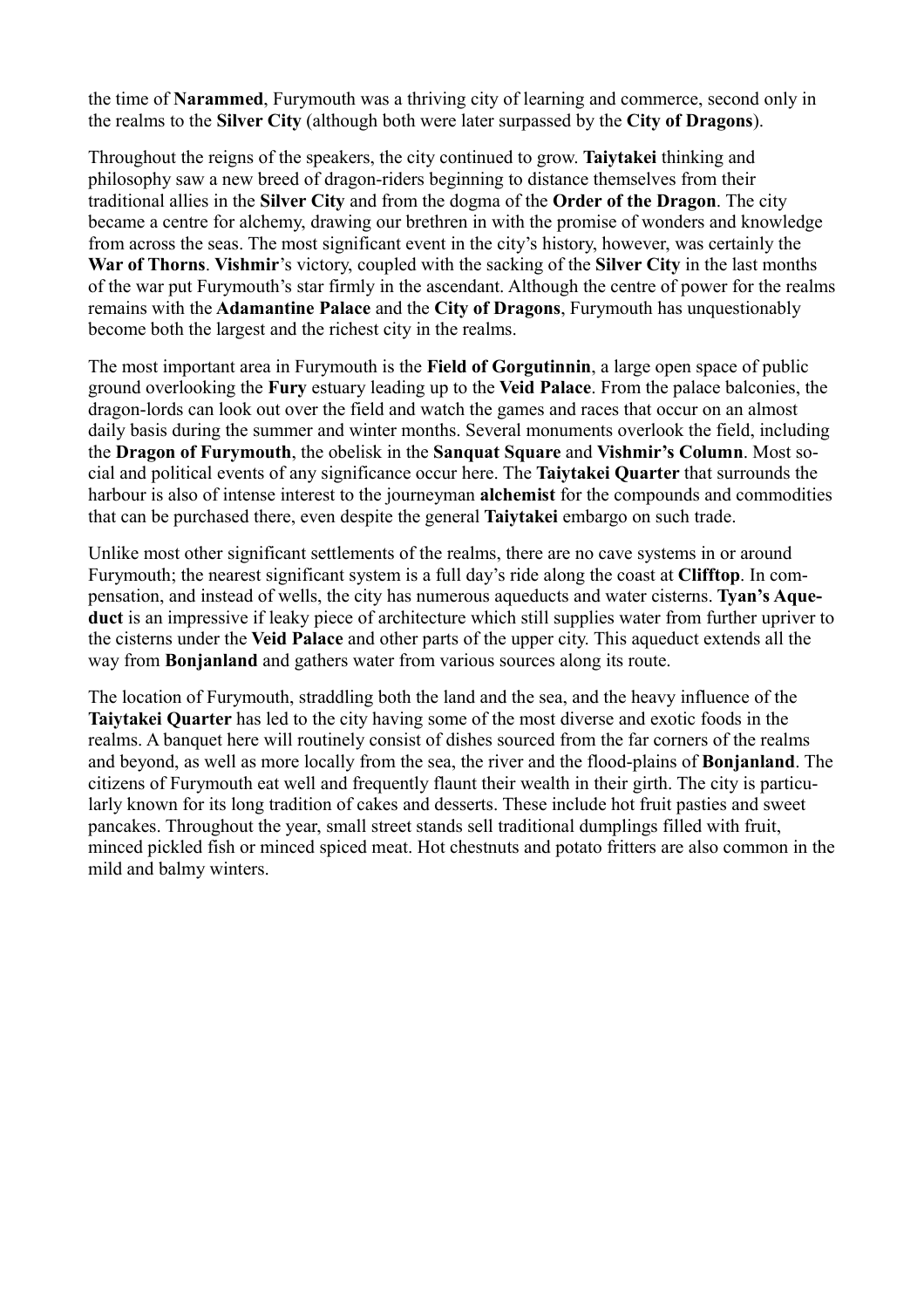the time of **Narammed**, Furymouth was a thriving city of learning and commerce, second only in the realms to the **Silver City** (although both were later surpassed by the **City of Dragons**).

Throughout the reigns of the speakers, the city continued to grow. **Taiytakei** thinking and philosophy saw a new breed of dragon-riders beginning to distance themselves from their traditional allies in the **Silver City** and from the dogma of the **Order of the Dragon**. The city became a centre for alchemy, drawing our brethren in with the promise of wonders and knowledge from across the seas. The most significant event in the city's history, however, was certainly the **War of Thorns**. **Vishmir**'s victory, coupled with the sacking of the **Silver City** in the last months of the war put Furymouth's star firmly in the ascendant. Although the centre of power for the realms remains with the **Adamantine Palace** and the **City of Dragons**, Furymouth has unquestionably become both the largest and the richest city in the realms.

The most important area in Furymouth is the **Field of Gorgutinnin**, a large open space of public ground overlooking the **Fury** estuary leading up to the **Veid Palace**. From the palace balconies, the dragon-lords can look out over the field and watch the games and races that occur on an almost daily basis during the summer and winter months. Several monuments overlook the field, including the **Dragon of Furymouth**, the obelisk in the **Sanquat Square** and **Vishmir's Column**. Most social and political events of any significance occur here. The **Taiytakei Quarter** that surrounds the harbour is also of intense interest to the journeyman **alchemist** for the compounds and commodities that can be purchased there, even despite the general **Taiytakei** embargo on such trade.

Unlike most other significant settlements of the realms, there are no cave systems in or around Furymouth; the nearest significant system is a full day's ride along the coast at **Clifftop**. In compensation, and instead of wells, the city has numerous aqueducts and water cisterns. **Tyan's Aqueduct** is an impressive if leaky piece of architecture which still supplies water from further upriver to the cisterns under the **Veid Palace** and other parts of the upper city. This aqueduct extends all the way from **Bonjanland** and gathers water from various sources along its route.

The location of Furymouth, straddling both the land and the sea, and the heavy influence of the **Taiytakei Quarter** has led to the city having some of the most diverse and exotic foods in the realms. A banquet here will routinely consist of dishes sourced from the far corners of the realms and beyond, as well as more locally from the sea, the river and the flood-plains of **Bonjanland**. The citizens of Furymouth eat well and frequently flaunt their wealth in their girth. The city is particularly known for its long tradition of cakes and desserts. These include hot fruit pasties and sweet pancakes. Throughout the year, small street stands sell traditional dumplings filled with fruit, minced pickled fish or minced spiced meat. Hot chestnuts and potato fritters are also common in the mild and balmy winters.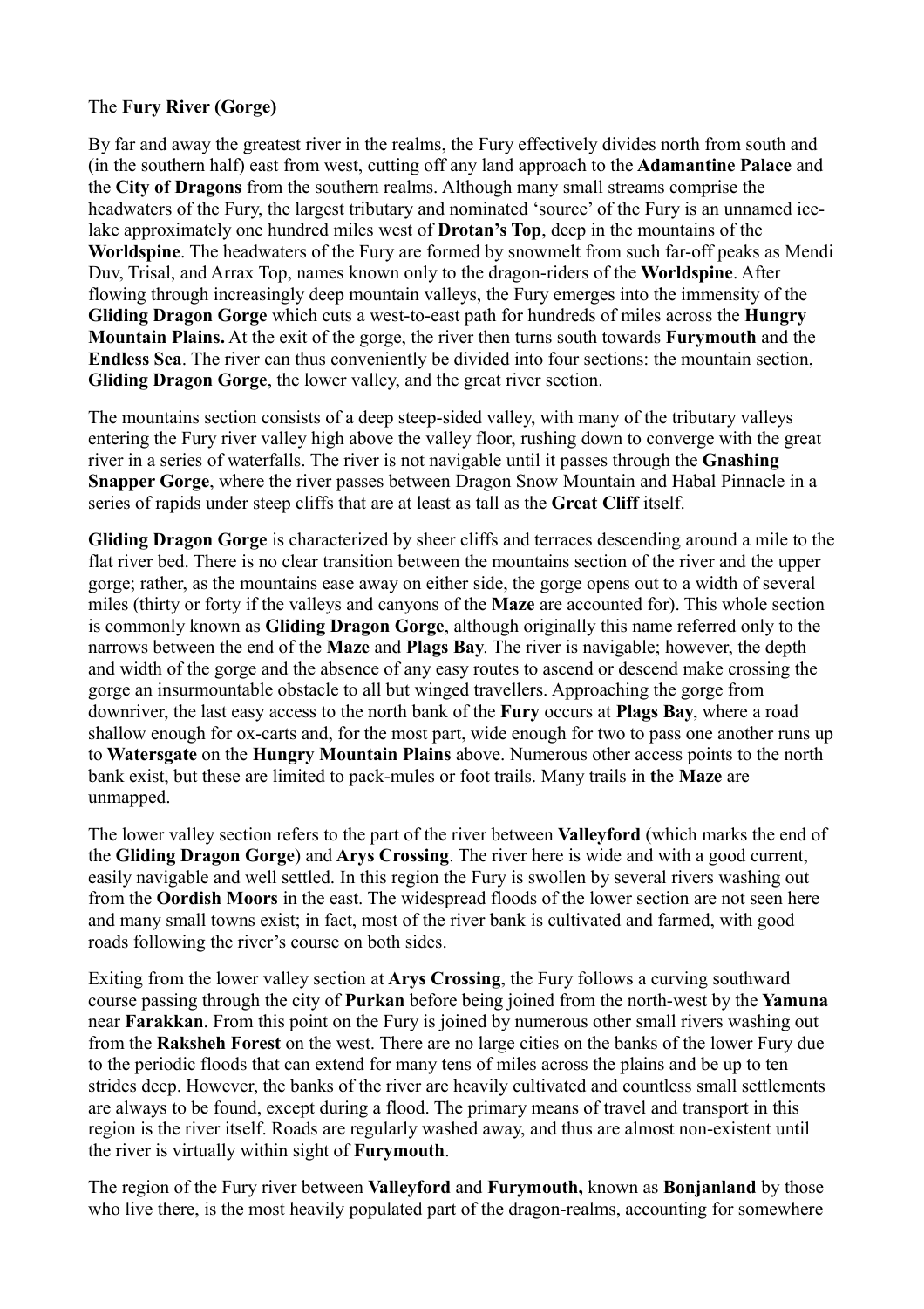The **Fury River (Gorge)**

By far and away the greatest river in the realms, the Fury effectively divides north from south and (in the southern half) east from west, cutting off any land approach to the **Adamantine Palace** and the **City of Dragons** from the southern realms. Although many small streams comprise the headwaters of the Fury, the largest tributary and nominated 'source' of the Fury is an unnamed ice-lake approximately one hundred miles west of **Drotan's Top**, deep in the mountains of the **Worldspine**. The headwaters of the Fury are formed by snowmelt from such far-off peaks as Mendi Duv, Trisal, and Arrax Top, names known only to the dragon-riders of the **Worldspine**. After flowing through increasingly deep mountain valleys, the Fury emerges into the immensity of the **Gliding Dragon Gorge** which cuts a west-to-east path for hundreds of miles across the **Hungry Mountain Plains.** At the exit of the gorge, the river then turns south towards **Furymouth** and the **Endless Sea**. The river can thus conveniently be divided into four sections: the mountain section, **Gliding Dragon Gorge**, the lower valley, and the great river section.

The mountains section consists of a deep steep-sided valley, with many of the tributary valleys entering the Fury river valley high above the valley floor, rushing down to converge with the great river in a series of waterfalls. The river is not navigable until it passes through the **Gnashing Snapper Gorge**, where the river passes between Dragon Snow Mountain and Habal Pinnacle in a series of rapids under steep cliffs that are at least as tall as the **Great Cliff** itself.

**Gliding Dragon Gorge** is characterized by sheer cliffs and terraces descending around a mile to the flat river bed. There is no clear transition between the mountains section of the river and the upper gorge; rather, as the mountains ease away on either side, the gorge opens out to a width of several miles (thirty or forty if the valleys and canyons of the **Maze** are accounted for). This whole section is commonly known as **Gliding Dragon Gorge**, although originally this name referred only to the narrows between the end of the **Maze** and **Plags Bay**. The river is navigable; however, the depth and width of the gorge and the absence of any easy routes to ascend or descend make crossing the gorge an insurmountable obstacle to all but winged travellers. Approaching the gorge from downriver, the last easy access to the north bank of the **Fury** occurs at **Plags Bay**, where a road shallow enough for ox-carts and, for the most part, wide enough for two to pass one another runs up to **Watersgate** on the **Hungry Mountain Plains** above. Numerous other access points to the north bank exist, but these are limited to pack-mules or foot trails. Many trails in **the Maze** are unmapped.

The lower valley section refers to the part of the river between **Valleyford** (which marks the end of the **Gliding Dragon Gorge**) and **Arys Crossing**. The river here is wide and with a good current, easily navigable and well settled. In this region the Fury is swollen by several rivers washing out from the **Oordish Moors** in the east. The widespread floods of the lower section are not seen here and many small towns exist; in fact, most of the river bank is cultivated and farmed, with good roads following the river's course on both sides.

Exiting from the lower valley section at **Arys Crossing**, the Fury follows a curving southward course passing through the city of **Purkan** before being joined from the north-west by the **Yamuna** near **Farakkan**. From this point on the Fury is joined by numerous other small rivers washing out from the **Raksheh Forest** on the west. There are no large cities on the banks of the lower Fury due to the periodic floods that can extend for many tens of miles across the plains and be up to ten strides deep. However, the banks of the river are heavily cultivated and countless small settlements are always to be found, except during a flood. The primary means of travel and transport in this region is the river itself. Roads are regularly washed away, and thus are almost non-existent until the river is virtually within sight of **Furymouth**.

The region of the Fury river between **Valleyford** and **Furymouth,** known as **Bonjanland** by those who live there, is the most heavily populated part of the dragon-realms, accounting for somewhere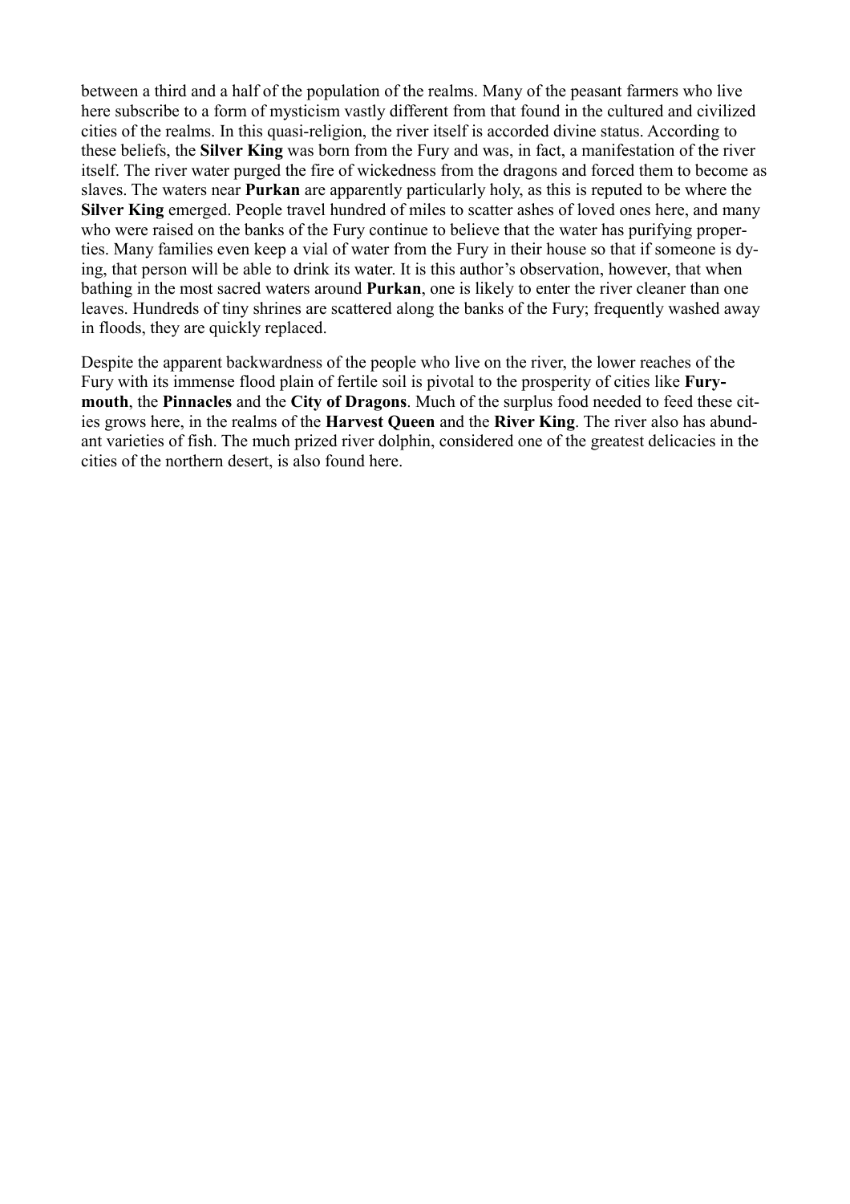between a third and a half of the population of the realms. Many of the peasant farmers who live here subscribe to a form of mysticism vastly different from that found in the cultured and civilized cities of the realms. In this quasi-religion, the river itself is accorded divine status. According to these beliefs, the **Silver King** was born from the Fury and was, in fact, a manifestation of the river itself. The river water purged the fire of wickedness from the dragons and forced them to become as slaves. The waters near **Purkan** are apparently particularly holy, as this is reputed to be where the **Silver King** emerged. People travel hundred of miles to scatter ashes of loved ones here, and many who were raised on the banks of the Fury continue to believe that the water has purifying properties. Many families even keep a vial of water from the Fury in their house so that if someone is dying, that person will be able to drink its water. It is this author's observation, however, that when bathing in the most sacred waters around **Purkan**, one is likely to enter the river cleaner than one leaves. Hundreds of tiny shrines are scattered along the banks of the Fury; frequently washed away in floods, they are quickly replaced.

Despite the apparent backwardness of the people who live on the river, the lower reaches of the Fury with its immense flood plain of fertile soil is pivotal to the prosperity of cities like **Furymouth**, the **Pinnacles** and the **City of Dragons**. Much of the surplus food needed to feed these cities grows here, in the realms of the **Harvest Queen** and the **River King**. The river also has abundant varieties of fish. The much prized river dolphin, considered one of the greatest delicacies in the cities of the northern desert, is also found here.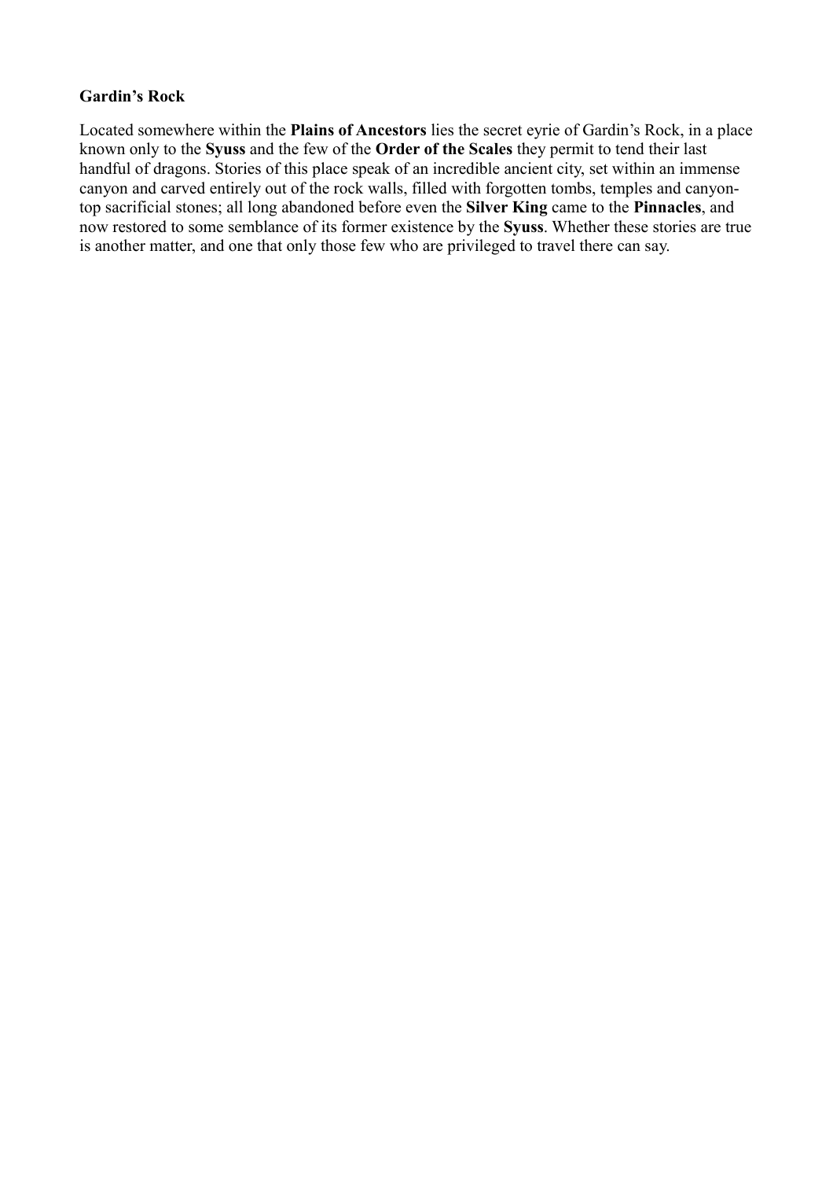**Gardin's Rock**

Located somewhere within the **Plains of Ancestors** lies the secret eyrie of Gardin's Rock, in a place known only to the **Syuss** and the few of the **Order of the Scales** they permit to tend their last handful of dragons. Stories of this place speak of an incredible ancient city, set within an immense canyon and carved entirely out of the rock walls, filled with forgotten tombs, temples and canyon-top sacrificial stones; all long abandoned before even the **Silver King** came to the **Pinnacles**, and now restored to some semblance of its former existence by the **Syuss**. Whether these stories are true is another matter, and one that only those few who are privileged to travel there can say.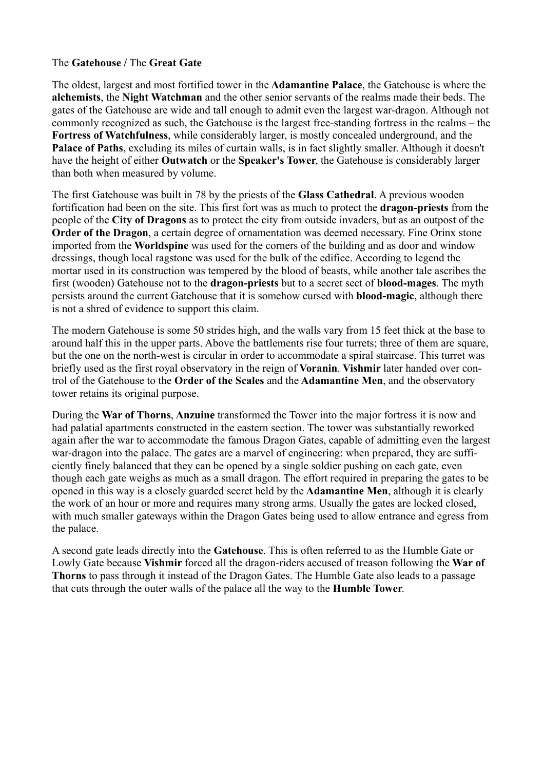The **Gatehouse /** The **Great Gate**

The oldest, largest and most fortified tower in the **Adamantine Palace**, the Gatehouse is where the **alchemists**, the **Night Watchman** and the other senior servants of the realms made their beds. The gates of the Gatehouse are wide and tall enough to admit even the largest war-dragon. Although not commonly recognized as such, the Gatehouse is the largest free-standing fortress in the realms – the **Fortress of Watchfulness**, while considerably larger, is mostly concealed underground, and the **Palace of Paths**, excluding its miles of curtain walls, is in fact slightly smaller. Although it doesn't have the height of either **Outwatch** or the **Speaker's Tower**, the Gatehouse is considerably larger than both when measured by volume.

The first Gatehouse was built in 78 by the priests of the **Glass Cathedral**. A previous wooden fortification had been on the site. This first fort was as much to protect the **dragon-priests** from the people of the **City of Dragons** as to protect the city from outside invaders, but as an outpost of the **Order of the Dragon**, a certain degree of ornamentation was deemed necessary. Fine Orinx stone imported from the **Worldspine** was used for the corners of the building and as door and window dressings, though local ragstone was used for the bulk of the edifice. According to legend the mortar used in its construction was tempered by the blood of beasts, while another tale ascribes the first (wooden) Gatehouse not to the **dragon-priests** but to a secret sect of **blood-mages**. The myth persists around the current Gatehouse that it is somehow cursed with **blood-magic**, although there is not a shred of evidence to support this claim.

The modern Gatehouse is some 50 strides high, and the walls vary from 15 feet thick at the base to around half this in the upper parts. Above the battlements rise four turrets; three of them are square, but the one on the north-west is circular in order to accommodate a spiral staircase. This turret was briefly used as the first royal observatory in the reign of **Voranin**. **Vishmir** later handed over control of the Gatehouse to the **Order of the Scales** and the **Adamantine Men**, and the observatory tower retains its original purpose.

During the **War of Thorns**, **Anzuine** transformed the Tower into the major fortress it is now and had palatial apartments constructed in the eastern section. The tower was substantially reworked again after the war to accommodate the famous Dragon Gates, capable of admitting even the largest war-dragon into the palace. The gates are a marvel of engineering: when prepared, they are sufficiently finely balanced that they can be opened by a single soldier pushing on each gate, even though each gate weighs as much as a small dragon. The effort required in preparing the gates to be opened in this way is a closely guarded secret held by the **Adamantine Men**, although it is clearly the work of an hour or more and requires many strong arms. Usually the gates are locked closed, with much smaller gateways within the Dragon Gates being used to allow entrance and egress from the palace.

A second gate leads directly into the **Gatehouse**. This is often referred to as the Humble Gate or Lowly Gate because **Vishmir** forced all the dragon-riders accused of treason following the **War of Thorns** to pass through it instead of the Dragon Gates. The Humble Gate also leads to a passage that cuts through the outer walls of the palace all the way to the **Humble Tower**.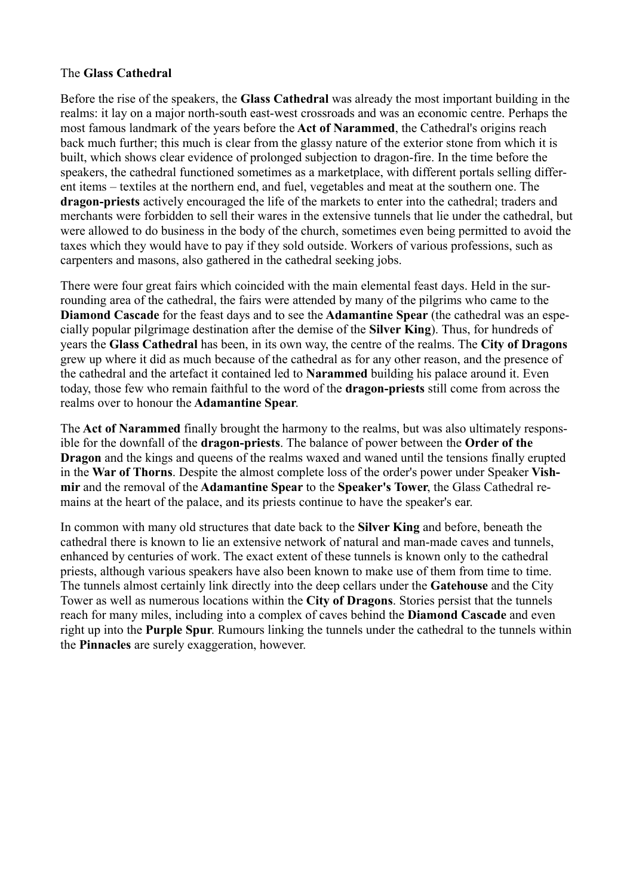The **Glass Cathedral**

Before the rise of the speakers, the **Glass Cathedral** was already the most important building in the realms: it lay on a major north-south east-west crossroads and was an economic centre. Perhaps the most famous landmark of the years before the **Act of Narammed**, the Cathedral's origins reach back much further; this much is clear from the glassy nature of the exterior stone from which it is built, which shows clear evidence of prolonged subjection to dragon-fire. In the time before the speakers, the cathedral functioned sometimes as a marketplace, with different portals selling different items – textiles at the northern end, and fuel, vegetables and meat at the southern one. The **dragon-priests** actively encouraged the life of the markets to enter into the cathedral; traders and merchants were forbidden to sell their wares in the extensive tunnels that lie under the cathedral, but were allowed to do business in the body of the church, sometimes even being permitted to avoid the taxes which they would have to pay if they sold outside. Workers of various professions, such as carpenters and masons, also gathered in the cathedral seeking jobs.

There were four great fairs which coincided with the main elemental feast days. Held in the surrounding area of the cathedral, the fairs were attended by many of the pilgrims who came to the **Diamond Cascade** for the feast days and to see the **Adamantine Spear** (the cathedral was an especially popular pilgrimage destination after the demise of the **Silver King**). Thus, for hundreds of years the **Glass Cathedral** has been, in its own way, the centre of the realms. The **City of Dragons** grew up where it did as much because of the cathedral as for any other reason, and the presence of the cathedral and the artefact it contained led to **Narammed** building his palace around it. Even today, those few who remain faithful to the word of the **dragon-priests** still come from across the realms over to honour the **Adamantine Spear**.

The **Act of Narammed** finally brought the harmony to the realms, but was also ultimately responsible for the downfall of the **dragon-priests**. The balance of power between the **Order of the Dragon** and the kings and queens of the realms waxed and waned until the tensions finally erupted in the **War of Thorns**. Despite the almost complete loss of the order's power under Speaker **Vishmir** and the removal of the **Adamantine Spear** to the **Speaker's Tower**, the Glass Cathedral remains at the heart of the palace, and its priests continue to have the speaker's ear.

In common with many old structures that date back to the **Silver King** and before, beneath the cathedral there is known to lie an extensive network of natural and man-made caves and tunnels, enhanced by centuries of work. The exact extent of these tunnels is known only to the cathedral priests, although various speakers have also been known to make use of them from time to time. The tunnels almost certainly link directly into the deep cellars under the **Gatehouse** and the City Tower as well as numerous locations within the **City of Dragons**. Stories persist that the tunnels reach for many miles, including into a complex of caves behind the **Diamond Cascade** and even right up into the **Purple Spur**. Rumours linking the tunnels under the cathedral to the tunnels within the **Pinnacles** are surely exaggeration, however.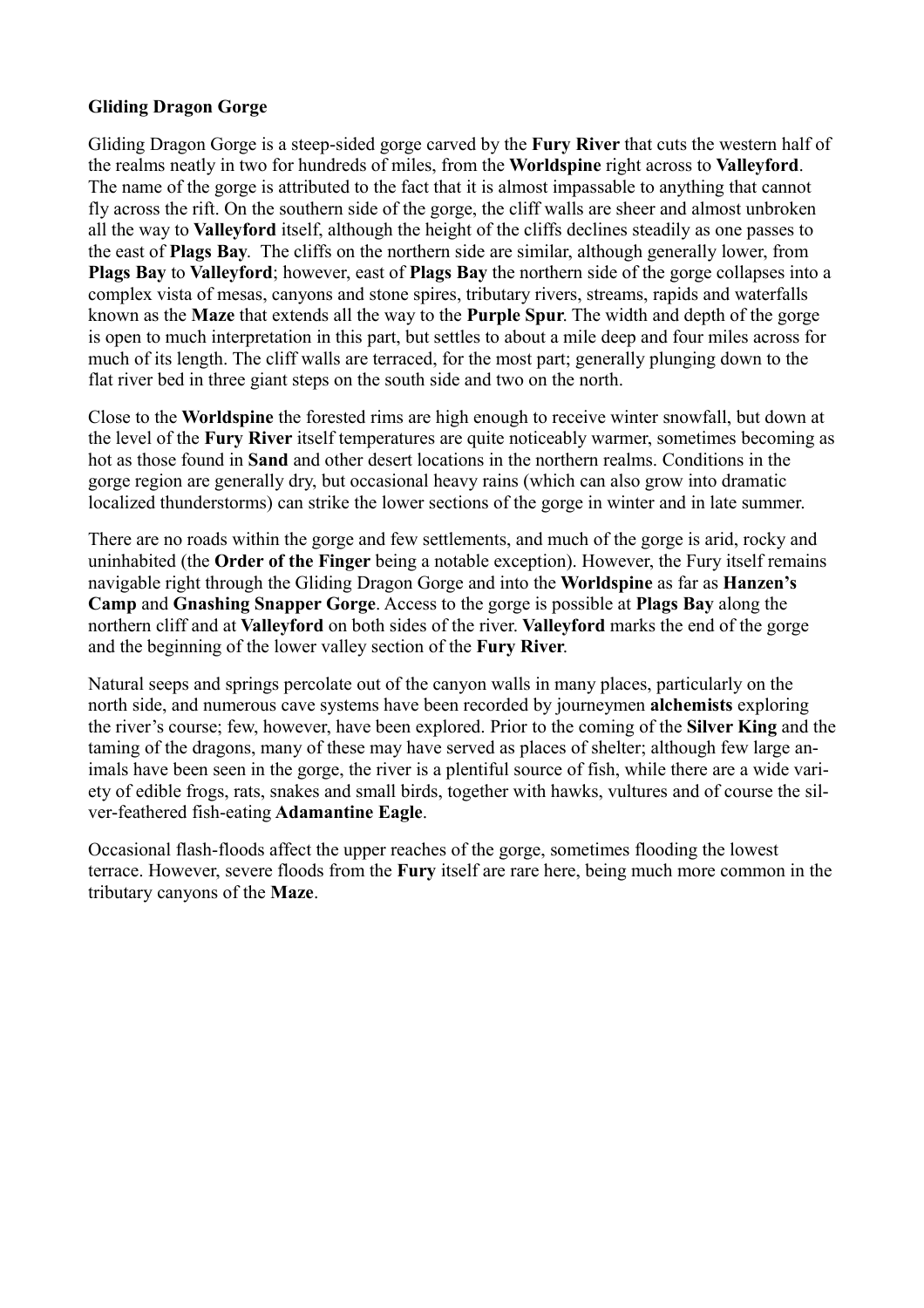**Gliding Dragon Gorge**

Gliding Dragon Gorge is a steep-sided gorge carved by the **Fury River** that cuts the western half of the realms neatly in two for hundreds of miles, from the **Worldspine** right across to **Valleyford**. The name of the gorge is attributed to the fact that it is almost impassable to anything that cannot fly across the rift. On the southern side of the gorge, the cliff walls are sheer and almost unbroken all the way to **Valleyford** itself, although the height of the cliffs declines steadily as one passes to the east of **Plags Bay**. The cliffs on the northern side are similar, although generally lower, from **Plags Bay** to **Valleyford**; however, east of **Plags Bay** the northern side of the gorge collapses into a complex vista of mesas, canyons and stone spires, tributary rivers, streams, rapids and waterfalls known as the **Maze** that extends all the way to the **Purple Spur**. The width and depth of the gorge is open to much interpretation in this part, but settles to about a mile deep and four miles across for much of its length. The cliff walls are terraced, for the most part; generally plunging down to the flat river bed in three giant steps on the south side and two on the north.

Close to the **Worldspine** the forested rims are high enough to receive winter snowfall, but down at the level of the **Fury River** itself temperatures are quite noticeably warmer, sometimes becoming as hot as those found in **Sand** and other desert locations in the northern realms. Conditions in the gorge region are generally dry, but occasional heavy rains (which can also grow into dramatic localized thunderstorms) can strike the lower sections of the gorge in winter and in late summer.

There are no roads within the gorge and few settlements, and much of the gorge is arid, rocky and uninhabited (the **Order of the Finger** being a notable exception). However, the Fury itself remains navigable right through the Gliding Dragon Gorge and into the **Worldspine** as far as **Hanzen's Camp** and **Gnashing Snapper Gorge**. Access to the gorge is possible at **Plags Bay** along the northern cliff and at **Valleyford** on both sides of the river. **Valleyford** marks the end of the gorge and the beginning of the lower valley section of the **Fury River**.

Natural seeps and springs percolate out of the canyon walls in many places, particularly on the north side, and numerous cave systems have been recorded by journeymen **alchemists** exploring the river's course; few, however, have been explored. Prior to the coming of the **Silver King** and the taming of the dragons, many of these may have served as places of shelter; although few large animals have been seen in the gorge, the river is a plentiful source of fish, while there are a wide variety of edible frogs, rats, snakes and small birds, together with hawks, vultures and of course the silver-feathered fish-eating **Adamantine Eagle**.

Occasional flash-floods affect the upper reaches of the gorge, sometimes flooding the lowest terrace. However, severe floods from the **Fury** itself are rare here, being much more common in the tributary canyons of the **Maze**.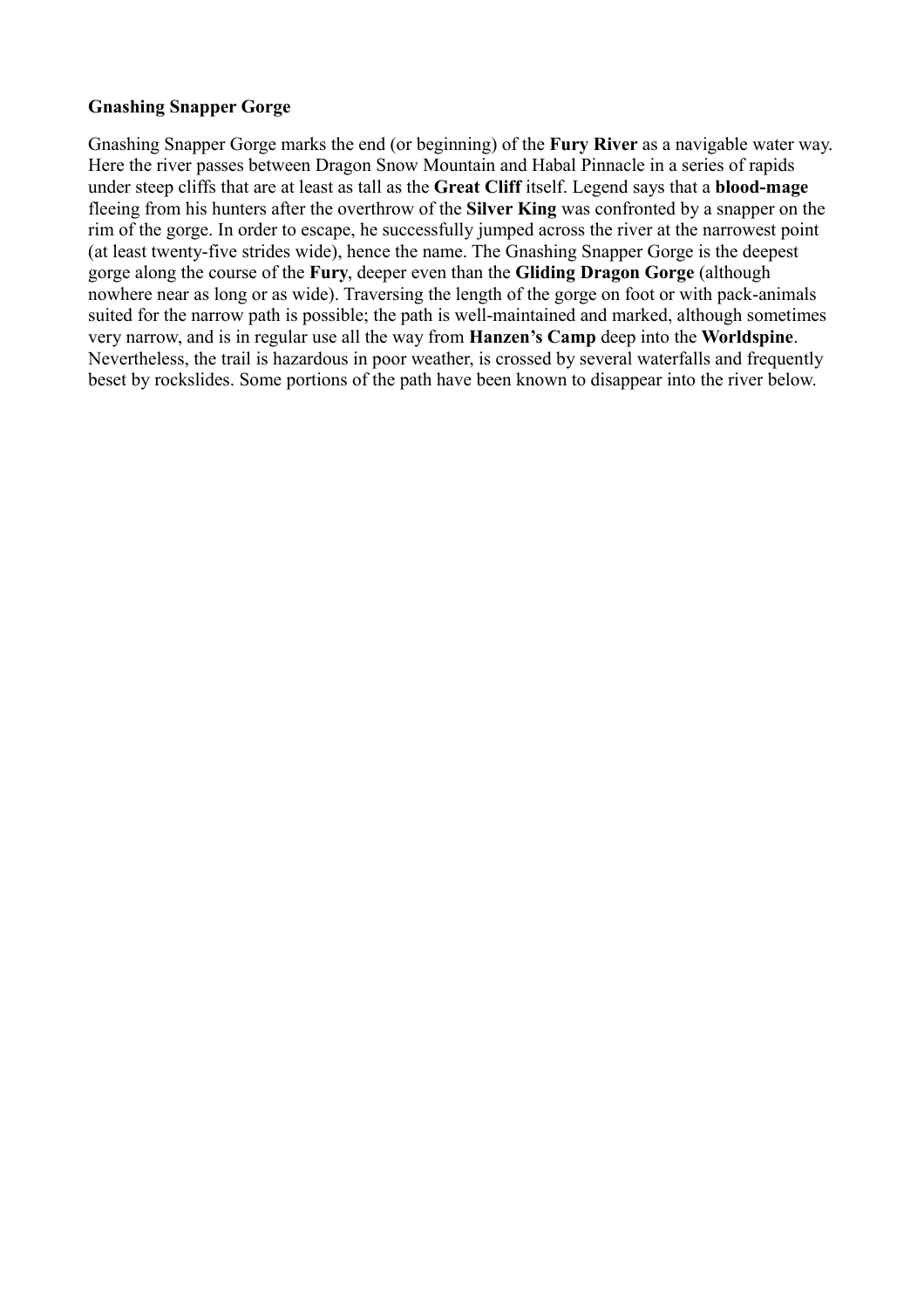**Gnashing Snapper Gorge**

Gnashing Snapper Gorge marks the end (or beginning) of the **Fury River** as a navigable water way. Here the river passes between Dragon Snow Mountain and Habal Pinnacle in a series of rapids under steep cliffs that are at least as tall as the **Great Cliff** itself. Legend says that a **blood-mage** fleeing from his hunters after the overthrow of the **Silver King** was confronted by a snapper on the rim of the gorge. In order to escape, he successfully jumped across the river at the narrowest point (at least twenty-five strides wide), hence the name. The Gnashing Snapper Gorge is the deepest gorge along the course of the **Fury**, deeper even than the **Gliding Dragon Gorge** (although nowhere near as long or as wide). Traversing the length of the gorge on foot or with pack-animals suited for the narrow path is possible; the path is well-maintained and marked, although sometimes very narrow, and is in regular use all the way from **Hanzen's Camp** deep into the **Worldspine**. Nevertheless, the trail is hazardous in poor weather, is crossed by several waterfalls and frequently beset by rockslides. Some portions of the path have been known to disappear into the river below.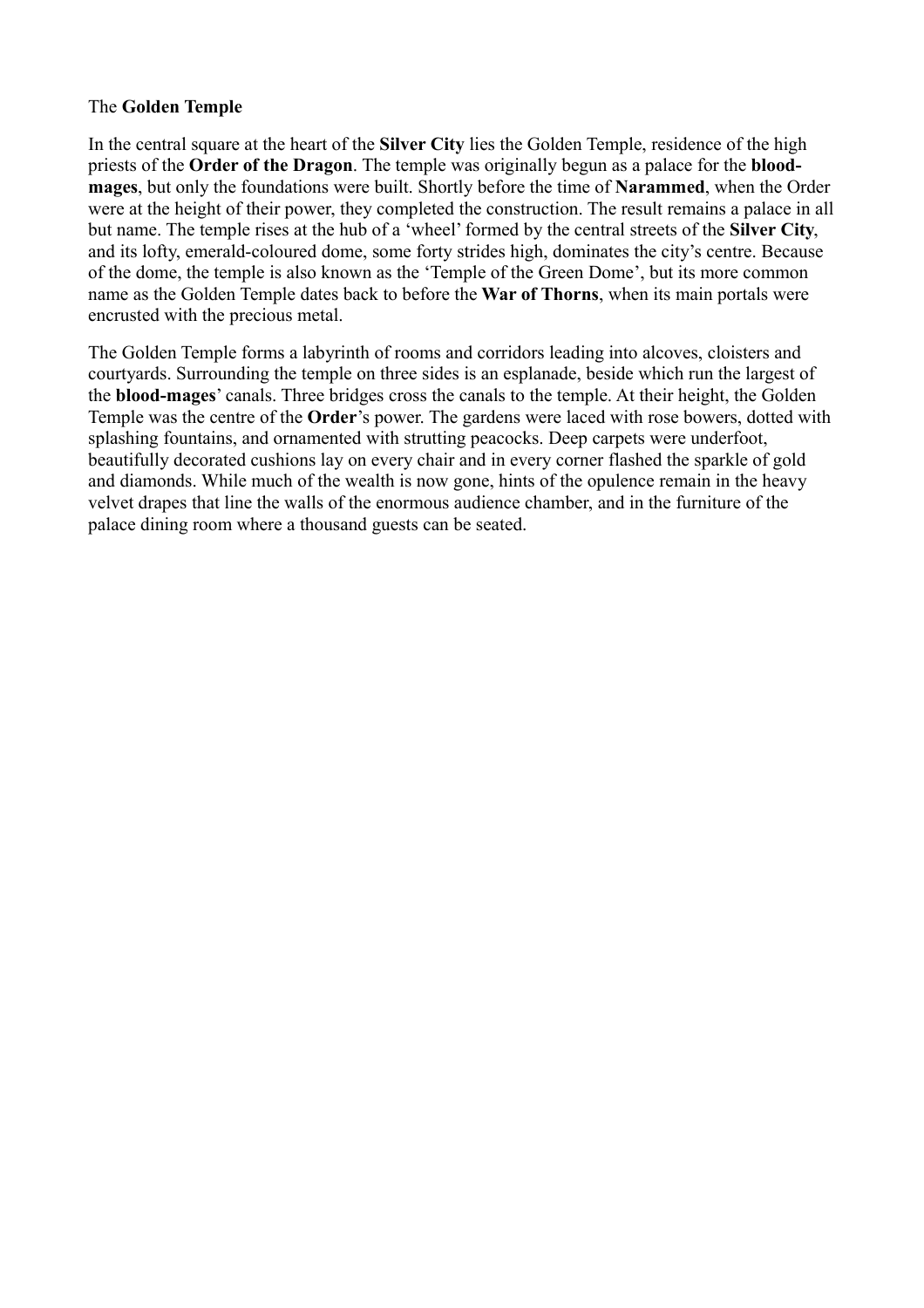The **Golden Temple**

In the central square at the heart of the **Silver City** lies the Golden Temple, residence of the high priests of the **Order of the Dragon**. The temple was originally begun as a palace for the **blood-mages**, but only the foundations were built. Shortly before the time of **Narammed**, when the Order were at the height of their power, they completed the construction. The result remains a palace in all but name. The temple rises at the hub of a 'wheel' formed by the central streets of the **Silver City**, and its lofty, emerald-coloured dome, some forty strides high, dominates the city's centre. Because of the dome, the temple is also known as the 'Temple of the Green Dome', but its more common name as the Golden Temple dates back to before the **War of Thorns**, when its main portals were encrusted with the precious metal.

The Golden Temple forms a labyrinth of rooms and corridors leading into alcoves, cloisters and courtyards. Surrounding the temple on three sides is an esplanade, beside which run the largest of the **blood-mages**' canals. Three bridges cross the canals to the temple. At their height, the Golden Temple was the centre of the **Order**'s power. The gardens were laced with rose bowers, dotted with splashing fountains, and ornamented with strutting peacocks. Deep carpets were underfoot, beautifully decorated cushions lay on every chair and in every corner flashed the sparkle of gold and diamonds. While much of the wealth is now gone, hints of the opulence remain in the heavy velvet drapes that line the walls of the enormous audience chamber, and in the furniture of the palace dining room where a thousand guests can be seated.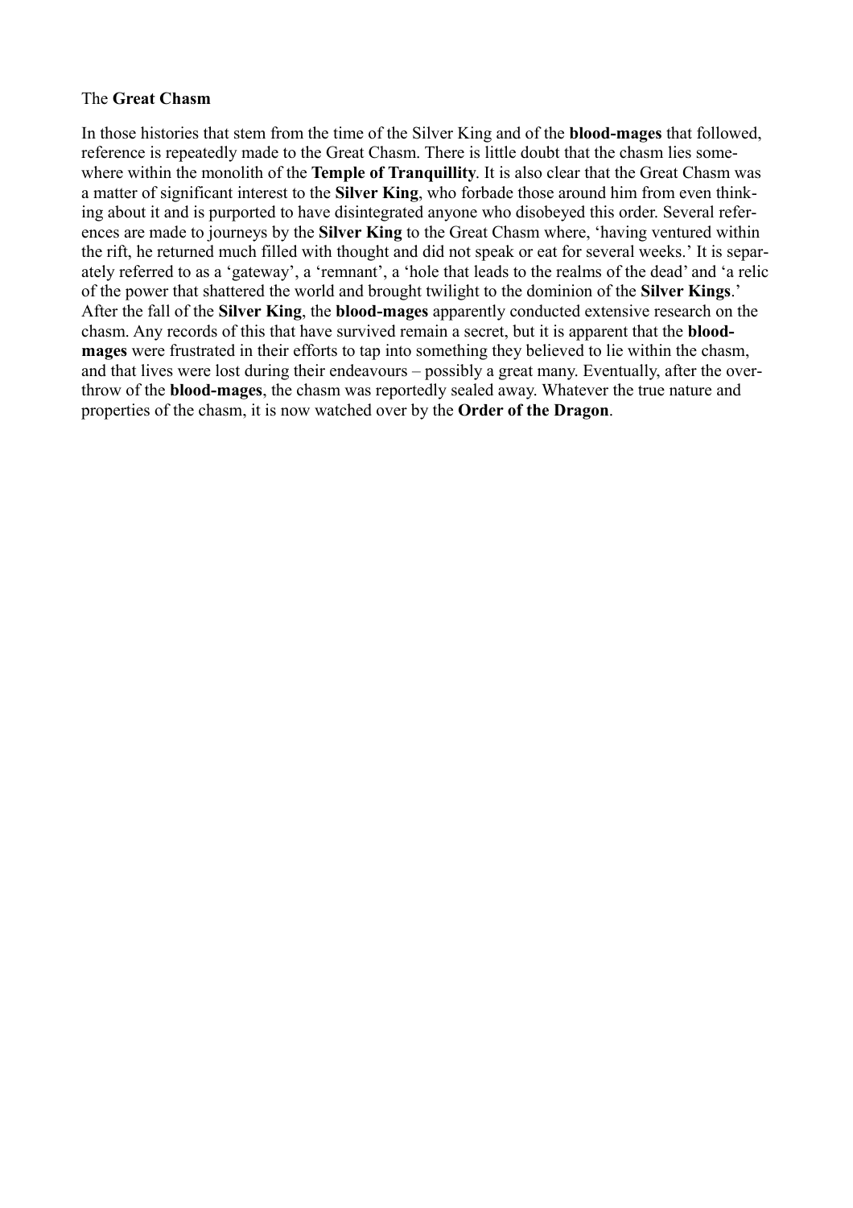The **Great Chasm**

In those histories that stem from the time of the Silver King and of the **blood-mages** that followed, reference is repeatedly made to the Great Chasm. There is little doubt that the chasm lies somewhere within the monolith of the **Temple of Tranquillity**. It is also clear that the Great Chasm was a matter of significant interest to the **Silver King**, who forbade those around him from even thinking about it and is purported to have disintegrated anyone who disobeyed this order. Several references are made to journeys by the **Silver King** to the Great Chasm where, 'having ventured within the rift, he returned much filled with thought and did not speak or eat for several weeks.' It is separately referred to as a 'gateway', a 'remnant', a 'hole that leads to the realms of the dead' and 'a relic of the power that shattered the world and brought twilight to the dominion of the **Silver Kings**.' After the fall of the **Silver King**, the **blood-mages** apparently conducted extensive research on the chasm. Any records of this that have survived remain a secret, but it is apparent that the **blood-mages** were frustrated in their efforts to tap into something they believed to lie within the chasm, and that lives were lost during their endeavours – possibly a great many. Eventually, after the overthrow of the **blood-mages**, the chasm was reportedly sealed away. Whatever the true nature and properties of the chasm, it is now watched over by the **Order of the Dragon**.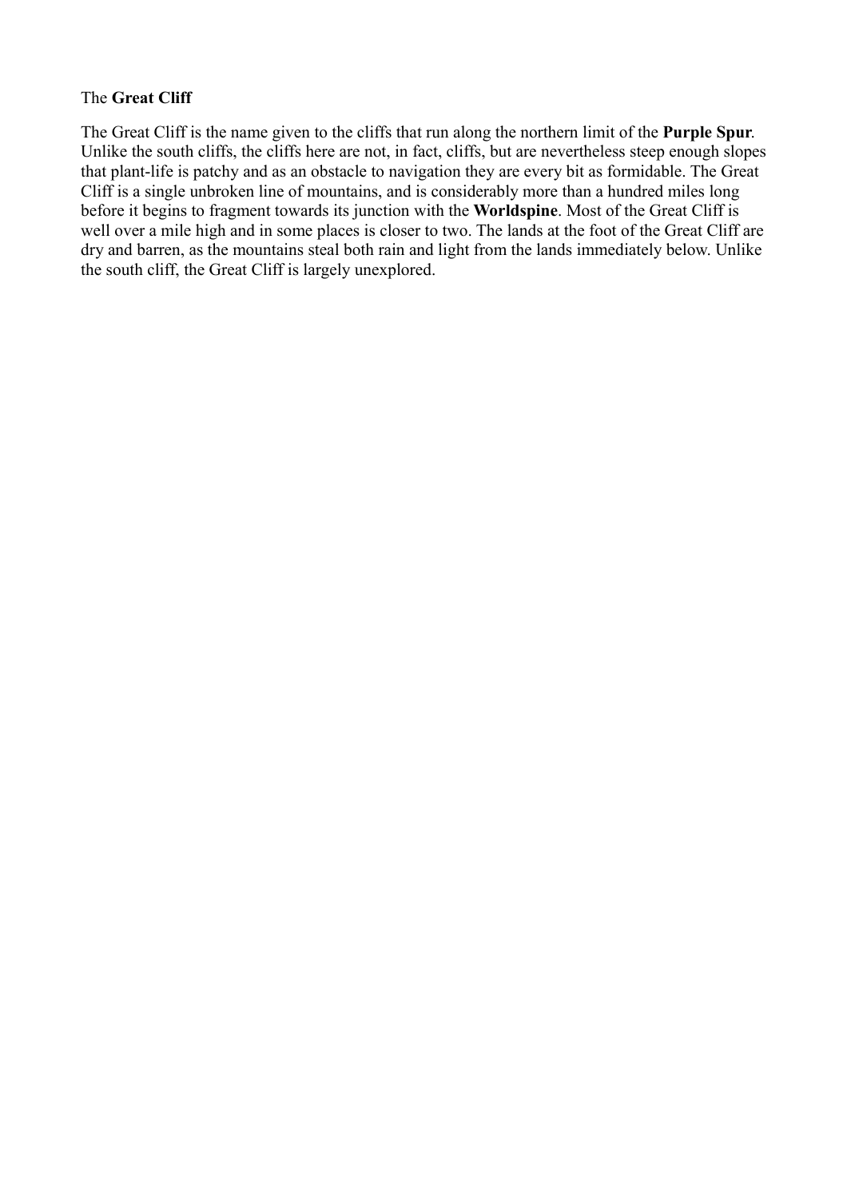The **Great Cliff**

The Great Cliff is the name given to the cliffs that run along the northern limit of the **Purple Spur**. Unlike the south cliffs, the cliffs here are not, in fact, cliffs, but are nevertheless steep enough slopes that plant-life is patchy and as an obstacle to navigation they are every bit as formidable. The Great Cliff is a single unbroken line of mountains, and is considerably more than a hundred miles long before it begins to fragment towards its junction with the **Worldspine**. Most of the Great Cliff is well over a mile high and in some places is closer to two. The lands at the foot of the Great Cliff are dry and barren, as the mountains steal both rain and light from the lands immediately below. Unlike the south cliff, the Great Cliff is largely unexplored.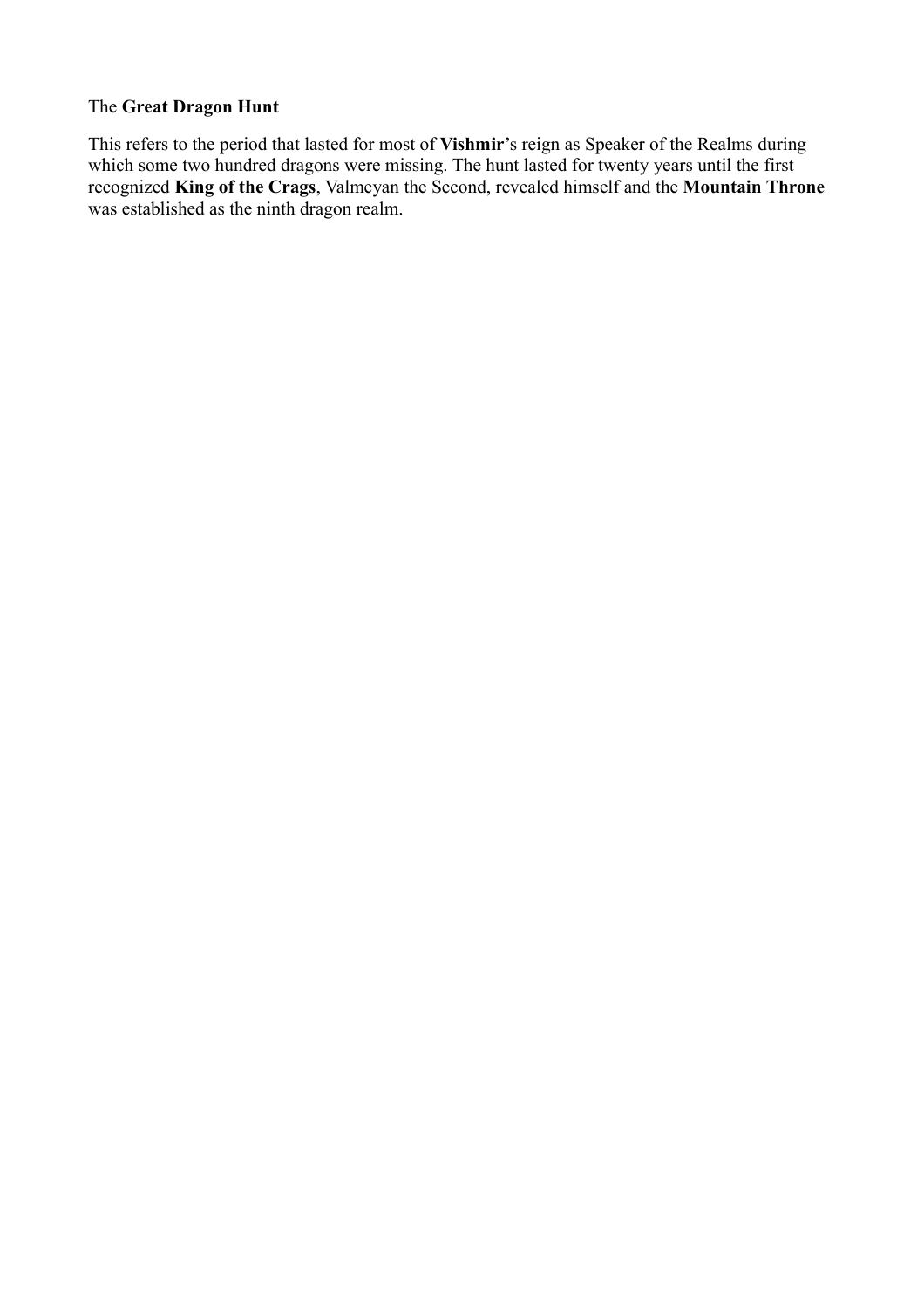The **Great Dragon Hunt**

This refers to the period that lasted for most of **Vishmir**'s reign as Speaker of the Realms during which some two hundred dragons were missing. The hunt lasted for twenty years until the first recognized **King of the Crags**, Valmeyan the Second, revealed himself and the **Mountain Throne** was established as the ninth dragon realm.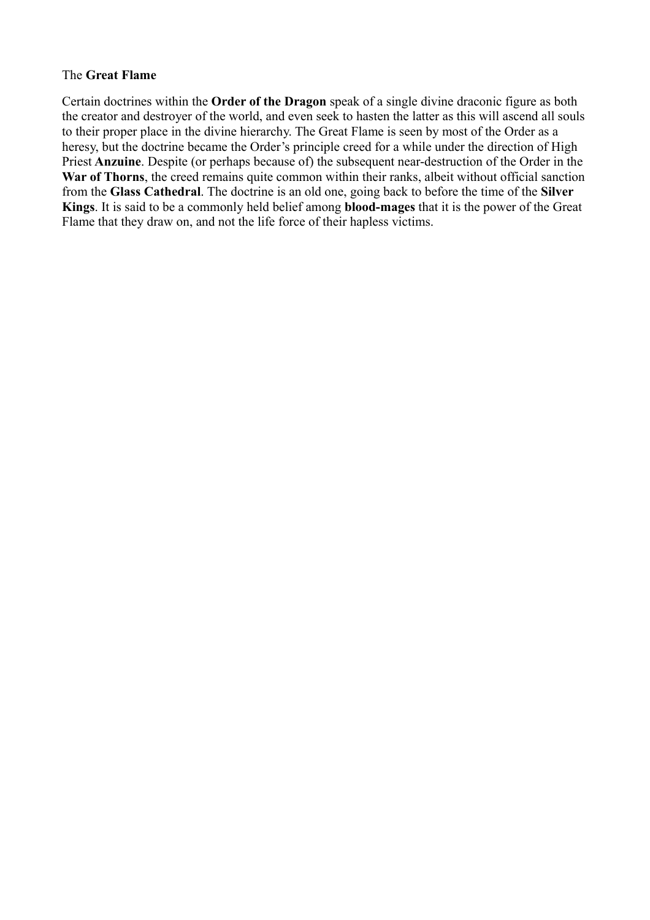The **Great Flame**

Certain doctrines within the **Order of the Dragon** speak of a single divine draconic figure as both the creator and destroyer of the world, and even seek to hasten the latter as this will ascend all souls to their proper place in the divine hierarchy. The Great Flame is seen by most of the Order as a heresy, but the doctrine became the Order's principle creed for a while under the direction of High Priest **Anzuine**. Despite (or perhaps because of) the subsequent near-destruction of the Order in the **War of Thorns**, the creed remains quite common within their ranks, albeit without official sanction from the **Glass Cathedral**. The doctrine is an old one, going back to before the time of the **Silver Kings**. It is said to be a commonly held belief among **blood-mages** that it is the power of the Great Flame that they draw on, and not the life force of their hapless victims.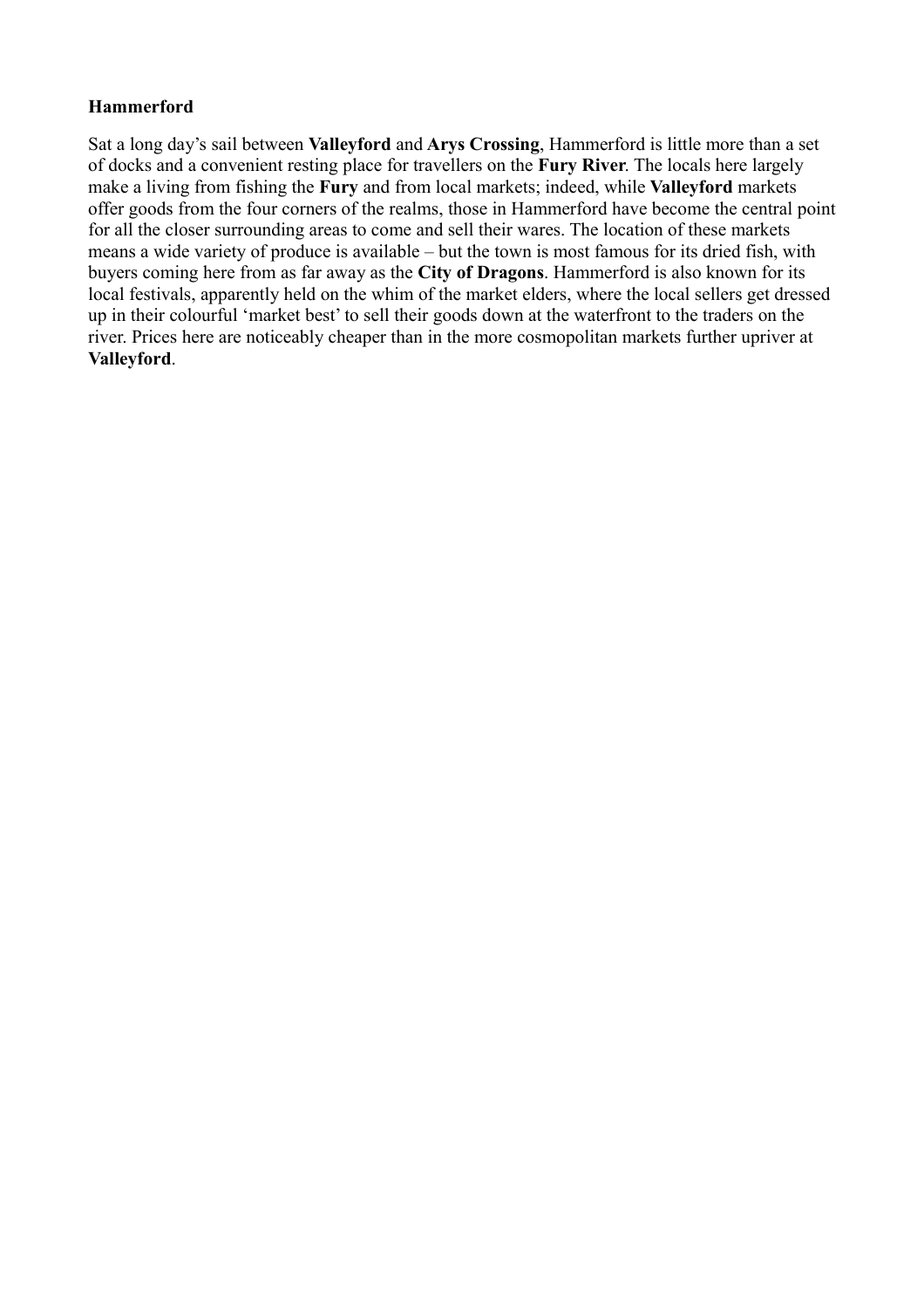**Hammerford**

Sat a long day's sail between **Valleyford** and **Arys Crossing**, Hammerford is little more than a set of docks and a convenient resting place for travellers on the **Fury River**. The locals here largely make a living from fishing the **Fury** and from local markets; indeed, while **Valleyford** markets offer goods from the four corners of the realms, those in Hammerford have become the central point for all the closer surrounding areas to come and sell their wares. The location of these markets means a wide variety of produce is available – but the town is most famous for its dried fish, with buyers coming here from as far away as the **City of Dragons**. Hammerford is also known for its local festivals, apparently held on the whim of the market elders, where the local sellers get dressed up in their colourful 'market best' to sell their goods down at the waterfront to the traders on the river. Prices here are noticeably cheaper than in the more cosmopolitan markets further upriver at **Valleyford**.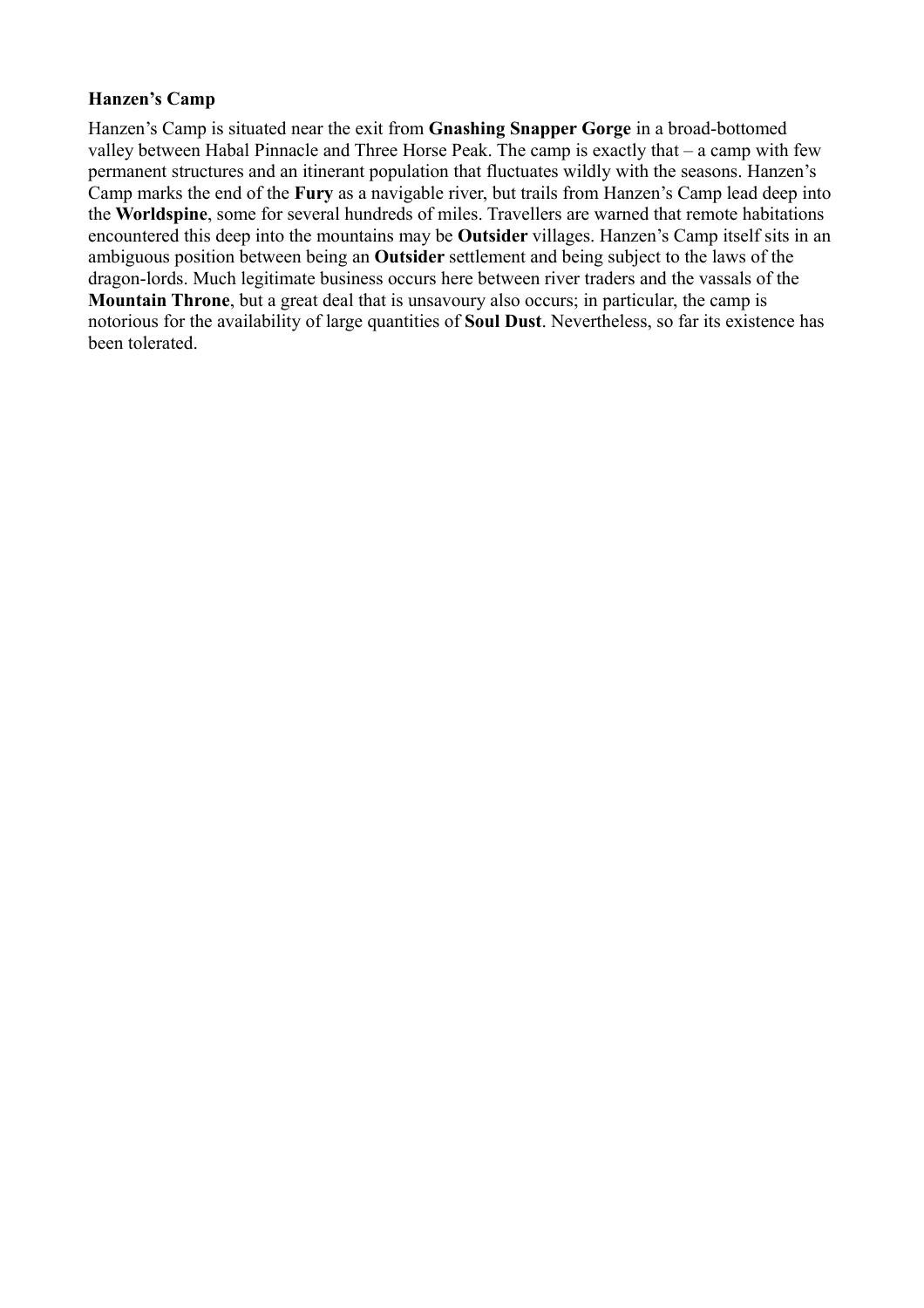### Hanzen's Camp

Hanzen's Camp is situated near the exit from **Gnashing Snapper Gorge** in a broad-bottomed valley between Habal Pinnacle and Three Horse Peak. The camp is exactly that – a camp with few permanent structures and an itinerant population that fluctuates wildly with the seasons. Hanzen's Camp marks the end of the **Fury** as a navigable river, but trails from Hanzen's Camp lead deep into the **Worldspine**, some for several hundreds of miles. Travellers are warned that remote habitations encountered this deep into the mountains may be **Outsider** villages. Hanzen's Camp itself sits in an ambiguous position between being an **Outsider** settlement and being subject to the laws of the dragon-lords. Much legitimate business occurs here between river traders and the vassals of the **Mountain Throne**, but a great deal that is unsavoury also occurs; in particular, the camp is notorious for the availability of large quantities of **Soul Dust**. Nevertheless, so far its existence has been tolerated.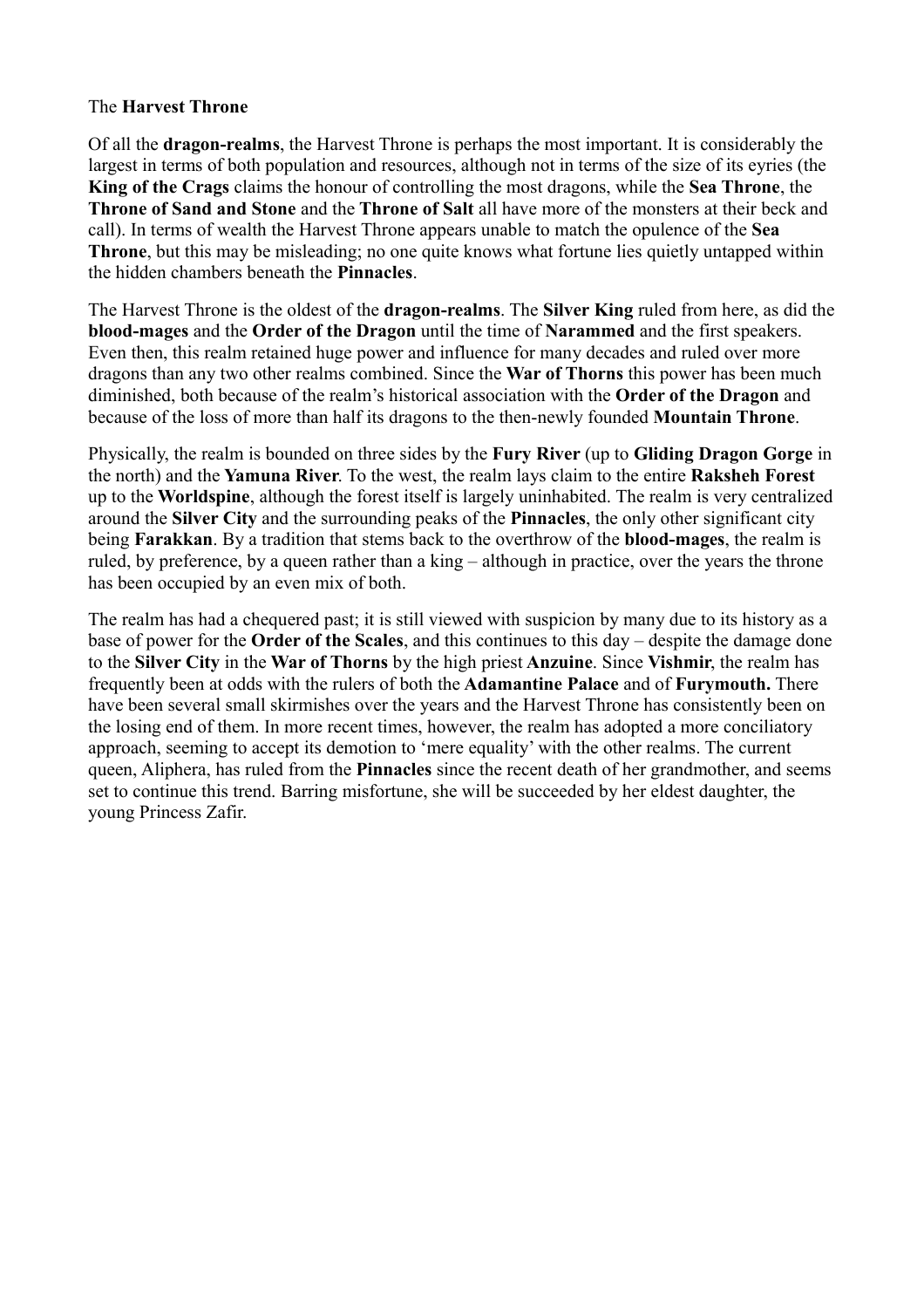The **Harvest Throne**

Of all the **dragon-realms**, the Harvest Throne is perhaps the most important. It is considerably the largest in terms of both population and resources, although not in terms of the size of its eyries (the **King of the Crags** claims the honour of controlling the most dragons, while the **Sea Throne**, the **Throne of Sand and Stone** and the **Throne of Salt** all have more of the monsters at their beck and call). In terms of wealth the Harvest Throne appears unable to match the opulence of the **Sea Throne**, but this may be misleading; no one quite knows what fortune lies quietly untapped within the hidden chambers beneath the **Pinnacles**.

The Harvest Throne is the oldest of the **dragon-realms**. The **Silver King** ruled from here, as did the **blood-mages** and the **Order of the Dragon** until the time of **Narammed** and the first speakers. Even then, this realm retained huge power and influence for many decades and ruled over more dragons than any two other realms combined. Since the **War of Thorns** this power has been much diminished, both because of the realm's historical association with the **Order of the Dragon** and because of the loss of more than half its dragons to the then-newly founded **Mountain Throne**.

Physically, the realm is bounded on three sides by the **Fury River** (up to **Gliding Dragon Gorge** in the north) and the **Yamuna River**. To the west, the realm lays claim to the entire **Raksheh Forest** up to the **Worldspine**, although the forest itself is largely uninhabited. The realm is very centralized around the **Silver City** and the surrounding peaks of the **Pinnacles**, the only other significant city being **Farakkan**. By a tradition that stems back to the overthrow of the **blood-mages**, the realm is ruled, by preference, by a queen rather than a king – although in practice, over the years the throne has been occupied by an even mix of both.

The realm has had a chequered past; it is still viewed with suspicion by many due to its history as a base of power for the **Order of the Scales**, and this continues to this day – despite the damage done to the **Silver City** in the **War of Thorns** by the high priest **Anzuine**. Since **Vishmir**, the realm has frequently been at odds with the rulers of both the **Adamantine Palace** and of **Furymouth.** There have been several small skirmishes over the years and the Harvest Throne has consistently been on the losing end of them. In more recent times, however, the realm has adopted a more conciliatory approach, seeming to accept its demotion to 'mere equality' with the other realms. The current queen, Aliphera, has ruled from the **Pinnacles** since the recent death of her grandmother, and seems set to continue this trend. Barring misfortune, she will be succeeded by her eldest daughter, the young Princess Zafir.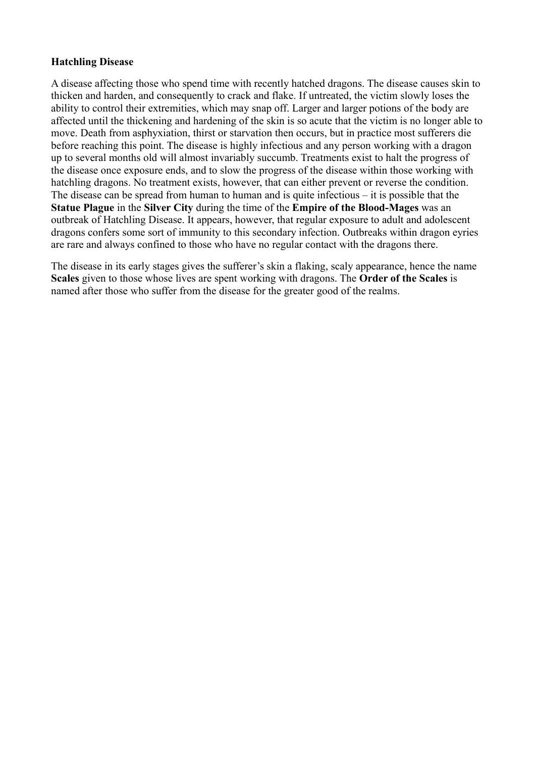**Hatchling Disease**

A disease affecting those who spend time with recently hatched dragons. The disease causes skin to thicken and harden, and consequently to crack and flake. If untreated, the victim slowly loses the ability to control their extremities, which may snap off. Larger and larger potions of the body are affected until the thickening and hardening of the skin is so acute that the victim is no longer able to move. Death from asphyxiation, thirst or starvation then occurs, but in practice most sufferers die before reaching this point. The disease is highly infectious and any person working with a dragon up to several months old will almost invariably succumb. Treatments exist to halt the progress of the disease once exposure ends, and to slow the progress of the disease within those working with hatchling dragons. No treatment exists, however, that can either prevent or reverse the condition. The disease can be spread from human to human and is quite infectious – it is possible that the **Statue Plague** in the **Silver City** during the time of the **Empire of the Blood-Mages** was an outbreak of Hatchling Disease. It appears, however, that regular exposure to adult and adolescent dragons confers some sort of immunity to this secondary infection. Outbreaks within dragon eyries are rare and always confined to those who have no regular contact with the dragons there.

The disease in its early stages gives the sufferer's skin a flaking, scaly appearance, hence the name **Scales** given to those whose lives are spent working with dragons. The **Order of the Scales** is named after those who suffer from the disease for the greater good of the realms.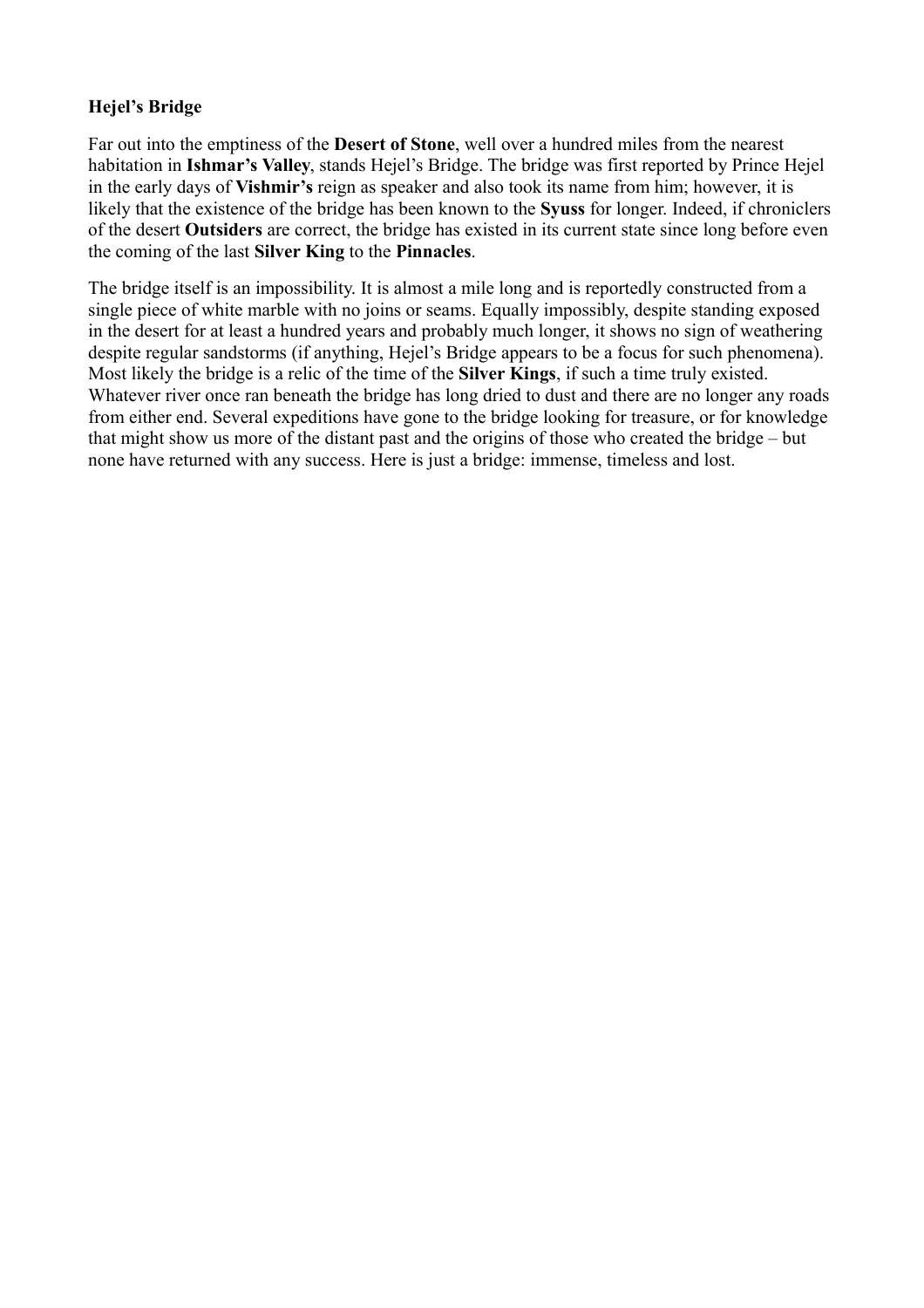**Hejel's Bridge**

Far out into the emptiness of the **Desert of Stone**, well over a hundred miles from the nearest habitation in **Ishmar's Valley**, stands Hejel's Bridge. The bridge was first reported by Prince Hejel in the early days of **Vishmir's** reign as speaker and also took its name from him; however, it is likely that the existence of the bridge has been known to the **Syuss** for longer. Indeed, if chroniclers of the desert **Outsiders** are correct, the bridge has existed in its current state since long before even the coming of the last **Silver King** to the **Pinnacles**.

The bridge itself is an impossibility. It is almost a mile long and is reportedly constructed from a single piece of white marble with no joins or seams. Equally impossibly, despite standing exposed in the desert for at least a hundred years and probably much longer, it shows no sign of weathering despite regular sandstorms (if anything, Hejel's Bridge appears to be a focus for such phenomena). Most likely the bridge is a relic of the time of the **Silver Kings**, if such a time truly existed. Whatever river once ran beneath the bridge has long dried to dust and there are no longer any roads from either end. Several expeditions have gone to the bridge looking for treasure, or for knowledge that might show us more of the distant past and the origins of those who created the bridge – but none have returned with any success. Here is just a bridge: immense, timeless and lost.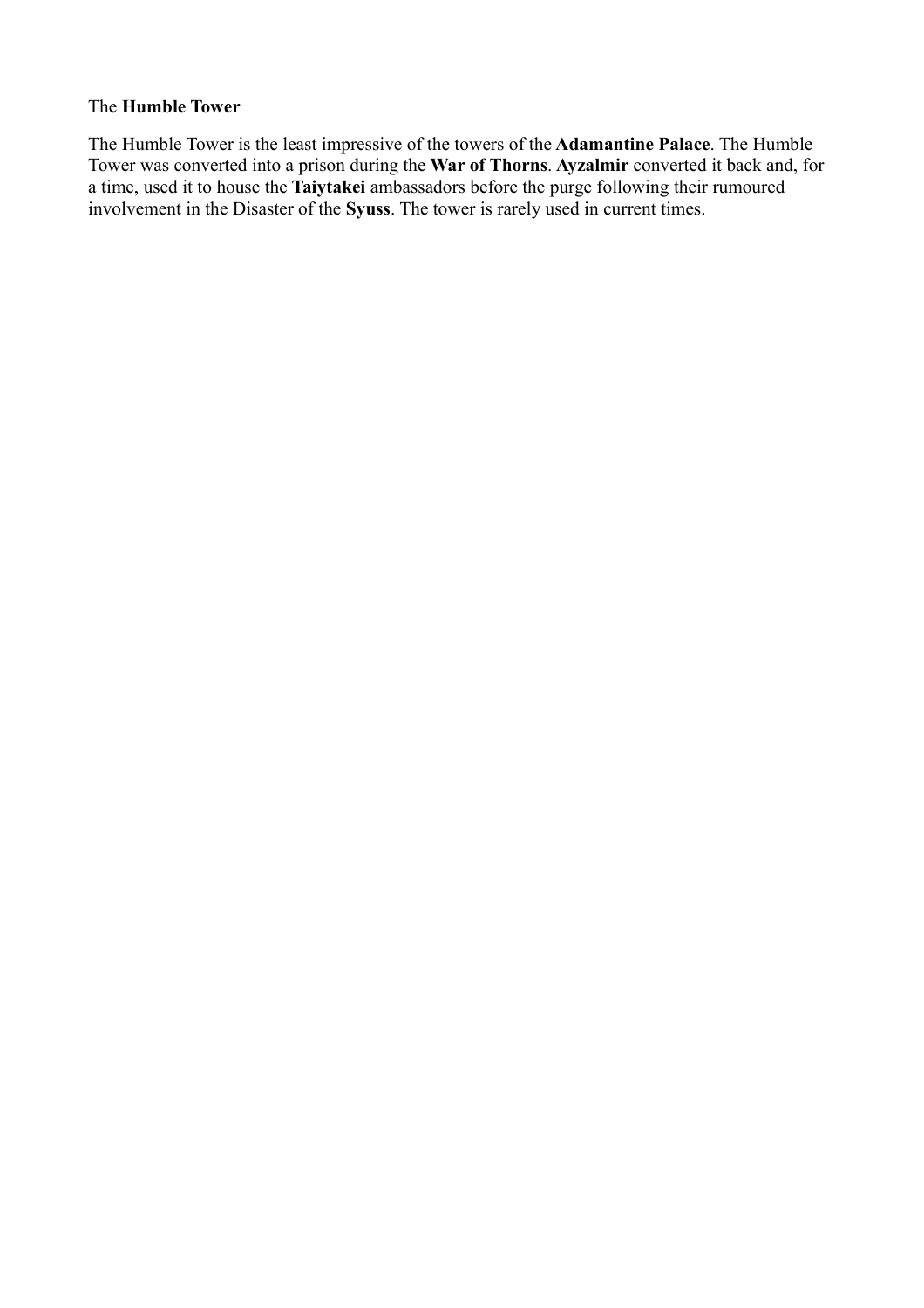The **Humble Tower**

The Humble Tower is the least impressive of the towers of the **Adamantine Palace**. The Humble Tower was converted into a prison during the **War of Thorns**. **Ayzalmir** converted it back and, for a time, used it to house the **Taiytakei** ambassadors before the purge following their rumoured involvement in the Disaster of the **Syuss**. The tower is rarely used in current times.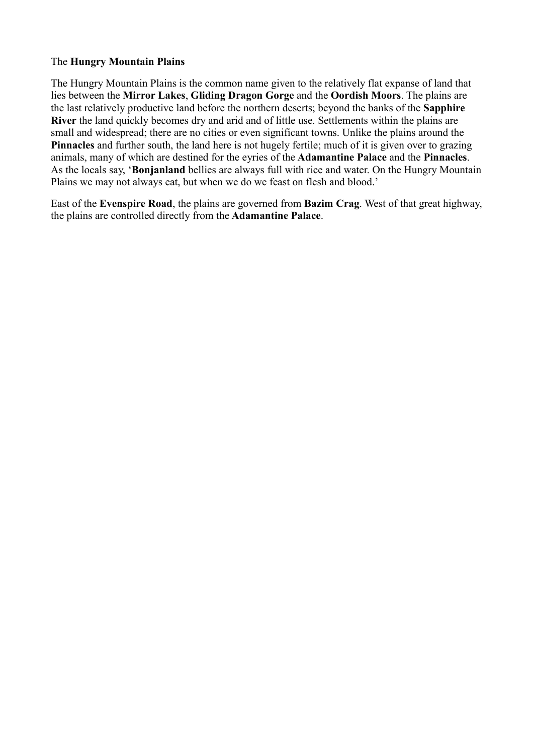The **Hungry Mountain Plains**

The Hungry Mountain Plains is the common name given to the relatively flat expanse of land that lies between the **Mirror Lakes**, **Gliding Dragon Gorge** and the **Oordish Moors**. The plains are the last relatively productive land before the northern deserts; beyond the banks of the **Sapphire River** the land quickly becomes dry and arid and of little use. Settlements within the plains are small and widespread; there are no cities or even significant towns. Unlike the plains around the **Pinnacles** and further south, the land here is not hugely fertile; much of it is given over to grazing animals, many of which are destined for the eyries of the **Adamantine Palace** and the **Pinnacles**. As the locals say, '**Bonjanland** bellies are always full with rice and water. On the Hungry Mountain Plains we may not always eat, but when we do we feast on flesh and blood.'

East of the **Evenspire Road**, the plains are governed from **Bazim Crag**. West of that great highway, the plains are controlled directly from the **Adamantine Palace**.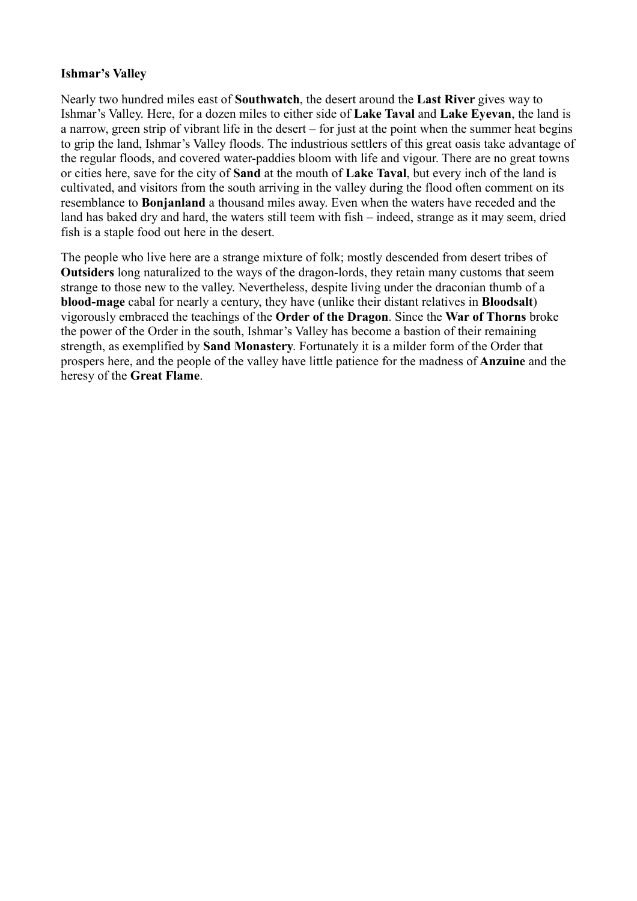**Ishmar's Valley**

Nearly two hundred miles east of **Southwatch**, the desert around the **Last River** gives way to Ishmar's Valley. Here, for a dozen miles to either side of **Lake Taval** and **Lake Eyevan**, the land is a narrow, green strip of vibrant life in the desert – for just at the point when the summer heat begins to grip the land, Ishmar's Valley floods. The industrious settlers of this great oasis take advantage of the regular floods, and covered water-paddies bloom with life and vigour. There are no great towns or cities here, save for the city of **Sand** at the mouth of **Lake Taval**, but every inch of the land is cultivated, and visitors from the south arriving in the valley during the flood often comment on its resemblance to **Bonjanland** a thousand miles away. Even when the waters have receded and the land has baked dry and hard, the waters still teem with fish – indeed, strange as it may seem, dried fish is a staple food out here in the desert.

The people who live here are a strange mixture of folk; mostly descended from desert tribes of **Outsiders** long naturalized to the ways of the dragon-lords, they retain many customs that seem strange to those new to the valley. Nevertheless, despite living under the draconian thumb of a **blood-mage** cabal for nearly a century, they have (unlike their distant relatives in **Bloodsalt**) vigorously embraced the teachings of the **Order of the Dragon**. Since the **War of Thorns** broke the power of the Order in the south, Ishmar's Valley has become a bastion of their remaining strength, as exemplified by **Sand Monastery**. Fortunately it is a milder form of the Order that prospers here, and the people of the valley have little patience for the madness of **Anzuine** and the heresy of the **Great Flame**.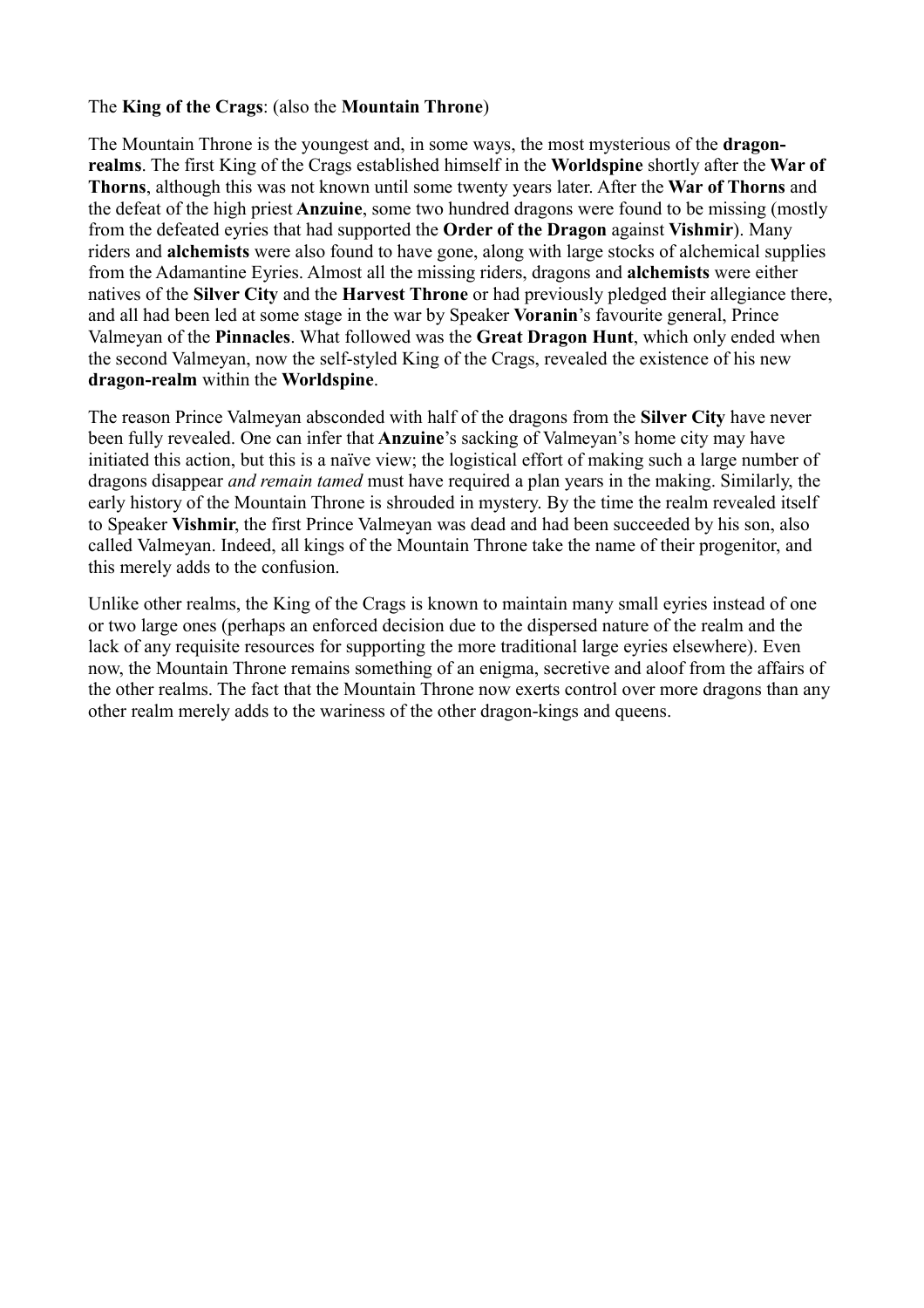The **King of the Crags**: (also the **Mountain Throne**)

The Mountain Throne is the youngest and, in some ways, the most mysterious of the **dragon-realms**. The first King of the Crags established himself in the **Worldspine** shortly after the **War of Thorns**, although this was not known until some twenty years later. After the **War of Thorns** and the defeat of the high priest **Anzuine**, some two hundred dragons were found to be missing (mostly from the defeated eyries that had supported the **Order of the Dragon** against **Vishmir**). Many riders and **alchemists** were also found to have gone, along with large stocks of alchemical supplies from the Adamantine Eyries. Almost all the missing riders, dragons and **alchemists** were either natives of the **Silver City** and the **Harvest Throne** or had previously pledged their allegiance there, and all had been led at some stage in the war by Speaker **Voranin**'s favourite general, Prince Valmeyan of the **Pinnacles**. What followed was the **Great Dragon Hunt**, which only ended when the second Valmeyan, now the self-styled King of the Crags, revealed the existence of his new **dragon-realm** within the **Worldspine**.

The reason Prince Valmeyan absconded with half of the dragons from the **Silver City** have never been fully revealed. One can infer that **Anzuine**'s sacking of Valmeyan's home city may have initiated this action, but this is a naïve view; the logistical effort of making such a large number of dragons disappear *and remain tamed* must have required a plan years in the making. Similarly, the early history of the Mountain Throne is shrouded in mystery. By the time the realm revealed itself to Speaker **Vishmir**, the first Prince Valmeyan was dead and had been succeeded by his son, also called Valmeyan. Indeed, all kings of the Mountain Throne take the name of their progenitor, and this merely adds to the confusion.

Unlike other realms, the King of the Crags is known to maintain many small eyries instead of one or two large ones (perhaps an enforced decision due to the dispersed nature of the realm and the lack of any requisite resources for supporting the more traditional large eyries elsewhere). Even now, the Mountain Throne remains something of an enigma, secretive and aloof from the affairs of the other realms. The fact that the Mountain Throne now exerts control over more dragons than any other realm merely adds to the wariness of the other dragon-kings and queens.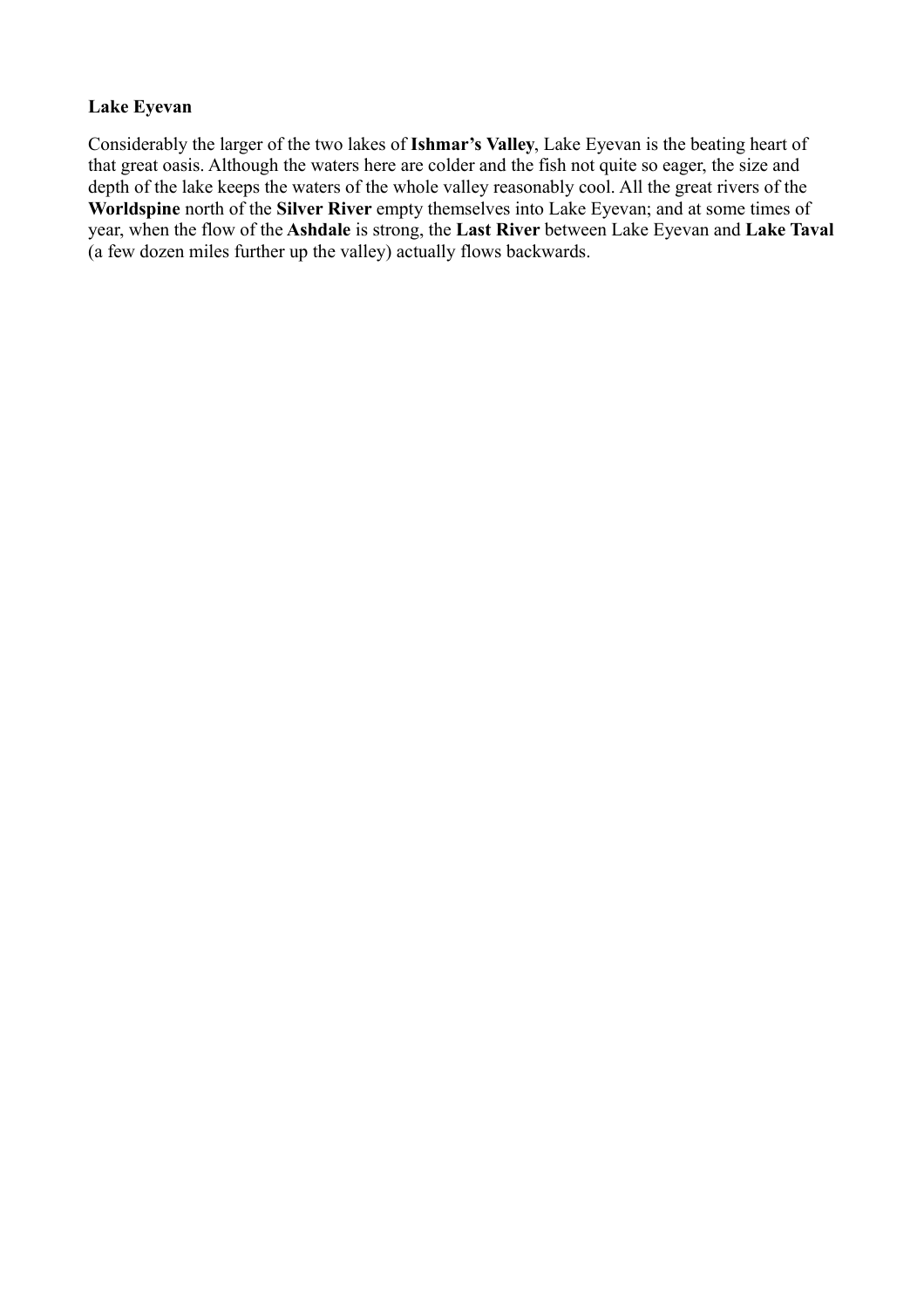**Lake Eyevan**

Considerably the larger of the two lakes of **Ishmar's Valley**, Lake Eyevan is the beating heart of that great oasis. Although the waters here are colder and the fish not quite so eager, the size and depth of the lake keeps the waters of the whole valley reasonably cool. All the great rivers of the **Worldspine** north of the **Silver River** empty themselves into Lake Eyevan; and at some times of year, when the flow of the **Ashdale** is strong, the **Last River** between Lake Eyevan and **Lake Taval** (a few dozen miles further up the valley) actually flows backwards.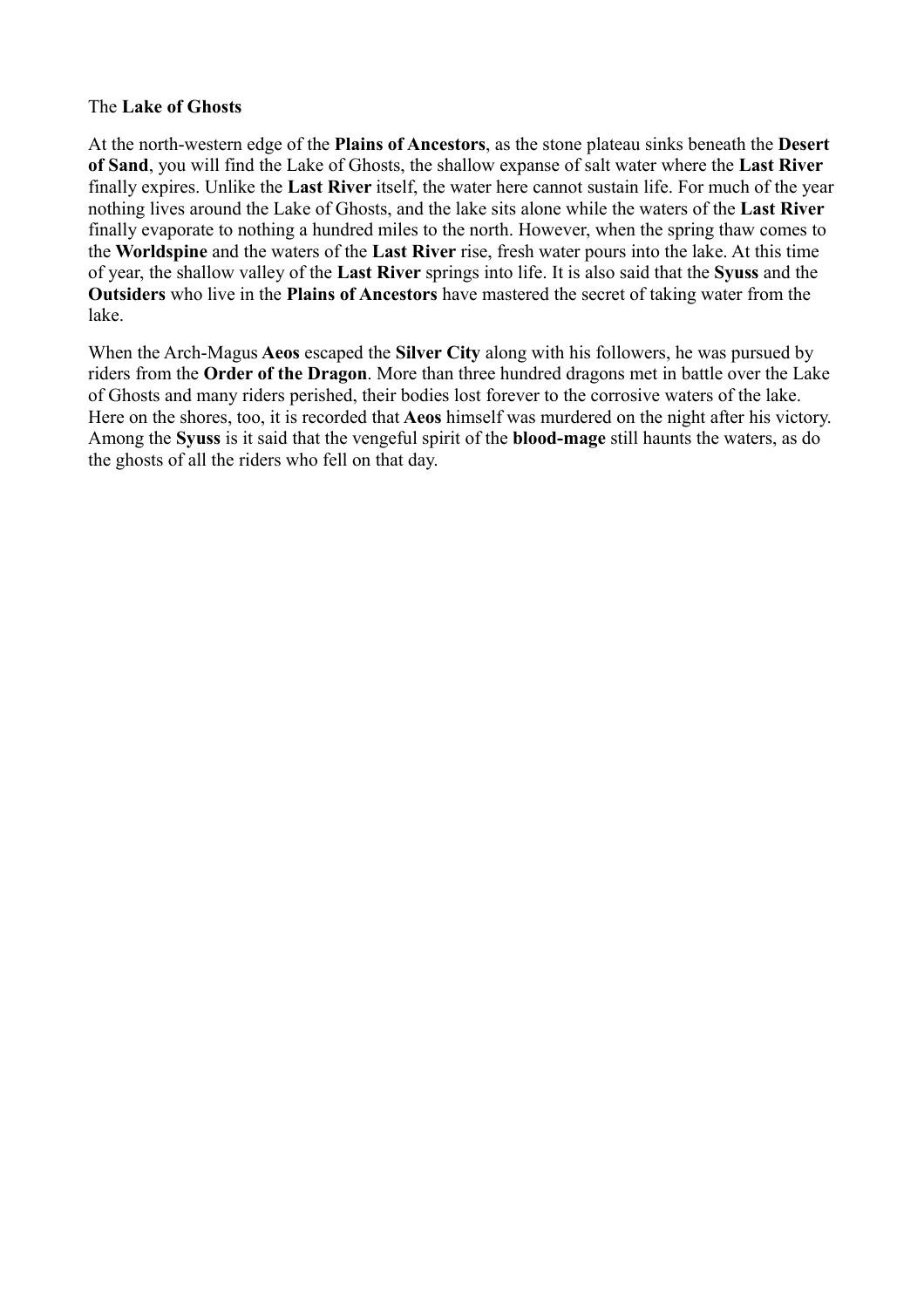The **Lake of Ghosts**

At the north-western edge of the **Plains of Ancestors**, as the stone plateau sinks beneath the **Desert of Sand**, you will find the Lake of Ghosts, the shallow expanse of salt water where the **Last River** finally expires. Unlike the **Last River** itself, the water here cannot sustain life. For much of the year nothing lives around the Lake of Ghosts, and the lake sits alone while the waters of the **Last River** finally evaporate to nothing a hundred miles to the north. However, when the spring thaw comes to the **Worldspine** and the waters of the **Last River** rise, fresh water pours into the lake. At this time of year, the shallow valley of the **Last River** springs into life. It is also said that the **Syuss** and the **Outsiders** who live in the **Plains of Ancestors** have mastered the secret of taking water from the lake.

When the Arch-Magus **Aeos** escaped the **Silver City** along with his followers, he was pursued by riders from the **Order of the Dragon**. More than three hundred dragons met in battle over the Lake of Ghosts and many riders perished, their bodies lost forever to the corrosive waters of the lake. Here on the shores, too, it is recorded that **Aeos** himself was murdered on the night after his victory. Among the **Syuss** is it said that the vengeful spirit of the **blood-mage** still haunts the waters, as do the ghosts of all the riders who fell on that day.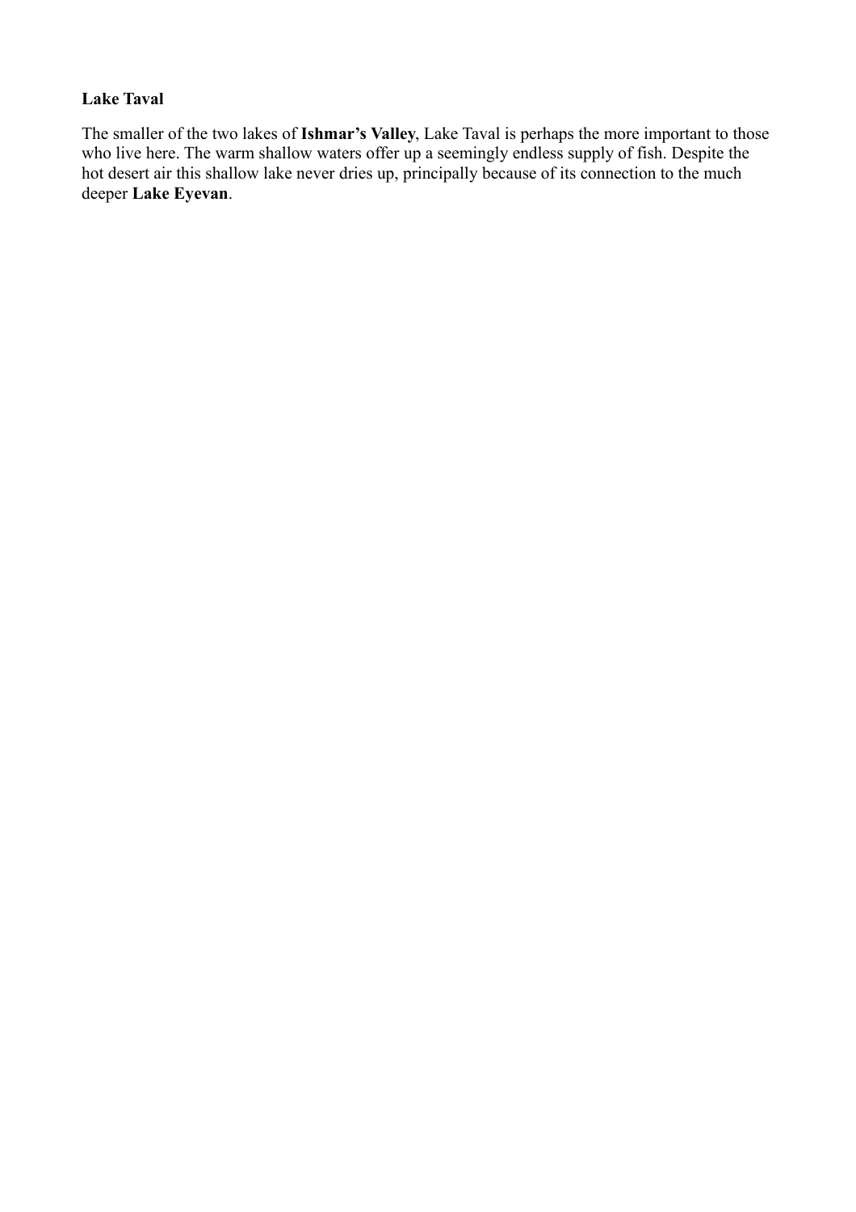**Lake Taval**

The smaller of the two lakes of **Ishmar's Valley**, Lake Taval is perhaps the more important to those who live here. The warm shallow waters offer up a seemingly endless supply of fish. Despite the hot desert air this shallow lake never dries up, principally because of its connection to the much deeper **Lake Eyevan**.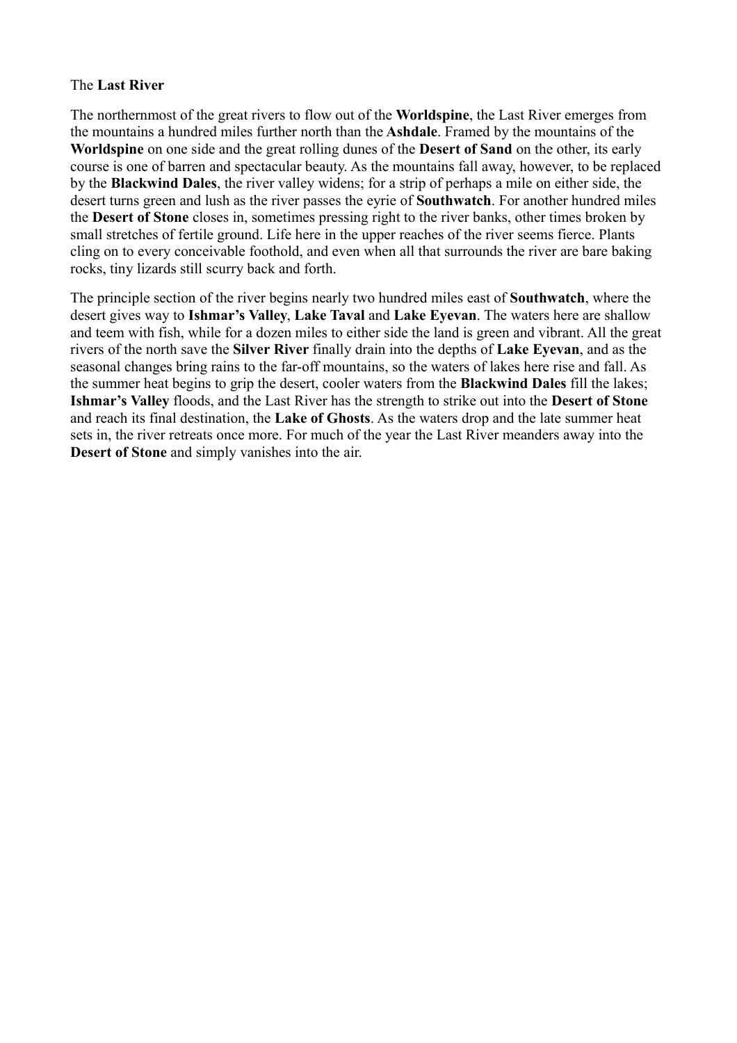## The **Last River**

The northernmost of the great rivers to flow out of the **Worldspine**, the Last River emerges from the mountains a hundred miles further north than the **Ashdale**. Framed by the mountains of the **Worldspine** on one side and the great rolling dunes of the **Desert of Sand** on the other, its early course is one of barren and spectacular beauty. As the mountains fall away, however, to be replaced by the **Blackwind Dales**, the river valley widens; for a strip of perhaps a mile on either side, the desert turns green and lush as the river passes the eyrie of **Southwatch**. For another hundred miles the **Desert of Stone** closes in, sometimes pressing right to the river banks, other times broken by small stretches of fertile ground. Life here in the upper reaches of the river seems fierce. Plants cling on to every conceivable foothold, and even when all that surrounds the river are bare baking rocks, tiny lizards still scurry back and forth.

The principle section of the river begins nearly two hundred miles east of **Southwatch**, where the desert gives way to **Ishmar's Valley**, **Lake Taval** and **Lake Eyevan**. The waters here are shallow and teem with fish, while for a dozen miles to either side the land is green and vibrant. All the great rivers of the north save the **Silver River** finally drain into the depths of **Lake Eyevan**, and as the seasonal changes bring rains to the far-off mountains, so the waters of lakes here rise and fall. As the summer heat begins to grip the desert, cooler waters from the **Blackwind Dales** fill the lakes; **Ishmar's Valley** floods, and the Last River has the strength to strike out into the **Desert of Stone** and reach its final destination, the **Lake of Ghosts**. As the waters drop and the late summer heat sets in, the river retreats once more. For much of the year the Last River meanders away into the **Desert of Stone** and simply vanishes into the air.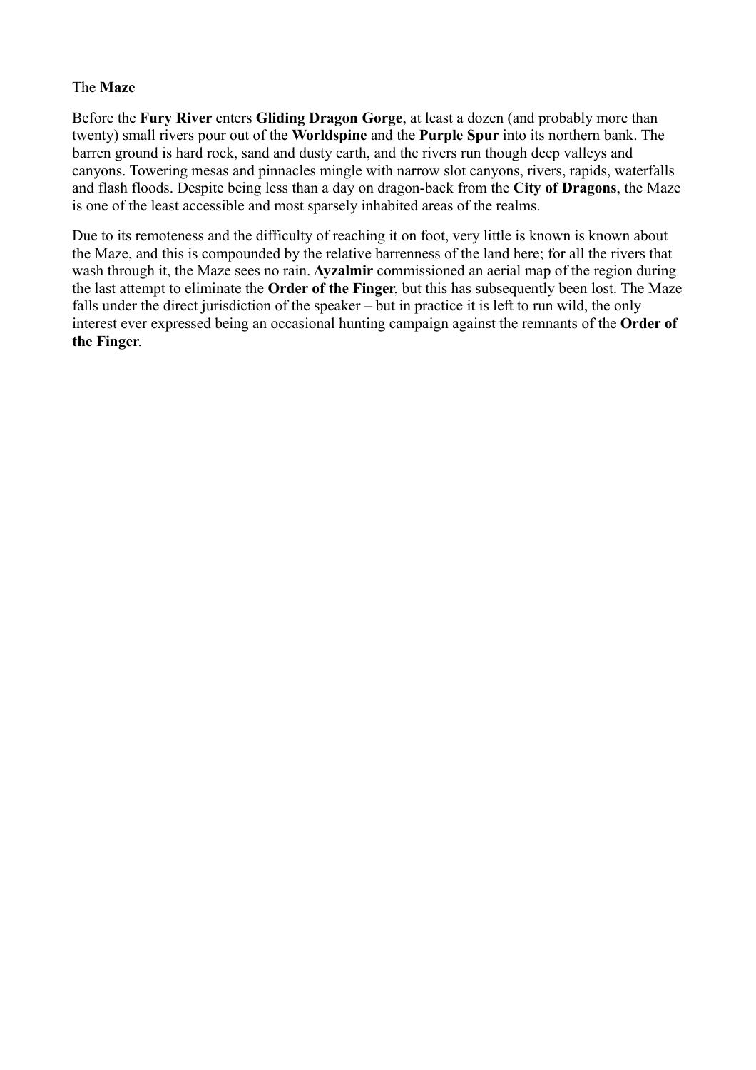The **Maze**

Before the **Fury River** enters **Gliding Dragon Gorge**, at least a dozen (and probably more than twenty) small rivers pour out of the **Worldspine** and the **Purple Spur** into its northern bank. The barren ground is hard rock, sand and dusty earth, and the rivers run though deep valleys and canyons. Towering mesas and pinnacles mingle with narrow slot canyons, rivers, rapids, waterfalls and flash floods. Despite being less than a day on dragon-back from the **City of Dragons**, the Maze is one of the least accessible and most sparsely inhabited areas of the realms.

Due to its remoteness and the difficulty of reaching it on foot, very little is known is known about the Maze, and this is compounded by the relative barrenness of the land here; for all the rivers that wash through it, the Maze sees no rain. **Ayzalmir** commissioned an aerial map of the region during the last attempt to eliminate the **Order of the Finger**, but this has subsequently been lost. The Maze falls under the direct jurisdiction of the speaker – but in practice it is left to run wild, the only interest ever expressed being an occasional hunting campaign against the remnants of the **Order of the Finger**.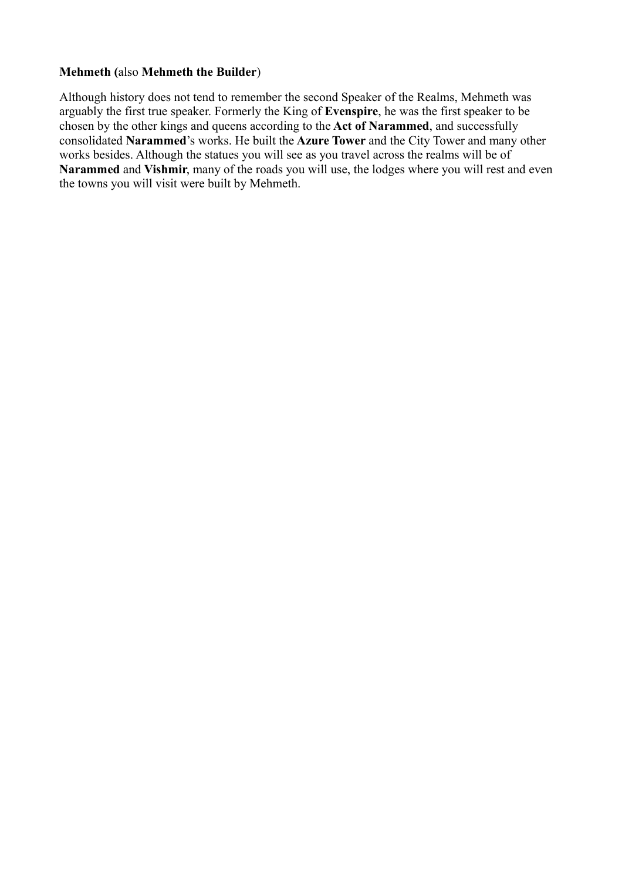**Mehmeth (**also **Mehmeth the Builder**)

Although history does not tend to remember the second Speaker of the Realms, Mehmeth was arguably the first true speaker. Formerly the King of **Evenspire**, he was the first speaker to be chosen by the other kings and queens according to the **Act of Narammed**, and successfully consolidated **Narammed**'s works. He built the **Azure Tower** and the City Tower and many other works besides. Although the statues you will see as you travel across the realms will be of **Narammed** and **Vishmir**, many of the roads you will use, the lodges where you will rest and even the towns you will visit were built by Mehmeth.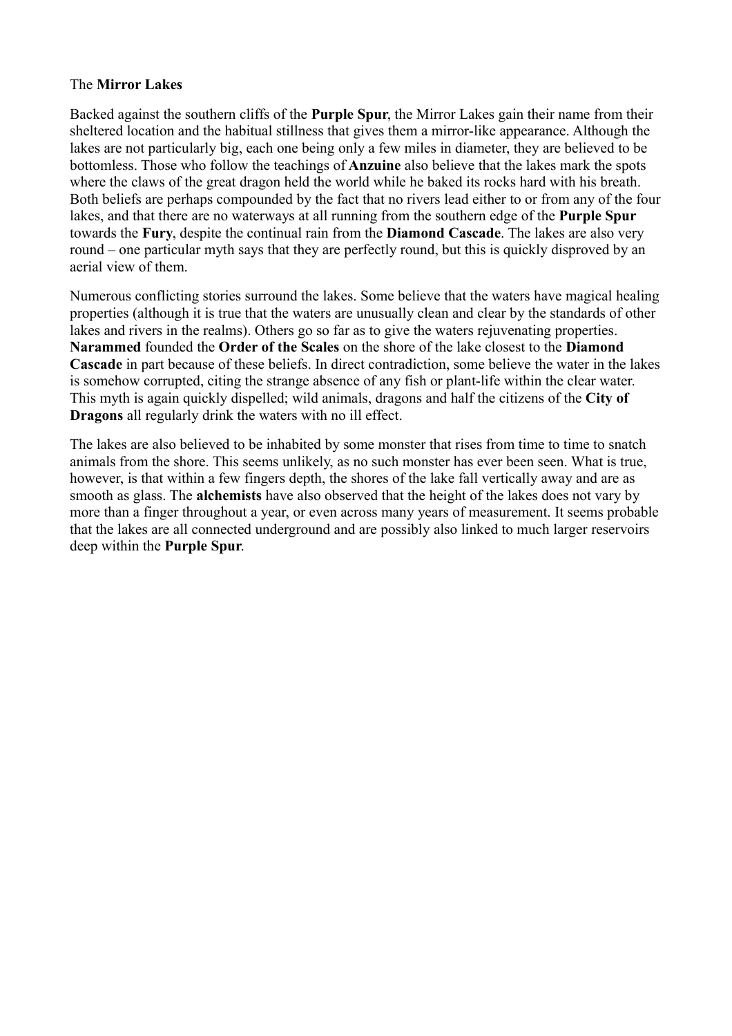## The **Mirror Lakes**

Backed against the southern cliffs of the **Purple Spur**, the Mirror Lakes gain their name from their sheltered location and the habitual stillness that gives them a mirror-like appearance. Although the lakes are not particularly big, each one being only a few miles in diameter, they are believed to be bottomless. Those who follow the teachings of **Anzuine** also believe that the lakes mark the spots where the claws of the great dragon held the world while he baked its rocks hard with his breath. Both beliefs are perhaps compounded by the fact that no rivers lead either to or from any of the four lakes, and that there are no waterways at all running from the southern edge of the **Purple Spur** towards the **Fury**, despite the continual rain from the **Diamond Cascade**. The lakes are also very round – one particular myth says that they are perfectly round, but this is quickly disproved by an aerial view of them.

Numerous conflicting stories surround the lakes. Some believe that the waters have magical healing properties (although it is true that the waters are unusually clean and clear by the standards of other lakes and rivers in the realms). Others go so far as to give the waters rejuvenating properties. **Narammed** founded the **Order of the Scales** on the shore of the lake closest to the **Diamond Cascade** in part because of these beliefs. In direct contradiction, some believe the water in the lakes is somehow corrupted, citing the strange absence of any fish or plant-life within the clear water. This myth is again quickly dispelled; wild animals, dragons and half the citizens of the **City of Dragons** all regularly drink the waters with no ill effect.

The lakes are also believed to be inhabited by some monster that rises from time to time to snatch animals from the shore. This seems unlikely, as no such monster has ever been seen. What is true, however, is that within a few fingers depth, the shores of the lake fall vertically away and are as smooth as glass. The **alchemists** have also observed that the height of the lakes does not vary by more than a finger throughout a year, or even across many years of measurement. It seems probable that the lakes are all connected underground and are possibly also linked to much larger reservoirs deep within the **Purple Spur**.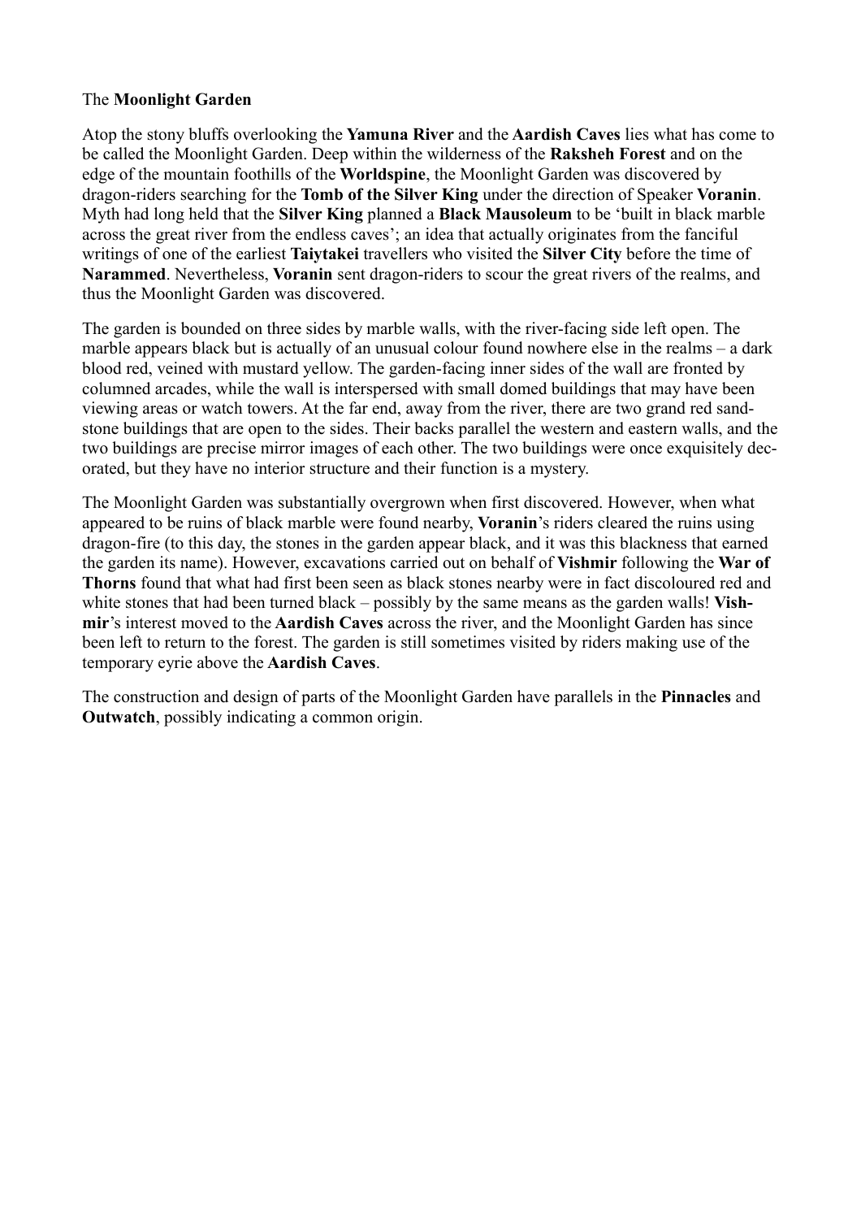The **Moonlight Garden**

Atop the stony bluffs overlooking the **Yamuna River** and the **Aardish Caves** lies what has come to be called the Moonlight Garden. Deep within the wilderness of the **Raksheh Forest** and on the edge of the mountain foothills of the **Worldspine**, the Moonlight Garden was discovered by dragon-riders searching for the **Tomb of the Silver King** under the direction of Speaker **Voranin**. Myth had long held that the **Silver King** planned a **Black Mausoleum** to be 'built in black marble across the great river from the endless caves'; an idea that actually originates from the fanciful writings of one of the earliest **Taiytakei** travellers who visited the **Silver City** before the time of **Narammed**. Nevertheless, **Voranin** sent dragon-riders to scour the great rivers of the realms, and thus the Moonlight Garden was discovered.

The garden is bounded on three sides by marble walls, with the river-facing side left open. The marble appears black but is actually of an unusual colour found nowhere else in the realms – a dark blood red, veined with mustard yellow. The garden-facing inner sides of the wall are fronted by columned arcades, while the wall is interspersed with small domed buildings that may have been viewing areas or watch towers. At the far end, away from the river, there are two grand red sandstone buildings that are open to the sides. Their backs parallel the western and eastern walls, and the two buildings are precise mirror images of each other. The two buildings were once exquisitely decorated, but they have no interior structure and their function is a mystery.

The Moonlight Garden was substantially overgrown when first discovered. However, when what appeared to be ruins of black marble were found nearby, **Voranin**'s riders cleared the ruins using dragon-fire (to this day, the stones in the garden appear black, and it was this blackness that earned the garden its name). However, excavations carried out on behalf of **Vishmir** following the **War of Thorns** found that what had first been seen as black stones nearby were in fact discoloured red and white stones that had been turned black – possibly by the same means as the garden walls! **Vishmir**'s interest moved to the **Aardish Caves** across the river, and the Moonlight Garden has since been left to return to the forest. The garden is still sometimes visited by riders making use of the temporary eyrie above the **Aardish Caves**.

The construction and design of parts of the Moonlight Garden have parallels in the **Pinnacles** and **Outwatch**, possibly indicating a common origin.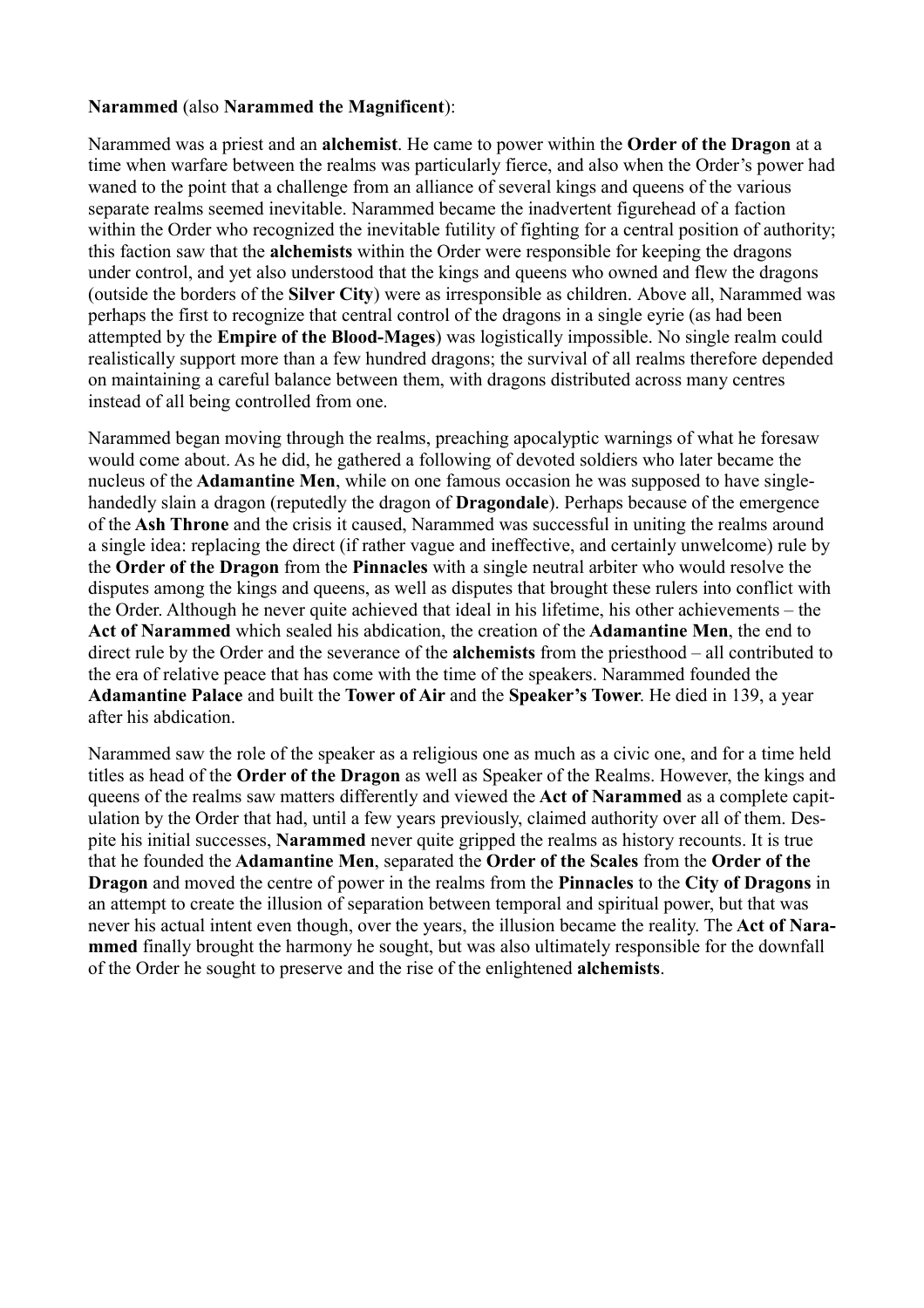**Narammed** (also **Narammed the Magnificent**):

Narammed was a priest and an **alchemist**. He came to power within the **Order of the Dragon** at a time when warfare between the realms was particularly fierce, and also when the Order's power had waned to the point that a challenge from an alliance of several kings and queens of the various separate realms seemed inevitable. Narammed became the inadvertent figurehead of a faction within the Order who recognized the inevitable futility of fighting for a central position of authority; this faction saw that the **alchemists** within the Order were responsible for keeping the dragons under control, and yet also understood that the kings and queens who owned and flew the dragons (outside the borders of the **Silver City**) were as irresponsible as children. Above all, Narammed was perhaps the first to recognize that central control of the dragons in a single eyrie (as had been attempted by the **Empire of the Blood-Mages**) was logistically impossible. No single realm could realistically support more than a few hundred dragons; the survival of all realms therefore depended on maintaining a careful balance between them, with dragons distributed across many centres instead of all being controlled from one.

Narammed began moving through the realms, preaching apocalyptic warnings of what he foresaw would come about. As he did, he gathered a following of devoted soldiers who later became the nucleus of the **Adamantine Men**, while on one famous occasion he was supposed to have single-handedly slain a dragon (reputedly the dragon of **Dragondale**). Perhaps because of the emergence of the **Ash Throne** and the crisis it caused, Narammed was successful in uniting the realms around a single idea: replacing the direct (if rather vague and ineffective, and certainly unwelcome) rule by the **Order of the Dragon** from the **Pinnacles** with a single neutral arbiter who would resolve the disputes among the kings and queens, as well as disputes that brought these rulers into conflict with the Order. Although he never quite achieved that ideal in his lifetime, his other achievements – the **Act of Narammed** which sealed his abdication, the creation of the **Adamantine Men**, the end to direct rule by the Order and the severance of the **alchemists** from the priesthood – all contributed to the era of relative peace that has come with the time of the speakers. Narammed founded the **Adamantine Palace** and built the **Tower of Air** and the **Speaker's Tower**. He died in 139, a year after his abdication.

Narammed saw the role of the speaker as a religious one as much as a civic one, and for a time held titles as head of the **Order of the Dragon** as well as Speaker of the Realms. However, the kings and queens of the realms saw matters differently and viewed the **Act of Narammed** as a complete capitulation by the Order that had, until a few years previously, claimed authority over all of them. Despite his initial successes, **Narammed** never quite gripped the realms as history recounts. It is true that he founded the **Adamantine Men**, separated the **Order of the Scales** from the **Order of the Dragon** and moved the centre of power in the realms from the **Pinnacles** to the **City of Dragons** in an attempt to create the illusion of separation between temporal and spiritual power, but that was never his actual intent even though, over the years, the illusion became the reality. The **Act of Narammed** finally brought the harmony he sought, but was also ultimately responsible for the downfall of the Order he sought to preserve and the rise of the enlightened **alchemists**.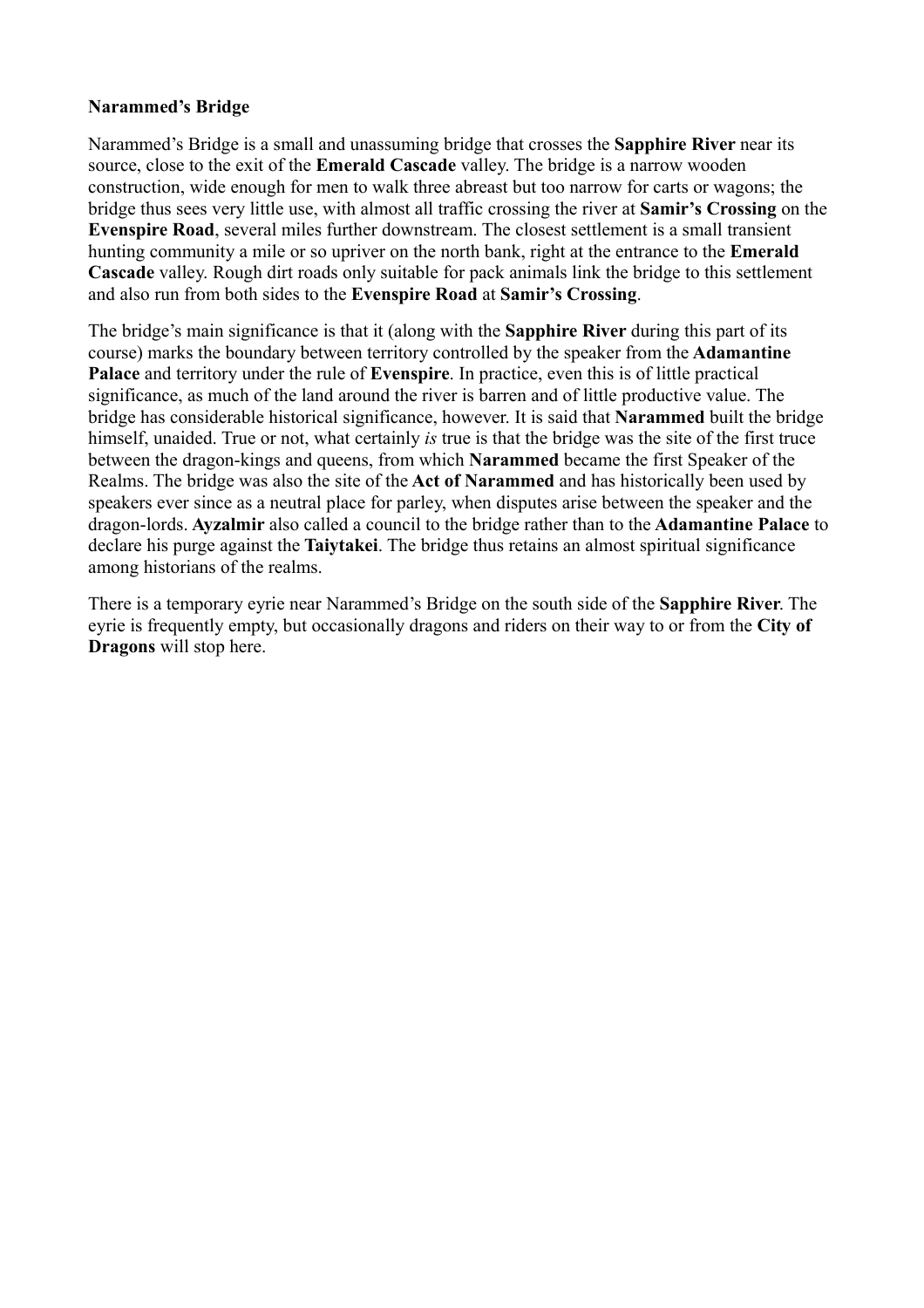**Narammed's Bridge**

Narammed's Bridge is a small and unassuming bridge that crosses the **Sapphire River** near its source, close to the exit of the **Emerald Cascade** valley. The bridge is a narrow wooden construction, wide enough for men to walk three abreast but too narrow for carts or wagons; the bridge thus sees very little use, with almost all traffic crossing the river at **Samir's Crossing** on the **Evenspire Road**, several miles further downstream. The closest settlement is a small transient hunting community a mile or so upriver on the north bank, right at the entrance to the **Emerald Cascade** valley. Rough dirt roads only suitable for pack animals link the bridge to this settlement and also run from both sides to the **Evenspire Road** at **Samir's Crossing**.

The bridge's main significance is that it (along with the **Sapphire River** during this part of its course) marks the boundary between territory controlled by the speaker from the **Adamantine Palace** and territory under the rule of **Evenspire**. In practice, even this is of little practical significance, as much of the land around the river is barren and of little productive value. The bridge has considerable historical significance, however. It is said that **Narammed** built the bridge himself, unaided. True or not, what certainly *is* true is that the bridge was the site of the first truce between the dragon-kings and queens, from which **Narammed** became the first Speaker of the Realms. The bridge was also the site of the **Act of Narammed** and has historically been used by speakers ever since as a neutral place for parley, when disputes arise between the speaker and the dragon-lords. **Ayzalmir** also called a council to the bridge rather than to the **Adamantine Palace** to declare his purge against the **Taiytakei**. The bridge thus retains an almost spiritual significance among historians of the realms.

There is a temporary eyrie near Narammed's Bridge on the south side of the **Sapphire River**. The eyrie is frequently empty, but occasionally dragons and riders on their way to or from the **City of Dragons** will stop here.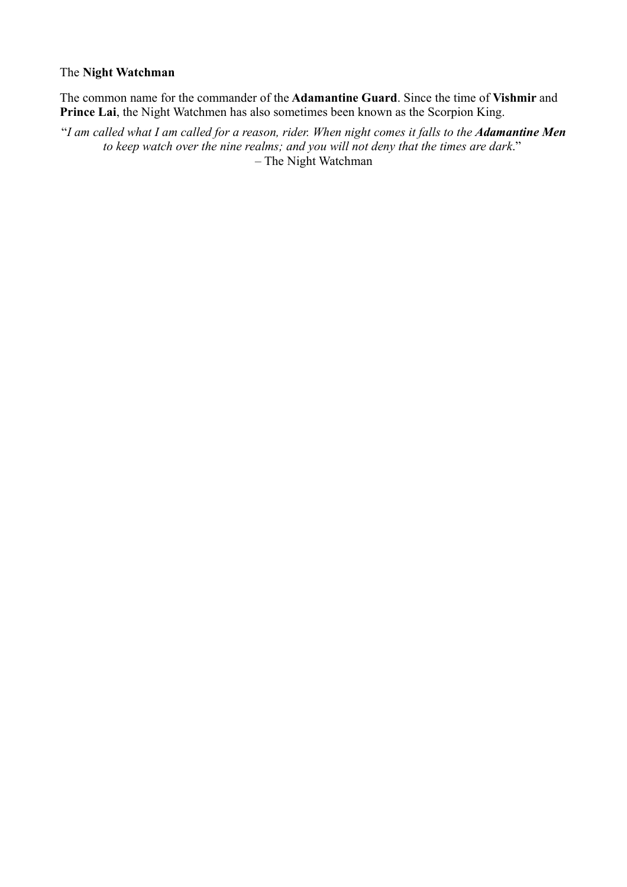The **Night Watchman**

The common name for the commander of the **Adamantine Guard**. Since the time of **Vishmir** and **Prince Lai**, the Night Watchmen has also sometimes been known as the Scorpion King.

"*I am called what I am called for a reason, rider. When night comes it falls to the* ***Adamantine Men*** *to keep watch over the nine realms; and you will not deny that the times are dark*."
– The Night Watchman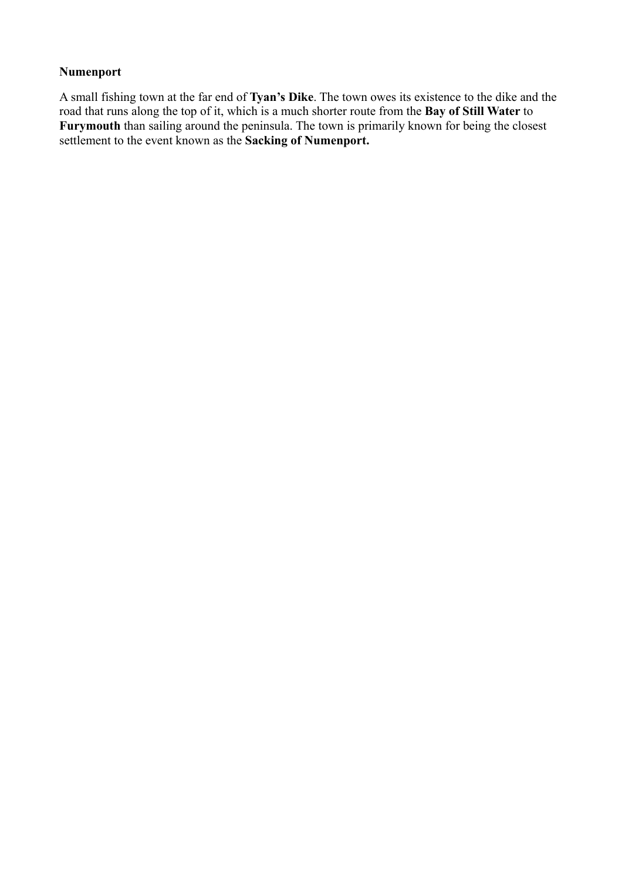**Numenport**

A small fishing town at the far end of **Tyan's Dike**. The town owes its existence to the dike and the road that runs along the top of it, which is a much shorter route from the **Bay of Still Water** to **Furymouth** than sailing around the peninsula. The town is primarily known for being the closest settlement to the event known as the **Sacking of Numenport.**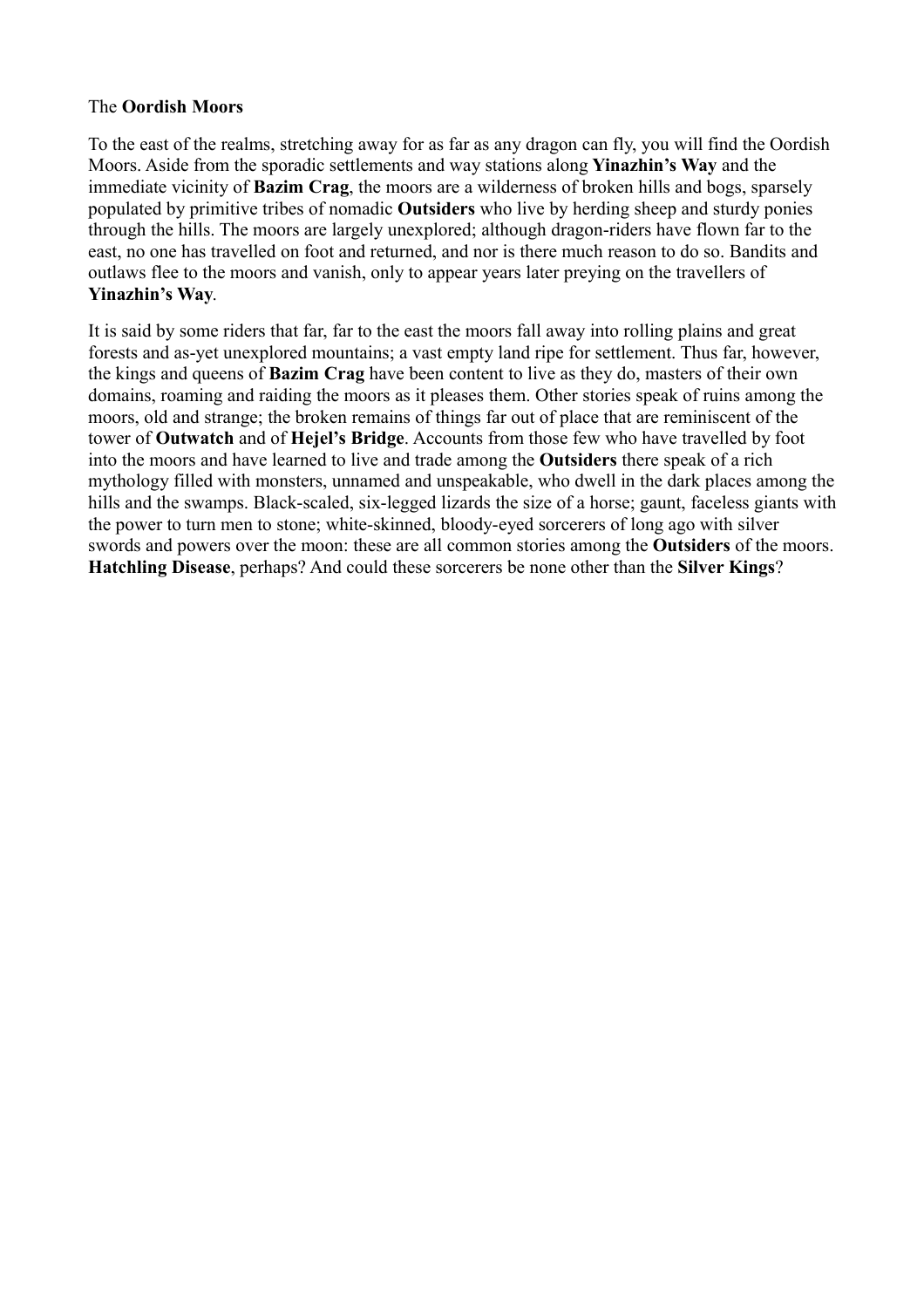The **Oordish Moors**

To the east of the realms, stretching away for as far as any dragon can fly, you will find the Oordish Moors. Aside from the sporadic settlements and way stations along **Yinazhin's Way** and the immediate vicinity of **Bazim Crag**, the moors are a wilderness of broken hills and bogs, sparsely populated by primitive tribes of nomadic **Outsiders** who live by herding sheep and sturdy ponies through the hills. The moors are largely unexplored; although dragon-riders have flown far to the east, no one has travelled on foot and returned, and nor is there much reason to do so. Bandits and outlaws flee to the moors and vanish, only to appear years later preying on the travellers of **Yinazhin's Way**.

It is said by some riders that far, far to the east the moors fall away into rolling plains and great forests and as-yet unexplored mountains; a vast empty land ripe for settlement. Thus far, however, the kings and queens of **Bazim Crag** have been content to live as they do, masters of their own domains, roaming and raiding the moors as it pleases them. Other stories speak of ruins among the moors, old and strange; the broken remains of things far out of place that are reminiscent of the tower of **Outwatch** and of **Hejel's Bridge**. Accounts from those few who have travelled by foot into the moors and have learned to live and trade among the **Outsiders** there speak of a rich mythology filled with monsters, unnamed and unspeakable, who dwell in the dark places among the hills and the swamps. Black-scaled, six-legged lizards the size of a horse; gaunt, faceless giants with the power to turn men to stone; white-skinned, bloody-eyed sorcerers of long ago with silver swords and powers over the moon: these are all common stories among the **Outsiders** of the moors. **Hatchling Disease**, perhaps? And could these sorcerers be none other than the **Silver Kings**?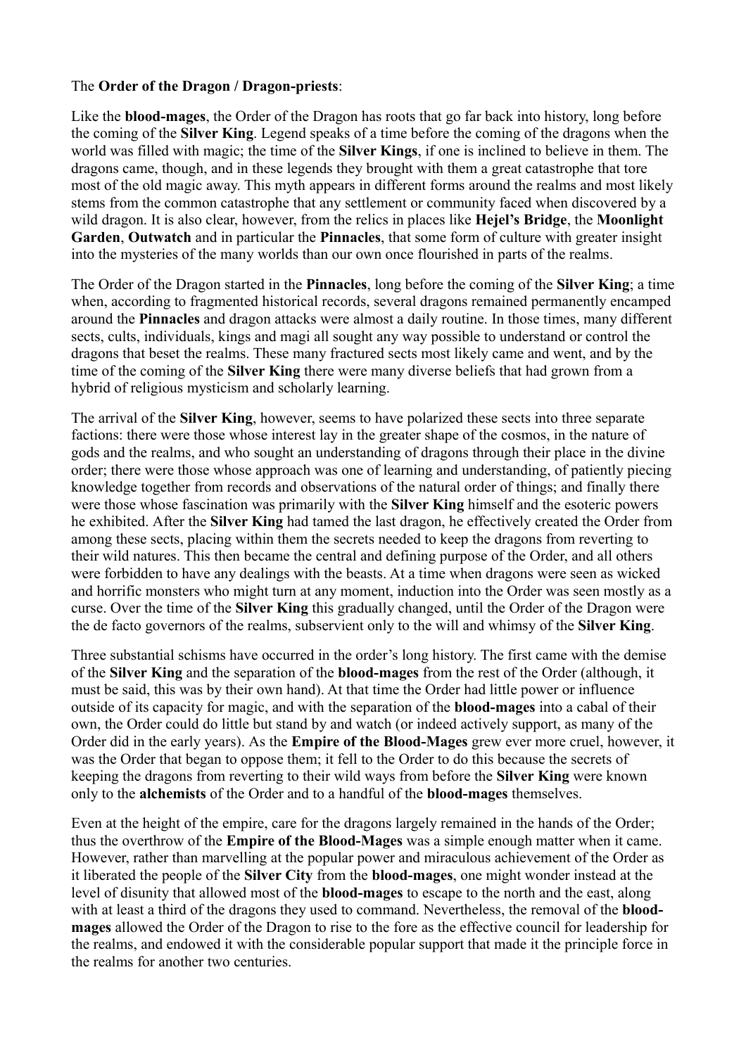The **Order of the Dragon / Dragon-priests**:

Like the **blood-mages**, the Order of the Dragon has roots that go far back into history, long before the coming of the **Silver King**. Legend speaks of a time before the coming of the dragons when the world was filled with magic; the time of the **Silver Kings**, if one is inclined to believe in them. The dragons came, though, and in these legends they brought with them a great catastrophe that tore most of the old magic away. This myth appears in different forms around the realms and most likely stems from the common catastrophe that any settlement or community faced when discovered by a wild dragon. It is also clear, however, from the relics in places like **Hejel's Bridge**, the **Moonlight Garden**, **Outwatch** and in particular the **Pinnacles**, that some form of culture with greater insight into the mysteries of the many worlds than our own once flourished in parts of the realms.

The Order of the Dragon started in the **Pinnacles**, long before the coming of the **Silver King**; a time when, according to fragmented historical records, several dragons remained permanently encamped around the **Pinnacles** and dragon attacks were almost a daily routine. In those times, many different sects, cults, individuals, kings and magi all sought any way possible to understand or control the dragons that beset the realms. These many fractured sects most likely came and went, and by the time of the coming of the **Silver King** there were many diverse beliefs that had grown from a hybrid of religious mysticism and scholarly learning.

The arrival of the **Silver King**, however, seems to have polarized these sects into three separate factions: there were those whose interest lay in the greater shape of the cosmos, in the nature of gods and the realms, and who sought an understanding of dragons through their place in the divine order; there were those whose approach was one of learning and understanding, of patiently piecing knowledge together from records and observations of the natural order of things; and finally there were those whose fascination was primarily with the **Silver King** himself and the esoteric powers he exhibited. After the **Silver King** had tamed the last dragon, he effectively created the Order from among these sects, placing within them the secrets needed to keep the dragons from reverting to their wild natures. This then became the central and defining purpose of the Order, and all others were forbidden to have any dealings with the beasts. At a time when dragons were seen as wicked and horrific monsters who might turn at any moment, induction into the Order was seen mostly as a curse. Over the time of the **Silver King** this gradually changed, until the Order of the Dragon were the de facto governors of the realms, subservient only to the will and whimsy of the **Silver King**.

Three substantial schisms have occurred in the order's long history. The first came with the demise of the **Silver King** and the separation of the **blood-mages** from the rest of the Order (although, it must be said, this was by their own hand). At that time the Order had little power or influence outside of its capacity for magic, and with the separation of the **blood-mages** into a cabal of their own, the Order could do little but stand by and watch (or indeed actively support, as many of the Order did in the early years). As the **Empire of the Blood-Mages** grew ever more cruel, however, it was the Order that began to oppose them; it fell to the Order to do this because the secrets of keeping the dragons from reverting to their wild ways from before the **Silver King** were known only to the **alchemists** of the Order and to a handful of the **blood-mages** themselves.

Even at the height of the empire, care for the dragons largely remained in the hands of the Order; thus the overthrow of the **Empire of the Blood-Mages** was a simple enough matter when it came. However, rather than marvelling at the popular power and miraculous achievement of the Order as it liberated the people of the **Silver City** from the **blood-mages**, one might wonder instead at the level of disunity that allowed most of the **blood-mages** to escape to the north and the east, along with at least a third of the dragons they used to command. Nevertheless, the removal of the **blood-mages** allowed the Order of the Dragon to rise to the fore as the effective council for leadership for the realms, and endowed it with the considerable popular support that made it the principle force in the realms for another two centuries.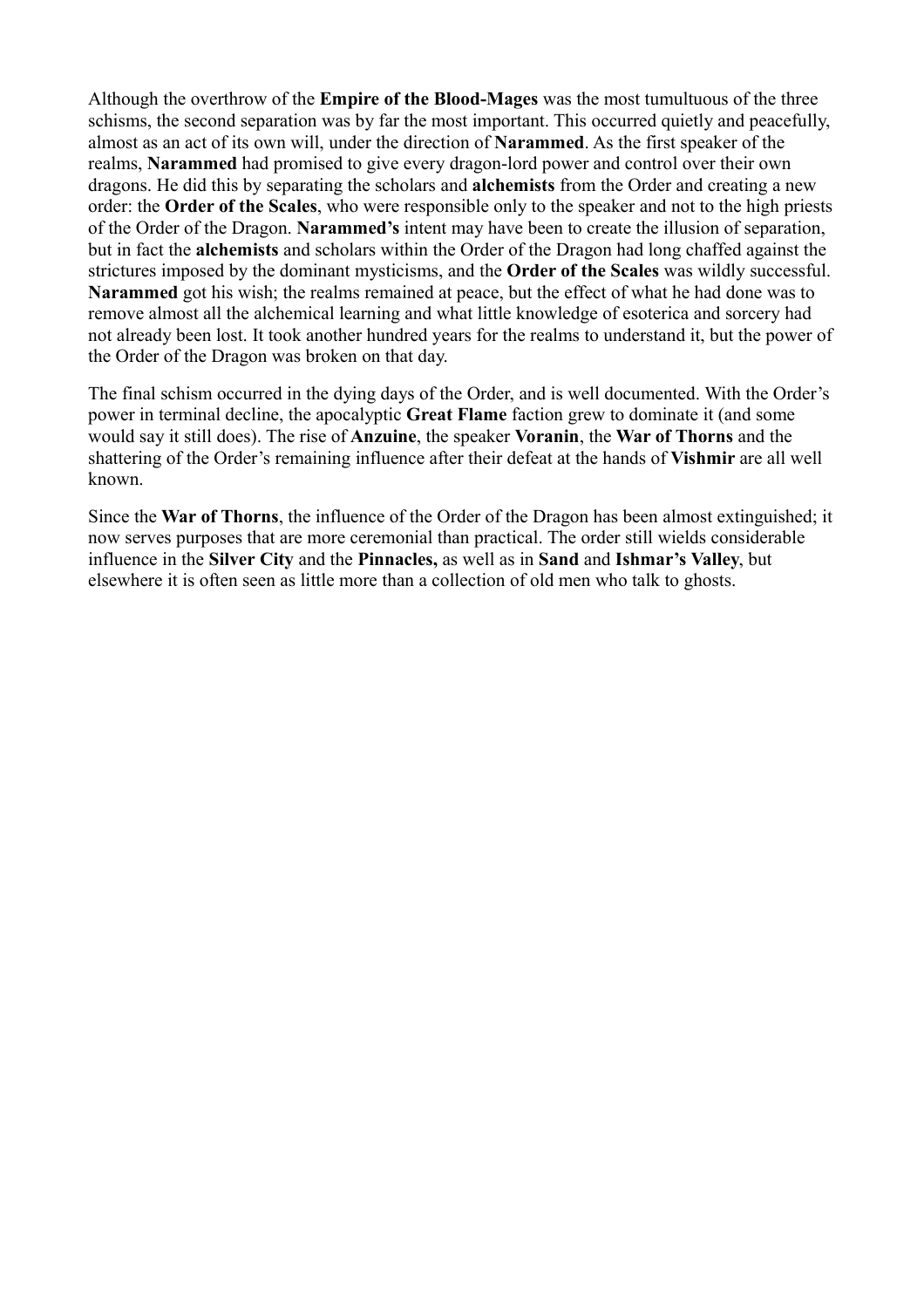Although the overthrow of the **Empire of the Blood-Mages** was the most tumultuous of the three schisms, the second separation was by far the most important. This occurred quietly and peacefully, almost as an act of its own will, under the direction of **Narammed**. As the first speaker of the realms, **Narammed** had promised to give every dragon-lord power and control over their own dragons. He did this by separating the scholars and **alchemists** from the Order and creating a new order: the **Order of the Scales**, who were responsible only to the speaker and not to the high priests of the Order of the Dragon. **Narammed's** intent may have been to create the illusion of separation, but in fact the **alchemists** and scholars within the Order of the Dragon had long chaffed against the strictures imposed by the dominant mysticisms, and the **Order of the Scales** was wildly successful. **Narammed** got his wish; the realms remained at peace, but the effect of what he had done was to remove almost all the alchemical learning and what little knowledge of esoterica and sorcery had not already been lost. It took another hundred years for the realms to understand it, but the power of the Order of the Dragon was broken on that day.

The final schism occurred in the dying days of the Order, and is well documented. With the Order's power in terminal decline, the apocalyptic **Great Flame** faction grew to dominate it (and some would say it still does). The rise of **Anzuine**, the speaker **Voranin**, the **War of Thorns** and the shattering of the Order's remaining influence after their defeat at the hands of **Vishmir** are all well known.

Since the **War of Thorns**, the influence of the Order of the Dragon has been almost extinguished; it now serves purposes that are more ceremonial than practical. The order still wields considerable influence in the **Silver City** and the **Pinnacles,** as well as in **Sand** and **Ishmar's Valley**, but elsewhere it is often seen as little more than a collection of old men who talk to ghosts.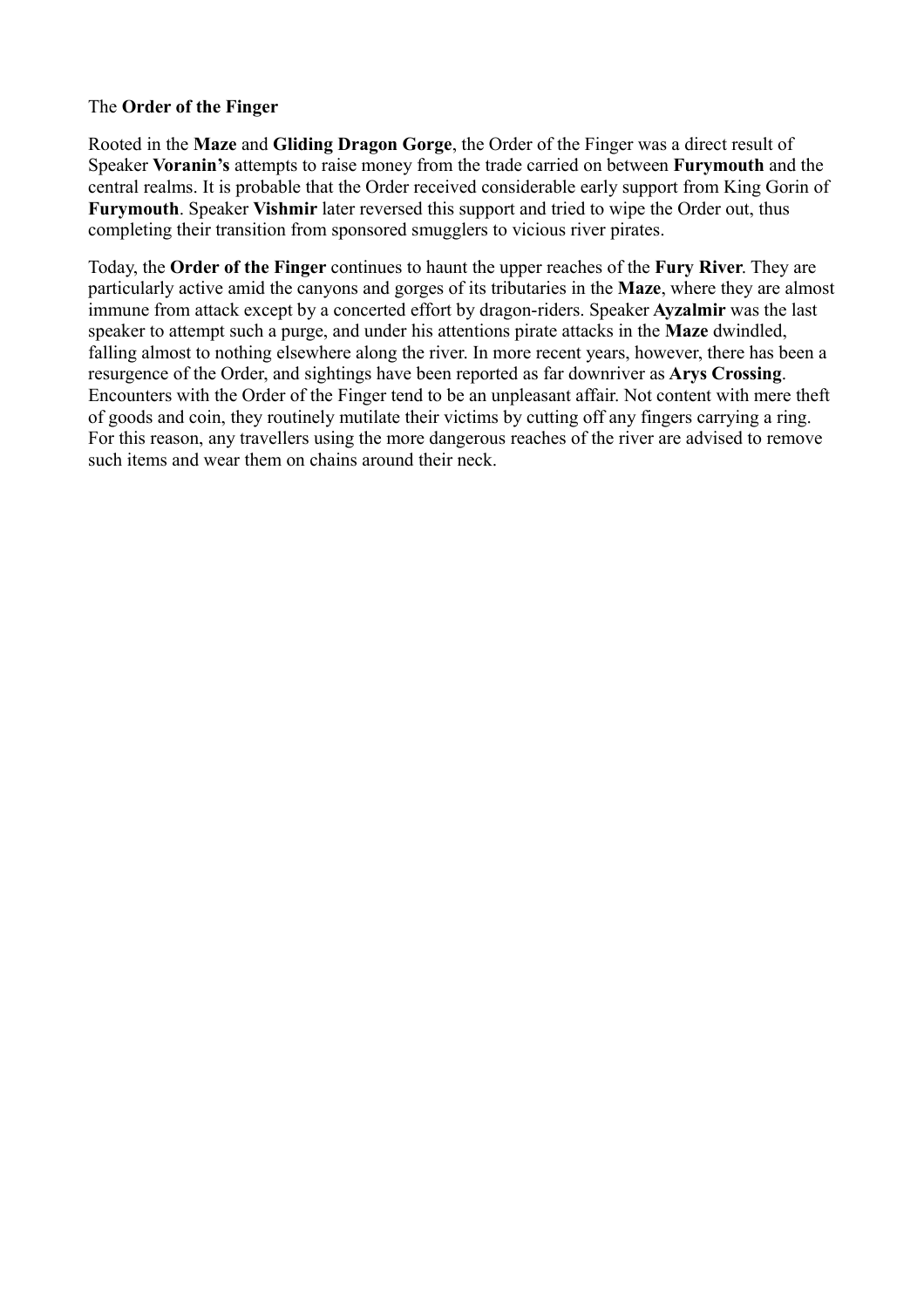The **Order of the Finger**

Rooted in the **Maze** and **Gliding Dragon Gorge**, the Order of the Finger was a direct result of Speaker **Voranin's** attempts to raise money from the trade carried on between **Furymouth** and the central realms. It is probable that the Order received considerable early support from King Gorin of **Furymouth**. Speaker **Vishmir** later reversed this support and tried to wipe the Order out, thus completing their transition from sponsored smugglers to vicious river pirates.

Today, the **Order of the Finger** continues to haunt the upper reaches of the **Fury River**. They are particularly active amid the canyons and gorges of its tributaries in the **Maze**, where they are almost immune from attack except by a concerted effort by dragon-riders. Speaker **Ayzalmir** was the last speaker to attempt such a purge, and under his attentions pirate attacks in the **Maze** dwindled, falling almost to nothing elsewhere along the river. In more recent years, however, there has been a resurgence of the Order, and sightings have been reported as far downriver as **Arys Crossing**. Encounters with the Order of the Finger tend to be an unpleasant affair. Not content with mere theft of goods and coin, they routinely mutilate their victims by cutting off any fingers carrying a ring. For this reason, any travellers using the more dangerous reaches of the river are advised to remove such items and wear them on chains around their neck.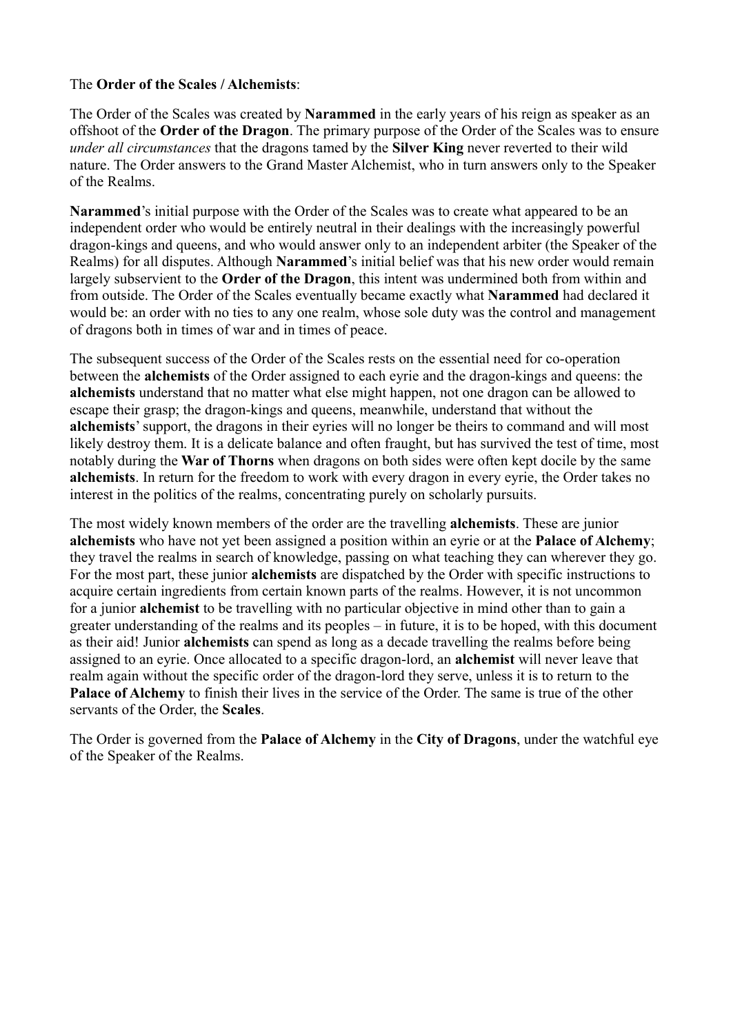The **Order of the Scales / Alchemists**:

The Order of the Scales was created by **Narammed** in the early years of his reign as speaker as an offshoot of the **Order of the Dragon**. The primary purpose of the Order of the Scales was to ensure *under all circumstances* that the dragons tamed by the **Silver King** never reverted to their wild nature. The Order answers to the Grand Master Alchemist, who in turn answers only to the Speaker of the Realms.

**Narammed**'s initial purpose with the Order of the Scales was to create what appeared to be an independent order who would be entirely neutral in their dealings with the increasingly powerful dragon-kings and queens, and who would answer only to an independent arbiter (the Speaker of the Realms) for all disputes. Although **Narammed**'s initial belief was that his new order would remain largely subservient to the **Order of the Dragon**, this intent was undermined both from within and from outside. The Order of the Scales eventually became exactly what **Narammed** had declared it would be: an order with no ties to any one realm, whose sole duty was the control and management of dragons both in times of war and in times of peace.

The subsequent success of the Order of the Scales rests on the essential need for co-operation between the **alchemists** of the Order assigned to each eyrie and the dragon-kings and queens: the **alchemists** understand that no matter what else might happen, not one dragon can be allowed to escape their grasp; the dragon-kings and queens, meanwhile, understand that without the **alchemists**' support, the dragons in their eyries will no longer be theirs to command and will most likely destroy them. It is a delicate balance and often fraught, but has survived the test of time, most notably during the **War of Thorns** when dragons on both sides were often kept docile by the same **alchemists**. In return for the freedom to work with every dragon in every eyrie, the Order takes no interest in the politics of the realms, concentrating purely on scholarly pursuits.

The most widely known members of the order are the travelling **alchemists**. These are junior **alchemists** who have not yet been assigned a position within an eyrie or at the **Palace of Alchemy**; they travel the realms in search of knowledge, passing on what teaching they can wherever they go. For the most part, these junior **alchemists** are dispatched by the Order with specific instructions to acquire certain ingredients from certain known parts of the realms. However, it is not uncommon for a junior **alchemist** to be travelling with no particular objective in mind other than to gain a greater understanding of the realms and its peoples – in future, it is to be hoped, with this document as their aid! Junior **alchemists** can spend as long as a decade travelling the realms before being assigned to an eyrie. Once allocated to a specific dragon-lord, an **alchemist** will never leave that realm again without the specific order of the dragon-lord they serve, unless it is to return to the **Palace of Alchemy** to finish their lives in the service of the Order. The same is true of the other servants of the Order, the **Scales**.

The Order is governed from the **Palace of Alchemy** in the **City of Dragons**, under the watchful eye of the Speaker of the Realms.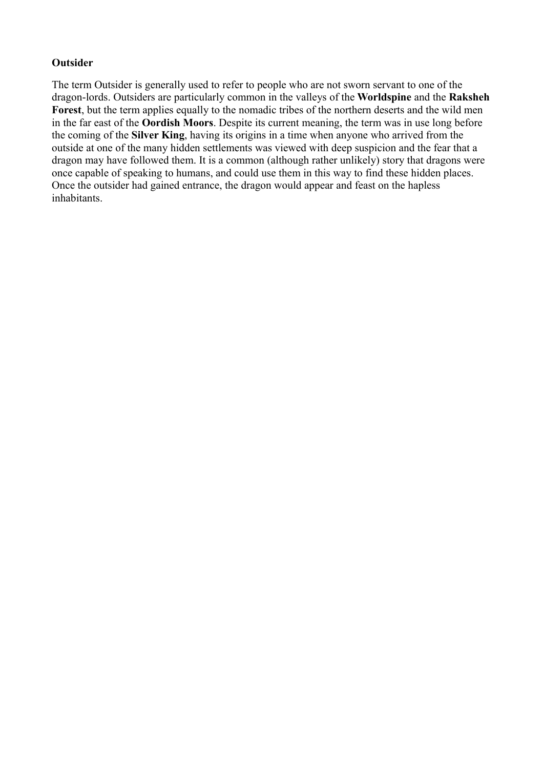**Outsider**

The term Outsider is generally used to refer to people who are not sworn servant to one of the dragon-lords. Outsiders are particularly common in the valleys of the **Worldspine** and the **Raksheh Forest**, but the term applies equally to the nomadic tribes of the northern deserts and the wild men in the far east of the **Oordish Moors**. Despite its current meaning, the term was in use long before the coming of the **Silver King**, having its origins in a time when anyone who arrived from the outside at one of the many hidden settlements was viewed with deep suspicion and the fear that a dragon may have followed them. It is a common (although rather unlikely) story that dragons were once capable of speaking to humans, and could use them in this way to find these hidden places. Once the outsider had gained entrance, the dragon would appear and feast on the hapless inhabitants.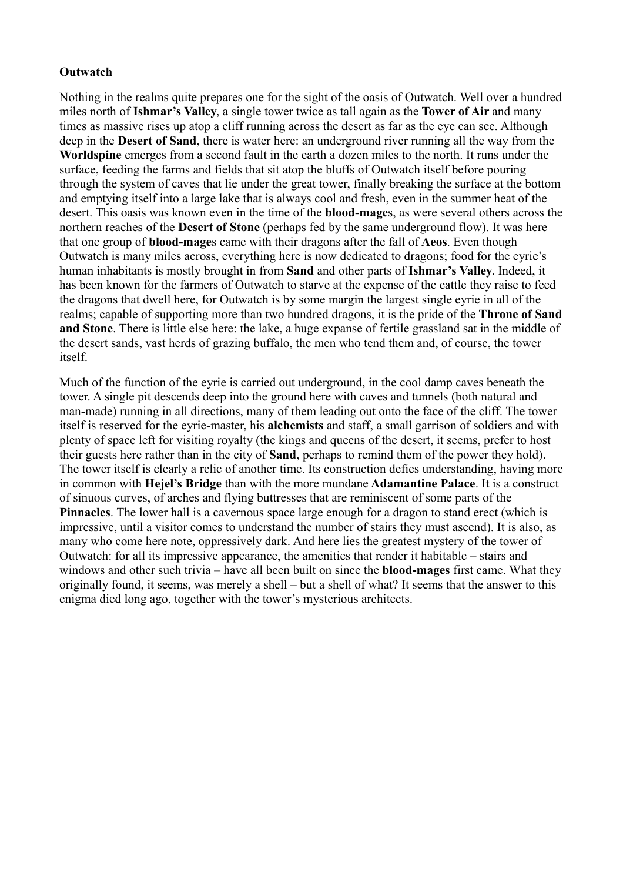**Outwatch**

Nothing in the realms quite prepares one for the sight of the oasis of Outwatch. Well over a hundred miles north of **Ishmar's Valley**, a single tower twice as tall again as the **Tower of Air** and many times as massive rises up atop a cliff running across the desert as far as the eye can see. Although deep in the **Desert of Sand**, there is water here: an underground river running all the way from the **Worldspine** emerges from a second fault in the earth a dozen miles to the north. It runs under the surface, feeding the farms and fields that sit atop the bluffs of Outwatch itself before pouring through the system of caves that lie under the great tower, finally breaking the surface at the bottom and emptying itself into a large lake that is always cool and fresh, even in the summer heat of the desert. This oasis was known even in the time of the **blood-mage**s, as were several others across the northern reaches of the **Desert of Stone** (perhaps fed by the same underground flow). It was here that one group of **blood-mage**s came with their dragons after the fall of **Aeos**. Even though Outwatch is many miles across, everything here is now dedicated to dragons; food for the eyrie's human inhabitants is mostly brought in from **Sand** and other parts of **Ishmar's Valley**. Indeed, it has been known for the farmers of Outwatch to starve at the expense of the cattle they raise to feed the dragons that dwell here, for Outwatch is by some margin the largest single eyrie in all of the realms; capable of supporting more than two hundred dragons, it is the pride of the **Throne of Sand and Stone**. There is little else here: the lake, a huge expanse of fertile grassland sat in the middle of the desert sands, vast herds of grazing buffalo, the men who tend them and, of course, the tower itself.

Much of the function of the eyrie is carried out underground, in the cool damp caves beneath the tower. A single pit descends deep into the ground here with caves and tunnels (both natural and man-made) running in all directions, many of them leading out onto the face of the cliff. The tower itself is reserved for the eyrie-master, his **alchemists** and staff, a small garrison of soldiers and with plenty of space left for visiting royalty (the kings and queens of the desert, it seems, prefer to host their guests here rather than in the city of **Sand**, perhaps to remind them of the power they hold). The tower itself is clearly a relic of another time. Its construction defies understanding, having more in common with **Hejel's Bridge** than with the more mundane **Adamantine Palace**. It is a construct of sinuous curves, of arches and flying buttresses that are reminiscent of some parts of the **Pinnacles**. The lower hall is a cavernous space large enough for a dragon to stand erect (which is impressive, until a visitor comes to understand the number of stairs they must ascend). It is also, as many who come here note, oppressively dark. And here lies the greatest mystery of the tower of Outwatch: for all its impressive appearance, the amenities that render it habitable – stairs and windows and other such trivia – have all been built on since the **blood-mages** first came. What they originally found, it seems, was merely a shell – but a shell of what? It seems that the answer to this enigma died long ago, together with the tower's mysterious architects.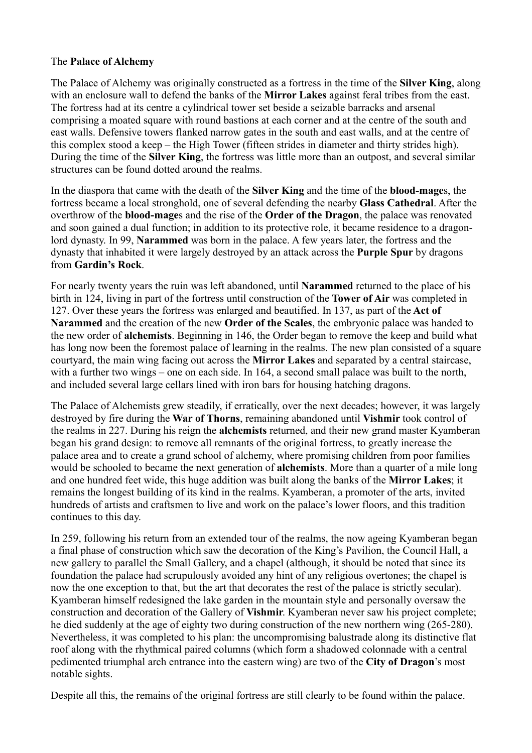The **Palace of Alchemy**

The Palace of Alchemy was originally constructed as a fortress in the time of the **Silver King**, along with an enclosure wall to defend the banks of the **Mirror Lakes** against feral tribes from the east. The fortress had at its centre a cylindrical tower set beside a seizable barracks and arsenal comprising a moated square with round bastions at each corner and at the centre of the south and east walls. Defensive towers flanked narrow gates in the south and east walls, and at the centre of this complex stood a keep – the High Tower (fifteen strides in diameter and thirty strides high). During the time of the **Silver King**, the fortress was little more than an outpost, and several similar structures can be found dotted around the realms.

In the diaspora that came with the death of the **Silver King** and the time of the **blood-mage**s, the fortress became a local stronghold, one of several defending the nearby **Glass Cathedral**. After the overthrow of the **blood-mage**s and the rise of the **Order of the Dragon**, the palace was renovated and soon gained a dual function; in addition to its protective role, it became residence to a dragon-lord dynasty. In 99, **Narammed** was born in the palace. A few years later, the fortress and the dynasty that inhabited it were largely destroyed by an attack across the **Purple Spur** by dragons from **Gardin's Rock**.

For nearly twenty years the ruin was left abandoned, until **Narammed** returned to the place of his birth in 124, living in part of the fortress until construction of the **Tower of Air** was completed in 127. Over these years the fortress was enlarged and beautified. In 137, as part of the **Act of Narammed** and the creation of the new **Order of the Scales**, the embryonic palace was handed to the new order of **alchemists**. Beginning in 146, the Order began to remove the keep and build what has long now been the foremost palace of learning in the realms. The new plan consisted of a square courtyard, the main wing facing out across the **Mirror Lakes** and separated by a central staircase, with a further two wings – one on each side. In 164, a second small palace was built to the north, and included several large cellars lined with iron bars for housing hatching dragons.

The Palace of Alchemists grew steadily, if erratically, over the next decades; however, it was largely destroyed by fire during the **War of Thorns**, remaining abandoned until **Vishmir** took control of the realms in 227. During his reign the **alchemists** returned, and their new grand master Kyamberan began his grand design: to remove all remnants of the original fortress, to greatly increase the palace area and to create a grand school of alchemy, where promising children from poor families would be schooled to became the next generation of **alchemists**. More than a quarter of a mile long and one hundred feet wide, this huge addition was built along the banks of the **Mirror Lakes**; it remains the longest building of its kind in the realms. Kyamberan, a promoter of the arts, invited hundreds of artists and craftsmen to live and work on the palace's lower floors, and this tradition continues to this day.

In 259, following his return from an extended tour of the realms, the now ageing Kyamberan began a final phase of construction which saw the decoration of the King's Pavilion, the Council Hall, a new gallery to parallel the Small Gallery, and a chapel (although, it should be noted that since its foundation the palace had scrupulously avoided any hint of any religious overtones; the chapel is now the one exception to that, but the art that decorates the rest of the palace is strictly secular). Kyamberan himself redesigned the lake garden in the mountain style and personally oversaw the construction and decoration of the Gallery of **Vishmir**. Kyamberan never saw his project complete; he died suddenly at the age of eighty two during construction of the new northern wing (265-280). Nevertheless, it was completed to his plan: the uncompromising balustrade along its distinctive flat roof along with the rhythmical paired columns (which form a shadowed colonnade with a central pedimented triumphal arch entrance into the eastern wing) are two of the **City of Dragon**'s most notable sights.

Despite all this, the remains of the original fortress are still clearly to be found within the palace.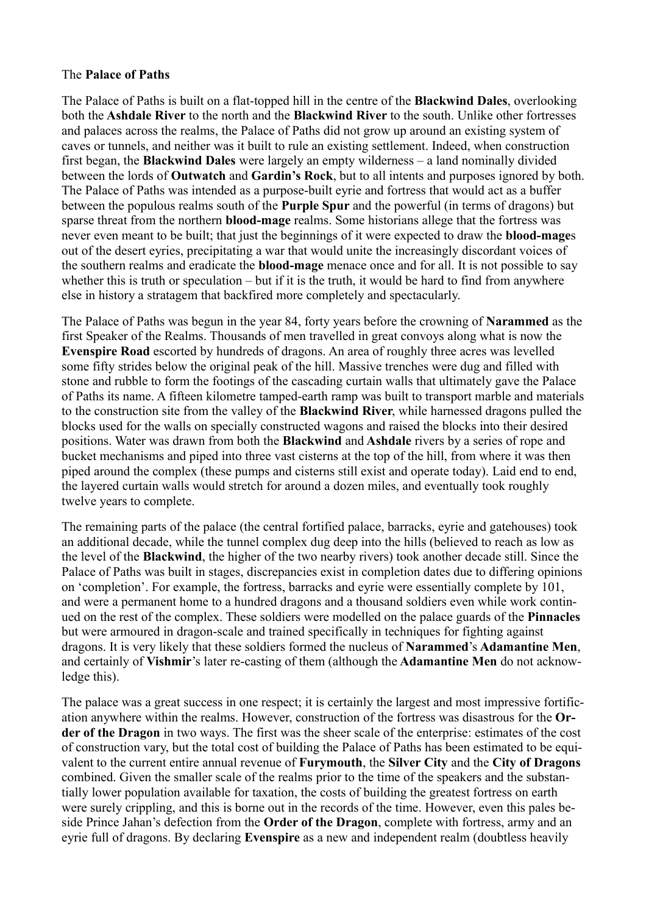The **Palace of Paths**

The Palace of Paths is built on a flat-topped hill in the centre of the **Blackwind Dales**, overlooking both the **Ashdale River** to the north and the **Blackwind River** to the south. Unlike other fortresses and palaces across the realms, the Palace of Paths did not grow up around an existing system of caves or tunnels, and neither was it built to rule an existing settlement. Indeed, when construction first began, the **Blackwind Dales** were largely an empty wilderness – a land nominally divided between the lords of **Outwatch** and **Gardin's Rock**, but to all intents and purposes ignored by both. The Palace of Paths was intended as a purpose-built eyrie and fortress that would act as a buffer between the populous realms south of the **Purple Spur** and the powerful (in terms of dragons) but sparse threat from the northern **blood-mage** realms. Some historians allege that the fortress was never even meant to be built; that just the beginnings of it were expected to draw the **blood-mage**s out of the desert eyries, precipitating a war that would unite the increasingly discordant voices of the southern realms and eradicate the **blood-mage** menace once and for all. It is not possible to say whether this is truth or speculation – but if it is the truth, it would be hard to find from anywhere else in history a stratagem that backfired more completely and spectacularly.

The Palace of Paths was begun in the year 84, forty years before the crowning of **Narammed** as the first Speaker of the Realms. Thousands of men travelled in great convoys along what is now the **Evenspire Road** escorted by hundreds of dragons. An area of roughly three acres was levelled some fifty strides below the original peak of the hill. Massive trenches were dug and filled with stone and rubble to form the footings of the cascading curtain walls that ultimately gave the Palace of Paths its name. A fifteen kilometre tamped-earth ramp was built to transport marble and materials to the construction site from the valley of the **Blackwind River**, while harnessed dragons pulled the blocks used for the walls on specially constructed wagons and raised the blocks into their desired positions. Water was drawn from both the **Blackwind** and **Ashdale** rivers by a series of rope and bucket mechanisms and piped into three vast cisterns at the top of the hill, from where it was then piped around the complex (these pumps and cisterns still exist and operate today). Laid end to end, the layered curtain walls would stretch for around a dozen miles, and eventually took roughly twelve years to complete.

The remaining parts of the palace (the central fortified palace, barracks, eyrie and gatehouses) took an additional decade, while the tunnel complex dug deep into the hills (believed to reach as low as the level of the **Blackwind**, the higher of the two nearby rivers) took another decade still. Since the Palace of Paths was built in stages, discrepancies exist in completion dates due to differing opinions on 'completion'. For example, the fortress, barracks and eyrie were essentially complete by 101, and were a permanent home to a hundred dragons and a thousand soldiers even while work continued on the rest of the complex. These soldiers were modelled on the palace guards of the **Pinnacles** but were armoured in dragon-scale and trained specifically in techniques for fighting against dragons. It is very likely that these soldiers formed the nucleus of **Narammed**'s **Adamantine Men**, and certainly of **Vishmir**'s later re-casting of them (although the **Adamantine Men** do not acknowledge this).

The palace was a great success in one respect; it is certainly the largest and most impressive fortification anywhere within the realms. However, construction of the fortress was disastrous for the **Order of the Dragon** in two ways. The first was the sheer scale of the enterprise: estimates of the cost of construction vary, but the total cost of building the Palace of Paths has been estimated to be equivalent to the current entire annual revenue of **Furymouth**, the **Silver City** and the **City of Dragons** combined. Given the smaller scale of the realms prior to the time of the speakers and the substantially lower population available for taxation, the costs of building the greatest fortress on earth were surely crippling, and this is borne out in the records of the time. However, even this pales beside Prince Jahan's defection from the **Order of the Dragon**, complete with fortress, army and an eyrie full of dragons. By declaring **Evenspire** as a new and independent realm (doubtless heavily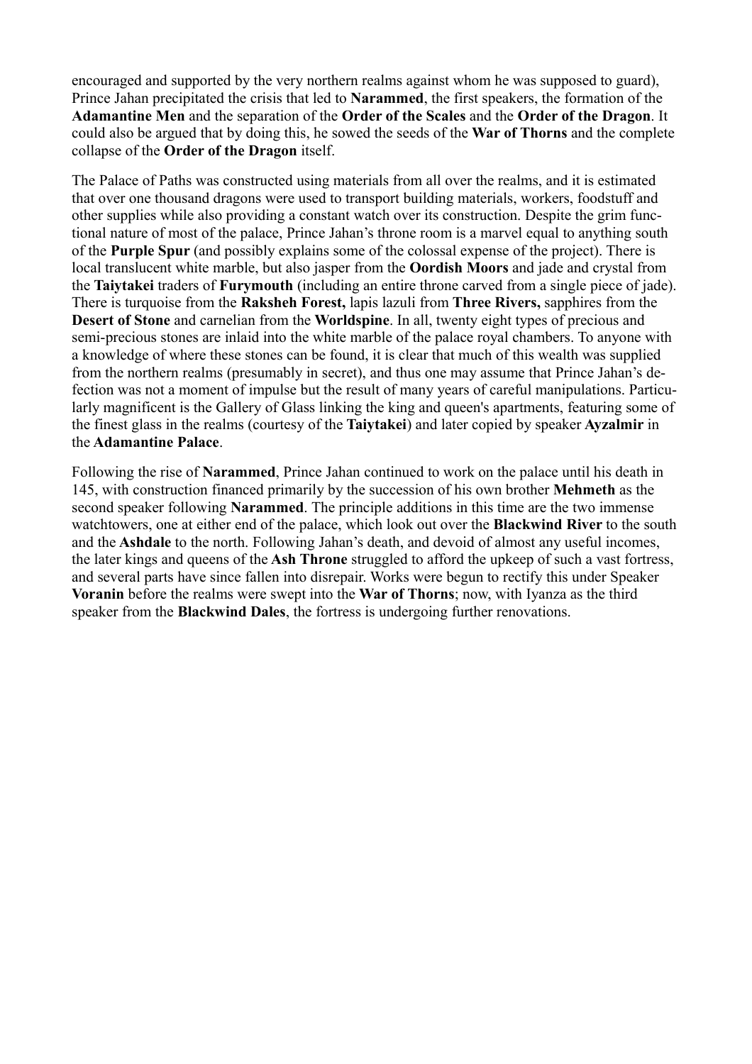encouraged and supported by the very northern realms against whom he was supposed to guard), Prince Jahan precipitated the crisis that led to **Narammed**, the first speakers, the formation of the **Adamantine Men** and the separation of the **Order of the Scales** and the **Order of the Dragon**. It could also be argued that by doing this, he sowed the seeds of the **War of Thorns** and the complete collapse of the **Order of the Dragon** itself.

The Palace of Paths was constructed using materials from all over the realms, and it is estimated that over one thousand dragons were used to transport building materials, workers, foodstuff and other supplies while also providing a constant watch over its construction. Despite the grim functional nature of most of the palace, Prince Jahan's throne room is a marvel equal to anything south of the **Purple Spur** (and possibly explains some of the colossal expense of the project). There is local translucent white marble, but also jasper from the **Oordish Moors** and jade and crystal from the **Taiytakei** traders of **Furymouth** (including an entire throne carved from a single piece of jade). There is turquoise from the **Raksheh Forest,** lapis lazuli from **Three Rivers,** sapphires from the **Desert of Stone** and carnelian from the **Worldspine**. In all, twenty eight types of precious and semi-precious stones are inlaid into the white marble of the palace royal chambers. To anyone with a knowledge of where these stones can be found, it is clear that much of this wealth was supplied from the northern realms (presumably in secret), and thus one may assume that Prince Jahan's defection was not a moment of impulse but the result of many years of careful manipulations. Particularly magnificent is the Gallery of Glass linking the king and queen's apartments, featuring some of the finest glass in the realms (courtesy of the **Taiytakei**) and later copied by speaker **Ayzalmir** in the **Adamantine Palace**.

Following the rise of **Narammed**, Prince Jahan continued to work on the palace until his death in 145, with construction financed primarily by the succession of his own brother **Mehmeth** as the second speaker following **Narammed**. The principle additions in this time are the two immense watchtowers, one at either end of the palace, which look out over the **Blackwind River** to the south and the **Ashdale** to the north. Following Jahan's death, and devoid of almost any useful incomes, the later kings and queens of the **Ash Throne** struggled to afford the upkeep of such a vast fortress, and several parts have since fallen into disrepair. Works were begun to rectify this under Speaker **Voranin** before the realms were swept into the **War of Thorns**; now, with Iyanza as the third speaker from the **Blackwind Dales**, the fortress is undergoing further renovations.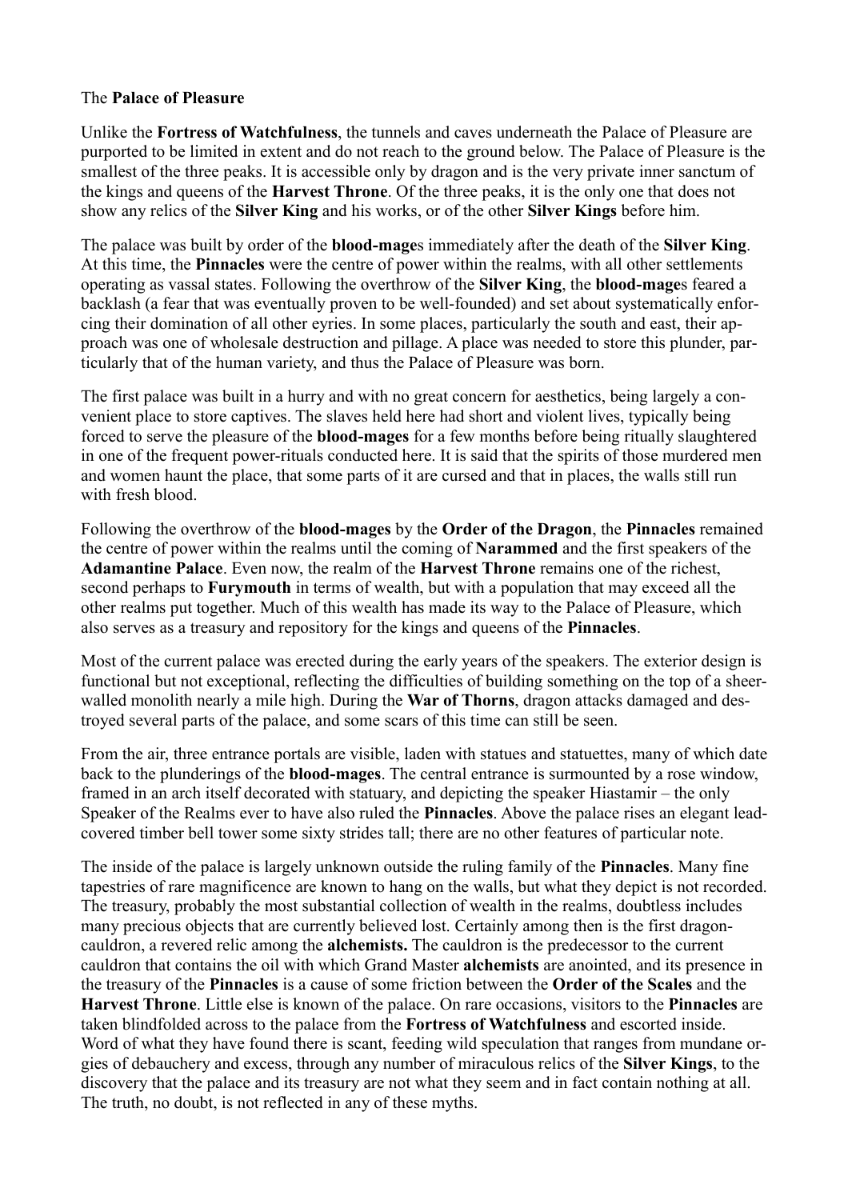The **Palace of Pleasure**

Unlike the **Fortress of Watchfulness**, the tunnels and caves underneath the Palace of Pleasure are purported to be limited in extent and do not reach to the ground below. The Palace of Pleasure is the smallest of the three peaks. It is accessible only by dragon and is the very private inner sanctum of the kings and queens of the **Harvest Throne**. Of the three peaks, it is the only one that does not show any relics of the **Silver King** and his works, or of the other **Silver Kings** before him.

The palace was built by order of the **blood-mage**s immediately after the death of the **Silver King**. At this time, the **Pinnacles** were the centre of power within the realms, with all other settlements operating as vassal states. Following the overthrow of the **Silver King**, the **blood-mage**s feared a backlash (a fear that was eventually proven to be well-founded) and set about systematically enforcing their domination of all other eyries. In some places, particularly the south and east, their approach was one of wholesale destruction and pillage. A place was needed to store this plunder, particularly that of the human variety, and thus the Palace of Pleasure was born.

The first palace was built in a hurry and with no great concern for aesthetics, being largely a convenient place to store captives. The slaves held here had short and violent lives, typically being forced to serve the pleasure of the **blood-mages** for a few months before being ritually slaughtered in one of the frequent power-rituals conducted here. It is said that the spirits of those murdered men and women haunt the place, that some parts of it are cursed and that in places, the walls still run with fresh blood.

Following the overthrow of the **blood-mages** by the **Order of the Dragon**, the **Pinnacles** remained the centre of power within the realms until the coming of **Narammed** and the first speakers of the **Adamantine Palace**. Even now, the realm of the **Harvest Throne** remains one of the richest, second perhaps to **Furymouth** in terms of wealth, but with a population that may exceed all the other realms put together. Much of this wealth has made its way to the Palace of Pleasure, which also serves as a treasury and repository for the kings and queens of the **Pinnacles**.

Most of the current palace was erected during the early years of the speakers. The exterior design is functional but not exceptional, reflecting the difficulties of building something on the top of a sheer-walled monolith nearly a mile high. During the **War of Thorns**, dragon attacks damaged and destroyed several parts of the palace, and some scars of this time can still be seen.

From the air, three entrance portals are visible, laden with statues and statuettes, many of which date back to the plunderings of the **blood-mages**. The central entrance is surmounted by a rose window, framed in an arch itself decorated with statuary, and depicting the speaker Hiastamir – the only Speaker of the Realms ever to have also ruled the **Pinnacles**. Above the palace rises an elegant lead-covered timber bell tower some sixty strides tall; there are no other features of particular note.

The inside of the palace is largely unknown outside the ruling family of the **Pinnacles**. Many fine tapestries of rare magnificence are known to hang on the walls, but what they depict is not recorded. The treasury, probably the most substantial collection of wealth in the realms, doubtless includes many precious objects that are currently believed lost. Certainly among then is the first dragon-cauldron, a revered relic among the **alchemists.** The cauldron is the predecessor to the current cauldron that contains the oil with which Grand Master **alchemists** are anointed, and its presence in the treasury of the **Pinnacles** is a cause of some friction between the **Order of the Scales** and the **Harvest Throne**. Little else is known of the palace. On rare occasions, visitors to the **Pinnacles** are taken blindfolded across to the palace from the **Fortress of Watchfulness** and escorted inside. Word of what they have found there is scant, feeding wild speculation that ranges from mundane orgies of debauchery and excess, through any number of miraculous relics of the **Silver Kings**, to the discovery that the palace and its treasury are not what they seem and in fact contain nothing at all. The truth, no doubt, is not reflected in any of these myths.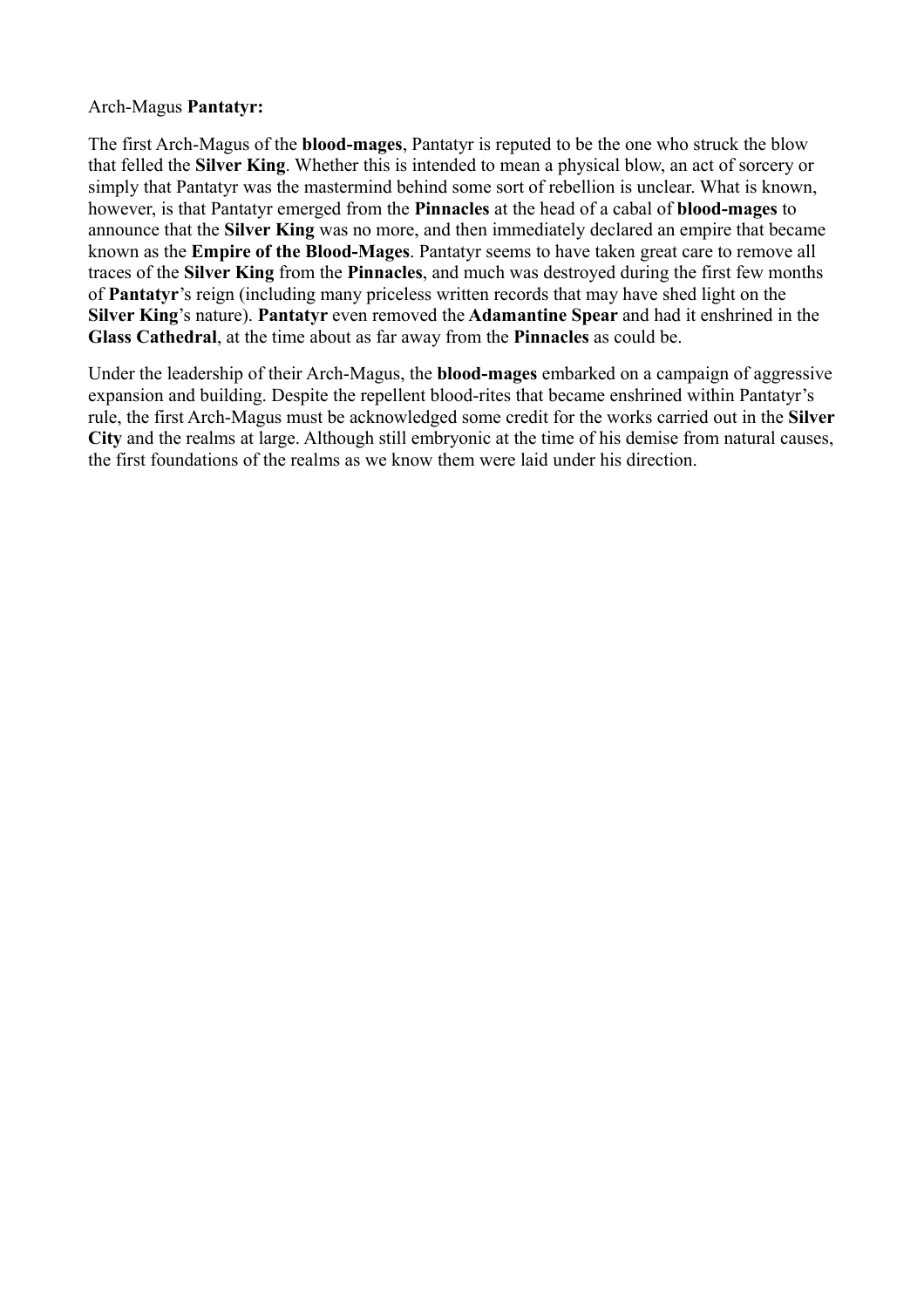Arch-Magus **Pantatyr:**

The first Arch-Magus of the **blood-mages**, Pantatyr is reputed to be the one who struck the blow that felled the **Silver King**. Whether this is intended to mean a physical blow, an act of sorcery or simply that Pantatyr was the mastermind behind some sort of rebellion is unclear. What is known, however, is that Pantatyr emerged from the **Pinnacles** at the head of a cabal of **blood-mages** to announce that the **Silver King** was no more, and then immediately declared an empire that became known as the **Empire of the Blood-Mages**. Pantatyr seems to have taken great care to remove all traces of the **Silver King** from the **Pinnacles**, and much was destroyed during the first few months of **Pantatyr**'s reign (including many priceless written records that may have shed light on the **Silver King**'s nature). **Pantatyr** even removed the **Adamantine Spear** and had it enshrined in the **Glass Cathedral**, at the time about as far away from the **Pinnacles** as could be.

Under the leadership of their Arch-Magus, the **blood-mages** embarked on a campaign of aggressive expansion and building. Despite the repellent blood-rites that became enshrined within Pantatyr's rule, the first Arch-Magus must be acknowledged some credit for the works carried out in the **Silver City** and the realms at large. Although still embryonic at the time of his demise from natural causes, the first foundations of the realms as we know them were laid under his direction.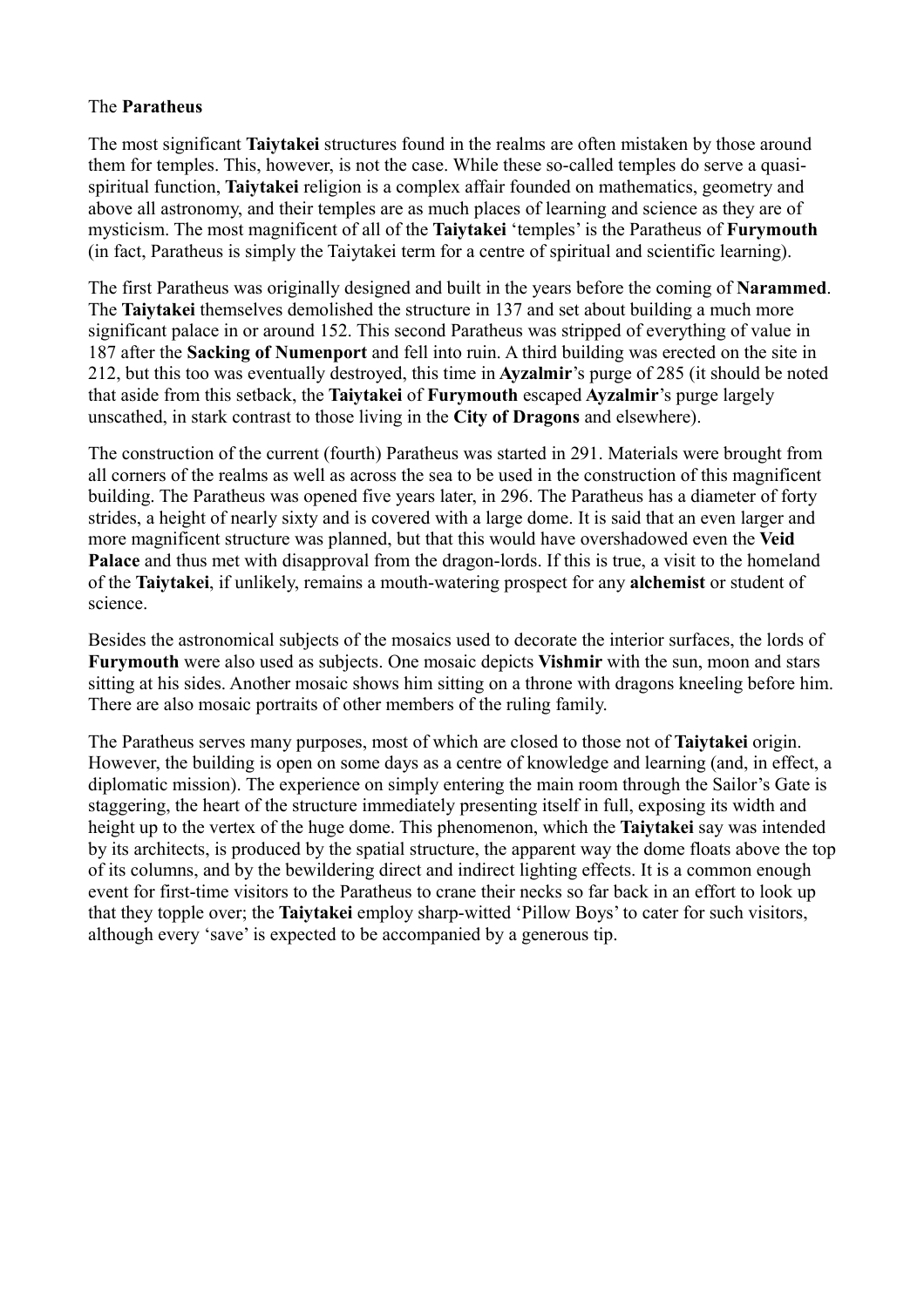The **Paratheus**

The most significant **Taiytakei** structures found in the realms are often mistaken by those around them for temples. This, however, is not the case. While these so-called temples do serve a quasi-spiritual function, **Taiytakei** religion is a complex affair founded on mathematics, geometry and above all astronomy, and their temples are as much places of learning and science as they are of mysticism. The most magnificent of all of the **Taiytakei** 'temples' is the Paratheus of **Furymouth** (in fact, Paratheus is simply the Taiytakei term for a centre of spiritual and scientific learning).

The first Paratheus was originally designed and built in the years before the coming of **Narammed**. The **Taiytakei** themselves demolished the structure in 137 and set about building a much more significant palace in or around 152. This second Paratheus was stripped of everything of value in 187 after the **Sacking of Numenport** and fell into ruin. A third building was erected on the site in 212, but this too was eventually destroyed, this time in **Ayzalmir**'s purge of 285 (it should be noted that aside from this setback, the **Taiytakei** of **Furymouth** escaped **Ayzalmir**'s purge largely unscathed, in stark contrast to those living in the **City of Dragons** and elsewhere).

The construction of the current (fourth) Paratheus was started in 291. Materials were brought from all corners of the realms as well as across the sea to be used in the construction of this magnificent building. The Paratheus was opened five years later, in 296. The Paratheus has a diameter of forty strides, a height of nearly sixty and is covered with a large dome. It is said that an even larger and more magnificent structure was planned, but that this would have overshadowed even the **Veid Palace** and thus met with disapproval from the dragon-lords. If this is true, a visit to the homeland of the **Taiytakei**, if unlikely, remains a mouth-watering prospect for any **alchemist** or student of science.

Besides the astronomical subjects of the mosaics used to decorate the interior surfaces, the lords of **Furymouth** were also used as subjects. One mosaic depicts **Vishmir** with the sun, moon and stars sitting at his sides. Another mosaic shows him sitting on a throne with dragons kneeling before him. There are also mosaic portraits of other members of the ruling family.

The Paratheus serves many purposes, most of which are closed to those not of **Taiytakei** origin. However, the building is open on some days as a centre of knowledge and learning (and, in effect, a diplomatic mission). The experience on simply entering the main room through the Sailor's Gate is staggering, the heart of the structure immediately presenting itself in full, exposing its width and height up to the vertex of the huge dome. This phenomenon, which the **Taiytakei** say was intended by its architects, is produced by the spatial structure, the apparent way the dome floats above the top of its columns, and by the bewildering direct and indirect lighting effects. It is a common enough event for first-time visitors to the Paratheus to crane their necks so far back in an effort to look up that they topple over; the **Taiytakei** employ sharp-witted 'Pillow Boys' to cater for such visitors, although every 'save' is expected to be accompanied by a generous tip.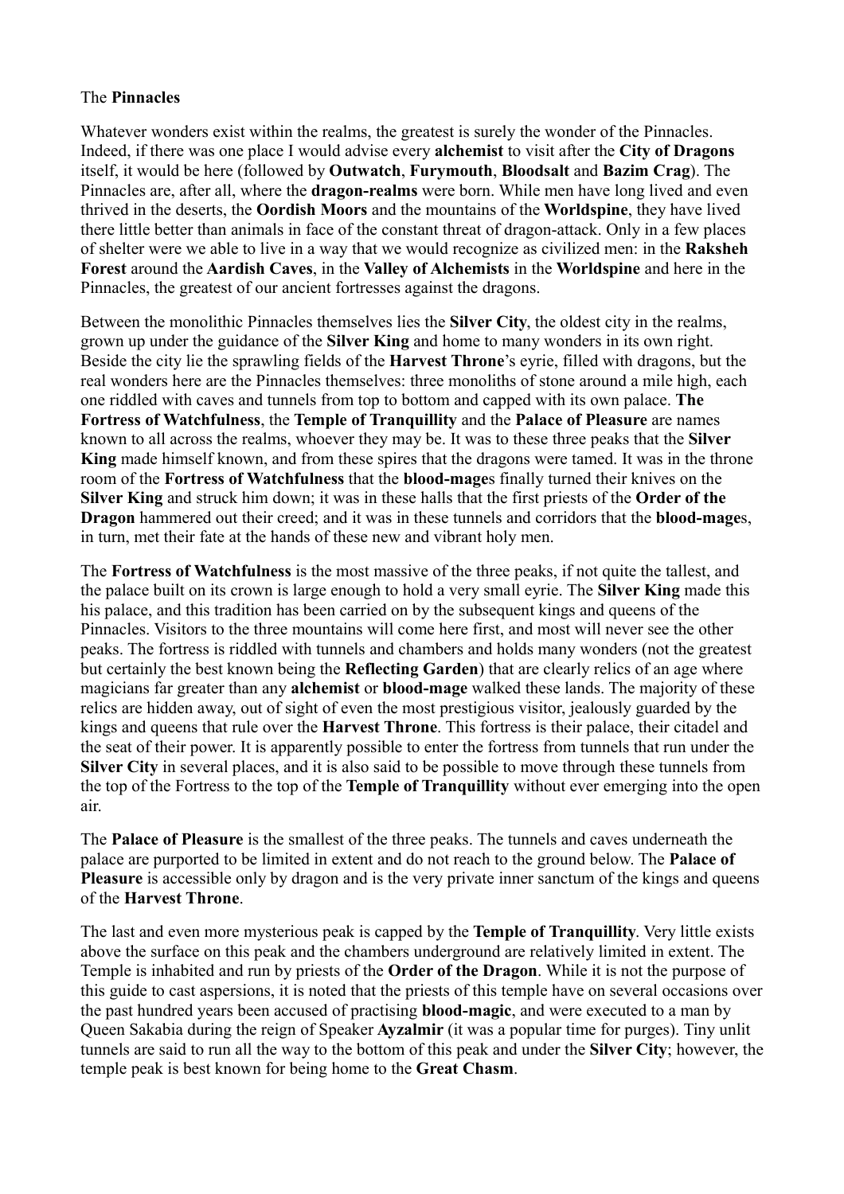The **Pinnacles**

Whatever wonders exist within the realms, the greatest is surely the wonder of the Pinnacles. Indeed, if there was one place I would advise every **alchemist** to visit after the **City of Dragons** itself, it would be here (followed by **Outwatch**, **Furymouth**, **Bloodsalt** and **Bazim Crag**). The Pinnacles are, after all, where the **dragon-realms** were born. While men have long lived and even thrived in the deserts, the **Oordish Moors** and the mountains of the **Worldspine**, they have lived there little better than animals in face of the constant threat of dragon-attack. Only in a few places of shelter were we able to live in a way that we would recognize as civilized men: in the **Raksheh Forest** around the **Aardish Caves**, in the **Valley of Alchemists** in the **Worldspine** and here in the Pinnacles, the greatest of our ancient fortresses against the dragons.

Between the monolithic Pinnacles themselves lies the **Silver City**, the oldest city in the realms, grown up under the guidance of the **Silver King** and home to many wonders in its own right. Beside the city lie the sprawling fields of the **Harvest Throne**'s eyrie, filled with dragons, but the real wonders here are the Pinnacles themselves: three monoliths of stone around a mile high, each one riddled with caves and tunnels from top to bottom and capped with its own palace. **The Fortress of Watchfulness**, the **Temple of Tranquillity** and the **Palace of Pleasure** are names known to all across the realms, whoever they may be. It was to these three peaks that the **Silver King** made himself known, and from these spires that the dragons were tamed. It was in the throne room of the **Fortress of Watchfulness** that the **blood-mage**s finally turned their knives on the **Silver King** and struck him down; it was in these halls that the first priests of the **Order of the Dragon** hammered out their creed; and it was in these tunnels and corridors that the **blood-mage**s, in turn, met their fate at the hands of these new and vibrant holy men.

The **Fortress of Watchfulness** is the most massive of the three peaks, if not quite the tallest, and the palace built on its crown is large enough to hold a very small eyrie. The **Silver King** made this his palace, and this tradition has been carried on by the subsequent kings and queens of the Pinnacles. Visitors to the three mountains will come here first, and most will never see the other peaks. The fortress is riddled with tunnels and chambers and holds many wonders (not the greatest but certainly the best known being the **Reflecting Garden**) that are clearly relics of an age where magicians far greater than any **alchemist** or **blood-mage** walked these lands. The majority of these relics are hidden away, out of sight of even the most prestigious visitor, jealously guarded by the kings and queens that rule over the **Harvest Throne**. This fortress is their palace, their citadel and the seat of their power. It is apparently possible to enter the fortress from tunnels that run under the **Silver City** in several places, and it is also said to be possible to move through these tunnels from the top of the Fortress to the top of the **Temple of Tranquillity** without ever emerging into the open air.

The **Palace of Pleasure** is the smallest of the three peaks. The tunnels and caves underneath the palace are purported to be limited in extent and do not reach to the ground below. The **Palace of Pleasure** is accessible only by dragon and is the very private inner sanctum of the kings and queens of the **Harvest Throne**.

The last and even more mysterious peak is capped by the **Temple of Tranquillity**. Very little exists above the surface on this peak and the chambers underground are relatively limited in extent. The Temple is inhabited and run by priests of the **Order of the Dragon**. While it is not the purpose of this guide to cast aspersions, it is noted that the priests of this temple have on several occasions over the past hundred years been accused of practising **blood-magic**, and were executed to a man by Queen Sakabia during the reign of Speaker **Ayzalmir** (it was a popular time for purges). Tiny unlit tunnels are said to run all the way to the bottom of this peak and under the **Silver City**; however, the temple peak is best known for being home to the **Great Chasm**.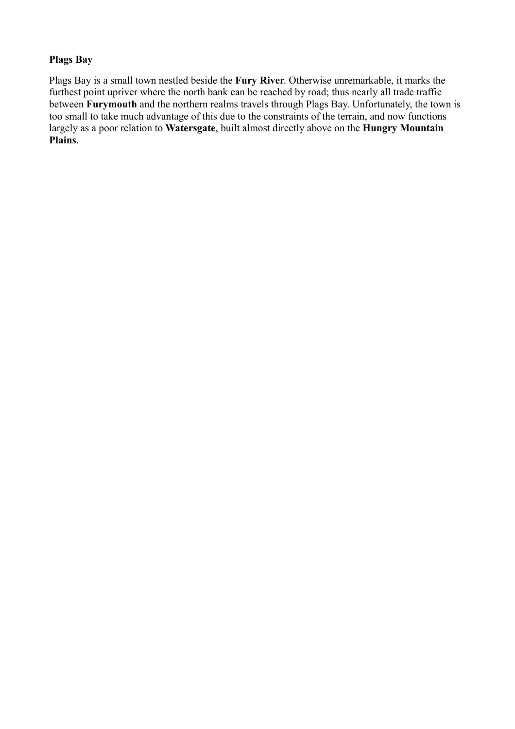**Plags Bay**

Plags Bay is a small town nestled beside the **Fury River**. Otherwise unremarkable, it marks the furthest point upriver where the north bank can be reached by road; thus nearly all trade traffic between **Furymouth** and the northern realms travels through Plags Bay. Unfortunately, the town is too small to take much advantage of this due to the constraints of the terrain, and now functions largely as a poor relation to **Watersgate**, built almost directly above on the **Hungry Mountain Plains**.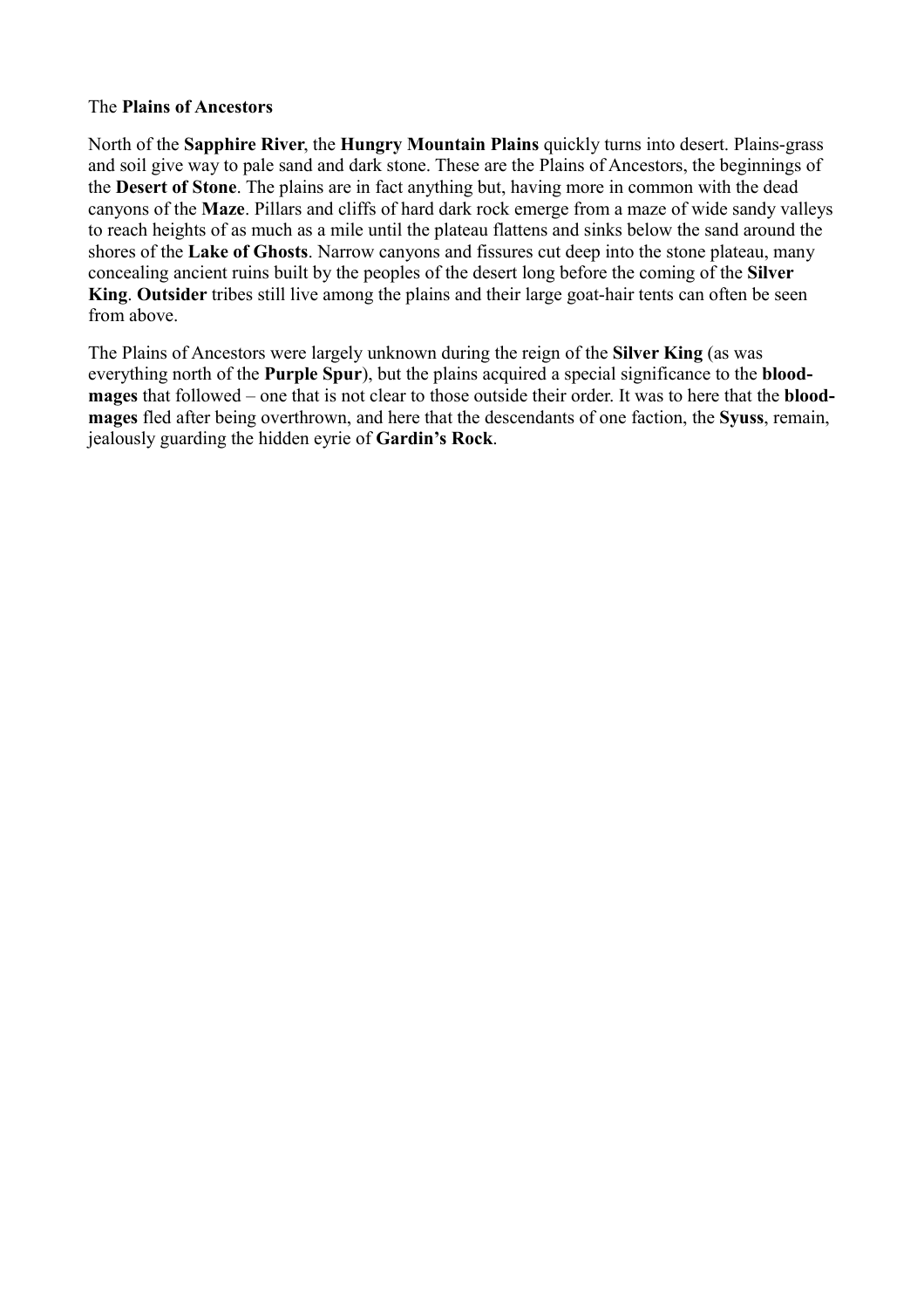The **Plains of Ancestors**

North of the **Sapphire River**, the **Hungry Mountain Plains** quickly turns into desert. Plains-grass and soil give way to pale sand and dark stone. These are the Plains of Ancestors, the beginnings of the **Desert of Stone**. The plains are in fact anything but, having more in common with the dead canyons of the **Maze**. Pillars and cliffs of hard dark rock emerge from a maze of wide sandy valleys to reach heights of as much as a mile until the plateau flattens and sinks below the sand around the shores of the **Lake of Ghosts**. Narrow canyons and fissures cut deep into the stone plateau, many concealing ancient ruins built by the peoples of the desert long before the coming of the **Silver King**. **Outsider** tribes still live among the plains and their large goat-hair tents can often be seen from above.

The Plains of Ancestors were largely unknown during the reign of the **Silver King** (as was everything north of the **Purple Spur**), but the plains acquired a special significance to the **blood-mages** that followed – one that is not clear to those outside their order. It was to here that the **blood-mages** fled after being overthrown, and here that the descendants of one faction, the **Syuss**, remain, jealously guarding the hidden eyrie of **Gardin's Rock**.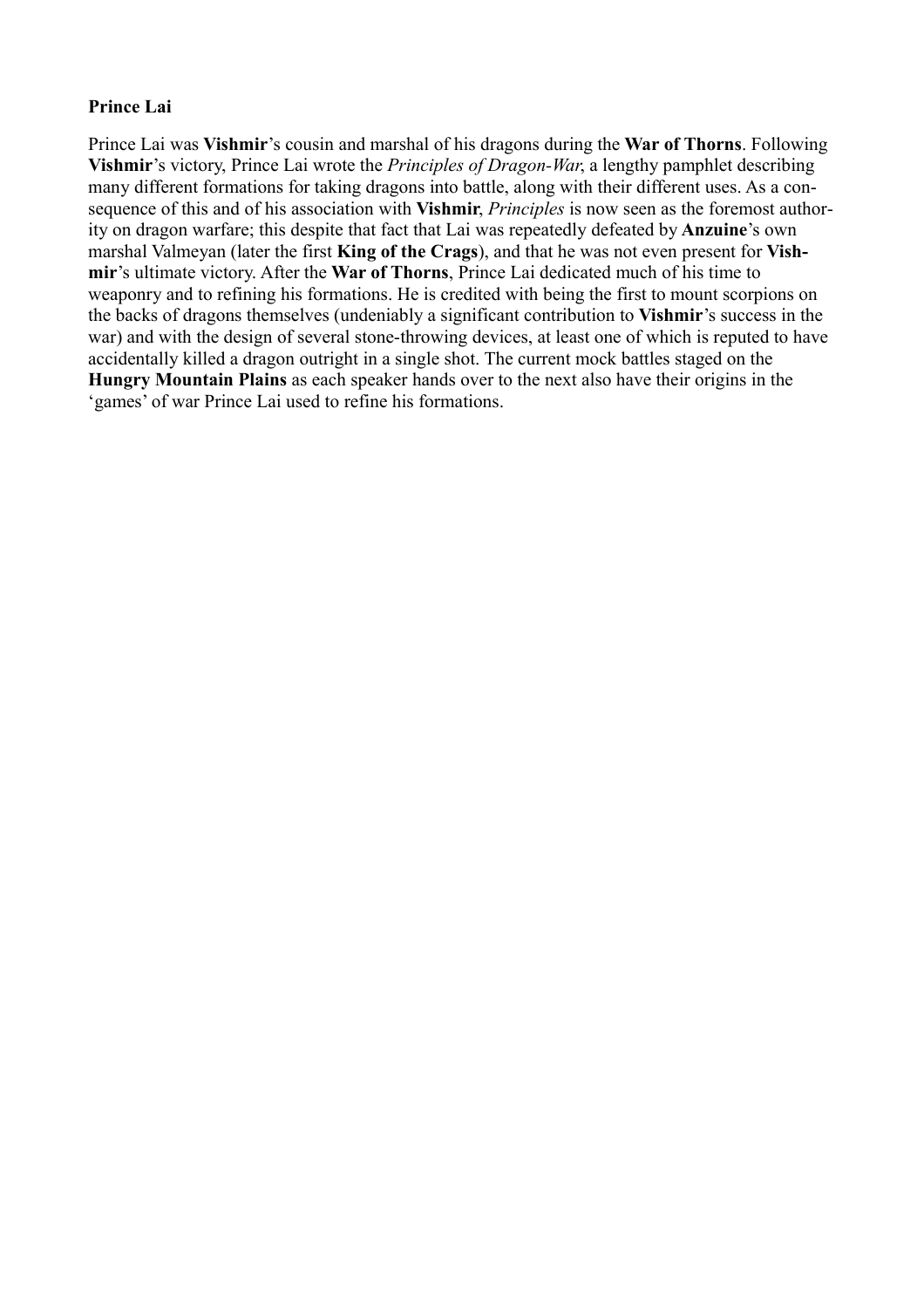**Prince Lai**

Prince Lai was **Vishmir**'s cousin and marshal of his dragons during the **War of Thorns**. Following **Vishmir**'s victory, Prince Lai wrote the *Principles of Dragon-War*, a lengthy pamphlet describing many different formations for taking dragons into battle, along with their different uses. As a consequence of this and of his association with **Vishmir**, *Principles* is now seen as the foremost authority on dragon warfare; this despite that fact that Lai was repeatedly defeated by **Anzuine**'s own marshal Valmeyan (later the first **King of the Crags**), and that he was not even present for **Vishmir**'s ultimate victory. After the **War of Thorns**, Prince Lai dedicated much of his time to weaponry and to refining his formations. He is credited with being the first to mount scorpions on the backs of dragons themselves (undeniably a significant contribution to **Vishmir**'s success in the war) and with the design of several stone-throwing devices, at least one of which is reputed to have accidentally killed a dragon outright in a single shot. The current mock battles staged on the **Hungry Mountain Plains** as each speaker hands over to the next also have their origins in the 'games' of war Prince Lai used to refine his formations.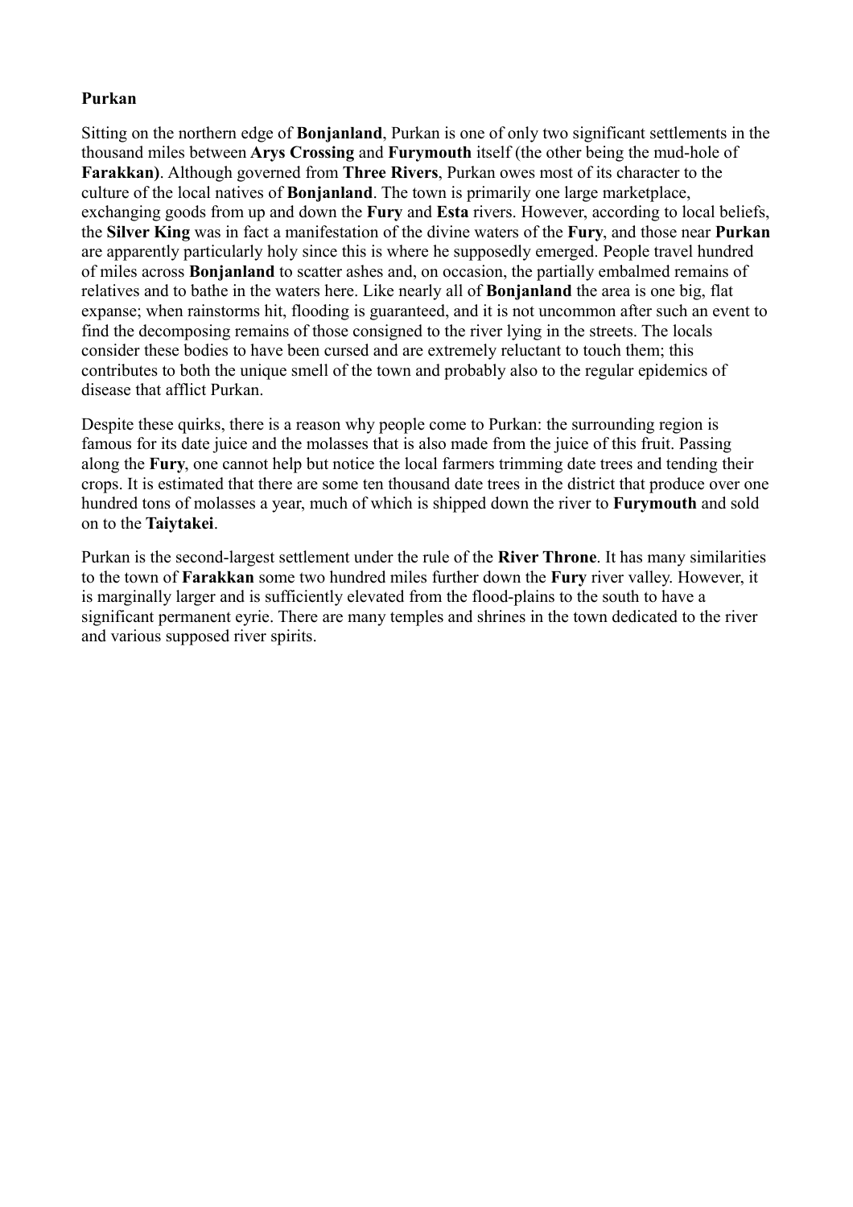**Purkan**

Sitting on the northern edge of **Bonjanland**, Purkan is one of only two significant settlements in the thousand miles between **Arys Crossing** and **Furymouth** itself (the other being the mud-hole of **Farakkan)**. Although governed from **Three Rivers**, Purkan owes most of its character to the culture of the local natives of **Bonjanland**. The town is primarily one large marketplace, exchanging goods from up and down the **Fury** and **Esta** rivers. However, according to local beliefs, the **Silver King** was in fact a manifestation of the divine waters of the **Fury**, and those near **Purkan** are apparently particularly holy since this is where he supposedly emerged. People travel hundred of miles across **Bonjanland** to scatter ashes and, on occasion, the partially embalmed remains of relatives and to bathe in the waters here. Like nearly all of **Bonjanland** the area is one big, flat expanse; when rainstorms hit, flooding is guaranteed, and it is not uncommon after such an event to find the decomposing remains of those consigned to the river lying in the streets. The locals consider these bodies to have been cursed and are extremely reluctant to touch them; this contributes to both the unique smell of the town and probably also to the regular epidemics of disease that afflict Purkan.

Despite these quirks, there is a reason why people come to Purkan: the surrounding region is famous for its date juice and the molasses that is also made from the juice of this fruit. Passing along the **Fury**, one cannot help but notice the local farmers trimming date trees and tending their crops. It is estimated that there are some ten thousand date trees in the district that produce over one hundred tons of molasses a year, much of which is shipped down the river to **Furymouth** and sold on to the **Taiytakei**.

Purkan is the second-largest settlement under the rule of the **River Throne**. It has many similarities to the town of **Farakkan** some two hundred miles further down the **Fury** river valley. However, it is marginally larger and is sufficiently elevated from the flood-plains to the south to have a significant permanent eyrie. There are many temples and shrines in the town dedicated to the river and various supposed river spirits.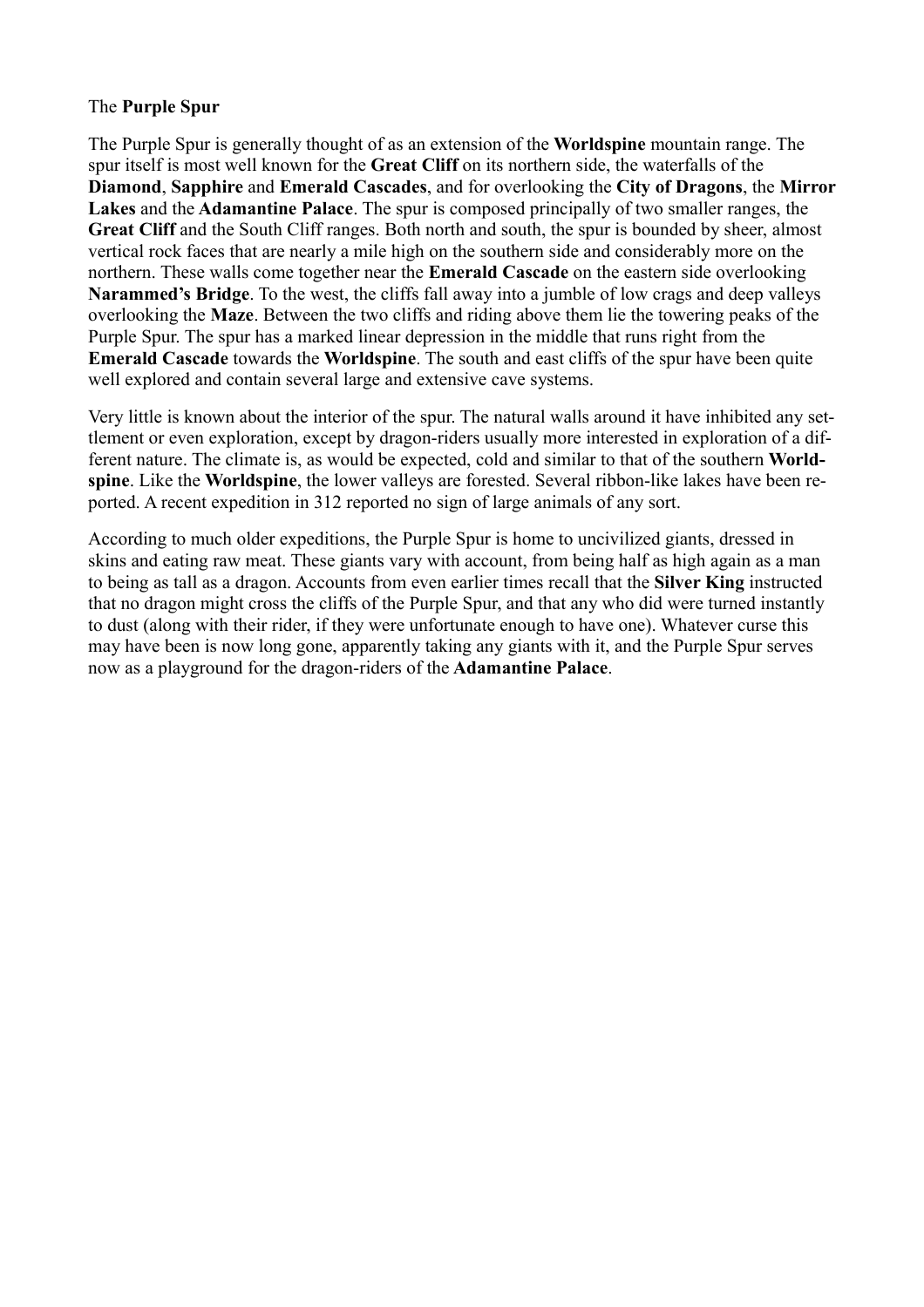The **Purple Spur**

The Purple Spur is generally thought of as an extension of the **Worldspine** mountain range. The spur itself is most well known for the **Great Cliff** on its northern side, the waterfalls of the **Diamond**, **Sapphire** and **Emerald Cascades**, and for overlooking the **City of Dragons**, the **Mirror Lakes** and the **Adamantine Palace**. The spur is composed principally of two smaller ranges, the **Great Cliff** and the South Cliff ranges. Both north and south, the spur is bounded by sheer, almost vertical rock faces that are nearly a mile high on the southern side and considerably more on the northern. These walls come together near the **Emerald Cascade** on the eastern side overlooking **Narammed's Bridge**. To the west, the cliffs fall away into a jumble of low crags and deep valleys overlooking the **Maze**. Between the two cliffs and riding above them lie the towering peaks of the Purple Spur. The spur has a marked linear depression in the middle that runs right from the **Emerald Cascade** towards the **Worldspine**. The south and east cliffs of the spur have been quite well explored and contain several large and extensive cave systems.

Very little is known about the interior of the spur. The natural walls around it have inhibited any settlement or even exploration, except by dragon-riders usually more interested in exploration of a different nature. The climate is, as would be expected, cold and similar to that of the southern **Worldspine**. Like the **Worldspine**, the lower valleys are forested. Several ribbon-like lakes have been reported. A recent expedition in 312 reported no sign of large animals of any sort.

According to much older expeditions, the Purple Spur is home to uncivilized giants, dressed in skins and eating raw meat. These giants vary with account, from being half as high again as a man to being as tall as a dragon. Accounts from even earlier times recall that the **Silver King** instructed that no dragon might cross the cliffs of the Purple Spur, and that any who did were turned instantly to dust (along with their rider, if they were unfortunate enough to have one). Whatever curse this may have been is now long gone, apparently taking any giants with it, and the Purple Spur serves now as a playground for the dragon-riders of the **Adamantine Palace**.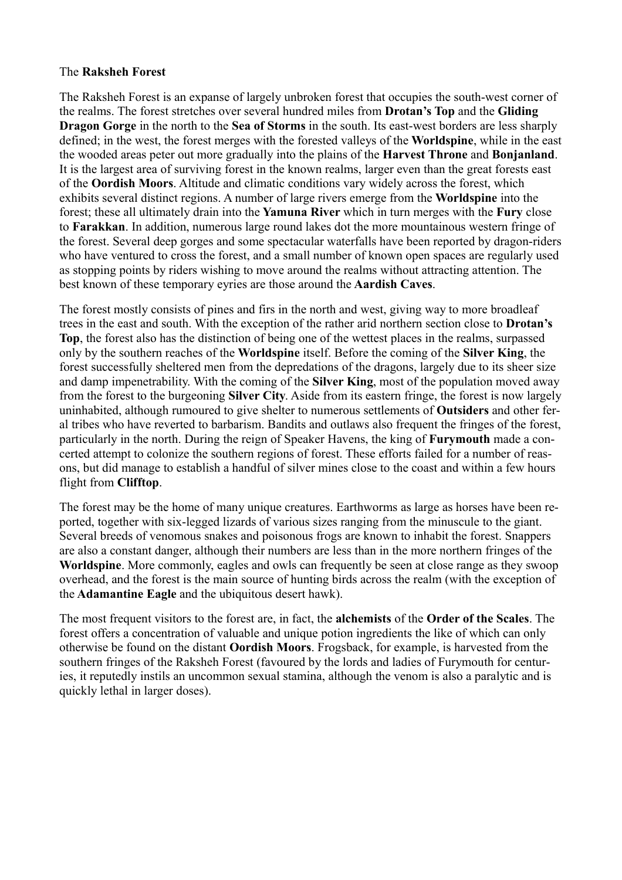The **Raksheh Forest**

The Raksheh Forest is an expanse of largely unbroken forest that occupies the south-west corner of the realms. The forest stretches over several hundred miles from **Drotan's Top** and the **Gliding Dragon Gorge** in the north to the **Sea of Storms** in the south. Its east-west borders are less sharply defined; in the west, the forest merges with the forested valleys of the **Worldspine**, while in the east the wooded areas peter out more gradually into the plains of the **Harvest Throne** and **Bonjanland**. It is the largest area of surviving forest in the known realms, larger even than the great forests east of the **Oordish Moors**. Altitude and climatic conditions vary widely across the forest, which exhibits several distinct regions. A number of large rivers emerge from the **Worldspine** into the forest; these all ultimately drain into the **Yamuna River** which in turn merges with the **Fury** close to **Farakkan**. In addition, numerous large round lakes dot the more mountainous western fringe of the forest. Several deep gorges and some spectacular waterfalls have been reported by dragon-riders who have ventured to cross the forest, and a small number of known open spaces are regularly used as stopping points by riders wishing to move around the realms without attracting attention. The best known of these temporary eyries are those around the **Aardish Caves**.

The forest mostly consists of pines and firs in the north and west, giving way to more broadleaf trees in the east and south. With the exception of the rather arid northern section close to **Drotan's Top**, the forest also has the distinction of being one of the wettest places in the realms, surpassed only by the southern reaches of the **Worldspine** itself. Before the coming of the **Silver King**, the forest successfully sheltered men from the depredations of the dragons, largely due to its sheer size and damp impenetrability. With the coming of the **Silver King**, most of the population moved away from the forest to the burgeoning **Silver City**. Aside from its eastern fringe, the forest is now largely uninhabited, although rumoured to give shelter to numerous settlements of **Outsiders** and other feral tribes who have reverted to barbarism. Bandits and outlaws also frequent the fringes of the forest, particularly in the north. During the reign of Speaker Havens, the king of **Furymouth** made a concerted attempt to colonize the southern regions of forest. These efforts failed for a number of reasons, but did manage to establish a handful of silver mines close to the coast and within a few hours flight from **Clifftop**.

The forest may be the home of many unique creatures. Earthworms as large as horses have been reported, together with six-legged lizards of various sizes ranging from the minuscule to the giant. Several breeds of venomous snakes and poisonous frogs are known to inhabit the forest. Snappers are also a constant danger, although their numbers are less than in the more northern fringes of the **Worldspine**. More commonly, eagles and owls can frequently be seen at close range as they swoop overhead, and the forest is the main source of hunting birds across the realm (with the exception of the **Adamantine Eagle** and the ubiquitous desert hawk).

The most frequent visitors to the forest are, in fact, the **alchemists** of the **Order of the Scales**. The forest offers a concentration of valuable and unique potion ingredients the like of which can only otherwise be found on the distant **Oordish Moors**. Frogsback, for example, is harvested from the southern fringes of the Raksheh Forest (favoured by the lords and ladies of Furymouth for centuries, it reputedly instils an uncommon sexual stamina, although the venom is also a paralytic and is quickly lethal in larger doses).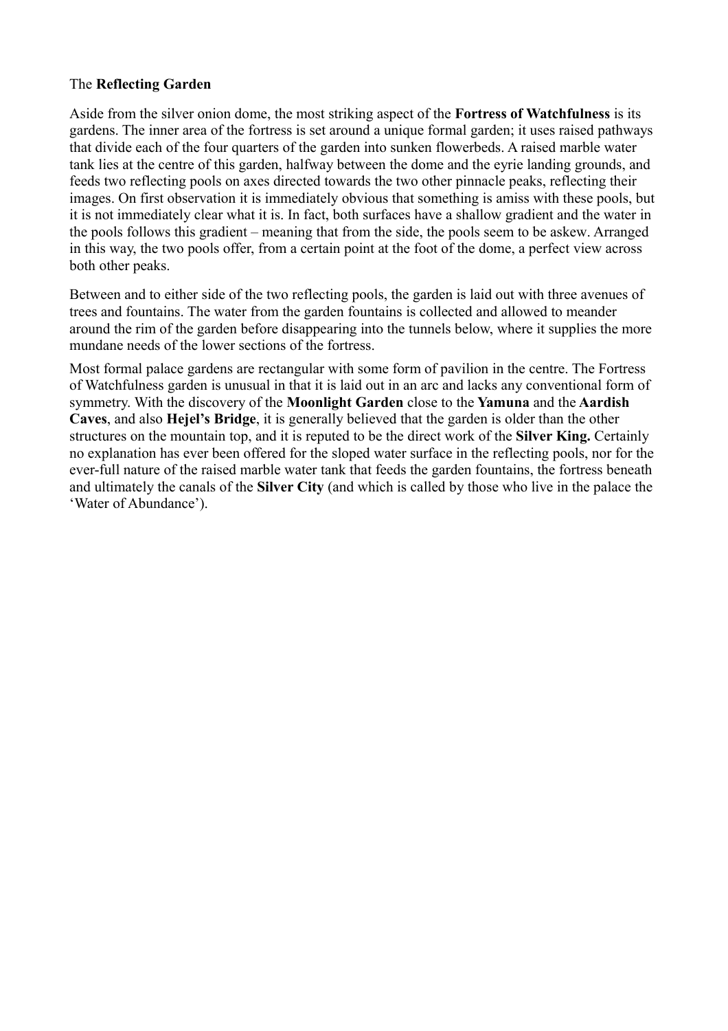The **Reflecting Garden**

Aside from the silver onion dome, the most striking aspect of the **Fortress of Watchfulness** is its gardens. The inner area of the fortress is set around a unique formal garden; it uses raised pathways that divide each of the four quarters of the garden into sunken flowerbeds. A raised marble water tank lies at the centre of this garden, halfway between the dome and the eyrie landing grounds, and feeds two reflecting pools on axes directed towards the two other pinnacle peaks, reflecting their images. On first observation it is immediately obvious that something is amiss with these pools, but it is not immediately clear what it is. In fact, both surfaces have a shallow gradient and the water in the pools follows this gradient – meaning that from the side, the pools seem to be askew. Arranged in this way, the two pools offer, from a certain point at the foot of the dome, a perfect view across both other peaks.

Between and to either side of the two reflecting pools, the garden is laid out with three avenues of trees and fountains. The water from the garden fountains is collected and allowed to meander around the rim of the garden before disappearing into the tunnels below, where it supplies the more mundane needs of the lower sections of the fortress.

Most formal palace gardens are rectangular with some form of pavilion in the centre. The Fortress of Watchfulness garden is unusual in that it is laid out in an arc and lacks any conventional form of symmetry. With the discovery of the **Moonlight Garden** close to the **Yamuna** and the **Aardish Caves**, and also **Hejel's Bridge**, it is generally believed that the garden is older than the other structures on the mountain top, and it is reputed to be the direct work of the **Silver King.** Certainly no explanation has ever been offered for the sloped water surface in the reflecting pools, nor for the ever-full nature of the raised marble water tank that feeds the garden fountains, the fortress beneath and ultimately the canals of the **Silver City** (and which is called by those who live in the palace the 'Water of Abundance').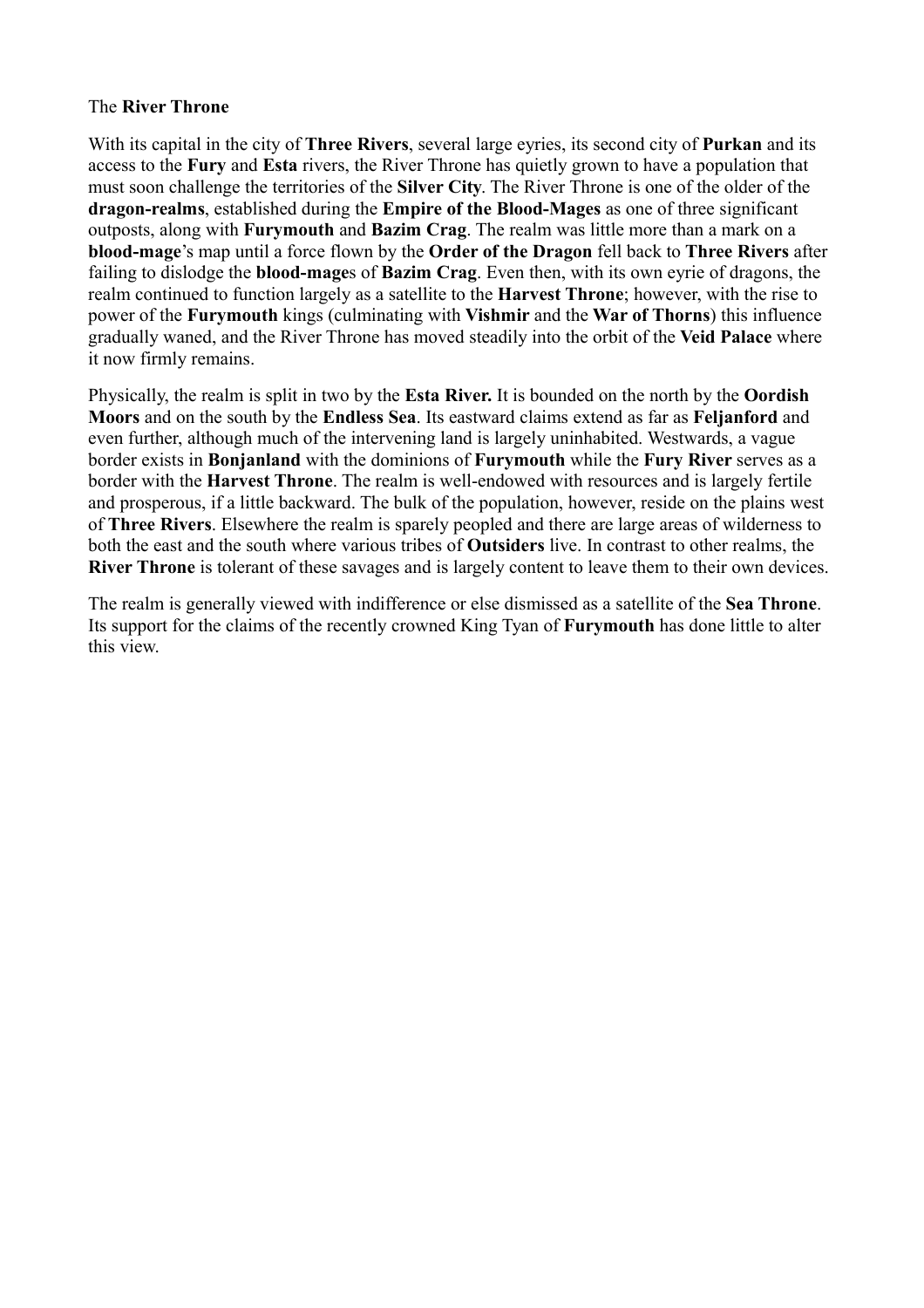The **River Throne**

With its capital in the city of **Three Rivers**, several large eyries, its second city of **Purkan** and its access to the **Fury** and **Esta** rivers, the River Throne has quietly grown to have a population that must soon challenge the territories of the **Silver City**. The River Throne is one of the older of the **dragon-realms**, established during the **Empire of the Blood-Mages** as one of three significant outposts, along with **Furymouth** and **Bazim Crag**. The realm was little more than a mark on a **blood-mage**'s map until a force flown by the **Order of the Dragon** fell back to **Three Rivers** after failing to dislodge the **blood-mage**s of **Bazim Crag**. Even then, with its own eyrie of dragons, the realm continued to function largely as a satellite to the **Harvest Throne**; however, with the rise to power of the **Furymouth** kings (culminating with **Vishmir** and the **War of Thorns**) this influence gradually waned, and the River Throne has moved steadily into the orbit of the **Veid Palace** where it now firmly remains.

Physically, the realm is split in two by the **Esta River.** It is bounded on the north by the **Oordish Moors** and on the south by the **Endless Sea**. Its eastward claims extend as far as **Feljanford** and even further, although much of the intervening land is largely uninhabited. Westwards, a vague border exists in **Bonjanland** with the dominions of **Furymouth** while the **Fury River** serves as a border with the **Harvest Throne**. The realm is well-endowed with resources and is largely fertile and prosperous, if a little backward. The bulk of the population, however, reside on the plains west of **Three Rivers**. Elsewhere the realm is sparely peopled and there are large areas of wilderness to both the east and the south where various tribes of **Outsiders** live. In contrast to other realms, the **River Throne** is tolerant of these savages and is largely content to leave them to their own devices.

The realm is generally viewed with indifference or else dismissed as a satellite of the **Sea Throne**. Its support for the claims of the recently crowned King Tyan of **Furymouth** has done little to alter this view.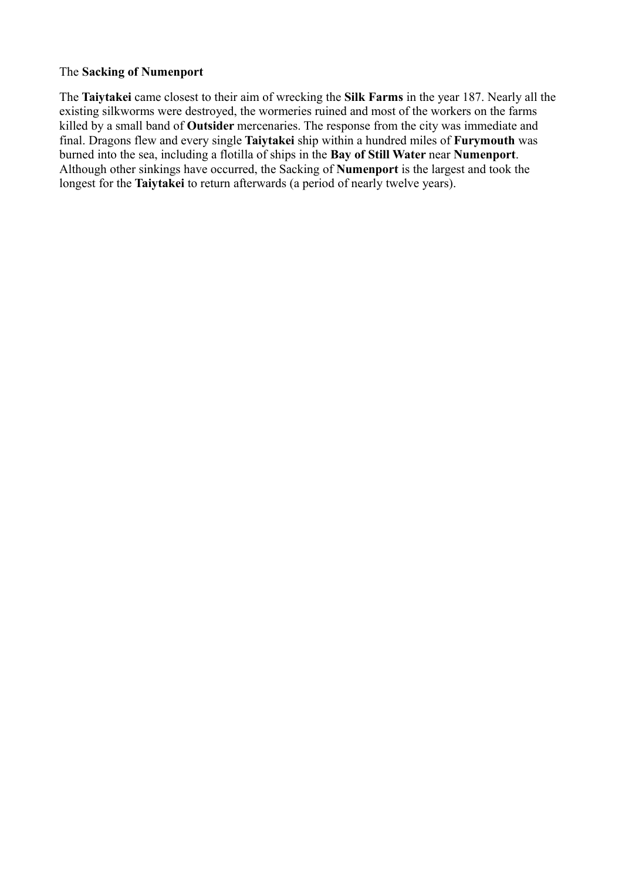The **Sacking of Numenport**

The **Taiytakei** came closest to their aim of wrecking the **Silk Farms** in the year 187. Nearly all the existing silkworms were destroyed, the wormeries ruined and most of the workers on the farms killed by a small band of **Outsider** mercenaries. The response from the city was immediate and final. Dragons flew and every single **Taiytakei** ship within a hundred miles of **Furymouth** was burned into the sea, including a flotilla of ships in the **Bay of Still Water** near **Numenport**. Although other sinkings have occurred, the Sacking of **Numenport** is the largest and took the longest for the **Taiytakei** to return afterwards (a period of nearly twelve years).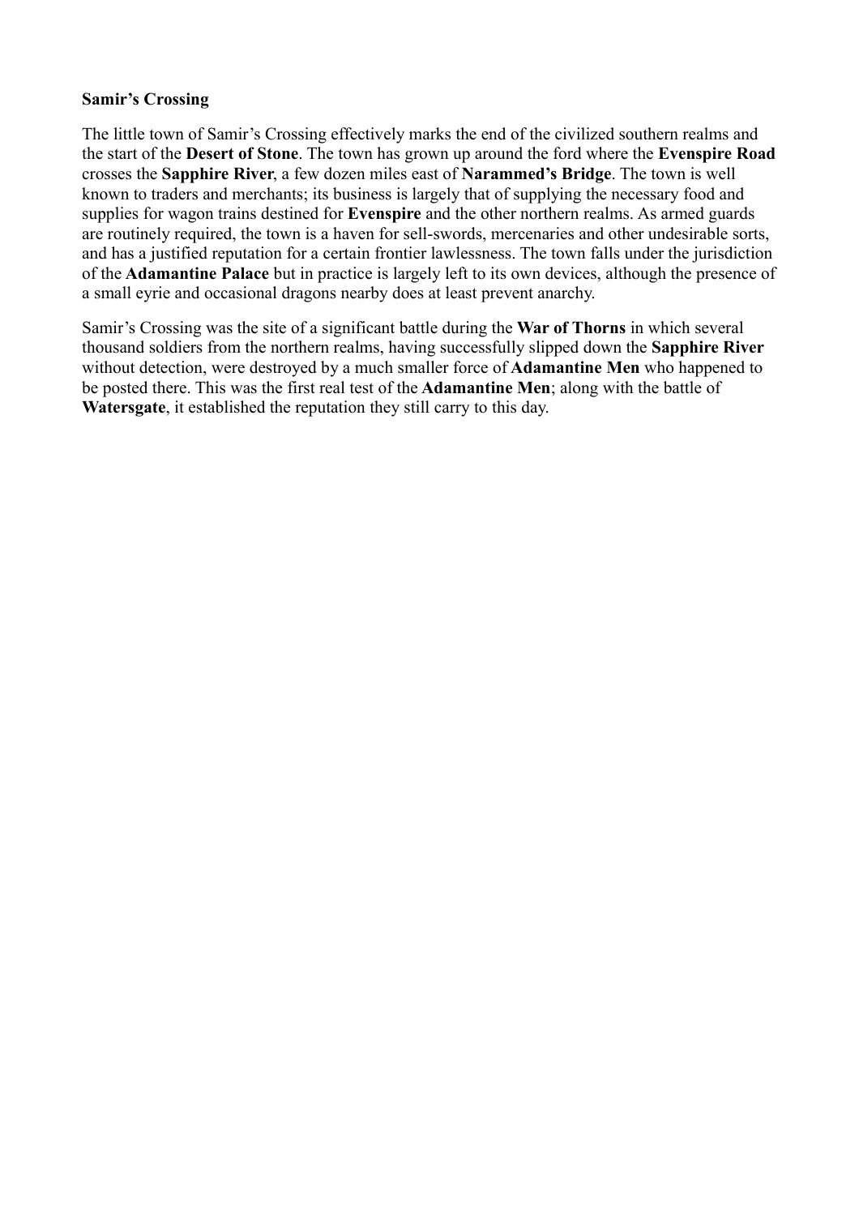**Samir's Crossing**

The little town of Samir's Crossing effectively marks the end of the civilized southern realms and the start of the **Desert of Stone**. The town has grown up around the ford where the **Evenspire Road** crosses the **Sapphire River**, a few dozen miles east of **Narammed's Bridge**. The town is well known to traders and merchants; its business is largely that of supplying the necessary food and supplies for wagon trains destined for **Evenspire** and the other northern realms. As armed guards are routinely required, the town is a haven for sell-swords, mercenaries and other undesirable sorts, and has a justified reputation for a certain frontier lawlessness. The town falls under the jurisdiction of the **Adamantine Palace** but in practice is largely left to its own devices, although the presence of a small eyrie and occasional dragons nearby does at least prevent anarchy.

Samir's Crossing was the site of a significant battle during the **War of Thorns** in which several thousand soldiers from the northern realms, having successfully slipped down the **Sapphire River** without detection, were destroyed by a much smaller force of **Adamantine Men** who happened to be posted there. This was the first real test of the **Adamantine Men**; along with the battle of **Watersgate**, it established the reputation they still carry to this day.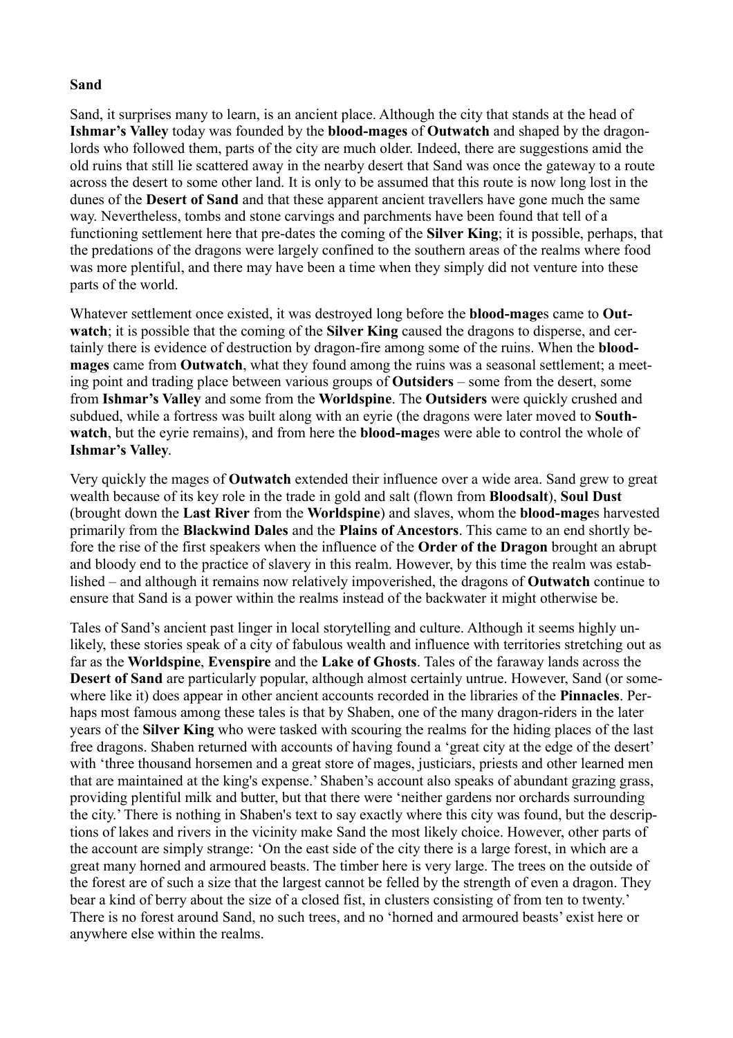**Sand**

Sand, it surprises many to learn, is an ancient place. Although the city that stands at the head of **Ishmar's Valley** today was founded by the **blood-mages** of **Outwatch** and shaped by the dragon-lords who followed them, parts of the city are much older. Indeed, there are suggestions amid the old ruins that still lie scattered away in the nearby desert that Sand was once the gateway to a route across the desert to some other land. It is only to be assumed that this route is now long lost in the dunes of the **Desert of Sand** and that these apparent ancient travellers have gone much the same way. Nevertheless, tombs and stone carvings and parchments have been found that tell of a functioning settlement here that pre-dates the coming of the **Silver King**; it is possible, perhaps, that the predations of the dragons were largely confined to the southern areas of the realms where food was more plentiful, and there may have been a time when they simply did not venture into these parts of the world.

Whatever settlement once existed, it was destroyed long before the **blood-mage**s came to **Outwatch**; it is possible that the coming of the **Silver King** caused the dragons to disperse, and certainly there is evidence of destruction by dragon-fire among some of the ruins. When the **blood-mages** came from **Outwatch**, what they found among the ruins was a seasonal settlement; a meeting point and trading place between various groups of **Outsiders** – some from the desert, some from **Ishmar's Valley** and some from the **Worldspine**. The **Outsiders** were quickly crushed and subdued, while a fortress was built along with an eyrie (the dragons were later moved to **Southwatch**, but the eyrie remains), and from here the **blood-mage**s were able to control the whole of **Ishmar's Valley**.

Very quickly the mages of **Outwatch** extended their influence over a wide area. Sand grew to great wealth because of its key role in the trade in gold and salt (flown from **Bloodsalt**), **Soul Dust** (brought down the **Last River** from the **Worldspine**) and slaves, whom the **blood-mage**s harvested primarily from the **Blackwind Dales** and the **Plains of Ancestors**. This came to an end shortly before the rise of the first speakers when the influence of the **Order of the Dragon** brought an abrupt and bloody end to the practice of slavery in this realm. However, by this time the realm was established – and although it remains now relatively impoverished, the dragons of **Outwatch** continue to ensure that Sand is a power within the realms instead of the backwater it might otherwise be.

Tales of Sand's ancient past linger in local storytelling and culture. Although it seems highly unlikely, these stories speak of a city of fabulous wealth and influence with territories stretching out as far as the **Worldspine**, **Evenspire** and the **Lake of Ghosts**. Tales of the faraway lands across the **Desert of Sand** are particularly popular, although almost certainly untrue. However, Sand (or somewhere like it) does appear in other ancient accounts recorded in the libraries of the **Pinnacles**. Perhaps most famous among these tales is that by Shaben, one of the many dragon-riders in the later years of the **Silver King** who were tasked with scouring the realms for the hiding places of the last free dragons. Shaben returned with accounts of having found a 'great city at the edge of the desert' with 'three thousand horsemen and a great store of mages, justiciars, priests and other learned men that are maintained at the king's expense.' Shaben's account also speaks of abundant grazing grass, providing plentiful milk and butter, but that there were 'neither gardens nor orchards surrounding the city.' There is nothing in Shaben's text to say exactly where this city was found, but the descriptions of lakes and rivers in the vicinity make Sand the most likely choice. However, other parts of the account are simply strange: 'On the east side of the city there is a large forest, in which are a great many horned and armoured beasts. The timber here is very large. The trees on the outside of the forest are of such a size that the largest cannot be felled by the strength of even a dragon. They bear a kind of berry about the size of a closed fist, in clusters consisting of from ten to twenty.' There is no forest around Sand, no such trees, and no 'horned and armoured beasts' exist here or anywhere else within the realms.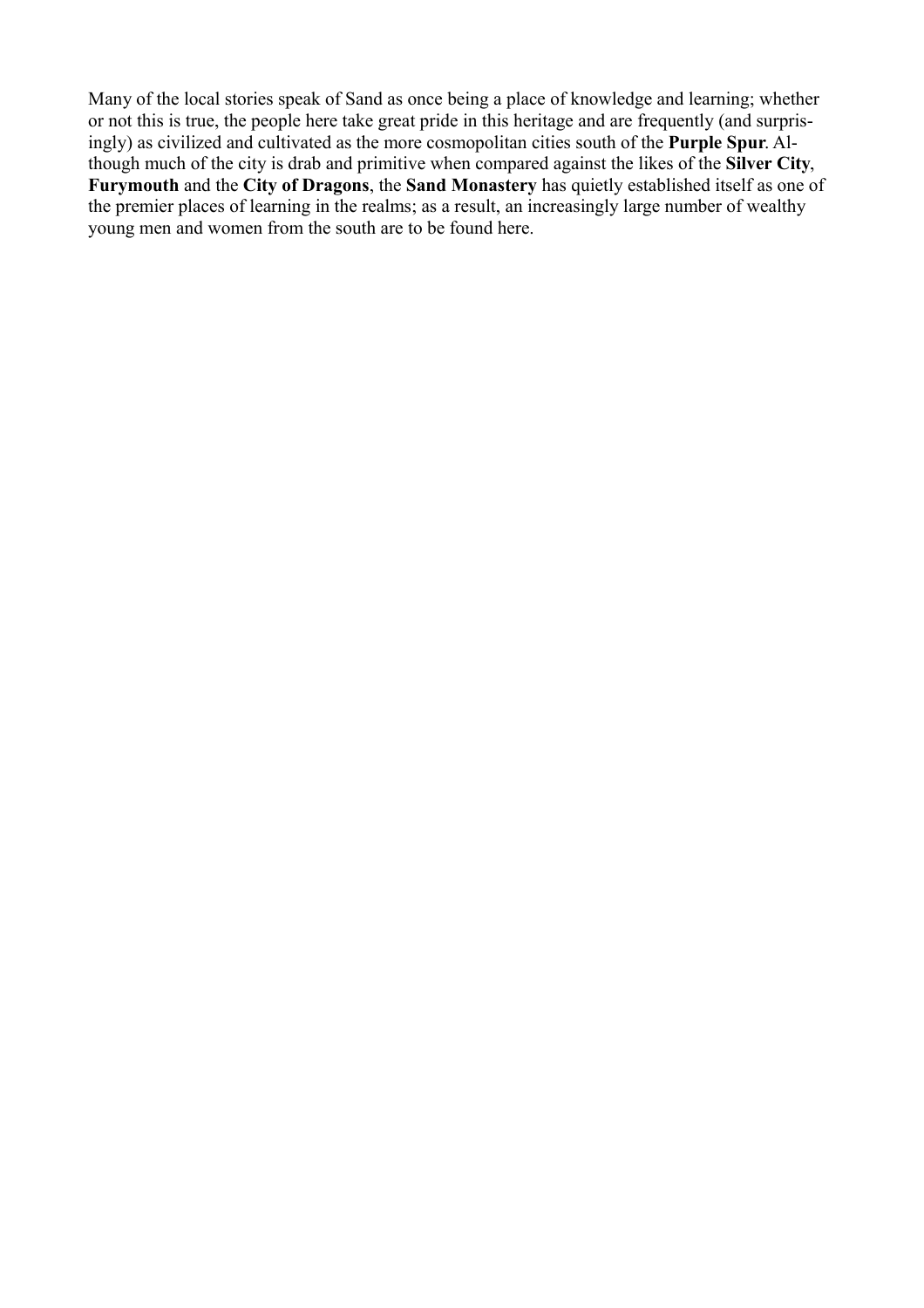Many of the local stories speak of Sand as once being a place of knowledge and learning; whether or not this is true, the people here take great pride in this heritage and are frequently (and surprisingly) as civilized and cultivated as the more cosmopolitan cities south of the **Purple Spur**. Although much of the city is drab and primitive when compared against the likes of the **Silver City**, **Furymouth** and the **City of Dragons**, the **Sand Monastery** has quietly established itself as one of the premier places of learning in the realms; as a result, an increasingly large number of wealthy young men and women from the south are to be found here.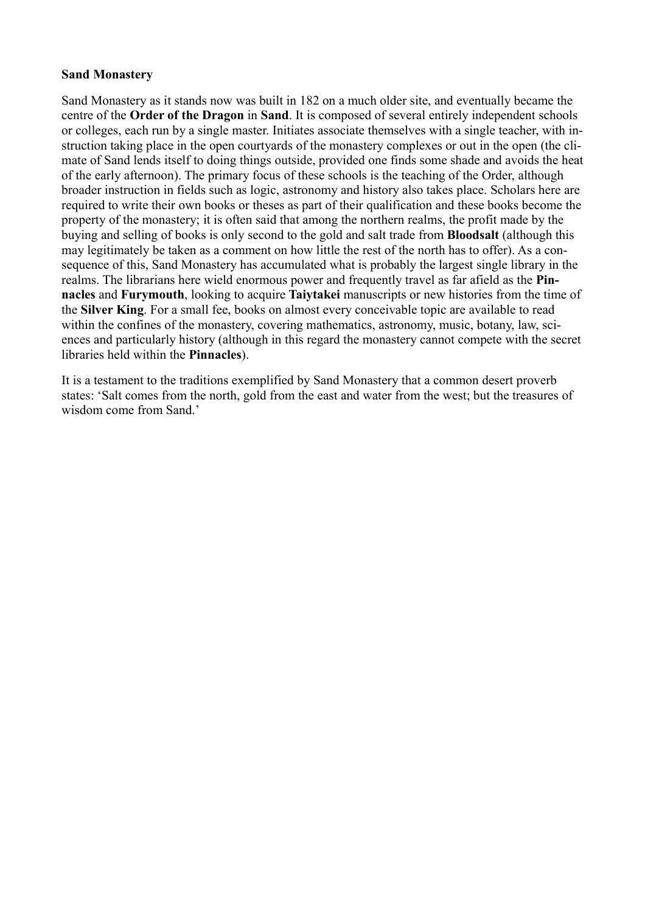**Sand Monastery**

Sand Monastery as it stands now was built in 182 on a much older site, and eventually became the centre of the **Order of the Dragon** in **Sand**. It is composed of several entirely independent schools or colleges, each run by a single master. Initiates associate themselves with a single teacher, with instruction taking place in the open courtyards of the monastery complexes or out in the open (the climate of Sand lends itself to doing things outside, provided one finds some shade and avoids the heat of the early afternoon). The primary focus of these schools is the teaching of the Order, although broader instruction in fields such as logic, astronomy and history also takes place. Scholars here are required to write their own books or theses as part of their qualification and these books become the property of the monastery; it is often said that among the northern realms, the profit made by the buying and selling of books is only second to the gold and salt trade from **Bloodsalt** (although this may legitimately be taken as a comment on how little the rest of the north has to offer). As a consequence of this, Sand Monastery has accumulated what is probably the largest single library in the realms. The librarians here wield enormous power and frequently travel as far afield as the **Pinnacles** and **Furymouth**, looking to acquire **Taiytakei** manuscripts or new histories from the time of the **Silver King**. For a small fee, books on almost every conceivable topic are available to read within the confines of the monastery, covering mathematics, astronomy, music, botany, law, sciences and particularly history (although in this regard the monastery cannot compete with the secret libraries held within the **Pinnacles**).

It is a testament to the traditions exemplified by Sand Monastery that a common desert proverb states: 'Salt comes from the north, gold from the east and water from the west; but the treasures of wisdom come from Sand.'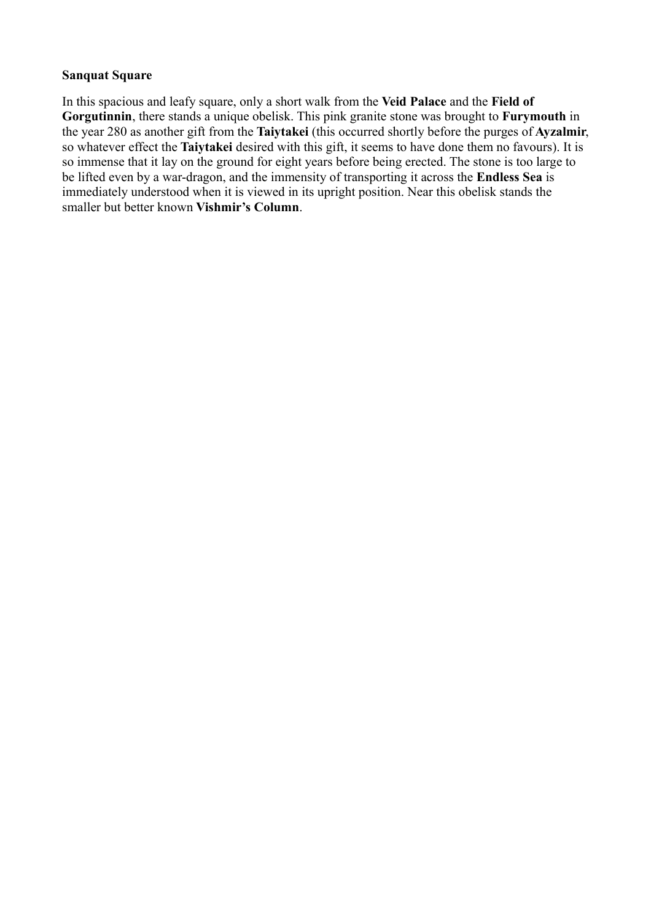**Sanquat Square**

In this spacious and leafy square, only a short walk from the **Veid Palace** and the **Field of Gorgutinnin**, there stands a unique obelisk. This pink granite stone was brought to **Furymouth** in the year 280 as another gift from the **Taiytakei** (this occurred shortly before the purges of **Ayzalmir**, so whatever effect the **Taiytakei** desired with this gift, it seems to have done them no favours). It is so immense that it lay on the ground for eight years before being erected. The stone is too large to be lifted even by a war-dragon, and the immensity of transporting it across the **Endless Sea** is immediately understood when it is viewed in its upright position. Near this obelisk stands the smaller but better known **Vishmir's Column**.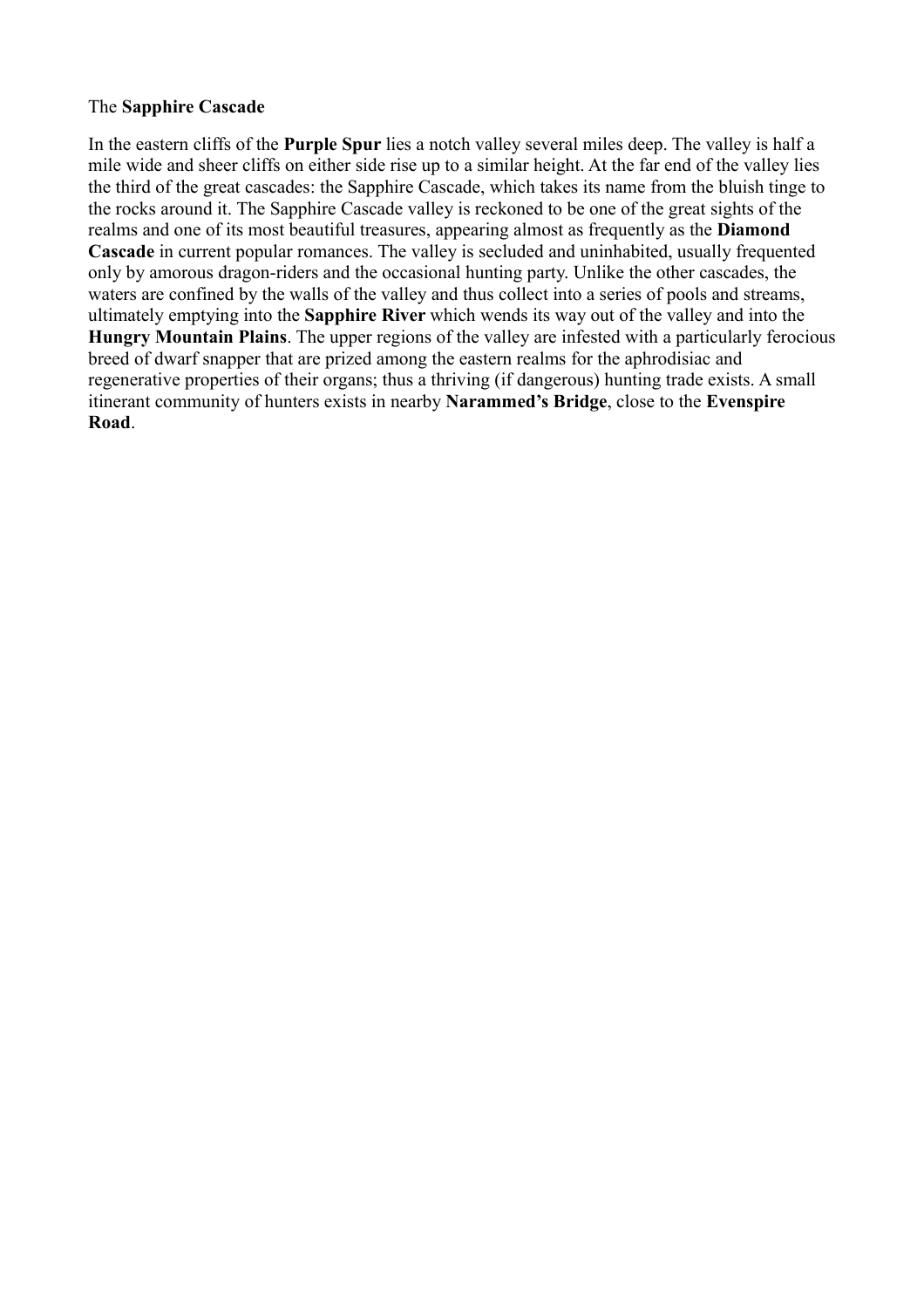The **Sapphire Cascade**

In the eastern cliffs of the **Purple Spur** lies a notch valley several miles deep. The valley is half a mile wide and sheer cliffs on either side rise up to a similar height. At the far end of the valley lies the third of the great cascades: the Sapphire Cascade, which takes its name from the bluish tinge to the rocks around it. The Sapphire Cascade valley is reckoned to be one of the great sights of the realms and one of its most beautiful treasures, appearing almost as frequently as the **Diamond Cascade** in current popular romances. The valley is secluded and uninhabited, usually frequented only by amorous dragon-riders and the occasional hunting party. Unlike the other cascades, the waters are confined by the walls of the valley and thus collect into a series of pools and streams, ultimately emptying into the **Sapphire River** which wends its way out of the valley and into the **Hungry Mountain Plains**. The upper regions of the valley are infested with a particularly ferocious breed of dwarf snapper that are prized among the eastern realms for the aphrodisiac and regenerative properties of their organs; thus a thriving (if dangerous) hunting trade exists. A small itinerant community of hunters exists in nearby **Narammed's Bridge**, close to the **Evenspire Road**.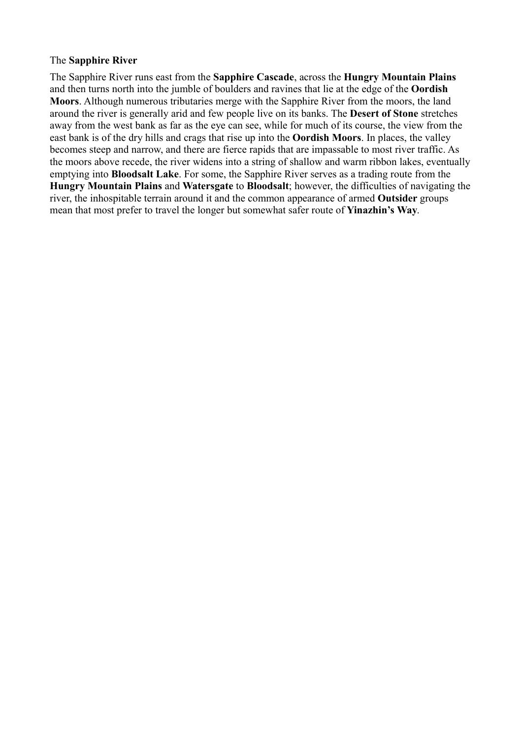The **Sapphire River**

The Sapphire River runs east from the **Sapphire Cascade**, across the **Hungry Mountain Plains** and then turns north into the jumble of boulders and ravines that lie at the edge of the **Oordish Moors**. Although numerous tributaries merge with the Sapphire River from the moors, the land around the river is generally arid and few people live on its banks. The **Desert of Stone** stretches away from the west bank as far as the eye can see, while for much of its course, the view from the east bank is of the dry hills and crags that rise up into the **Oordish Moors**. In places, the valley becomes steep and narrow, and there are fierce rapids that are impassable to most river traffic. As the moors above recede, the river widens into a string of shallow and warm ribbon lakes, eventually emptying into **Bloodsalt Lake**. For some, the Sapphire River serves as a trading route from the **Hungry Mountain Plains** and **Watersgate** to **Bloodsalt**; however, the difficulties of navigating the river, the inhospitable terrain around it and the common appearance of armed **Outsider** groups mean that most prefer to travel the longer but somewhat safer route of **Yinazhin's Way**.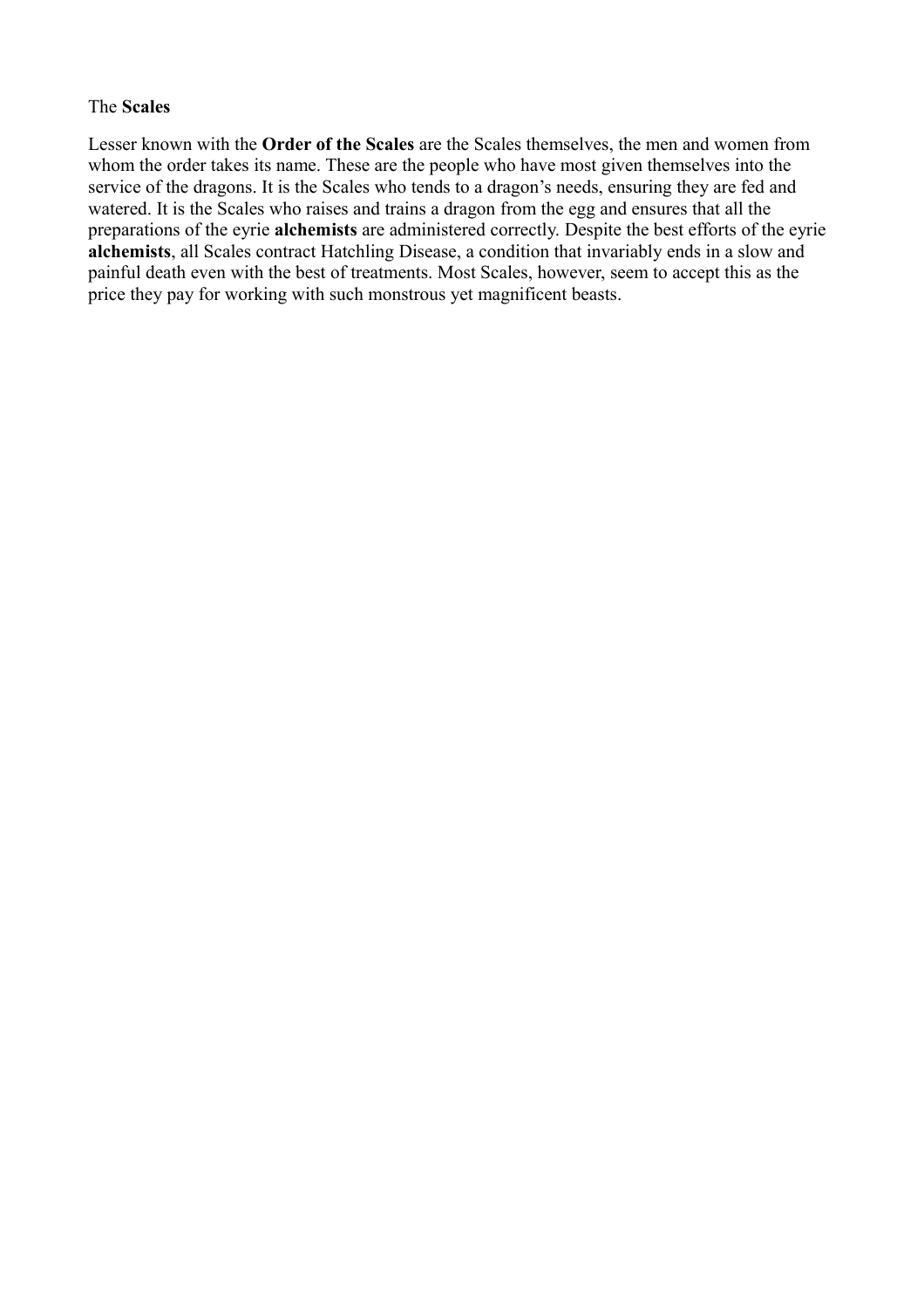The **Scales**

Lesser known with the **Order of the Scales** are the Scales themselves, the men and women from whom the order takes its name. These are the people who have most given themselves into the service of the dragons. It is the Scales who tends to a dragon's needs, ensuring they are fed and watered. It is the Scales who raises and trains a dragon from the egg and ensures that all the preparations of the eyrie **alchemists** are administered correctly. Despite the best efforts of the eyrie **alchemists**, all Scales contract Hatchling Disease, a condition that invariably ends in a slow and painful death even with the best of treatments. Most Scales, however, seem to accept this as the price they pay for working with such monstrous yet magnificent beasts.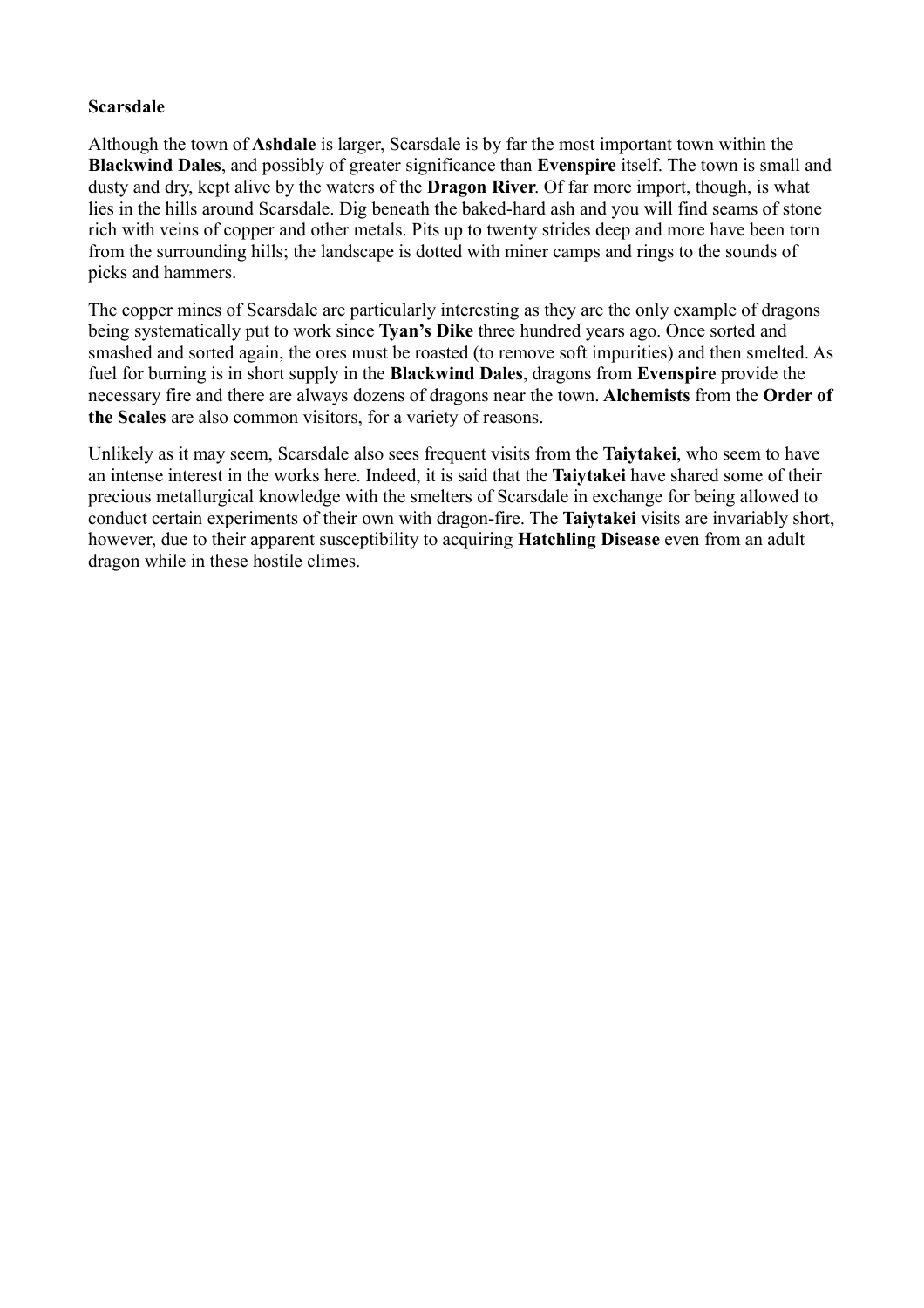**Scarsdale**

Although the town of **Ashdale** is larger, Scarsdale is by far the most important town within the **Blackwind Dales**, and possibly of greater significance than **Evenspire** itself. The town is small and dusty and dry, kept alive by the waters of the **Dragon River**. Of far more import, though, is what lies in the hills around Scarsdale. Dig beneath the baked-hard ash and you will find seams of stone rich with veins of copper and other metals. Pits up to twenty strides deep and more have been torn from the surrounding hills; the landscape is dotted with miner camps and rings to the sounds of picks and hammers.

The copper mines of Scarsdale are particularly interesting as they are the only example of dragons being systematically put to work since **Tyan's Dike** three hundred years ago. Once sorted and smashed and sorted again, the ores must be roasted (to remove soft impurities) and then smelted. As fuel for burning is in short supply in the **Blackwind Dales**, dragons from **Evenspire** provide the necessary fire and there are always dozens of dragons near the town. **Alchemists** from the **Order of the Scales** are also common visitors, for a variety of reasons.

Unlikely as it may seem, Scarsdale also sees frequent visits from the **Taiytakei**, who seem to have an intense interest in the works here. Indeed, it is said that the **Taiytakei** have shared some of their precious metallurgical knowledge with the smelters of Scarsdale in exchange for being allowed to conduct certain experiments of their own with dragon-fire. The **Taiytakei** visits are invariably short, however, due to their apparent susceptibility to acquiring **Hatchling Disease** even from an adult dragon while in these hostile climes.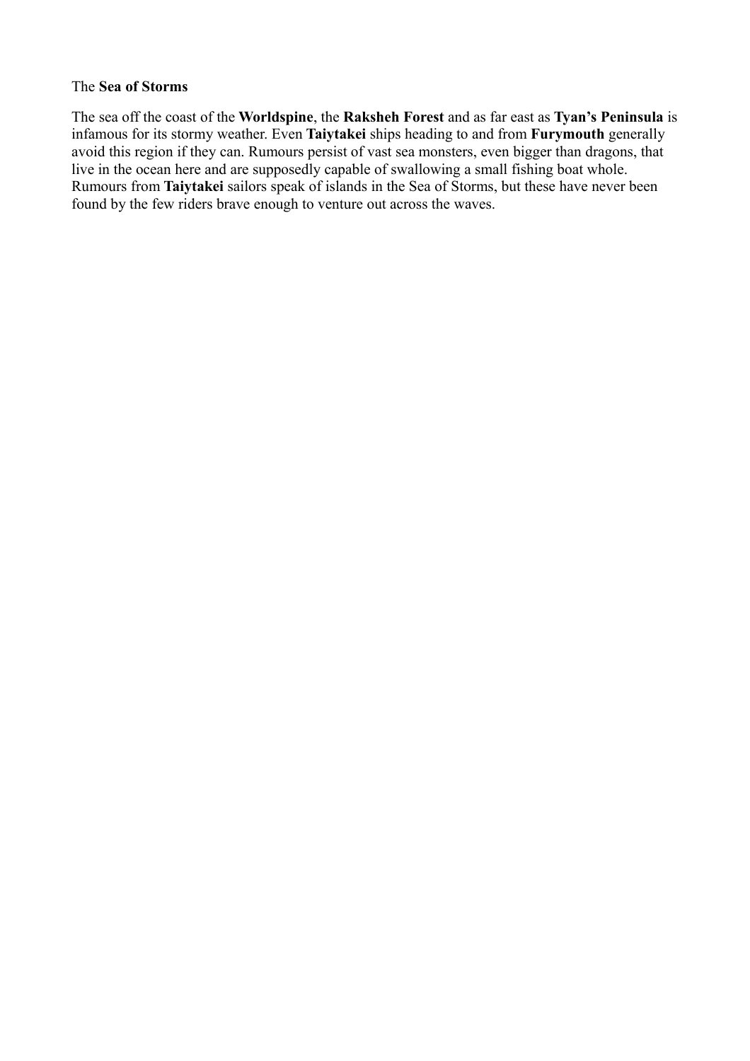The **Sea of Storms**

The sea off the coast of the **Worldspine**, the **Raksheh Forest** and as far east as **Tyan's Peninsula** is infamous for its stormy weather. Even **Taiytakei** ships heading to and from **Furymouth** generally avoid this region if they can. Rumours persist of vast sea monsters, even bigger than dragons, that live in the ocean here and are supposedly capable of swallowing a small fishing boat whole. Rumours from **Taiytakei** sailors speak of islands in the Sea of Storms, but these have never been found by the few riders brave enough to venture out across the waves.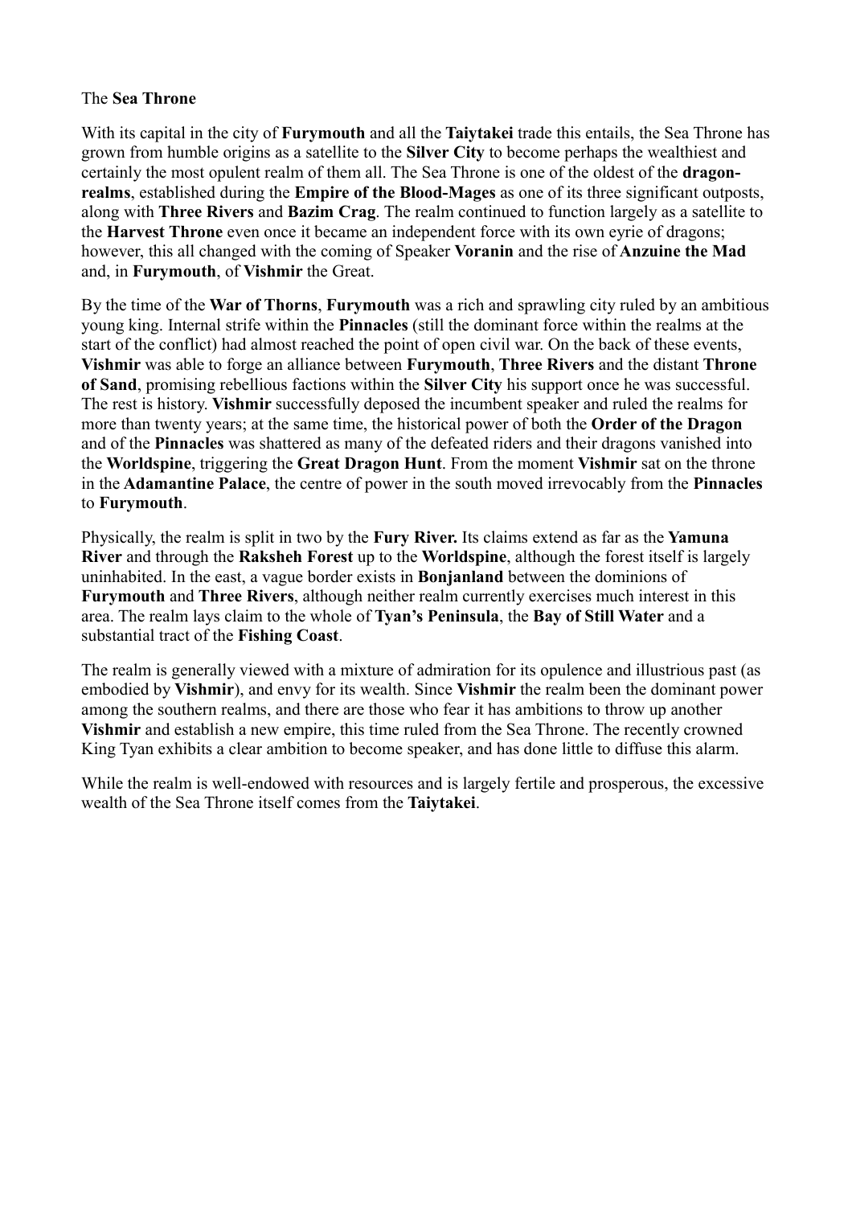The **Sea Throne**

With its capital in the city of **Furymouth** and all the **Taiytakei** trade this entails, the Sea Throne has grown from humble origins as a satellite to the **Silver City** to become perhaps the wealthiest and certainly the most opulent realm of them all. The Sea Throne is one of the oldest of the **dragon-realms**, established during the **Empire of the Blood-Mages** as one of its three significant outposts, along with **Three Rivers** and **Bazim Crag**. The realm continued to function largely as a satellite to the **Harvest Throne** even once it became an independent force with its own eyrie of dragons; however, this all changed with the coming of Speaker **Voranin** and the rise of **Anzuine the Mad** and, in **Furymouth**, of **Vishmir** the Great.

By the time of the **War of Thorns**, **Furymouth** was a rich and sprawling city ruled by an ambitious young king. Internal strife within the **Pinnacles** (still the dominant force within the realms at the start of the conflict) had almost reached the point of open civil war. On the back of these events, **Vishmir** was able to forge an alliance between **Furymouth**, **Three Rivers** and the distant **Throne of Sand**, promising rebellious factions within the **Silver City** his support once he was successful. The rest is history. **Vishmir** successfully deposed the incumbent speaker and ruled the realms for more than twenty years; at the same time, the historical power of both the **Order of the Dragon** and of the **Pinnacles** was shattered as many of the defeated riders and their dragons vanished into the **Worldspine**, triggering the **Great Dragon Hunt**. From the moment **Vishmir** sat on the throne in the **Adamantine Palace**, the centre of power in the south moved irrevocably from the **Pinnacles** to **Furymouth**.

Physically, the realm is split in two by the **Fury River.** Its claims extend as far as the **Yamuna River** and through the **Raksheh Forest** up to the **Worldspine**, although the forest itself is largely uninhabited. In the east, a vague border exists in **Bonjanland** between the dominions of **Furymouth** and **Three Rivers**, although neither realm currently exercises much interest in this area. The realm lays claim to the whole of **Tyan's Peninsula**, the **Bay of Still Water** and a substantial tract of the **Fishing Coast**.

The realm is generally viewed with a mixture of admiration for its opulence and illustrious past (as embodied by **Vishmir**), and envy for its wealth. Since **Vishmir** the realm been the dominant power among the southern realms, and there are those who fear it has ambitions to throw up another **Vishmir** and establish a new empire, this time ruled from the Sea Throne. The recently crowned King Tyan exhibits a clear ambition to become speaker, and has done little to diffuse this alarm.

While the realm is well-endowed with resources and is largely fertile and prosperous, the excessive wealth of the Sea Throne itself comes from the **Taiytakei**.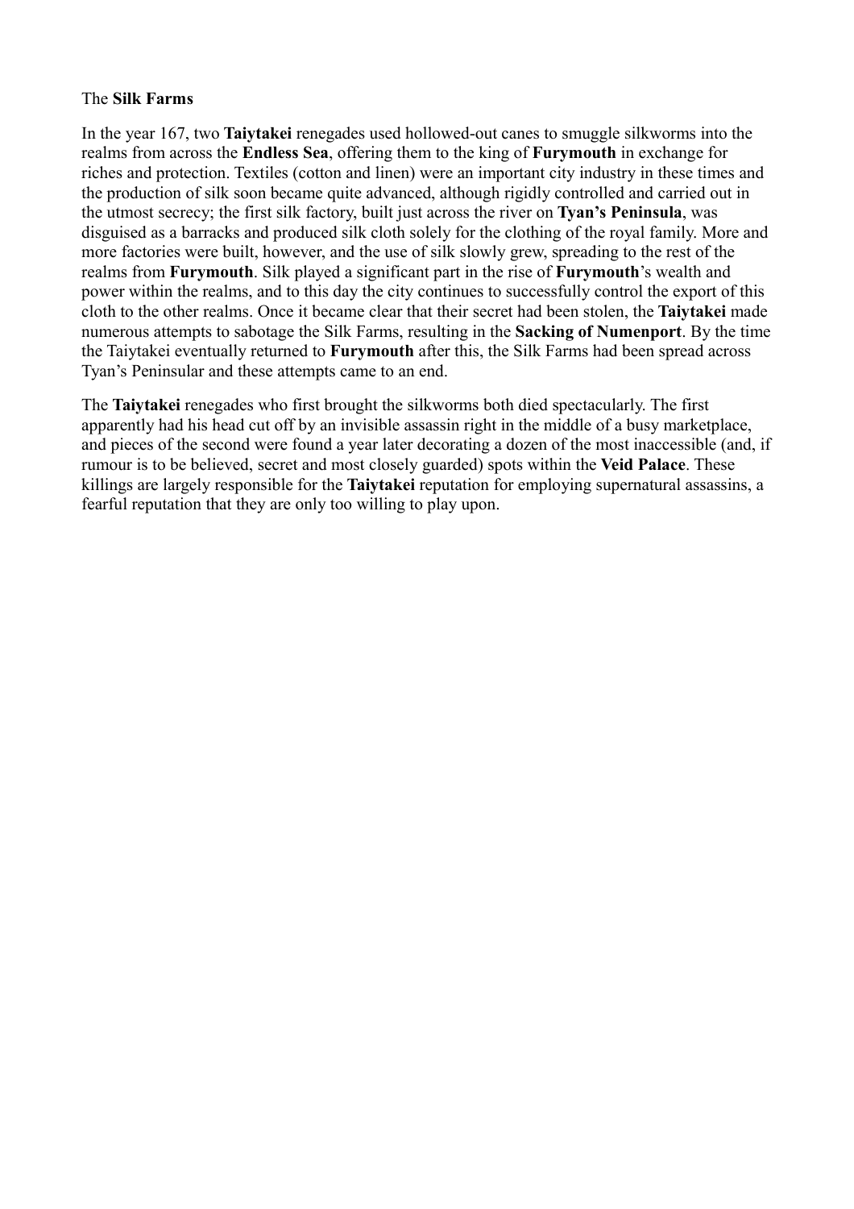The **Silk Farms**

In the year 167, two **Taiytakei** renegades used hollowed-out canes to smuggle silkworms into the realms from across the **Endless Sea**, offering them to the king of **Furymouth** in exchange for riches and protection. Textiles (cotton and linen) were an important city industry in these times and the production of silk soon became quite advanced, although rigidly controlled and carried out in the utmost secrecy; the first silk factory, built just across the river on **Tyan's Peninsula**, was disguised as a barracks and produced silk cloth solely for the clothing of the royal family. More and more factories were built, however, and the use of silk slowly grew, spreading to the rest of the realms from **Furymouth**. Silk played a significant part in the rise of **Furymouth**'s wealth and power within the realms, and to this day the city continues to successfully control the export of this cloth to the other realms. Once it became clear that their secret had been stolen, the **Taiytakei** made numerous attempts to sabotage the Silk Farms, resulting in the **Sacking of Numenport**. By the time the Taiytakei eventually returned to **Furymouth** after this, the Silk Farms had been spread across Tyan's Peninsular and these attempts came to an end.

The **Taiytakei** renegades who first brought the silkworms both died spectacularly. The first apparently had his head cut off by an invisible assassin right in the middle of a busy marketplace, and pieces of the second were found a year later decorating a dozen of the most inaccessible (and, if rumour is to be believed, secret and most closely guarded) spots within the **Veid Palace**. These killings are largely responsible for the **Taiytakei** reputation for employing supernatural assassins, a fearful reputation that they are only too willing to play upon.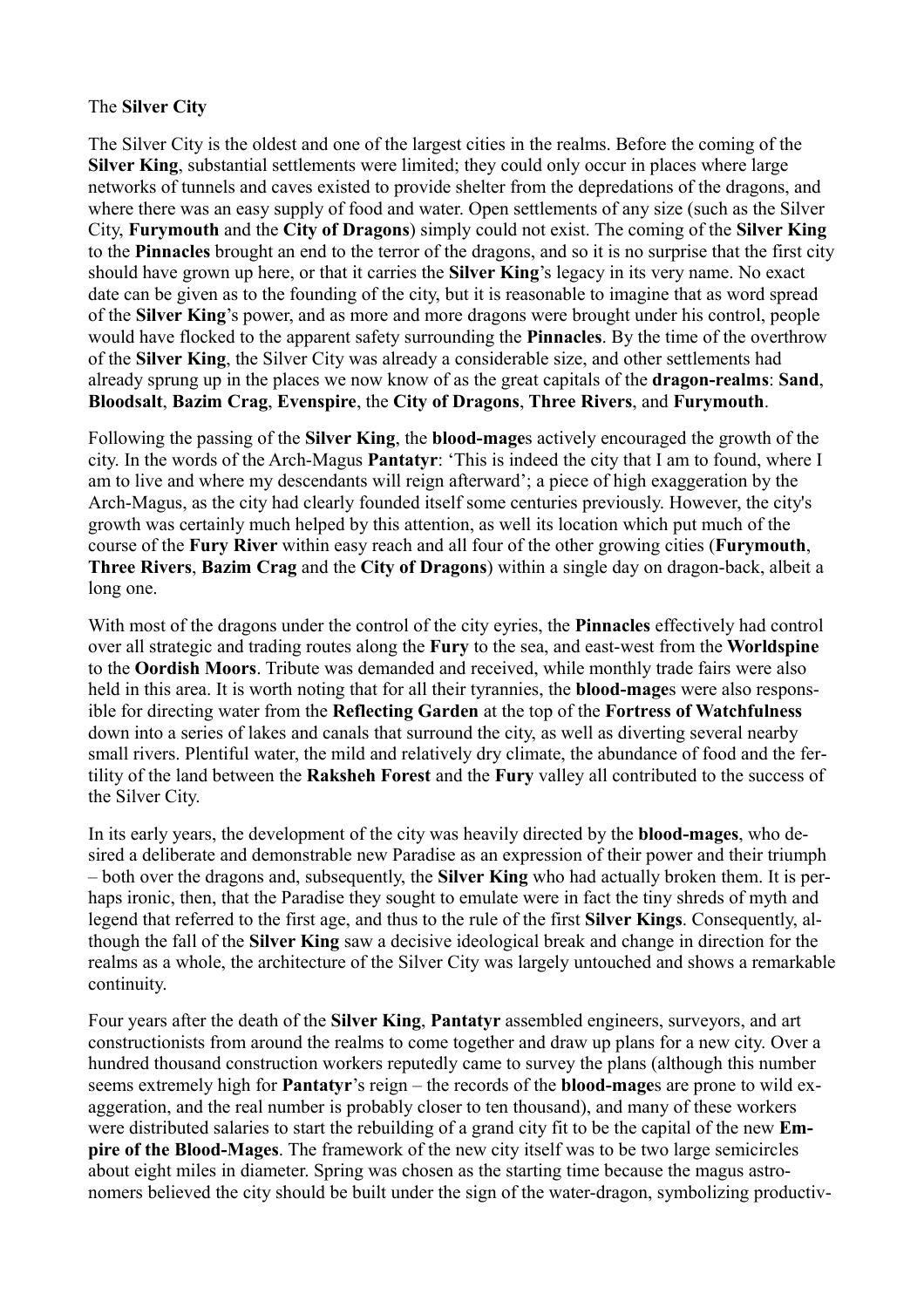The **Silver City**

The Silver City is the oldest and one of the largest cities in the realms. Before the coming of the **Silver King**, substantial settlements were limited; they could only occur in places where large networks of tunnels and caves existed to provide shelter from the depredations of the dragons, and where there was an easy supply of food and water. Open settlements of any size (such as the Silver City, **Furymouth** and the **City of Dragons**) simply could not exist. The coming of the **Silver King** to the **Pinnacles** brought an end to the terror of the dragons, and so it is no surprise that the first city should have grown up here, or that it carries the **Silver King**'s legacy in its very name. No exact date can be given as to the founding of the city, but it is reasonable to imagine that as word spread of the **Silver King**'s power, and as more and more dragons were brought under his control, people would have flocked to the apparent safety surrounding the **Pinnacles**. By the time of the overthrow of the **Silver King**, the Silver City was already a considerable size, and other settlements had already sprung up in the places we now know of as the great capitals of the **dragon-realms**: **Sand**, **Bloodsalt**, **Bazim Crag**, **Evenspire**, the **City of Dragons**, **Three Rivers**, and **Furymouth**.

Following the passing of the **Silver King**, the **blood-mage**s actively encouraged the growth of the city. In the words of the Arch-Magus **Pantatyr**: 'This is indeed the city that I am to found, where I am to live and where my descendants will reign afterward'; a piece of high exaggeration by the Arch-Magus, as the city had clearly founded itself some centuries previously. However, the city's growth was certainly much helped by this attention, as well its location which put much of the course of the **Fury River** within easy reach and all four of the other growing cities (**Furymouth**, **Three Rivers**, **Bazim Crag** and the **City of Dragons**) within a single day on dragon-back, albeit a long one.

With most of the dragons under the control of the city eyries, the **Pinnacles** effectively had control over all strategic and trading routes along the **Fury** to the sea, and east-west from the **Worldspine** to the **Oordish Moors**. Tribute was demanded and received, while monthly trade fairs were also held in this area. It is worth noting that for all their tyrannies, the **blood-mage**s were also responsible for directing water from the **Reflecting Garden** at the top of the **Fortress of Watchfulness** down into a series of lakes and canals that surround the city, as well as diverting several nearby small rivers. Plentiful water, the mild and relatively dry climate, the abundance of food and the fertility of the land between the **Raksheh Forest** and the **Fury** valley all contributed to the success of the Silver City.

In its early years, the development of the city was heavily directed by the **blood-mages**, who desired a deliberate and demonstrable new Paradise as an expression of their power and their triumph – both over the dragons and, subsequently, the **Silver King** who had actually broken them. It is perhaps ironic, then, that the Paradise they sought to emulate were in fact the tiny shreds of myth and legend that referred to the first age, and thus to the rule of the first **Silver Kings**. Consequently, although the fall of the **Silver King** saw a decisive ideological break and change in direction for the realms as a whole, the architecture of the Silver City was largely untouched and shows a remarkable continuity.

Four years after the death of the **Silver King**, **Pantatyr** assembled engineers, surveyors, and art constructionists from around the realms to come together and draw up plans for a new city. Over a hundred thousand construction workers reputedly came to survey the plans (although this number seems extremely high for **Pantatyr**'s reign – the records of the **blood-mage**s are prone to wild exaggeration, and the real number is probably closer to ten thousand), and many of these workers were distributed salaries to start the rebuilding of a grand city fit to be the capital of the new **Empire of the Blood-Mages**. The framework of the new city itself was to be two large semicircles about eight miles in diameter. Spring was chosen as the starting time because the magus astronomers believed the city should be built under the sign of the water-dragon, symbolizing productiv-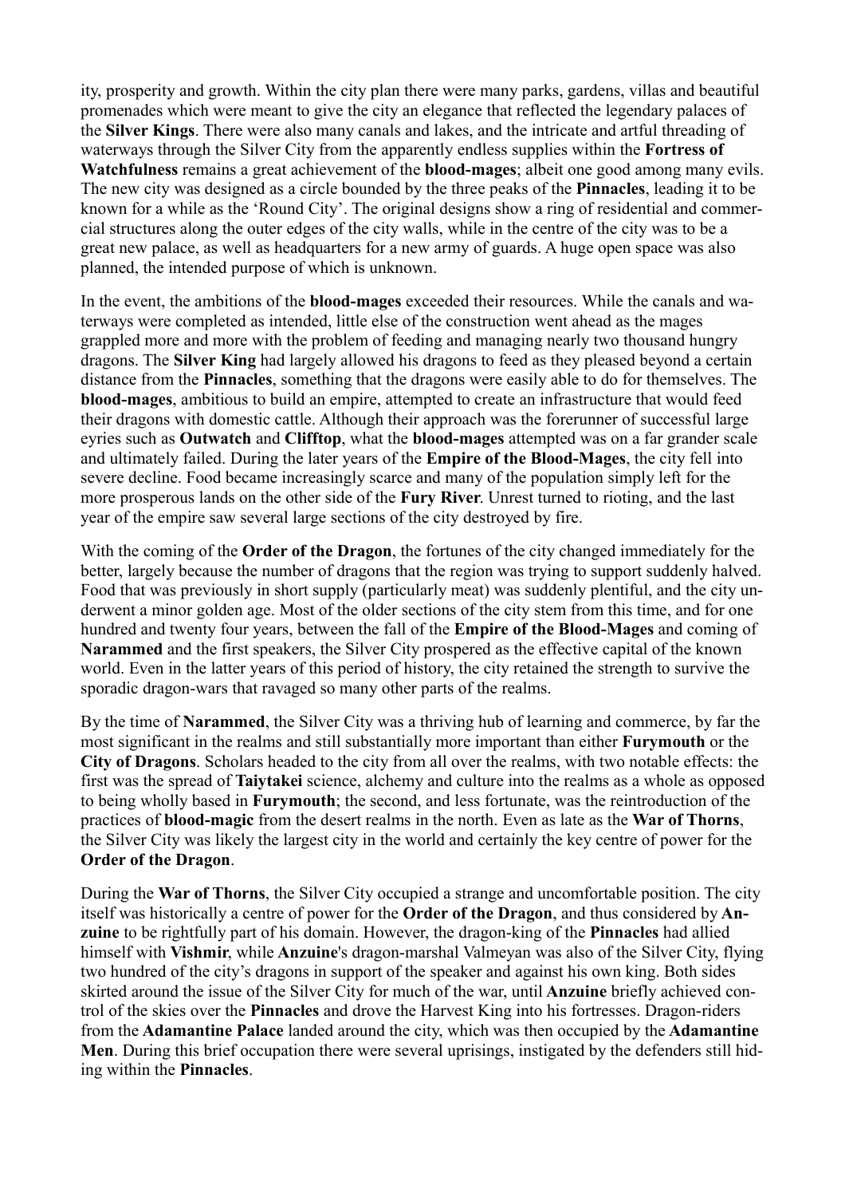ity, prosperity and growth. Within the city plan there were many parks, gardens, villas and beautiful promenades which were meant to give the city an elegance that reflected the legendary palaces of the **Silver Kings**. There were also many canals and lakes, and the intricate and artful threading of waterways through the Silver City from the apparently endless supplies within the **Fortress of Watchfulness** remains a great achievement of the **blood-mages**; albeit one good among many evils. The new city was designed as a circle bounded by the three peaks of the **Pinnacles**, leading it to be known for a while as the 'Round City'. The original designs show a ring of residential and commercial structures along the outer edges of the city walls, while in the centre of the city was to be a great new palace, as well as headquarters for a new army of guards. A huge open space was also planned, the intended purpose of which is unknown.

In the event, the ambitions of the **blood-mages** exceeded their resources. While the canals and waterways were completed as intended, little else of the construction went ahead as the mages grappled more and more with the problem of feeding and managing nearly two thousand hungry dragons. The **Silver King** had largely allowed his dragons to feed as they pleased beyond a certain distance from the **Pinnacles**, something that the dragons were easily able to do for themselves. The **blood-mages**, ambitious to build an empire, attempted to create an infrastructure that would feed their dragons with domestic cattle. Although their approach was the forerunner of successful large eyries such as **Outwatch** and **Clifftop**, what the **blood-mages** attempted was on a far grander scale and ultimately failed. During the later years of the **Empire of the Blood-Mages**, the city fell into severe decline. Food became increasingly scarce and many of the population simply left for the more prosperous lands on the other side of the **Fury River**. Unrest turned to rioting, and the last year of the empire saw several large sections of the city destroyed by fire.

With the coming of the **Order of the Dragon**, the fortunes of the city changed immediately for the better, largely because the number of dragons that the region was trying to support suddenly halved. Food that was previously in short supply (particularly meat) was suddenly plentiful, and the city underwent a minor golden age. Most of the older sections of the city stem from this time, and for one hundred and twenty four years, between the fall of the **Empire of the Blood-Mages** and coming of **Narammed** and the first speakers, the Silver City prospered as the effective capital of the known world. Even in the latter years of this period of history, the city retained the strength to survive the sporadic dragon-wars that ravaged so many other parts of the realms.

By the time of **Narammed**, the Silver City was a thriving hub of learning and commerce, by far the most significant in the realms and still substantially more important than either **Furymouth** or the **City of Dragons**. Scholars headed to the city from all over the realms, with two notable effects: the first was the spread of **Taiytakei** science, alchemy and culture into the realms as a whole as opposed to being wholly based in **Furymouth**; the second, and less fortunate, was the reintroduction of the practices of **blood-magic** from the desert realms in the north. Even as late as the **War of Thorns**, the Silver City was likely the largest city in the world and certainly the key centre of power for the **Order of the Dragon**.

During the **War of Thorns**, the Silver City occupied a strange and uncomfortable position. The city itself was historically a centre of power for the **Order of the Dragon**, and thus considered by **Anzuine** to be rightfully part of his domain. However, the dragon-king of the **Pinnacles** had allied himself with **Vishmir**, while **Anzuine**'s dragon-marshal Valmeyan was also of the Silver City, flying two hundred of the city's dragons in support of the speaker and against his own king. Both sides skirted around the issue of the Silver City for much of the war, until **Anzuine** briefly achieved control of the skies over the **Pinnacles** and drove the Harvest King into his fortresses. Dragon-riders from the **Adamantine Palace** landed around the city, which was then occupied by the **Adamantine Men**. During this brief occupation there were several uprisings, instigated by the defenders still hiding within the **Pinnacles**.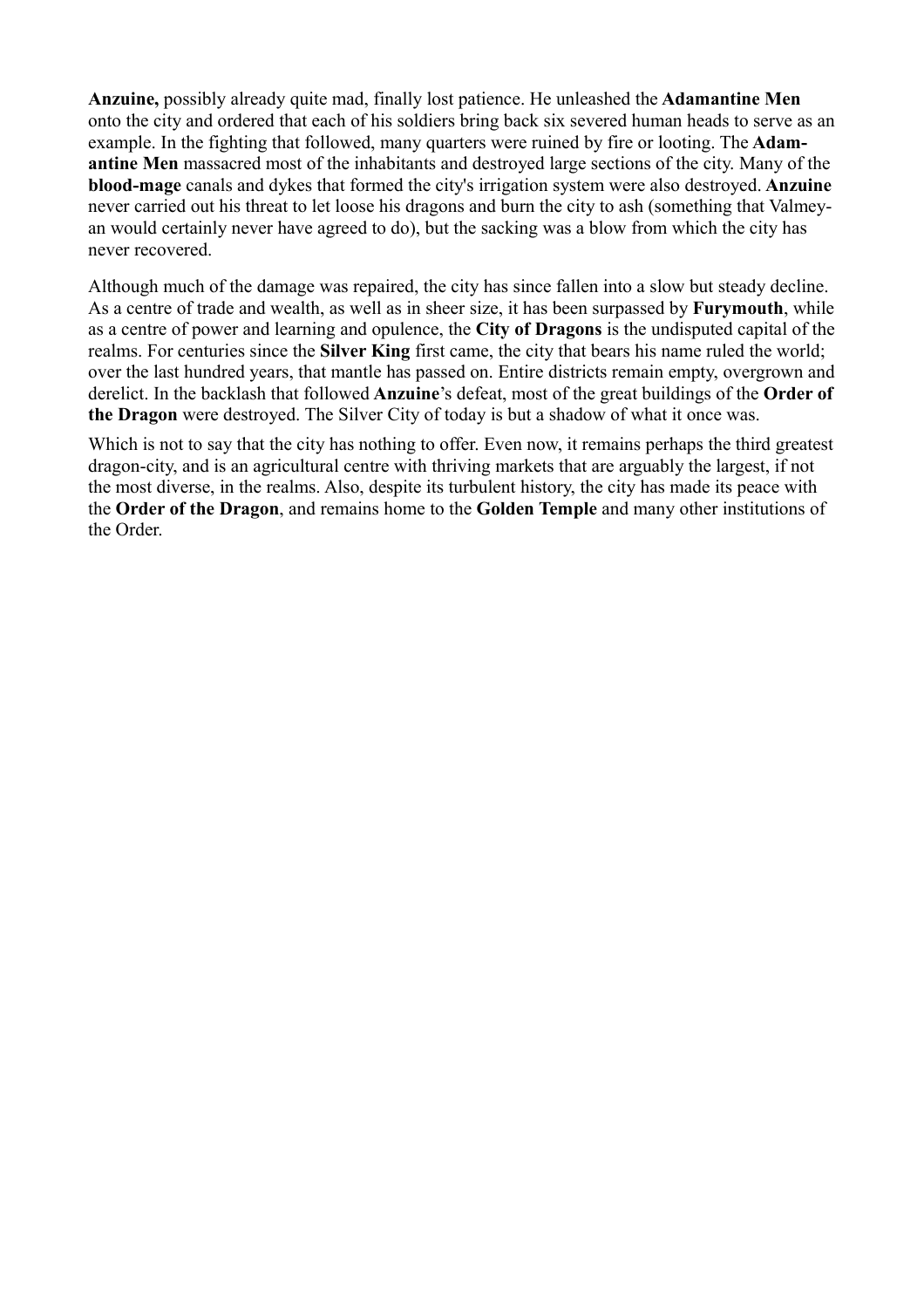**Anzuine,** possibly already quite mad, finally lost patience. He unleashed the **Adamantine Men** onto the city and ordered that each of his soldiers bring back six severed human heads to serve as an example. In the fighting that followed, many quarters were ruined by fire or looting. The **Adamantine Men** massacred most of the inhabitants and destroyed large sections of the city. Many of the **blood-mage** canals and dykes that formed the city's irrigation system were also destroyed. **Anzuine** never carried out his threat to let loose his dragons and burn the city to ash (something that Valmeyan would certainly never have agreed to do), but the sacking was a blow from which the city has never recovered.

Although much of the damage was repaired, the city has since fallen into a slow but steady decline. As a centre of trade and wealth, as well as in sheer size, it has been surpassed by **Furymouth**, while as a centre of power and learning and opulence, the **City of Dragons** is the undisputed capital of the realms. For centuries since the **Silver King** first came, the city that bears his name ruled the world; over the last hundred years, that mantle has passed on. Entire districts remain empty, overgrown and derelict. In the backlash that followed **Anzuine**'s defeat, most of the great buildings of the **Order of the Dragon** were destroyed. The Silver City of today is but a shadow of what it once was.

Which is not to say that the city has nothing to offer. Even now, it remains perhaps the third greatest dragon-city, and is an agricultural centre with thriving markets that are arguably the largest, if not the most diverse, in the realms. Also, despite its turbulent history, the city has made its peace with the **Order of the Dragon**, and remains home to the **Golden Temple** and many other institutions of the Order.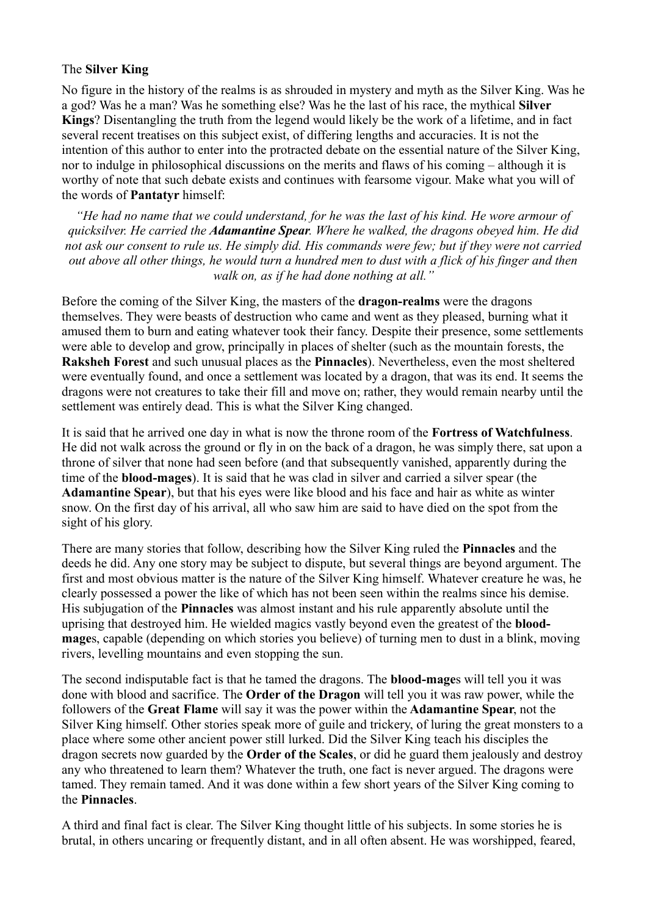The **Silver King**

No figure in the history of the realms is as shrouded in mystery and myth as the Silver King. Was he a god? Was he a man? Was he something else? Was he the last of his race, the mythical **Silver Kings**? Disentangling the truth from the legend would likely be the work of a lifetime, and in fact several recent treatises on this subject exist, of differing lengths and accuracies. It is not the intention of this author to enter into the protracted debate on the essential nature of the Silver King, nor to indulge in philosophical discussions on the merits and flaws of his coming – although it is worthy of note that such debate exists and continues with fearsome vigour. Make what you will of the words of **Pantatyr** himself:

> *"He had no name that we could understand, for he was the last of his kind. He wore armour of quicksilver. He carried the* ***Adamantine Spear****. Where he walked, the dragons obeyed him. He did not ask our consent to rule us. He simply did. His commands were few; but if they were not carried out above all other things, he would turn a hundred men to dust with a flick of his finger and then walk on, as if he had done nothing at all."*

Before the coming of the Silver King, the masters of the **dragon-realms** were the dragons themselves. They were beasts of destruction who came and went as they pleased, burning what it amused them to burn and eating whatever took their fancy. Despite their presence, some settlements were able to develop and grow, principally in places of shelter (such as the mountain forests, the **Raksheh Forest** and such unusual places as the **Pinnacles**). Nevertheless, even the most sheltered were eventually found, and once a settlement was located by a dragon, that was its end. It seems the dragons were not creatures to take their fill and move on; rather, they would remain nearby until the settlement was entirely dead. This is what the Silver King changed.

It is said that he arrived one day in what is now the throne room of the **Fortress of Watchfulness**. He did not walk across the ground or fly in on the back of a dragon, he was simply there, sat upon a throne of silver that none had seen before (and that subsequently vanished, apparently during the time of the **blood-mages**). It is said that he was clad in silver and carried a silver spear (the **Adamantine Spear**), but that his eyes were like blood and his face and hair as white as winter snow. On the first day of his arrival, all who saw him are said to have died on the spot from the sight of his glory.

There are many stories that follow, describing how the Silver King ruled the **Pinnacles** and the deeds he did. Any one story may be subject to dispute, but several things are beyond argument. The first and most obvious matter is the nature of the Silver King himself. Whatever creature he was, he clearly possessed a power the like of which has not been seen within the realms since his demise. His subjugation of the **Pinnacles** was almost instant and his rule apparently absolute until the uprising that destroyed him. He wielded magics vastly beyond even the greatest of the **blood-mage**s, capable (depending on which stories you believe) of turning men to dust in a blink, moving rivers, levelling mountains and even stopping the sun.

The second indisputable fact is that he tamed the dragons. The **blood-mage**s will tell you it was done with blood and sacrifice. The **Order of the Dragon** will tell you it was raw power, while the followers of the **Great Flame** will say it was the power within the **Adamantine Spear**, not the Silver King himself. Other stories speak more of guile and trickery, of luring the great monsters to a place where some other ancient power still lurked. Did the Silver King teach his disciples the dragon secrets now guarded by the **Order of the Scales**, or did he guard them jealously and destroy any who threatened to learn them? Whatever the truth, one fact is never argued. The dragons were tamed. They remain tamed. And it was done within a few short years of the Silver King coming to the **Pinnacles**.

A third and final fact is clear. The Silver King thought little of his subjects. In some stories he is brutal, in others uncaring or frequently distant, and in all often absent. He was worshipped, feared,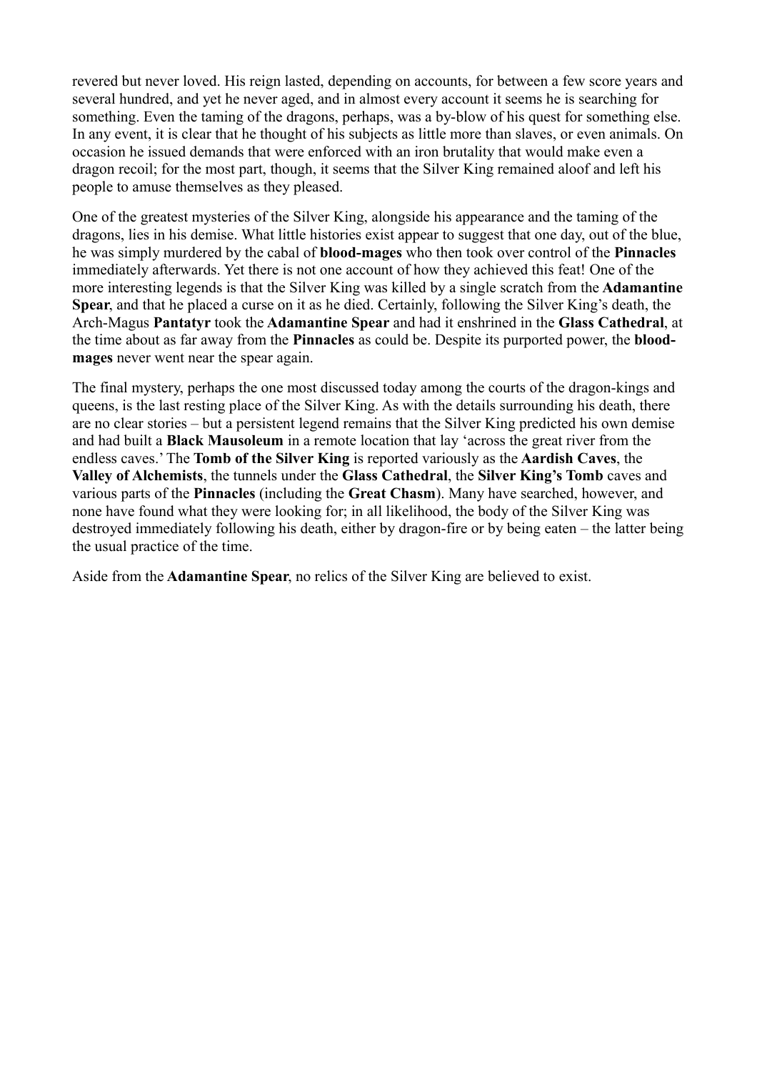revered but never loved. His reign lasted, depending on accounts, for between a few score years and several hundred, and yet he never aged, and in almost every account it seems he is searching for something. Even the taming of the dragons, perhaps, was a by-blow of his quest for something else. In any event, it is clear that he thought of his subjects as little more than slaves, or even animals. On occasion he issued demands that were enforced with an iron brutality that would make even a dragon recoil; for the most part, though, it seems that the Silver King remained aloof and left his people to amuse themselves as they pleased.

One of the greatest mysteries of the Silver King, alongside his appearance and the taming of the dragons, lies in his demise. What little histories exist appear to suggest that one day, out of the blue, he was simply murdered by the cabal of **blood-mages** who then took over control of the **Pinnacles** immediately afterwards. Yet there is not one account of how they achieved this feat! One of the more interesting legends is that the Silver King was killed by a single scratch from the **Adamantine Spear**, and that he placed a curse on it as he died. Certainly, following the Silver King's death, the Arch-Magus **Pantatyr** took the **Adamantine Spear** and had it enshrined in the **Glass Cathedral**, at the time about as far away from the **Pinnacles** as could be. Despite its purported power, the **blood-mages** never went near the spear again.

The final mystery, perhaps the one most discussed today among the courts of the dragon-kings and queens, is the last resting place of the Silver King. As with the details surrounding his death, there are no clear stories – but a persistent legend remains that the Silver King predicted his own demise and had built a **Black Mausoleum** in a remote location that lay 'across the great river from the endless caves.' The **Tomb of the Silver King** is reported variously as the **Aardish Caves**, the **Valley of Alchemists**, the tunnels under the **Glass Cathedral**, the **Silver King's Tomb** caves and various parts of the **Pinnacles** (including the **Great Chasm**). Many have searched, however, and none have found what they were looking for; in all likelihood, the body of the Silver King was destroyed immediately following his death, either by dragon-fire or by being eaten – the latter being the usual practice of the time.

Aside from the **Adamantine Spear**, no relics of the Silver King are believed to exist.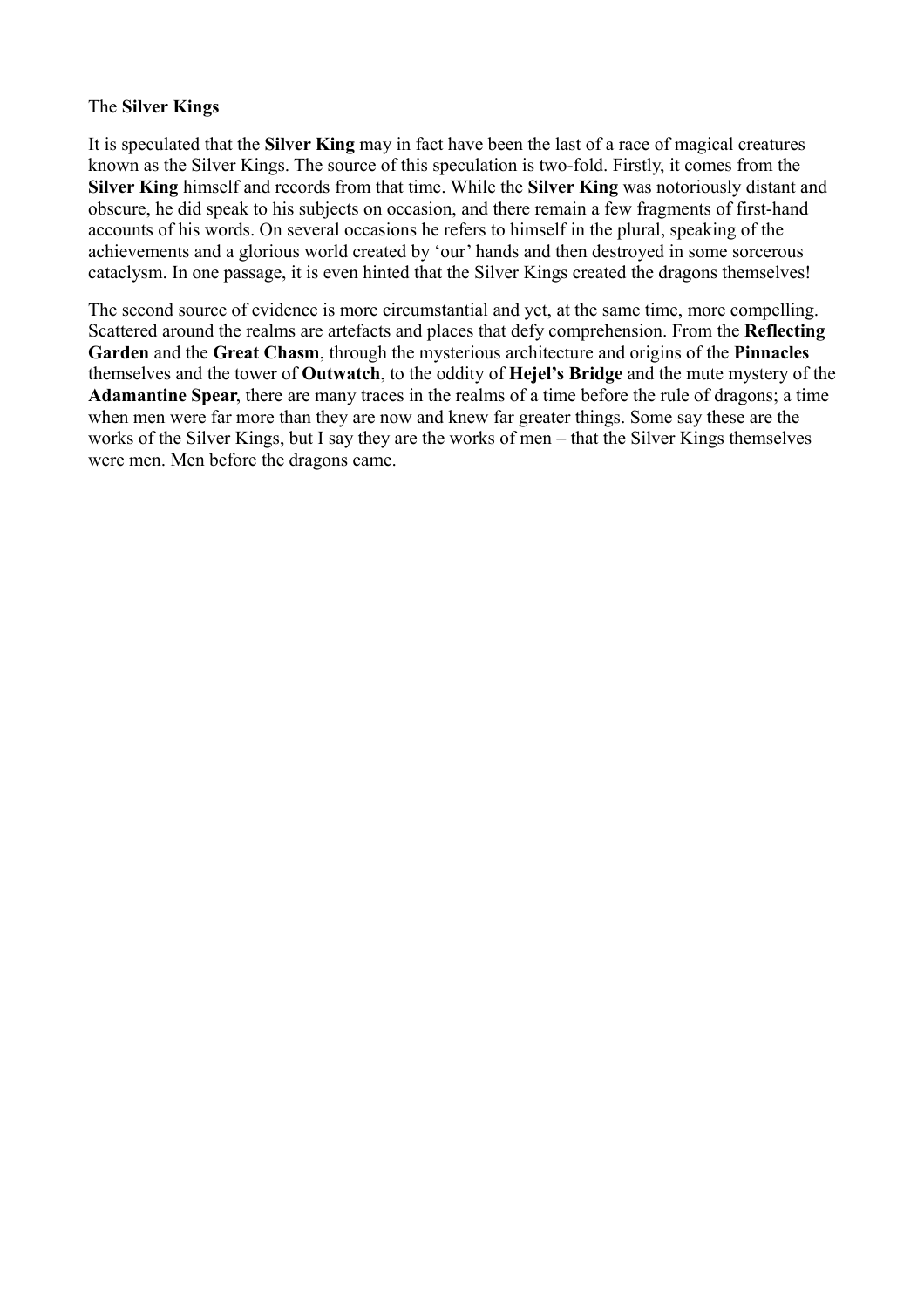The **Silver Kings**

It is speculated that the **Silver King** may in fact have been the last of a race of magical creatures known as the Silver Kings. The source of this speculation is two-fold. Firstly, it comes from the **Silver King** himself and records from that time. While the **Silver King** was notoriously distant and obscure, he did speak to his subjects on occasion, and there remain a few fragments of first-hand accounts of his words. On several occasions he refers to himself in the plural, speaking of the achievements and a glorious world created by 'our' hands and then destroyed in some sorcerous cataclysm. In one passage, it is even hinted that the Silver Kings created the dragons themselves!

The second source of evidence is more circumstantial and yet, at the same time, more compelling. Scattered around the realms are artefacts and places that defy comprehension. From the **Reflecting Garden** and the **Great Chasm**, through the mysterious architecture and origins of the **Pinnacles** themselves and the tower of **Outwatch**, to the oddity of **Hejel's Bridge** and the mute mystery of the **Adamantine Spear**, there are many traces in the realms of a time before the rule of dragons; a time when men were far more than they are now and knew far greater things. Some say these are the works of the Silver Kings, but I say they are the works of men – that the Silver Kings themselves were men. Men before the dragons came.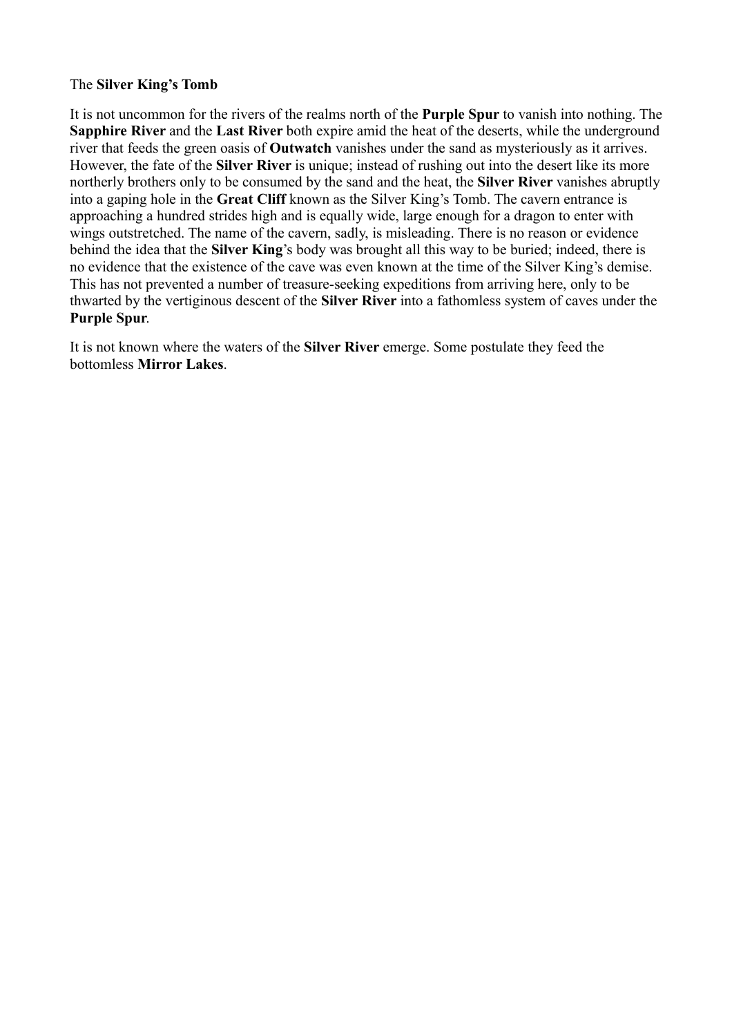The **Silver King's Tomb**

It is not uncommon for the rivers of the realms north of the **Purple Spur** to vanish into nothing. The **Sapphire River** and the **Last River** both expire amid the heat of the deserts, while the underground river that feeds the green oasis of **Outwatch** vanishes under the sand as mysteriously as it arrives. However, the fate of the **Silver River** is unique; instead of rushing out into the desert like its more northerly brothers only to be consumed by the sand and the heat, the **Silver River** vanishes abruptly into a gaping hole in the **Great Cliff** known as the Silver King's Tomb. The cavern entrance is approaching a hundred strides high and is equally wide, large enough for a dragon to enter with wings outstretched. The name of the cavern, sadly, is misleading. There is no reason or evidence behind the idea that the **Silver King**'s body was brought all this way to be buried; indeed, there is no evidence that the existence of the cave was even known at the time of the Silver King's demise. This has not prevented a number of treasure-seeking expeditions from arriving here, only to be thwarted by the vertiginous descent of the **Silver River** into a fathomless system of caves under the **Purple Spur**.

It is not known where the waters of the **Silver River** emerge. Some postulate they feed the bottomless **Mirror Lakes**.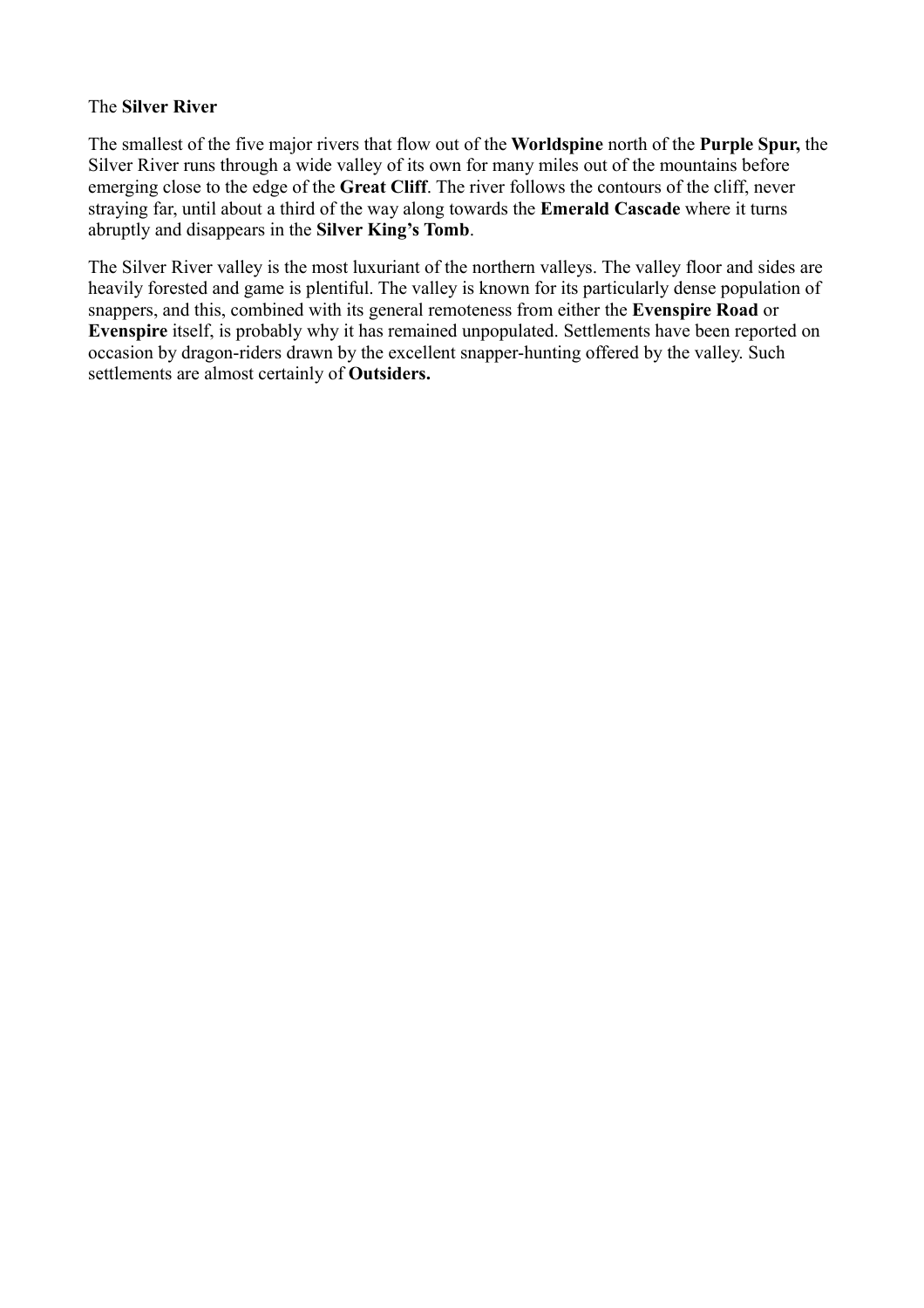The **Silver River**

The smallest of the five major rivers that flow out of the **Worldspine** north of the **Purple Spur,** the Silver River runs through a wide valley of its own for many miles out of the mountains before emerging close to the edge of the **Great Cliff**. The river follows the contours of the cliff, never straying far, until about a third of the way along towards the **Emerald Cascade** where it turns abruptly and disappears in the **Silver King's Tomb**.

The Silver River valley is the most luxuriant of the northern valleys. The valley floor and sides are heavily forested and game is plentiful. The valley is known for its particularly dense population of snappers, and this, combined with its general remoteness from either the **Evenspire Road** or **Evenspire** itself, is probably why it has remained unpopulated. Settlements have been reported on occasion by dragon-riders drawn by the excellent snapper-hunting offered by the valley. Such settlements are almost certainly of **Outsiders.**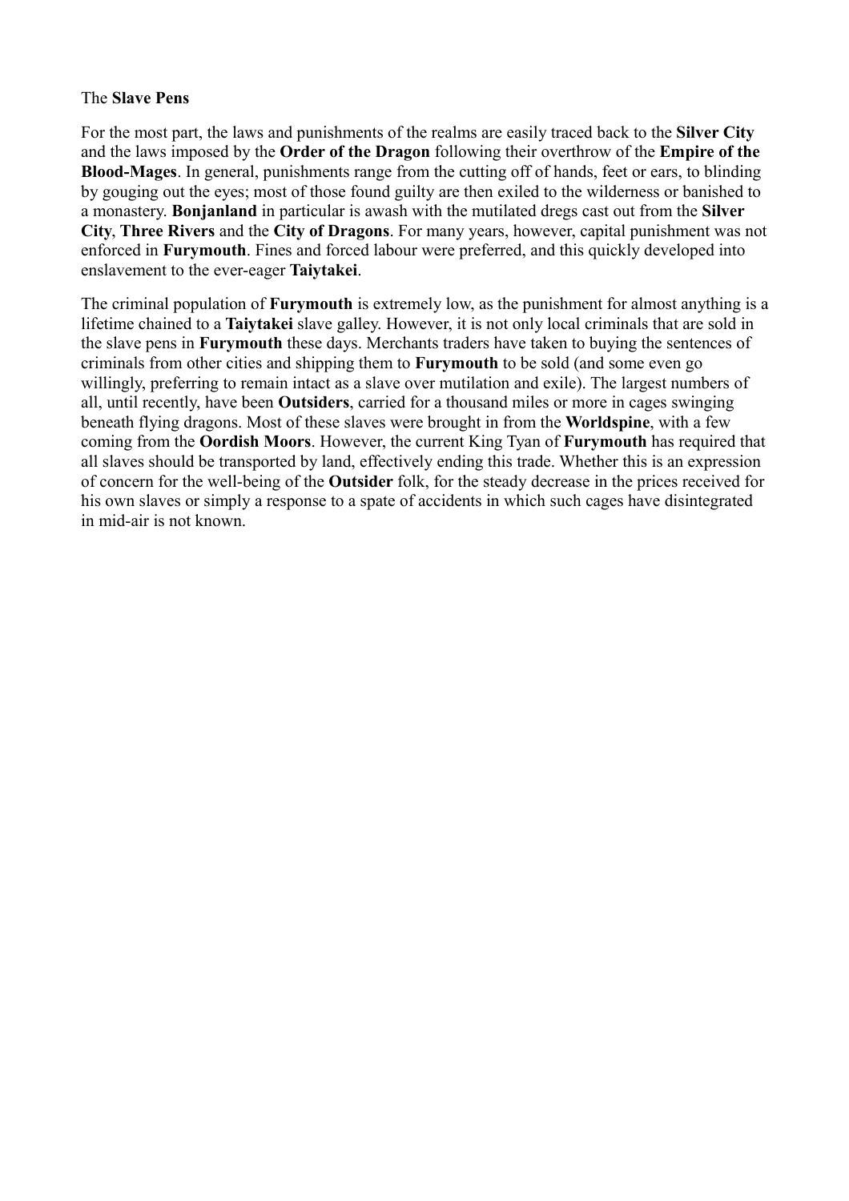The **Slave Pens**

For the most part, the laws and punishments of the realms are easily traced back to the **Silver City** and the laws imposed by the **Order of the Dragon** following their overthrow of the **Empire of the Blood-Mages**. In general, punishments range from the cutting off of hands, feet or ears, to blinding by gouging out the eyes; most of those found guilty are then exiled to the wilderness or banished to a monastery. **Bonjanland** in particular is awash with the mutilated dregs cast out from the **Silver City**, **Three Rivers** and the **City of Dragons**. For many years, however, capital punishment was not enforced in **Furymouth**. Fines and forced labour were preferred, and this quickly developed into enslavement to the ever-eager **Taiytakei**.

The criminal population of **Furymouth** is extremely low, as the punishment for almost anything is a lifetime chained to a **Taiytakei** slave galley. However, it is not only local criminals that are sold in the slave pens in **Furymouth** these days. Merchants traders have taken to buying the sentences of criminals from other cities and shipping them to **Furymouth** to be sold (and some even go willingly, preferring to remain intact as a slave over mutilation and exile). The largest numbers of all, until recently, have been **Outsiders**, carried for a thousand miles or more in cages swinging beneath flying dragons. Most of these slaves were brought in from the **Worldspine**, with a few coming from the **Oordish Moors**. However, the current King Tyan of **Furymouth** has required that all slaves should be transported by land, effectively ending this trade. Whether this is an expression of concern for the well-being of the **Outsider** folk, for the steady decrease in the prices received for his own slaves or simply a response to a spate of accidents in which such cages have disintegrated in mid-air is not known.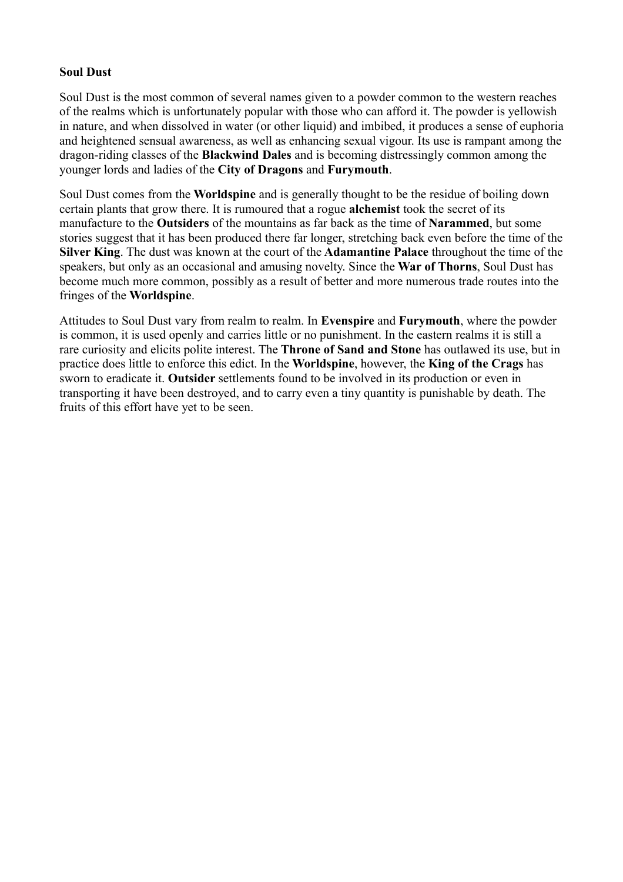**Soul Dust**

Soul Dust is the most common of several names given to a powder common to the western reaches of the realms which is unfortunately popular with those who can afford it. The powder is yellowish in nature, and when dissolved in water (or other liquid) and imbibed, it produces a sense of euphoria and heightened sensual awareness, as well as enhancing sexual vigour. Its use is rampant among the dragon-riding classes of the **Blackwind Dales** and is becoming distressingly common among the younger lords and ladies of the **City of Dragons** and **Furymouth**.

Soul Dust comes from the **Worldspine** and is generally thought to be the residue of boiling down certain plants that grow there. It is rumoured that a rogue **alchemist** took the secret of its manufacture to the **Outsiders** of the mountains as far back as the time of **Narammed**, but some stories suggest that it has been produced there far longer, stretching back even before the time of the **Silver King**. The dust was known at the court of the **Adamantine Palace** throughout the time of the speakers, but only as an occasional and amusing novelty. Since the **War of Thorns**, Soul Dust has become much more common, possibly as a result of better and more numerous trade routes into the fringes of the **Worldspine**.

Attitudes to Soul Dust vary from realm to realm. In **Evenspire** and **Furymouth**, where the powder is common, it is used openly and carries little or no punishment. In the eastern realms it is still a rare curiosity and elicits polite interest. The **Throne of Sand and Stone** has outlawed its use, but in practice does little to enforce this edict. In the **Worldspine**, however, the **King of the Crags** has sworn to eradicate it. **Outsider** settlements found to be involved in its production or even in transporting it have been destroyed, and to carry even a tiny quantity is punishable by death. The fruits of this effort have yet to be seen.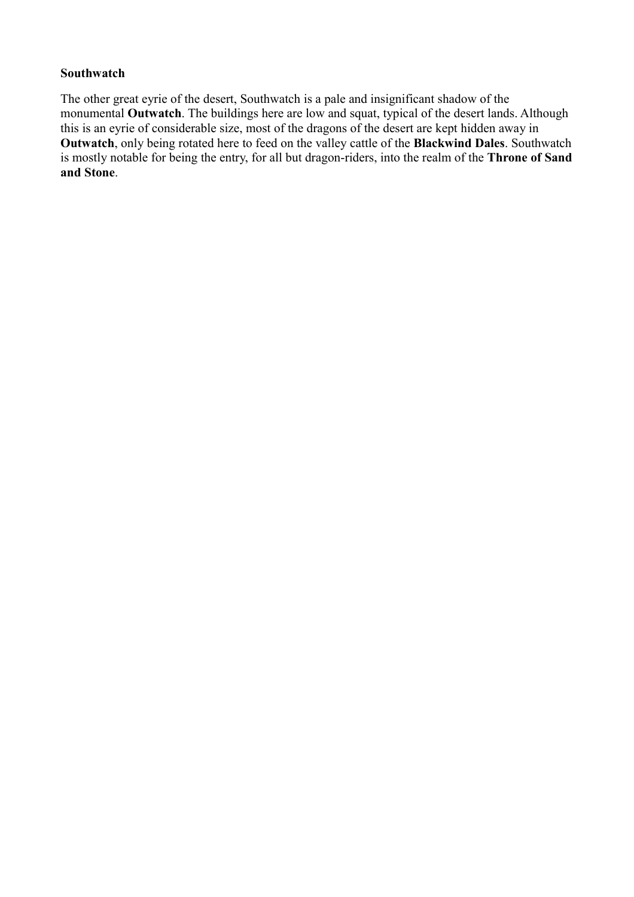**Southwatch**

The other great eyrie of the desert, Southwatch is a pale and insignificant shadow of the monumental **Outwatch**. The buildings here are low and squat, typical of the desert lands. Although this is an eyrie of considerable size, most of the dragons of the desert are kept hidden away in **Outwatch**, only being rotated here to feed on the valley cattle of the **Blackwind Dales**. Southwatch is mostly notable for being the entry, for all but dragon-riders, into the realm of the **Throne of Sand and Stone**.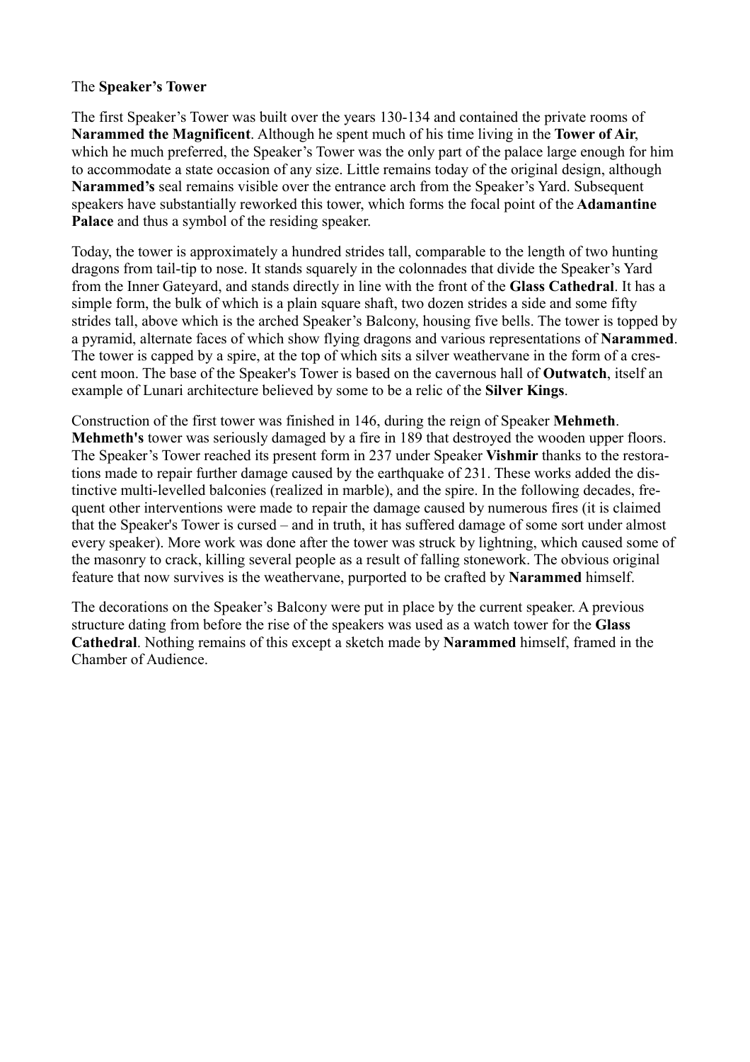The **Speaker's Tower**

The first Speaker's Tower was built over the years 130-134 and contained the private rooms of **Narammed the Magnificent**. Although he spent much of his time living in the **Tower of Air**, which he much preferred, the Speaker's Tower was the only part of the palace large enough for him to accommodate a state occasion of any size. Little remains today of the original design, although **Narammed's** seal remains visible over the entrance arch from the Speaker's Yard. Subsequent speakers have substantially reworked this tower, which forms the focal point of the **Adamantine Palace** and thus a symbol of the residing speaker.

Today, the tower is approximately a hundred strides tall, comparable to the length of two hunting dragons from tail-tip to nose. It stands squarely in the colonnades that divide the Speaker's Yard from the Inner Gateyard, and stands directly in line with the front of the **Glass Cathedral**. It has a simple form, the bulk of which is a plain square shaft, two dozen strides a side and some fifty strides tall, above which is the arched Speaker's Balcony, housing five bells. The tower is topped by a pyramid, alternate faces of which show flying dragons and various representations of **Narammed**. The tower is capped by a spire, at the top of which sits a silver weathervane in the form of a crescent moon. The base of the Speaker's Tower is based on the cavernous hall of **Outwatch**, itself an example of Lunari architecture believed by some to be a relic of the **Silver Kings**.

Construction of the first tower was finished in 146, during the reign of Speaker **Mehmeth**. **Mehmeth's** tower was seriously damaged by a fire in 189 that destroyed the wooden upper floors. The Speaker's Tower reached its present form in 237 under Speaker **Vishmir** thanks to the restorations made to repair further damage caused by the earthquake of 231. These works added the distinctive multi-levelled balconies (realized in marble), and the spire. In the following decades, frequent other interventions were made to repair the damage caused by numerous fires (it is claimed that the Speaker's Tower is cursed – and in truth, it has suffered damage of some sort under almost every speaker). More work was done after the tower was struck by lightning, which caused some of the masonry to crack, killing several people as a result of falling stonework. The obvious original feature that now survives is the weathervane, purported to be crafted by **Narammed** himself.

The decorations on the Speaker's Balcony were put in place by the current speaker. A previous structure dating from before the rise of the speakers was used as a watch tower for the **Glass Cathedral**. Nothing remains of this except a sketch made by **Narammed** himself, framed in the Chamber of Audience.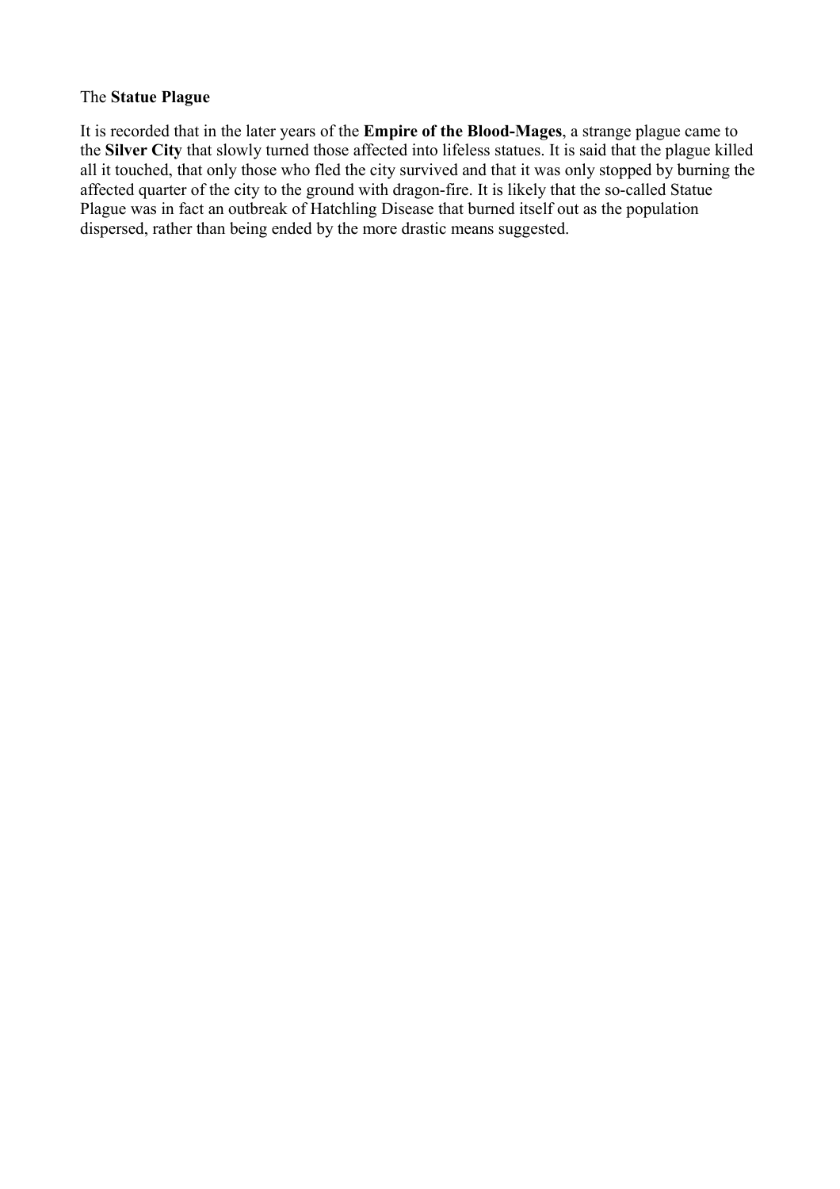The **Statue Plague**

It is recorded that in the later years of the **Empire of the Blood-Mages**, a strange plague came to the **Silver City** that slowly turned those affected into lifeless statues. It is said that the plague killed all it touched, that only those who fled the city survived and that it was only stopped by burning the affected quarter of the city to the ground with dragon-fire. It is likely that the so-called Statue Plague was in fact an outbreak of Hatchling Disease that burned itself out as the population dispersed, rather than being ended by the more drastic means suggested.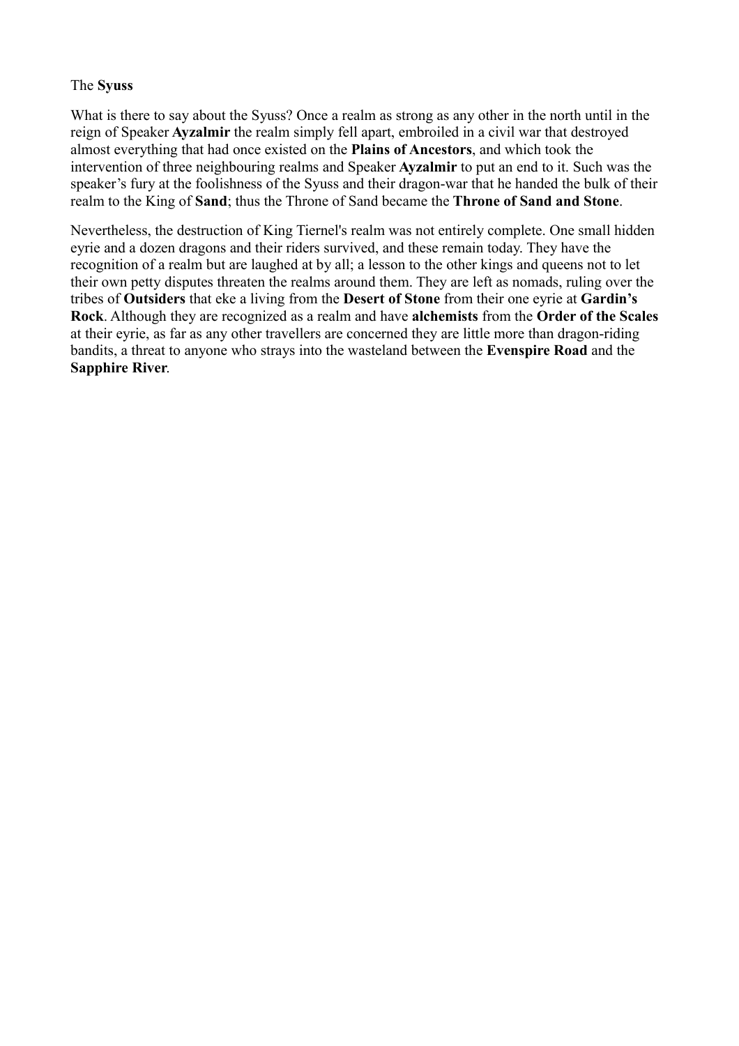The **Syuss**

What is there to say about the Syuss? Once a realm as strong as any other in the north until in the reign of Speaker **Ayzalmir** the realm simply fell apart, embroiled in a civil war that destroyed almost everything that had once existed on the **Plains of Ancestors**, and which took the intervention of three neighbouring realms and Speaker **Ayzalmir** to put an end to it. Such was the speaker's fury at the foolishness of the Syuss and their dragon-war that he handed the bulk of their realm to the King of **Sand**; thus the Throne of Sand became the **Throne of Sand and Stone**.

Nevertheless, the destruction of King Tiernel's realm was not entirely complete. One small hidden eyrie and a dozen dragons and their riders survived, and these remain today. They have the recognition of a realm but are laughed at by all; a lesson to the other kings and queens not to let their own petty disputes threaten the realms around them. They are left as nomads, ruling over the tribes of **Outsiders** that eke a living from the **Desert of Stone** from their one eyrie at **Gardin's Rock**. Although they are recognized as a realm and have **alchemists** from the **Order of the Scales** at their eyrie, as far as any other travellers are concerned they are little more than dragon-riding bandits, a threat to anyone who strays into the wasteland between the **Evenspire Road** and the **Sapphire River**.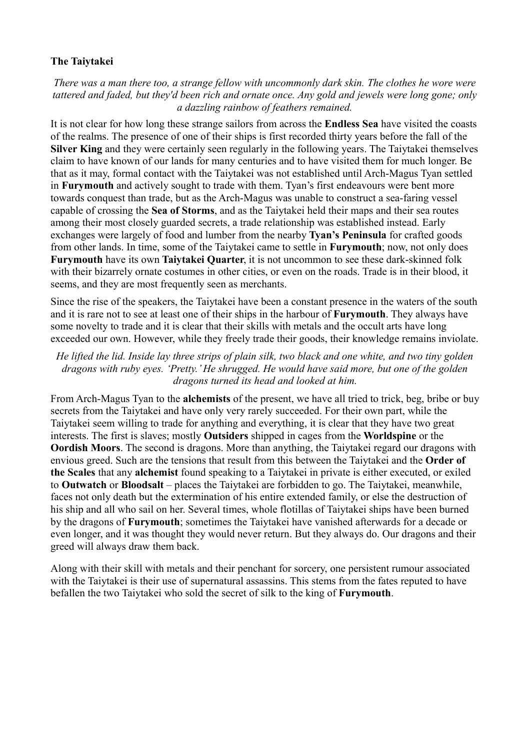**The Taiytakei**

*There was a man there too, a strange fellow with uncommonly dark skin. The clothes he wore were tattered and faded, but they'd been rich and ornate once. Any gold and jewels were long gone; only a dazzling rainbow of feathers remained.*

It is not clear for how long these strange sailors from across the **Endless Sea** have visited the coasts of the realms. The presence of one of their ships is first recorded thirty years before the fall of the **Silver King** and they were certainly seen regularly in the following years. The Taiytakei themselves claim to have known of our lands for many centuries and to have visited them for much longer. Be that as it may, formal contact with the Taiytakei was not established until Arch-Magus Tyan settled in **Furymouth** and actively sought to trade with them. Tyan's first endeavours were bent more towards conquest than trade, but as the Arch-Magus was unable to construct a sea-faring vessel capable of crossing the **Sea of Storms**, and as the Taiytakei held their maps and their sea routes among their most closely guarded secrets, a trade relationship was established instead. Early exchanges were largely of food and lumber from the nearby **Tyan's Peninsula** for crafted goods from other lands. In time, some of the Taiytakei came to settle in **Furymouth**; now, not only does **Furymouth** have its own **Taiytakei Quarter**, it is not uncommon to see these dark-skinned folk with their bizarrely ornate costumes in other cities, or even on the roads. Trade is in their blood, it seems, and they are most frequently seen as merchants.

Since the rise of the speakers, the Taiytakei have been a constant presence in the waters of the south and it is rare not to see at least one of their ships in the harbour of **Furymouth**. They always have some novelty to trade and it is clear that their skills with metals and the occult arts have long exceeded our own. However, while they freely trade their goods, their knowledge remains inviolate.

*He lifted the lid. Inside lay three strips of plain silk, two black and one white, and two tiny golden dragons with ruby eyes. 'Pretty.' He shrugged. He would have said more, but one of the golden dragons turned its head and looked at him.*

From Arch-Magus Tyan to the **alchemists** of the present, we have all tried to trick, beg, bribe or buy secrets from the Taiytakei and have only very rarely succeeded. For their own part, while the Taiytakei seem willing to trade for anything and everything, it is clear that they have two great interests. The first is slaves; mostly **Outsiders** shipped in cages from the **Worldspine** or the **Oordish Moors**. The second is dragons. More than anything, the Taiytakei regard our dragons with envious greed. Such are the tensions that result from this between the Taiytakei and the **Order of the Scales** that any **alchemist** found speaking to a Taiytakei in private is either executed, or exiled to **Outwatch** or **Bloodsalt** – places the Taiytakei are forbidden to go. The Taiytakei, meanwhile, faces not only death but the extermination of his entire extended family, or else the destruction of his ship and all who sail on her. Several times, whole flotillas of Taiytakei ships have been burned by the dragons of **Furymouth**; sometimes the Taiytakei have vanished afterwards for a decade or even longer, and it was thought they would never return. But they always do. Our dragons and their greed will always draw them back.

Along with their skill with metals and their penchant for sorcery, one persistent rumour associated with the Taiytakei is their use of supernatural assassins. This stems from the fates reputed to have befallen the two Taiytakei who sold the secret of silk to the king of **Furymouth**.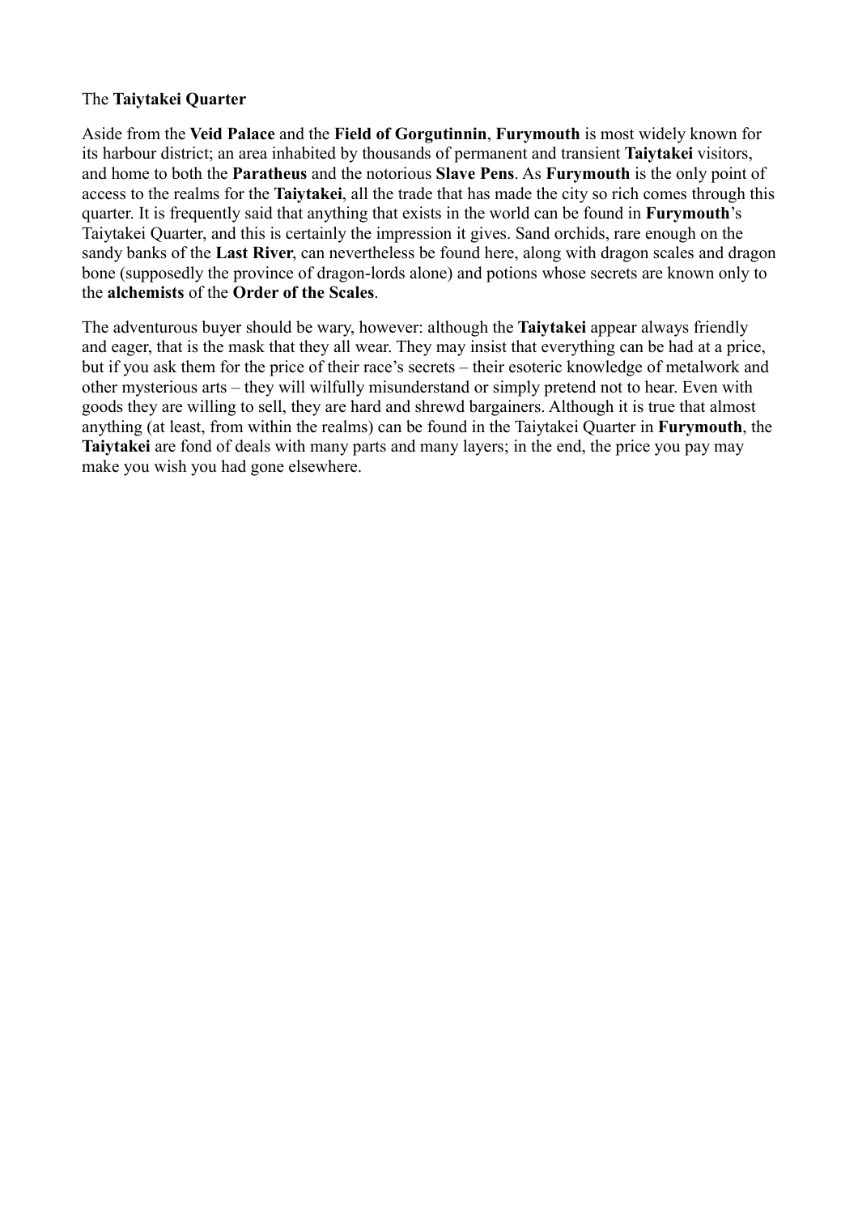The **Taiytakei Quarter**

Aside from the **Veid Palace** and the **Field of Gorgutinnin**, **Furymouth** is most widely known for its harbour district; an area inhabited by thousands of permanent and transient **Taiytakei** visitors, and home to both the **Paratheus** and the notorious **Slave Pens**. As **Furymouth** is the only point of access to the realms for the **Taiytakei**, all the trade that has made the city so rich comes through this quarter. It is frequently said that anything that exists in the world can be found in **Furymouth**'s Taiytakei Quarter, and this is certainly the impression it gives. Sand orchids, rare enough on the sandy banks of the **Last River**, can nevertheless be found here, along with dragon scales and dragon bone (supposedly the province of dragon-lords alone) and potions whose secrets are known only to the **alchemists** of the **Order of the Scales**.

The adventurous buyer should be wary, however: although the **Taiytakei** appear always friendly and eager, that is the mask that they all wear. They may insist that everything can be had at a price, but if you ask them for the price of their race's secrets – their esoteric knowledge of metalwork and other mysterious arts – they will wilfully misunderstand or simply pretend not to hear. Even with goods they are willing to sell, they are hard and shrewd bargainers. Although it is true that almost anything (at least, from within the realms) can be found in the Taiytakei Quarter in **Furymouth**, the **Taiytakei** are fond of deals with many parts and many layers; in the end, the price you pay may make you wish you had gone elsewhere.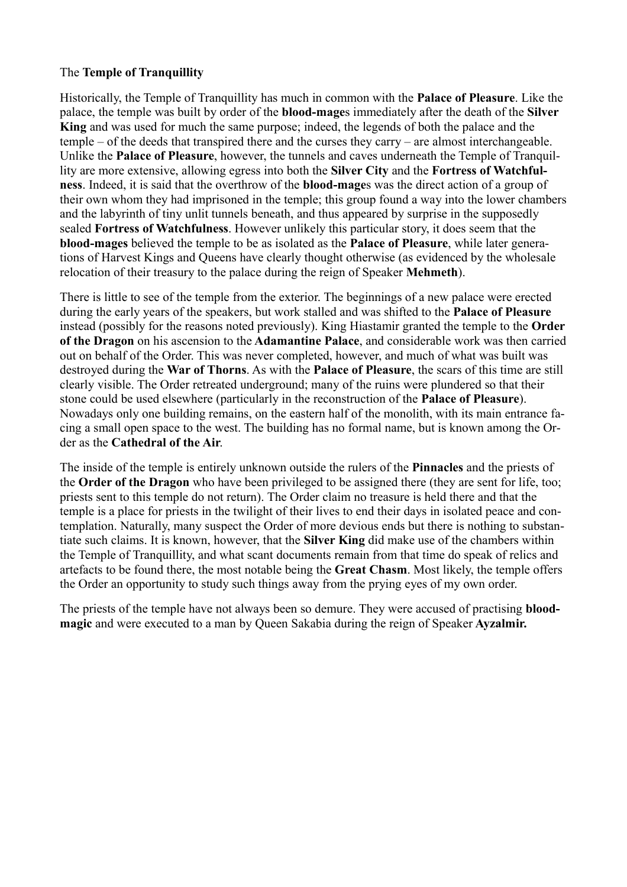The **Temple of Tranquillity**

Historically, the Temple of Tranquillity has much in common with the **Palace of Pleasure**. Like the palace, the temple was built by order of the **blood-mage**s immediately after the death of the **Silver King** and was used for much the same purpose; indeed, the legends of both the palace and the temple – of the deeds that transpired there and the curses they carry – are almost interchangeable. Unlike the **Palace of Pleasure**, however, the tunnels and caves underneath the Temple of Tranquillity are more extensive, allowing egress into both the **Silver City** and the **Fortress of Watchfulness**. Indeed, it is said that the overthrow of the **blood-mage**s was the direct action of a group of their own whom they had imprisoned in the temple; this group found a way into the lower chambers and the labyrinth of tiny unlit tunnels beneath, and thus appeared by surprise in the supposedly sealed **Fortress of Watchfulness**. However unlikely this particular story, it does seem that the **blood-mages** believed the temple to be as isolated as the **Palace of Pleasure**, while later generations of Harvest Kings and Queens have clearly thought otherwise (as evidenced by the wholesale relocation of their treasury to the palace during the reign of Speaker **Mehmeth**).

There is little to see of the temple from the exterior. The beginnings of a new palace were erected during the early years of the speakers, but work stalled and was shifted to the **Palace of Pleasure** instead (possibly for the reasons noted previously). King Hiastamir granted the temple to the **Order of the Dragon** on his ascension to the **Adamantine Palace**, and considerable work was then carried out on behalf of the Order. This was never completed, however, and much of what was built was destroyed during the **War of Thorns**. As with the **Palace of Pleasure**, the scars of this time are still clearly visible. The Order retreated underground; many of the ruins were plundered so that their stone could be used elsewhere (particularly in the reconstruction of the **Palace of Pleasure**). Nowadays only one building remains, on the eastern half of the monolith, with its main entrance facing a small open space to the west. The building has no formal name, but is known among the Order as the **Cathedral of the Air**.

The inside of the temple is entirely unknown outside the rulers of the **Pinnacles** and the priests of the **Order of the Dragon** who have been privileged to be assigned there (they are sent for life, too; priests sent to this temple do not return). The Order claim no treasure is held there and that the temple is a place for priests in the twilight of their lives to end their days in isolated peace and contemplation. Naturally, many suspect the Order of more devious ends but there is nothing to substantiate such claims. It is known, however, that the **Silver King** did make use of the chambers within the Temple of Tranquillity, and what scant documents remain from that time do speak of relics and artefacts to be found there, the most notable being the **Great Chasm**. Most likely, the temple offers the Order an opportunity to study such things away from the prying eyes of my own order.

The priests of the temple have not always been so demure. They were accused of practising **blood-magic** and were executed to a man by Queen Sakabia during the reign of Speaker **Ayzalmir.**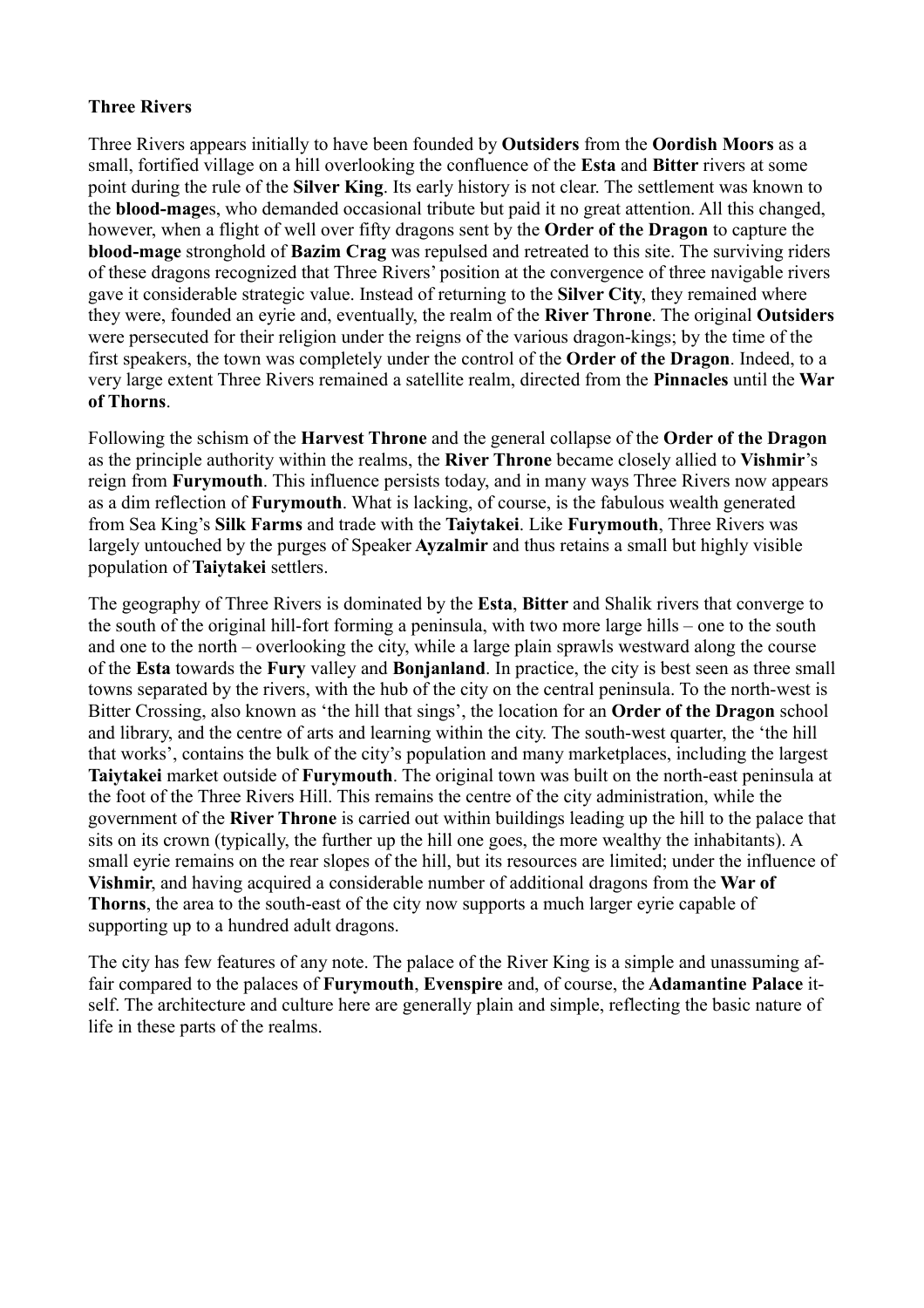**Three Rivers**

Three Rivers appears initially to have been founded by **Outsiders** from the **Oordish Moors** as a small, fortified village on a hill overlooking the confluence of the **Esta** and **Bitter** rivers at some point during the rule of the **Silver King**. Its early history is not clear. The settlement was known to the **blood-mage**s, who demanded occasional tribute but paid it no great attention. All this changed, however, when a flight of well over fifty dragons sent by the **Order of the Dragon** to capture the **blood-mage** stronghold of **Bazim Crag** was repulsed and retreated to this site. The surviving riders of these dragons recognized that Three Rivers' position at the convergence of three navigable rivers gave it considerable strategic value. Instead of returning to the **Silver City**, they remained where they were, founded an eyrie and, eventually, the realm of the **River Throne**. The original **Outsiders** were persecuted for their religion under the reigns of the various dragon-kings; by the time of the first speakers, the town was completely under the control of the **Order of the Dragon**. Indeed, to a very large extent Three Rivers remained a satellite realm, directed from the **Pinnacles** until the **War of Thorns**.

Following the schism of the **Harvest Throne** and the general collapse of the **Order of the Dragon** as the principle authority within the realms, the **River Throne** became closely allied to **Vishmir**'s reign from **Furymouth**. This influence persists today, and in many ways Three Rivers now appears as a dim reflection of **Furymouth**. What is lacking, of course, is the fabulous wealth generated from Sea King's **Silk Farms** and trade with the **Taiytakei**. Like **Furymouth**, Three Rivers was largely untouched by the purges of Speaker **Ayzalmir** and thus retains a small but highly visible population of **Taiytakei** settlers.

The geography of Three Rivers is dominated by the **Esta**, **Bitter** and Shalik rivers that converge to the south of the original hill-fort forming a peninsula, with two more large hills – one to the south and one to the north – overlooking the city, while a large plain sprawls westward along the course of the **Esta** towards the **Fury** valley and **Bonjanland**. In practice, the city is best seen as three small towns separated by the rivers, with the hub of the city on the central peninsula. To the north-west is Bitter Crossing, also known as 'the hill that sings', the location for an **Order of the Dragon** school and library, and the centre of arts and learning within the city. The south-west quarter, the 'the hill that works', contains the bulk of the city's population and many marketplaces, including the largest **Taiytakei** market outside of **Furymouth**. The original town was built on the north-east peninsula at the foot of the Three Rivers Hill. This remains the centre of the city administration, while the government of the **River Throne** is carried out within buildings leading up the hill to the palace that sits on its crown (typically, the further up the hill one goes, the more wealthy the inhabitants). A small eyrie remains on the rear slopes of the hill, but its resources are limited; under the influence of **Vishmir**, and having acquired a considerable number of additional dragons from the **War of Thorns**, the area to the south-east of the city now supports a much larger eyrie capable of supporting up to a hundred adult dragons.

The city has few features of any note. The palace of the River King is a simple and unassuming affair compared to the palaces of **Furymouth**, **Evenspire** and, of course, the **Adamantine Palace** itself. The architecture and culture here are generally plain and simple, reflecting the basic nature of life in these parts of the realms.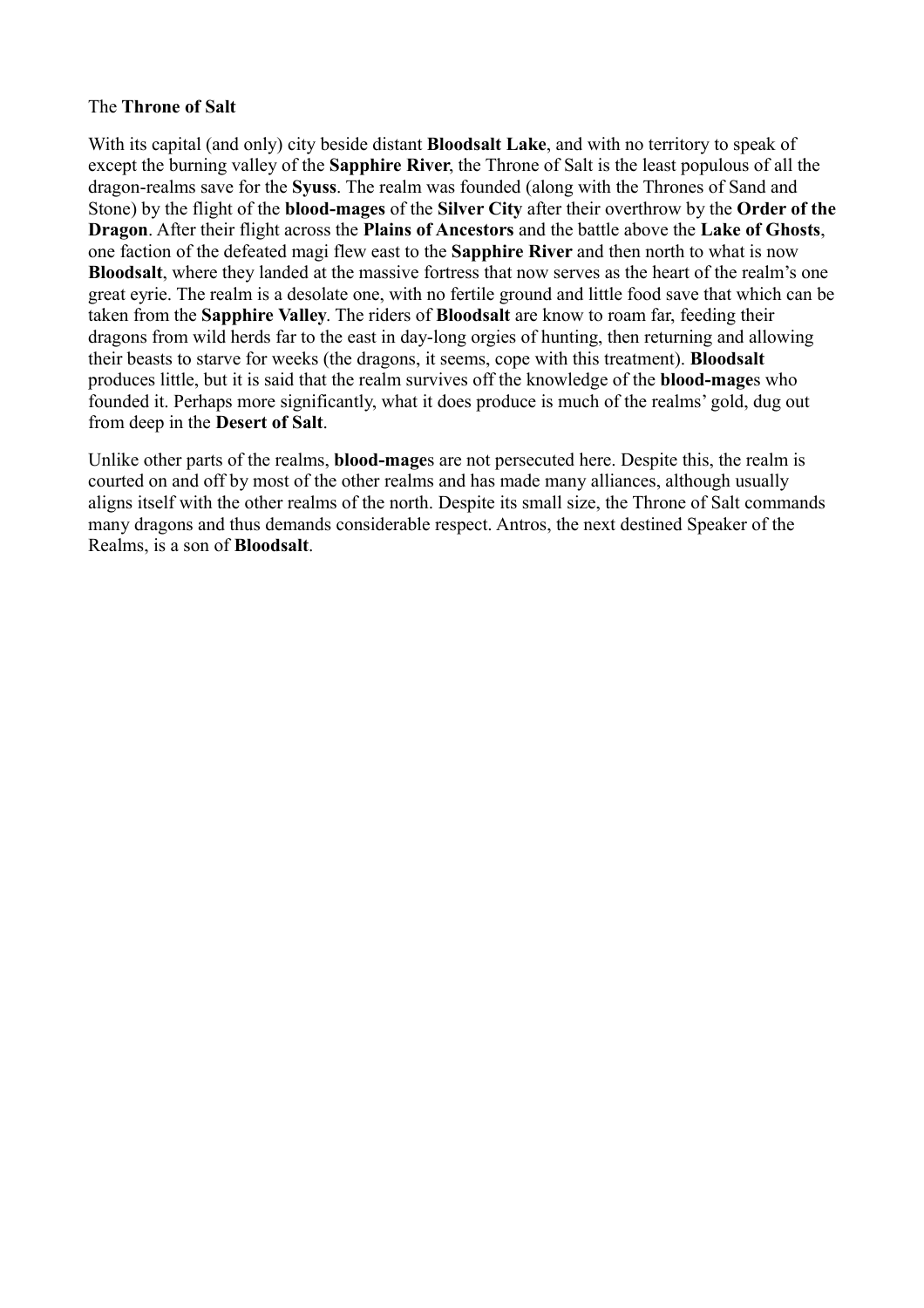The **Throne of Salt**

With its capital (and only) city beside distant **Bloodsalt Lake**, and with no territory to speak of except the burning valley of the **Sapphire River**, the Throne of Salt is the least populous of all the dragon-realms save for the **Syuss**. The realm was founded (along with the Thrones of Sand and Stone) by the flight of the **blood-mages** of the **Silver City** after their overthrow by the **Order of the Dragon**. After their flight across the **Plains of Ancestors** and the battle above the **Lake of Ghosts**, one faction of the defeated magi flew east to the **Sapphire River** and then north to what is now **Bloodsalt**, where they landed at the massive fortress that now serves as the heart of the realm's one great eyrie. The realm is a desolate one, with no fertile ground and little food save that which can be taken from the **Sapphire Valley**. The riders of **Bloodsalt** are know to roam far, feeding their dragons from wild herds far to the east in day-long orgies of hunting, then returning and allowing their beasts to starve for weeks (the dragons, it seems, cope with this treatment). **Bloodsalt** produces little, but it is said that the realm survives off the knowledge of the **blood-mage**s who founded it. Perhaps more significantly, what it does produce is much of the realms' gold, dug out from deep in the **Desert of Salt**.

Unlike other parts of the realms, **blood-mage**s are not persecuted here. Despite this, the realm is courted on and off by most of the other realms and has made many alliances, although usually aligns itself with the other realms of the north. Despite its small size, the Throne of Salt commands many dragons and thus demands considerable respect. Antros, the next destined Speaker of the Realms, is a son of **Bloodsalt**.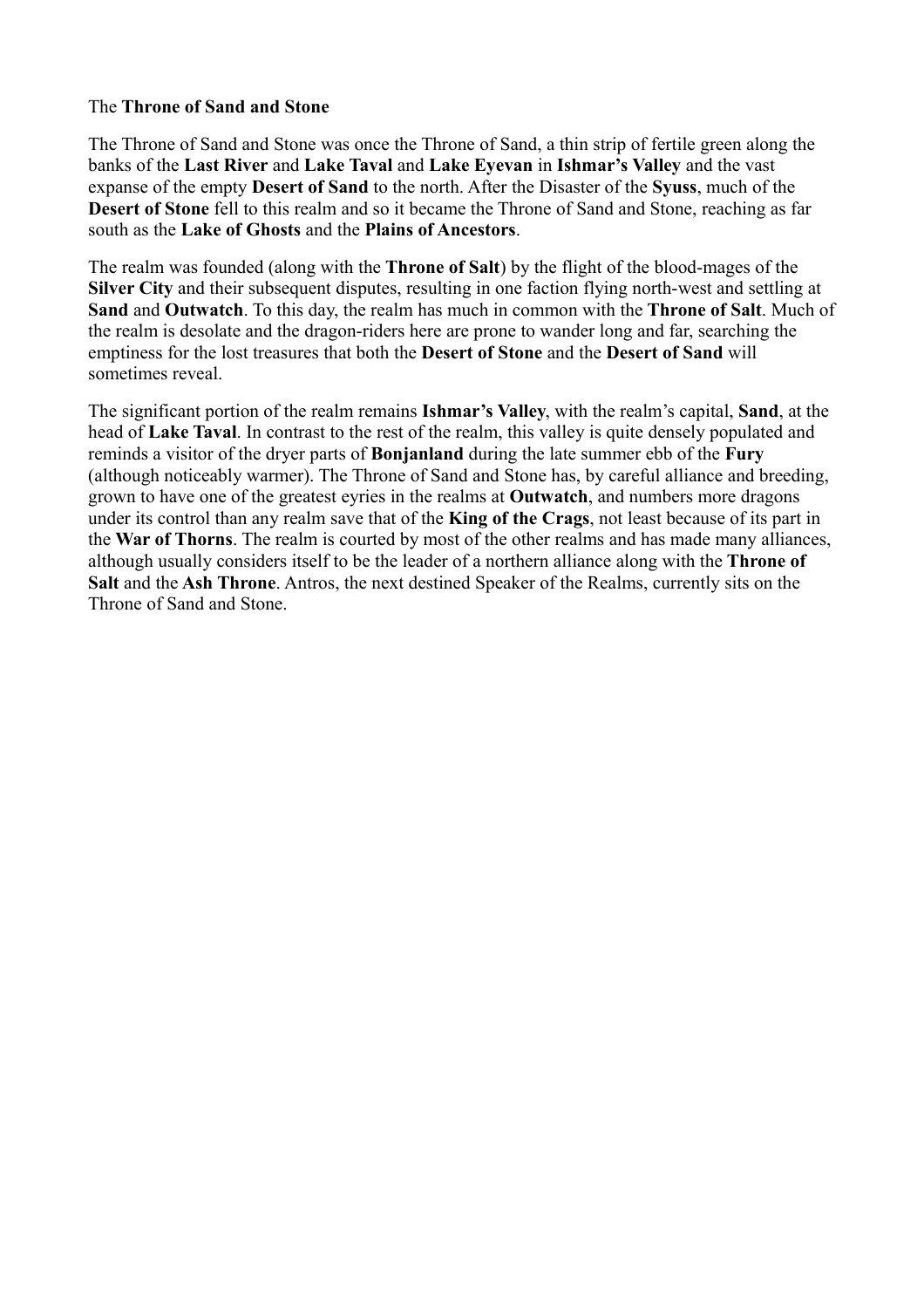The **Throne of Sand and Stone**

The Throne of Sand and Stone was once the Throne of Sand, a thin strip of fertile green along the banks of the **Last River** and **Lake Taval** and **Lake Eyevan** in **Ishmar's Valley** and the vast expanse of the empty **Desert of Sand** to the north. After the Disaster of the **Syuss**, much of the **Desert of Stone** fell to this realm and so it became the Throne of Sand and Stone, reaching as far south as the **Lake of Ghosts** and the **Plains of Ancestors**.

The realm was founded (along with the **Throne of Salt**) by the flight of the blood-mages of the **Silver City** and their subsequent disputes, resulting in one faction flying north-west and settling at **Sand** and **Outwatch**. To this day, the realm has much in common with the **Throne of Salt**. Much of the realm is desolate and the dragon-riders here are prone to wander long and far, searching the emptiness for the lost treasures that both the **Desert of Stone** and the **Desert of Sand** will sometimes reveal.

The significant portion of the realm remains **Ishmar's Valley**, with the realm's capital, **Sand**, at the head of **Lake Taval**. In contrast to the rest of the realm, this valley is quite densely populated and reminds a visitor of the dryer parts of **Bonjanland** during the late summer ebb of the **Fury** (although noticeably warmer). The Throne of Sand and Stone has, by careful alliance and breeding, grown to have one of the greatest eyries in the realms at **Outwatch**, and numbers more dragons under its control than any realm save that of the **King of the Crags**, not least because of its part in the **War of Thorns**. The realm is courted by most of the other realms and has made many alliances, although usually considers itself to be the leader of a northern alliance along with the **Throne of Salt** and the **Ash Throne**. Antros, the next destined Speaker of the Realms, currently sits on the Throne of Sand and Stone.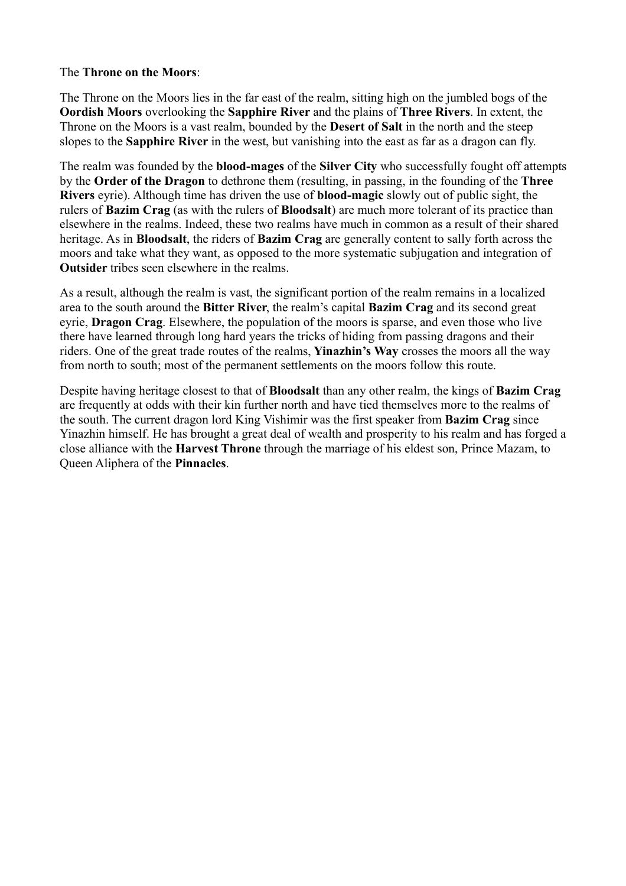The **Throne on the Moors**:

The Throne on the Moors lies in the far east of the realm, sitting high on the jumbled bogs of the **Oordish Moors** overlooking the **Sapphire River** and the plains of **Three Rivers**. In extent, the Throne on the Moors is a vast realm, bounded by the **Desert of Salt** in the north and the steep slopes to the **Sapphire River** in the west, but vanishing into the east as far as a dragon can fly.

The realm was founded by the **blood-mages** of the **Silver City** who successfully fought off attempts by the **Order of the Dragon** to dethrone them (resulting, in passing, in the founding of the **Three Rivers** eyrie). Although time has driven the use of **blood-magic** slowly out of public sight, the rulers of **Bazim Crag** (as with the rulers of **Bloodsalt**) are much more tolerant of its practice than elsewhere in the realms. Indeed, these two realms have much in common as a result of their shared heritage. As in **Bloodsalt**, the riders of **Bazim Crag** are generally content to sally forth across the moors and take what they want, as opposed to the more systematic subjugation and integration of **Outsider** tribes seen elsewhere in the realms.

As a result, although the realm is vast, the significant portion of the realm remains in a localized area to the south around the **Bitter River**, the realm's capital **Bazim Crag** and its second great eyrie, **Dragon Crag**. Elsewhere, the population of the moors is sparse, and even those who live there have learned through long hard years the tricks of hiding from passing dragons and their riders. One of the great trade routes of the realms, **Yinazhin's Way** crosses the moors all the way from north to south; most of the permanent settlements on the moors follow this route.

Despite having heritage closest to that of **Bloodsalt** than any other realm, the kings of **Bazim Crag** are frequently at odds with their kin further north and have tied themselves more to the realms of the south. The current dragon lord King Vishimir was the first speaker from **Bazim Crag** since Yinazhin himself. He has brought a great deal of wealth and prosperity to his realm and has forged a close alliance with the **Harvest Throne** through the marriage of his eldest son, Prince Mazam, to Queen Aliphera of the **Pinnacles**.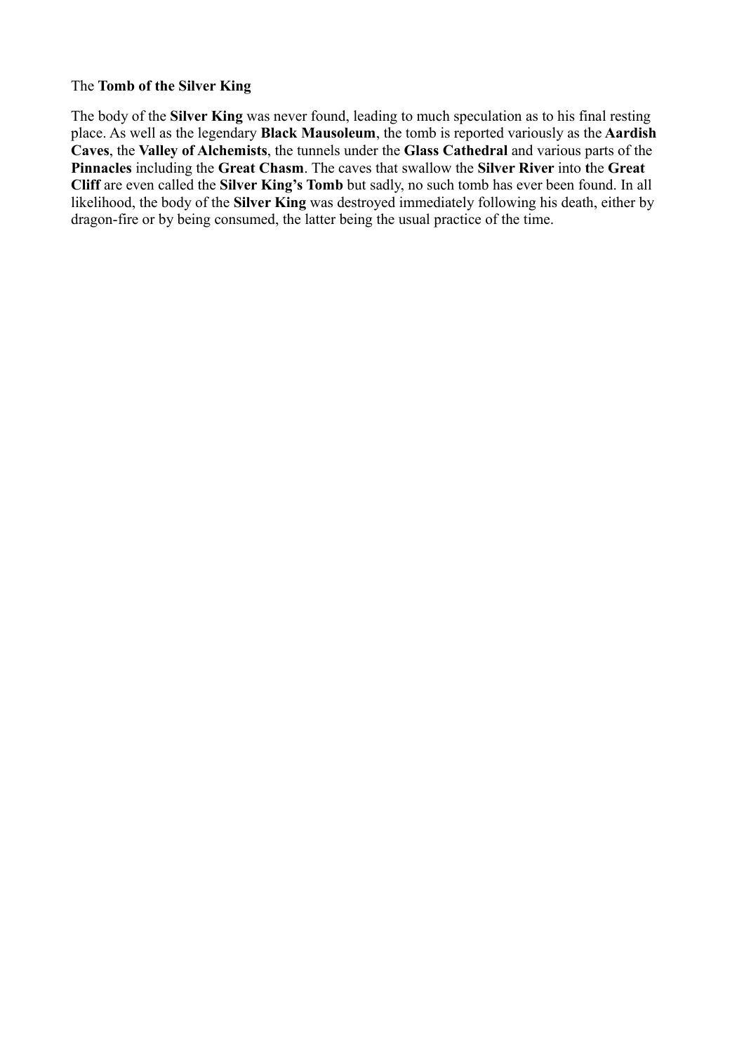The **Tomb of the Silver King**

The body of the **Silver King** was never found, leading to much speculation as to his final resting place. As well as the legendary **Black Mausoleum**, the tomb is reported variously as the **Aardish Caves**, the **Valley of Alchemists**, the tunnels under the **Glass Cathedral** and various parts of the **Pinnacles** including the **Great Chasm**. The caves that swallow the **Silver River** into **t**he **Great Cliff** are even called the **Silver King's Tomb** but sadly, no such tomb has ever been found. In all likelihood, the body of the **Silver King** was destroyed immediately following his death, either by dragon-fire or by being consumed, the latter being the usual practice of the time.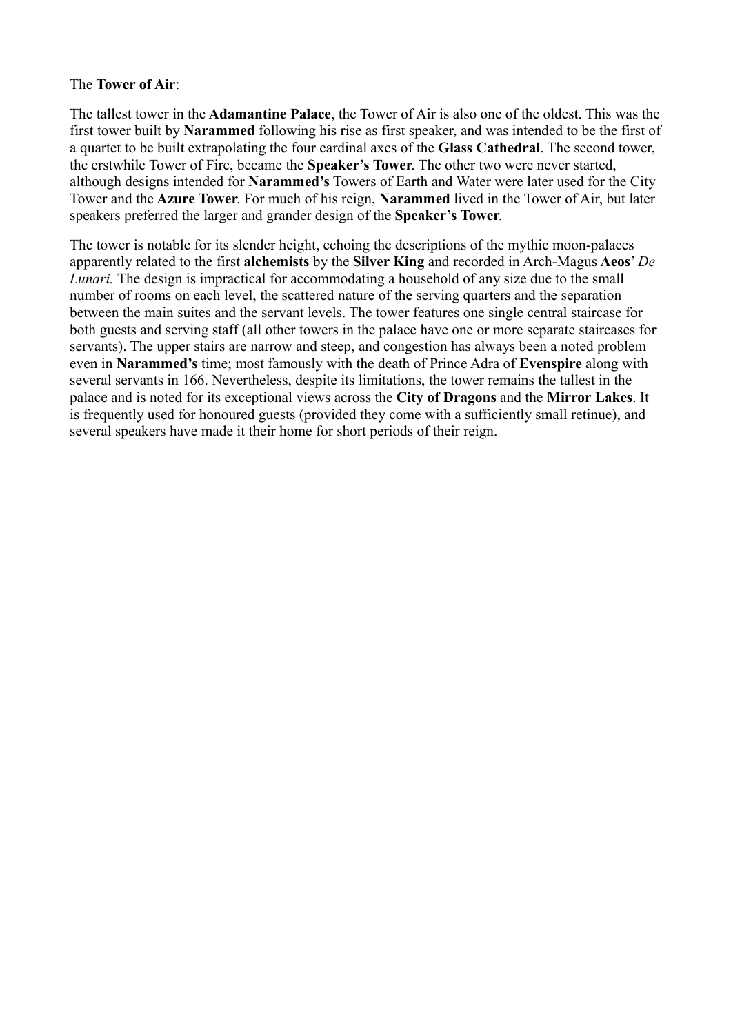The **Tower of Air**:

The tallest tower in the **Adamantine Palace**, the Tower of Air is also one of the oldest. This was the first tower built by **Narammed** following his rise as first speaker, and was intended to be the first of a quartet to be built extrapolating the four cardinal axes of the **Glass Cathedral**. The second tower, the erstwhile Tower of Fire, became the **Speaker's Tower**. The other two were never started, although designs intended for **Narammed's** Towers of Earth and Water were later used for the City Tower and the **Azure Tower**. For much of his reign, **Narammed** lived in the Tower of Air, but later speakers preferred the larger and grander design of the **Speaker's Tower**.

The tower is notable for its slender height, echoing the descriptions of the mythic moon-palaces apparently related to the first **alchemists** by the **Silver King** and recorded in Arch-Magus **Aeos**' *De Lunari.* The design is impractical for accommodating a household of any size due to the small number of rooms on each level, the scattered nature of the serving quarters and the separation between the main suites and the servant levels. The tower features one single central staircase for both guests and serving staff (all other towers in the palace have one or more separate staircases for servants). The upper stairs are narrow and steep, and congestion has always been a noted problem even in **Narammed's** time; most famously with the death of Prince Adra of **Evenspire** along with several servants in 166. Nevertheless, despite its limitations, the tower remains the tallest in the palace and is noted for its exceptional views across the **City of Dragons** and the **Mirror Lakes**. It is frequently used for honoured guests (provided they come with a sufficiently small retinue), and several speakers have made it their home for short periods of their reign.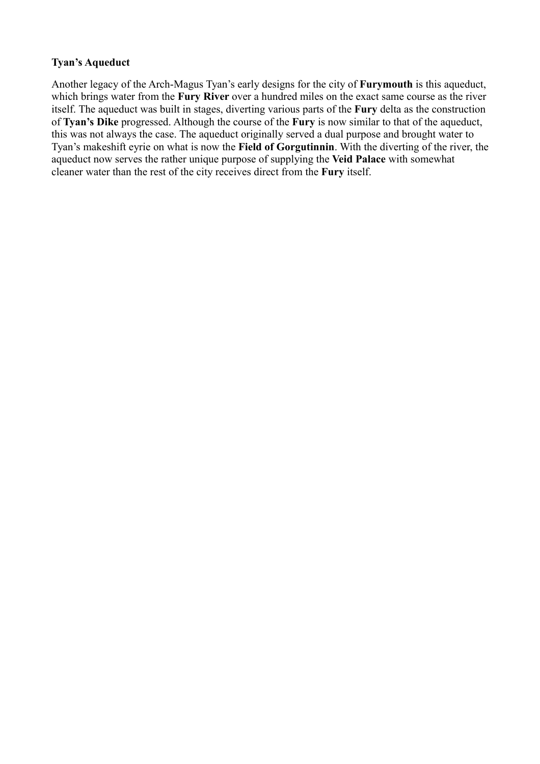**Tyan's Aqueduct**

Another legacy of the Arch-Magus Tyan's early designs for the city of **Furymouth** is this aqueduct, which brings water from the **Fury River** over a hundred miles on the exact same course as the river itself. The aqueduct was built in stages, diverting various parts of the **Fury** delta as the construction of **Tyan's Dike** progressed. Although the course of the **Fury** is now similar to that of the aqueduct, this was not always the case. The aqueduct originally served a dual purpose and brought water to Tyan's makeshift eyrie on what is now the **Field of Gorgutinnin**. With the diverting of the river, the aqueduct now serves the rather unique purpose of supplying the **Veid Palace** with somewhat cleaner water than the rest of the city receives direct from the **Fury** itself.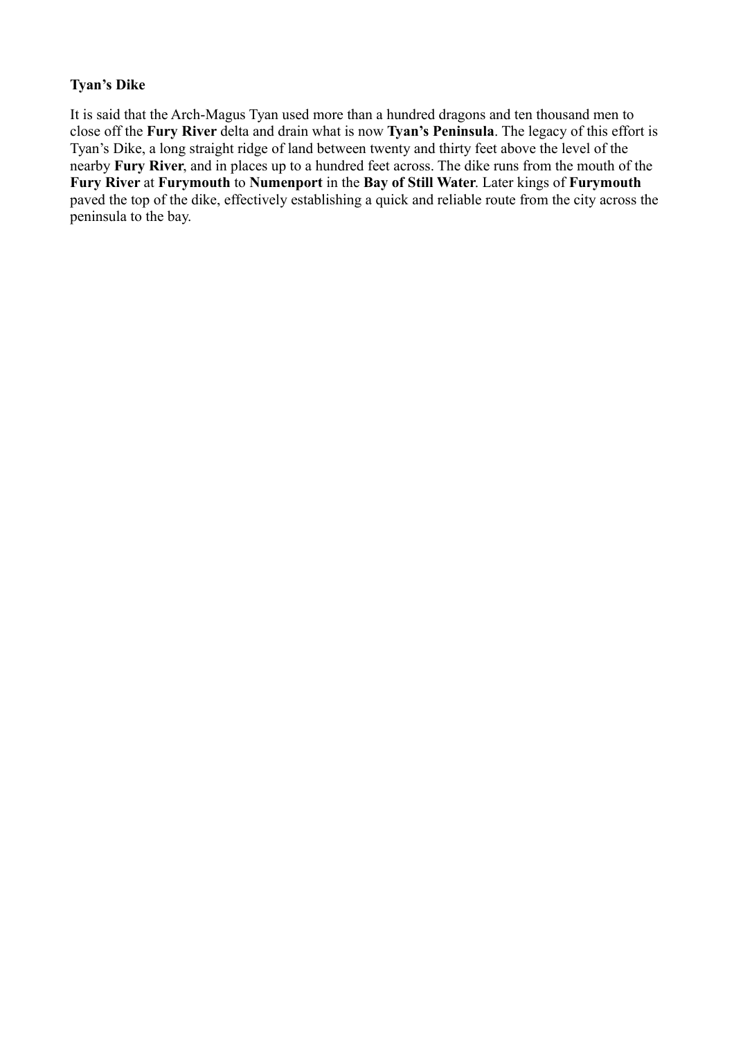**Tyan's Dike**

It is said that the Arch-Magus Tyan used more than a hundred dragons and ten thousand men to close off the **Fury River** delta and drain what is now **Tyan's Peninsula**. The legacy of this effort is Tyan's Dike, a long straight ridge of land between twenty and thirty feet above the level of the nearby **Fury River**, and in places up to a hundred feet across. The dike runs from the mouth of the **Fury River** at **Furymouth** to **Numenport** in the **Bay of Still Water**. Later kings of **Furymouth** paved the top of the dike, effectively establishing a quick and reliable route from the city across the peninsula to the bay.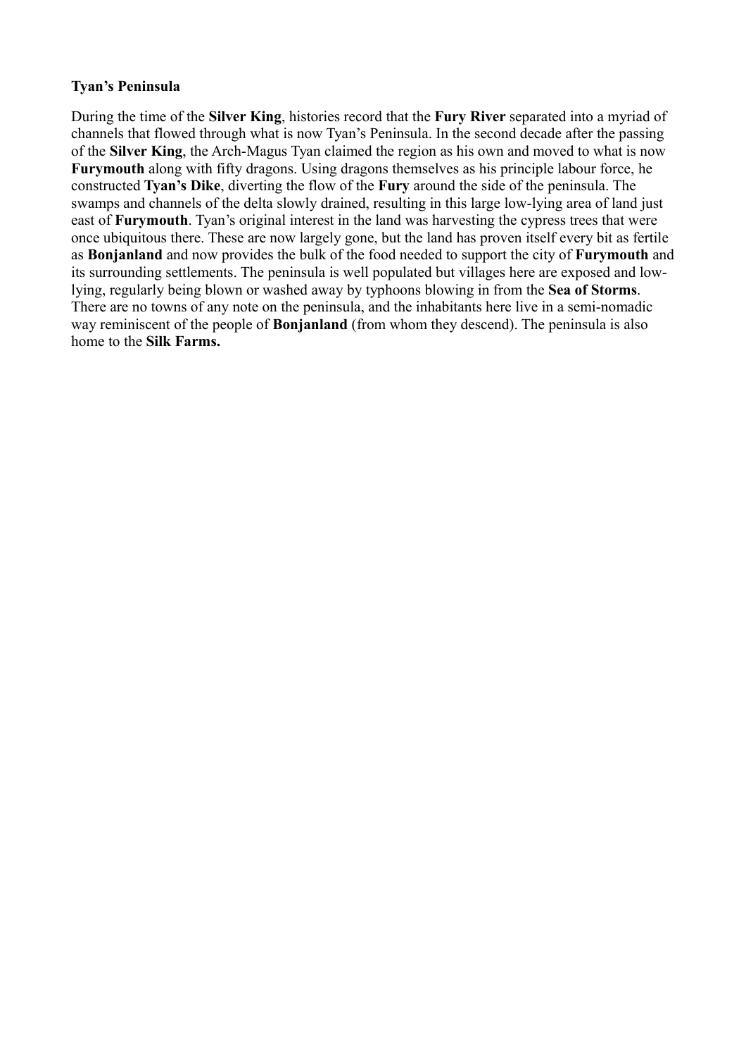**Tyan's Peninsula**

During the time of the **Silver King**, histories record that the **Fury River** separated into a myriad of channels that flowed through what is now Tyan's Peninsula. In the second decade after the passing of the **Silver King**, the Arch-Magus Tyan claimed the region as his own and moved to what is now **Furymouth** along with fifty dragons. Using dragons themselves as his principle labour force, he constructed **Tyan's Dike**, diverting the flow of the **Fury** around the side of the peninsula. The swamps and channels of the delta slowly drained, resulting in this large low-lying area of land just east of **Furymouth**. Tyan's original interest in the land was harvesting the cypress trees that were once ubiquitous there. These are now largely gone, but the land has proven itself every bit as fertile as **Bonjanland** and now provides the bulk of the food needed to support the city of **Furymouth** and its surrounding settlements. The peninsula is well populated but villages here are exposed and low-lying, regularly being blown or washed away by typhoons blowing in from the **Sea of Storms**. There are no towns of any note on the peninsula, and the inhabitants here live in a semi-nomadic way reminiscent of the people of **Bonjanland** (from whom they descend). The peninsula is also home to the **Silk Farms.**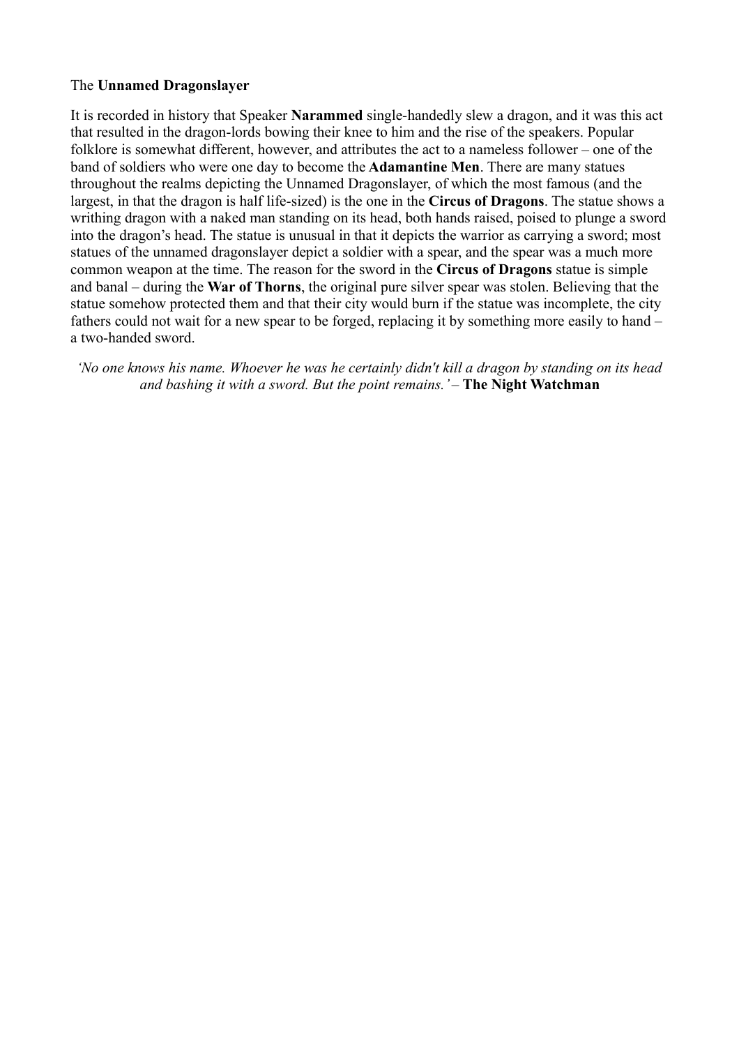The **Unnamed Dragonslayer**

It is recorded in history that Speaker **Narammed** single-handedly slew a dragon, and it was this act that resulted in the dragon-lords bowing their knee to him and the rise of the speakers. Popular folklore is somewhat different, however, and attributes the act to a nameless follower – one of the band of soldiers who were one day to become the **Adamantine Men**. There are many statues throughout the realms depicting the Unnamed Dragonslayer, of which the most famous (and the largest, in that the dragon is half life-sized) is the one in the **Circus of Dragons**. The statue shows a writhing dragon with a naked man standing on its head, both hands raised, poised to plunge a sword into the dragon's head. The statue is unusual in that it depicts the warrior as carrying a sword; most statues of the unnamed dragonslayer depict a soldier with a spear, and the spear was a much more common weapon at the time. The reason for the sword in the **Circus of Dragons** statue is simple and banal – during the **War of Thorns**, the original pure silver spear was stolen. Believing that the statue somehow protected them and that their city would burn if the statue was incomplete, the city fathers could not wait for a new spear to be forged, replacing it by something more easily to hand – a two-handed sword.

*'No one knows his name. Whoever he was he certainly didn't kill a dragon by standing on its head and bashing it with a sword. But the point remains.'* – **The Night Watchman**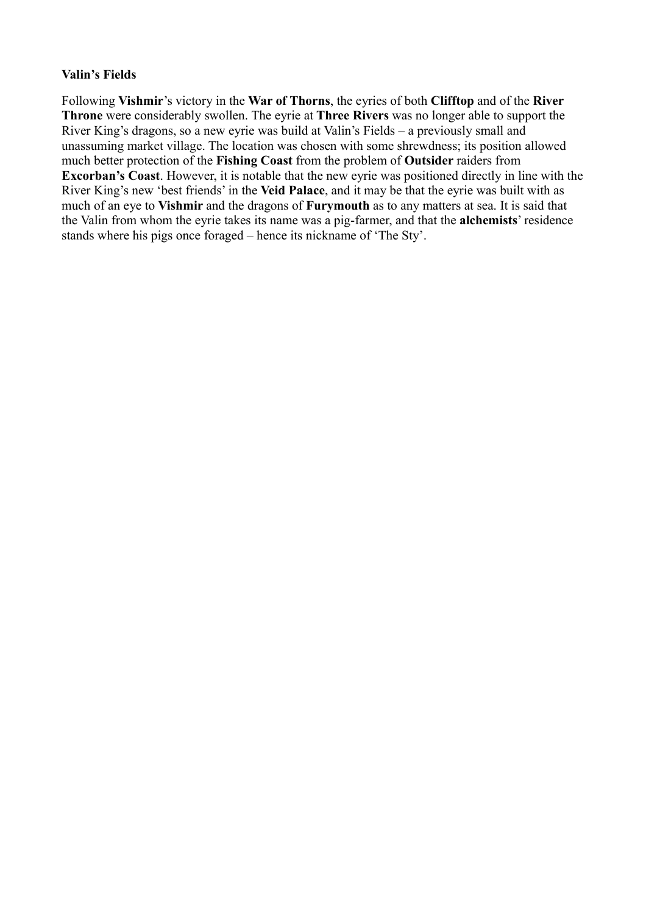**Valin's Fields**

Following **Vishmir**'s victory in the **War of Thorns**, the eyries of both **Clifftop** and of the **River Throne** were considerably swollen. The eyrie at **Three Rivers** was no longer able to support the River King's dragons, so a new eyrie was build at Valin's Fields – a previously small and unassuming market village. The location was chosen with some shrewdness; its position allowed much better protection of the **Fishing Coast** from the problem of **Outsider** raiders from **Excorban's Coast**. However, it is notable that the new eyrie was positioned directly in line with the River King's new 'best friends' in the **Veid Palace**, and it may be that the eyrie was built with as much of an eye to **Vishmir** and the dragons of **Furymouth** as to any matters at sea. It is said that the Valin from whom the eyrie takes its name was a pig-farmer, and that the **alchemists**' residence stands where his pigs once foraged – hence its nickname of 'The Sty'.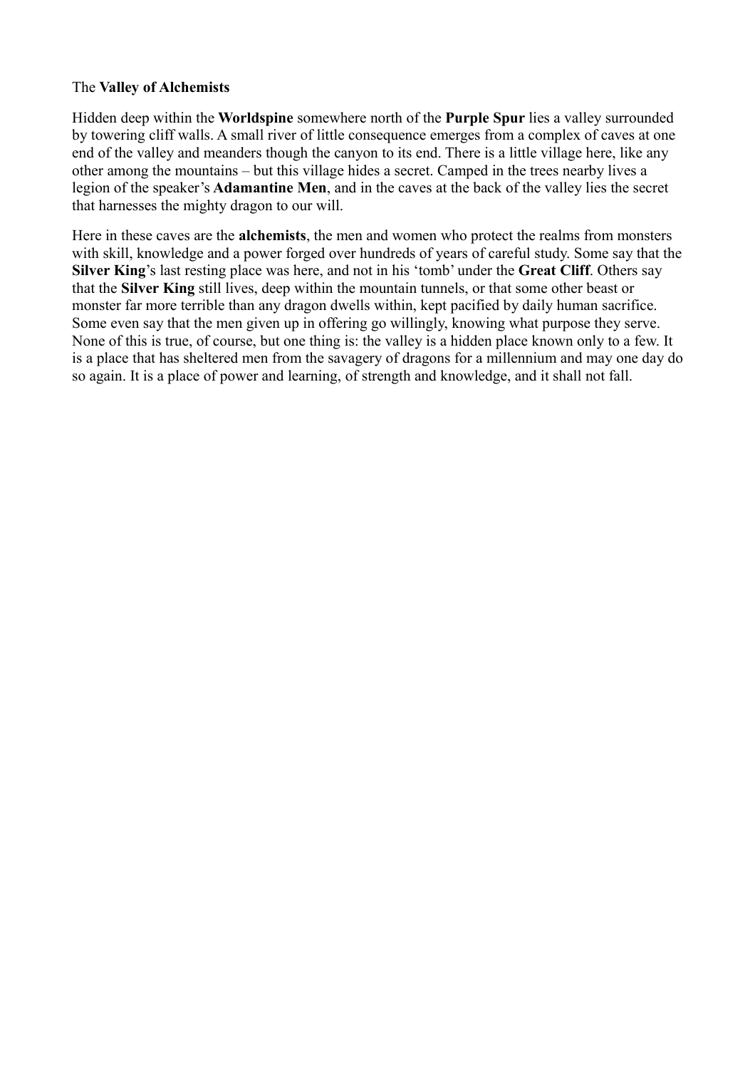The **Valley of Alchemists**

Hidden deep within the **Worldspine** somewhere north of the **Purple Spur** lies a valley surrounded by towering cliff walls. A small river of little consequence emerges from a complex of caves at one end of the valley and meanders though the canyon to its end. There is a little village here, like any other among the mountains – but this village hides a secret. Camped in the trees nearby lives a legion of the speaker's **Adamantine Men**, and in the caves at the back of the valley lies the secret that harnesses the mighty dragon to our will.

Here in these caves are the **alchemists**, the men and women who protect the realms from monsters with skill, knowledge and a power forged over hundreds of years of careful study. Some say that the **Silver King**'s last resting place was here, and not in his 'tomb' under the **Great Cliff**. Others say that the **Silver King** still lives, deep within the mountain tunnels, or that some other beast or monster far more terrible than any dragon dwells within, kept pacified by daily human sacrifice. Some even say that the men given up in offering go willingly, knowing what purpose they serve. None of this is true, of course, but one thing is: the valley is a hidden place known only to a few. It is a place that has sheltered men from the savagery of dragons for a millennium and may one day do so again. It is a place of power and learning, of strength and knowledge, and it shall not fall.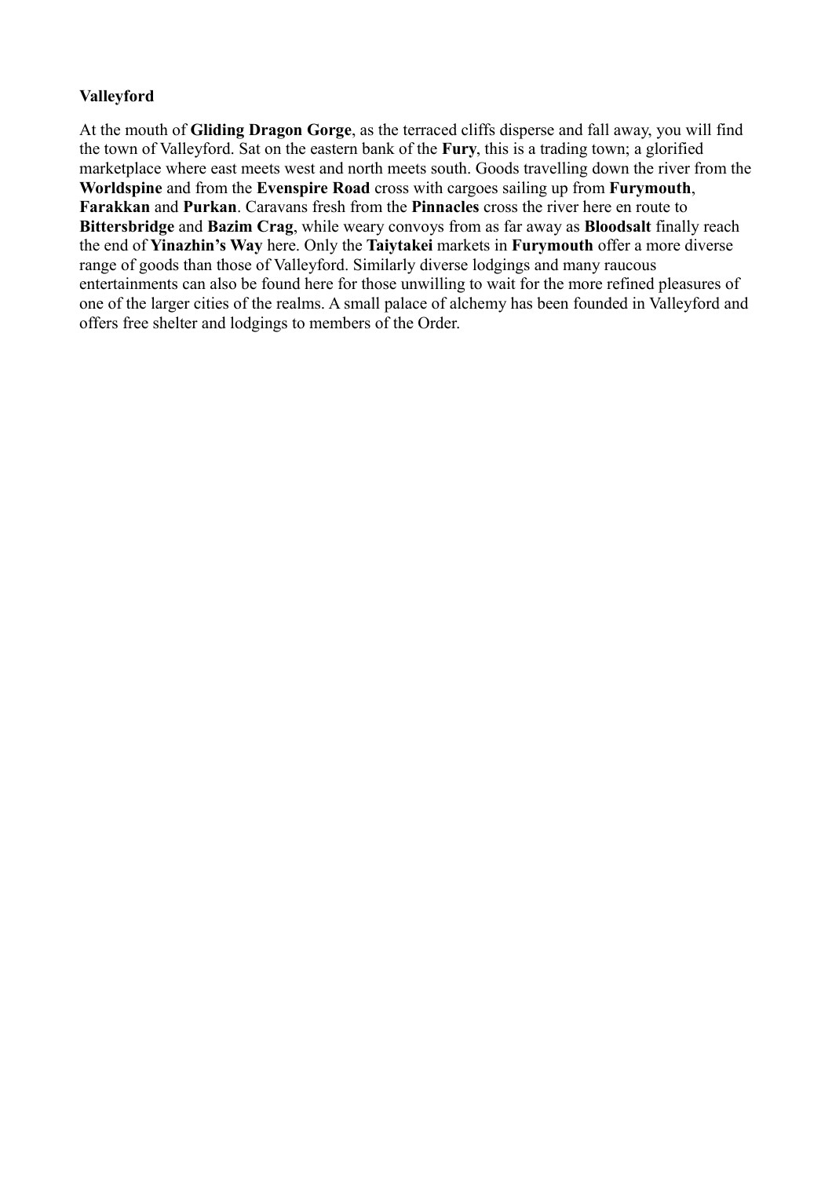**Valleyford**

At the mouth of **Gliding Dragon Gorge**, as the terraced cliffs disperse and fall away, you will find the town of Valleyford. Sat on the eastern bank of the **Fury**, this is a trading town; a glorified marketplace where east meets west and north meets south. Goods travelling down the river from the **Worldspine** and from the **Evenspire Road** cross with cargoes sailing up from **Furymouth**, **Farakkan** and **Purkan**. Caravans fresh from the **Pinnacles** cross the river here en route to **Bittersbridge** and **Bazim Crag**, while weary convoys from as far away as **Bloodsalt** finally reach the end of **Yinazhin's Way** here. Only the **Taiytakei** markets in **Furymouth** offer a more diverse range of goods than those of Valleyford. Similarly diverse lodgings and many raucous entertainments can also be found here for those unwilling to wait for the more refined pleasures of one of the larger cities of the realms. A small palace of alchemy has been founded in Valleyford and offers free shelter and lodgings to members of the Order.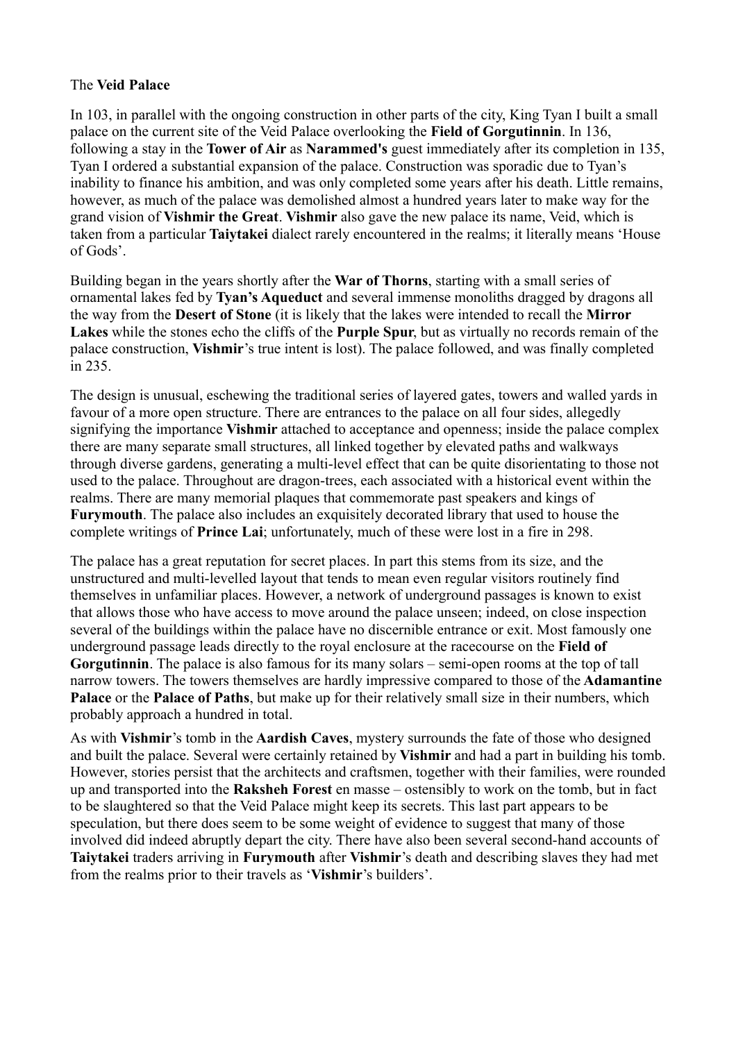The **Veid Palace**

In 103, in parallel with the ongoing construction in other parts of the city, King Tyan I built a small palace on the current site of the Veid Palace overlooking the **Field of Gorgutinnin**. In 136, following a stay in the **Tower of Air** as **Narammed's** guest immediately after its completion in 135, Tyan I ordered a substantial expansion of the palace. Construction was sporadic due to Tyan's inability to finance his ambition, and was only completed some years after his death. Little remains, however, as much of the palace was demolished almost a hundred years later to make way for the grand vision of **Vishmir the Great**. **Vishmir** also gave the new palace its name, Veid, which is taken from a particular **Taiytakei** dialect rarely encountered in the realms; it literally means 'House of Gods'.

Building began in the years shortly after the **War of Thorns**, starting with a small series of ornamental lakes fed by **Tyan's Aqueduct** and several immense monoliths dragged by dragons all the way from the **Desert of Stone** (it is likely that the lakes were intended to recall the **Mirror Lakes** while the stones echo the cliffs of the **Purple Spur**, but as virtually no records remain of the palace construction, **Vishmir**'s true intent is lost). The palace followed, and was finally completed in 235.

The design is unusual, eschewing the traditional series of layered gates, towers and walled yards in favour of a more open structure. There are entrances to the palace on all four sides, allegedly signifying the importance **Vishmir** attached to acceptance and openness; inside the palace complex there are many separate small structures, all linked together by elevated paths and walkways through diverse gardens, generating a multi-level effect that can be quite disorientating to those not used to the palace. Throughout are dragon-trees, each associated with a historical event within the realms. There are many memorial plaques that commemorate past speakers and kings of **Furymouth**. The palace also includes an exquisitely decorated library that used to house the complete writings of **Prince Lai**; unfortunately, much of these were lost in a fire in 298.

The palace has a great reputation for secret places. In part this stems from its size, and the unstructured and multi-levelled layout that tends to mean even regular visitors routinely find themselves in unfamiliar places. However, a network of underground passages is known to exist that allows those who have access to move around the palace unseen; indeed, on close inspection several of the buildings within the palace have no discernible entrance or exit. Most famously one underground passage leads directly to the royal enclosure at the racecourse on the **Field of Gorgutinnin**. The palace is also famous for its many solars – semi-open rooms at the top of tall narrow towers. The towers themselves are hardly impressive compared to those of the **Adamantine Palace** or the **Palace of Paths**, but make up for their relatively small size in their numbers, which probably approach a hundred in total.

As with **Vishmir**'s tomb in the **Aardish Caves**, mystery surrounds the fate of those who designed and built the palace. Several were certainly retained by **Vishmir** and had a part in building his tomb. However, stories persist that the architects and craftsmen, together with their families, were rounded up and transported into the **Raksheh Forest** en masse – ostensibly to work on the tomb, but in fact to be slaughtered so that the Veid Palace might keep its secrets. This last part appears to be speculation, but there does seem to be some weight of evidence to suggest that many of those involved did indeed abruptly depart the city. There have also been several second-hand accounts of **Taiytakei** traders arriving in **Furymouth** after **Vishmir**'s death and describing slaves they had met from the realms prior to their travels as '**Vishmir**'s builders'.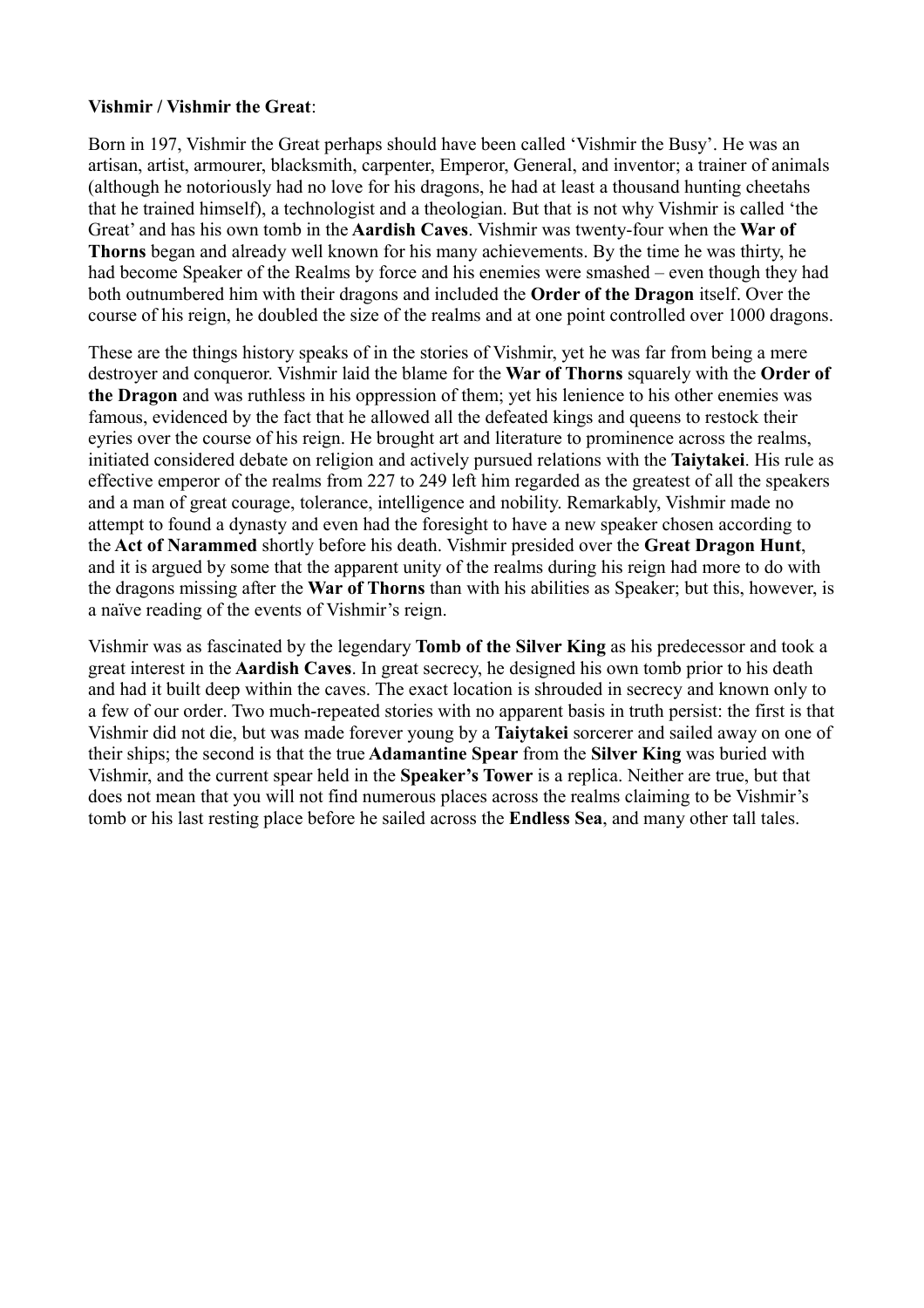**Vishmir / Vishmir the Great**:

Born in 197, Vishmir the Great perhaps should have been called 'Vishmir the Busy'. He was an artisan, artist, armourer, blacksmith, carpenter, Emperor, General, and inventor; a trainer of animals (although he notoriously had no love for his dragons, he had at least a thousand hunting cheetahs that he trained himself), a technologist and a theologian. But that is not why Vishmir is called 'the Great' and has his own tomb in the **Aardish Caves**. Vishmir was twenty-four when the **War of Thorns** began and already well known for his many achievements. By the time he was thirty, he had become Speaker of the Realms by force and his enemies were smashed – even though they had both outnumbered him with their dragons and included the **Order of the Dragon** itself. Over the course of his reign, he doubled the size of the realms and at one point controlled over 1000 dragons.

These are the things history speaks of in the stories of Vishmir, yet he was far from being a mere destroyer and conqueror. Vishmir laid the blame for the **War of Thorns** squarely with the **Order of the Dragon** and was ruthless in his oppression of them; yet his lenience to his other enemies was famous, evidenced by the fact that he allowed all the defeated kings and queens to restock their eyries over the course of his reign. He brought art and literature to prominence across the realms, initiated considered debate on religion and actively pursued relations with the **Taiytakei**. His rule as effective emperor of the realms from 227 to 249 left him regarded as the greatest of all the speakers and a man of great courage, tolerance, intelligence and nobility. Remarkably, Vishmir made no attempt to found a dynasty and even had the foresight to have a new speaker chosen according to the **Act of Narammed** shortly before his death. Vishmir presided over the **Great Dragon Hunt**, and it is argued by some that the apparent unity of the realms during his reign had more to do with the dragons missing after the **War of Thorns** than with his abilities as Speaker; but this, however, is a naïve reading of the events of Vishmir's reign.

Vishmir was as fascinated by the legendary **Tomb of the Silver King** as his predecessor and took a great interest in the **Aardish Caves**. In great secrecy, he designed his own tomb prior to his death and had it built deep within the caves. The exact location is shrouded in secrecy and known only to a few of our order. Two much-repeated stories with no apparent basis in truth persist: the first is that Vishmir did not die, but was made forever young by a **Taiytakei** sorcerer and sailed away on one of their ships; the second is that the true **Adamantine Spear** from the **Silver King** was buried with Vishmir, and the current spear held in the **Speaker's Tower** is a replica. Neither are true, but that does not mean that you will not find numerous places across the realms claiming to be Vishmir's tomb or his last resting place before he sailed across the **Endless Sea**, and many other tall tales.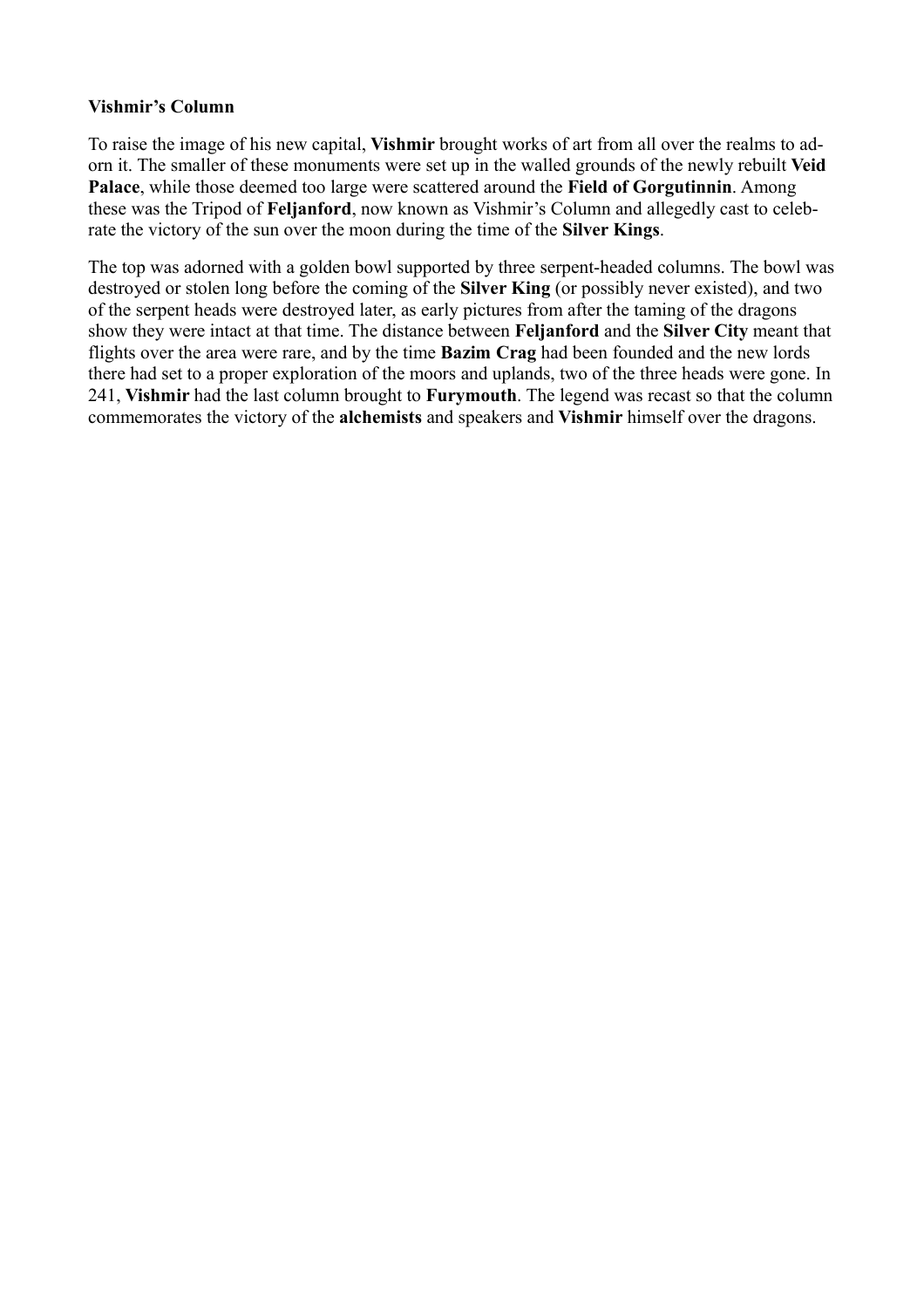**Vishmir's Column**

To raise the image of his new capital, **Vishmir** brought works of art from all over the realms to adorn it. The smaller of these monuments were set up in the walled grounds of the newly rebuilt **Veid Palace**, while those deemed too large were scattered around the **Field of Gorgutinnin**. Among these was the Tripod of **Feljanford**, now known as Vishmir's Column and allegedly cast to celebrate the victory of the sun over the moon during the time of the **Silver Kings**.

The top was adorned with a golden bowl supported by three serpent-headed columns. The bowl was destroyed or stolen long before the coming of the **Silver King** (or possibly never existed), and two of the serpent heads were destroyed later, as early pictures from after the taming of the dragons show they were intact at that time. The distance between **Feljanford** and the **Silver City** meant that flights over the area were rare, and by the time **Bazim Crag** had been founded and the new lords there had set to a proper exploration of the moors and uplands, two of the three heads were gone. In 241, **Vishmir** had the last column brought to **Furymouth**. The legend was recast so that the column commemorates the victory of the **alchemists** and speakers and **Vishmir** himself over the dragons.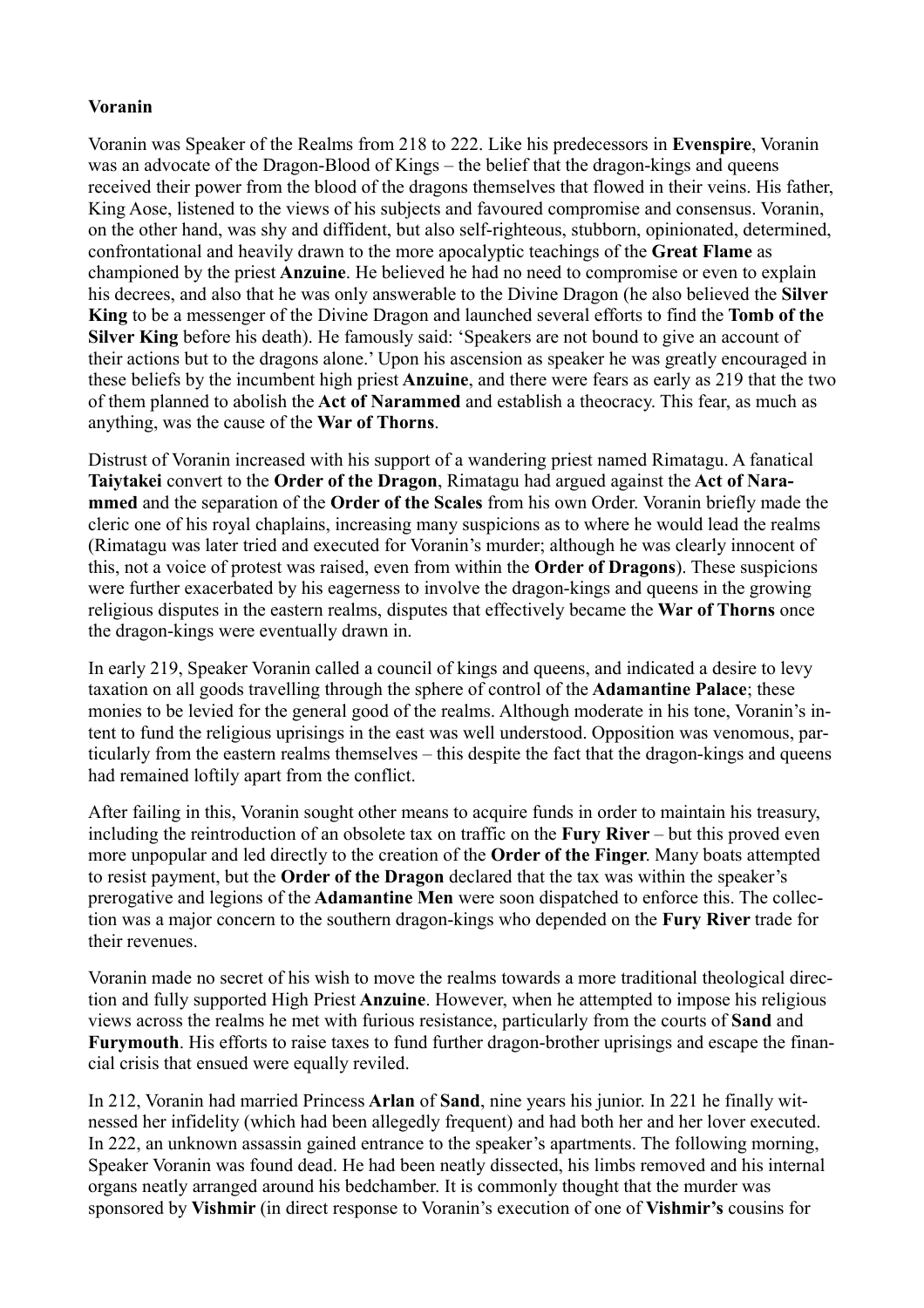**Voranin**

Voranin was Speaker of the Realms from 218 to 222. Like his predecessors in **Evenspire**, Voranin was an advocate of the Dragon-Blood of Kings – the belief that the dragon-kings and queens received their power from the blood of the dragons themselves that flowed in their veins. His father, King Aose, listened to the views of his subjects and favoured compromise and consensus. Voranin, on the other hand, was shy and diffident, but also self-righteous, stubborn, opinionated, determined, confrontational and heavily drawn to the more apocalyptic teachings of the **Great Flame** as championed by the priest **Anzuine**. He believed he had no need to compromise or even to explain his decrees, and also that he was only answerable to the Divine Dragon (he also believed the **Silver King** to be a messenger of the Divine Dragon and launched several efforts to find the **Tomb of the Silver King** before his death). He famously said: 'Speakers are not bound to give an account of their actions but to the dragons alone.' Upon his ascension as speaker he was greatly encouraged in these beliefs by the incumbent high priest **Anzuine**, and there were fears as early as 219 that the two of them planned to abolish the **Act of Narammed** and establish a theocracy. This fear, as much as anything, was the cause of the **War of Thorns**.

Distrust of Voranin increased with his support of a wandering priest named Rimatagu. A fanatical **Taiytakei** convert to the **Order of the Dragon**, Rimatagu had argued against the **Act of Narammed** and the separation of the **Order of the Scales** from his own Order. Voranin briefly made the cleric one of his royal chaplains, increasing many suspicions as to where he would lead the realms (Rimatagu was later tried and executed for Voranin's murder; although he was clearly innocent of this, not a voice of protest was raised, even from within the **Order of Dragons**). These suspicions were further exacerbated by his eagerness to involve the dragon-kings and queens in the growing religious disputes in the eastern realms, disputes that effectively became the **War of Thorns** once the dragon-kings were eventually drawn in.

In early 219, Speaker Voranin called a council of kings and queens, and indicated a desire to levy taxation on all goods travelling through the sphere of control of the **Adamantine Palace**; these monies to be levied for the general good of the realms. Although moderate in his tone, Voranin's intent to fund the religious uprisings in the east was well understood. Opposition was venomous, particularly from the eastern realms themselves – this despite the fact that the dragon-kings and queens had remained loftily apart from the conflict.

After failing in this, Voranin sought other means to acquire funds in order to maintain his treasury, including the reintroduction of an obsolete tax on traffic on the **Fury River** – but this proved even more unpopular and led directly to the creation of the **Order of the Finger**. Many boats attempted to resist payment, but the **Order of the Dragon** declared that the tax was within the speaker's prerogative and legions of the **Adamantine Men** were soon dispatched to enforce this. The collection was a major concern to the southern dragon-kings who depended on the **Fury River** trade for their revenues.

Voranin made no secret of his wish to move the realms towards a more traditional theological direction and fully supported High Priest **Anzuine**. However, when he attempted to impose his religious views across the realms he met with furious resistance, particularly from the courts of **Sand** and **Furymouth**. His efforts to raise taxes to fund further dragon-brother uprisings and escape the financial crisis that ensued were equally reviled.

In 212, Voranin had married Princess **Arlan** of **Sand**, nine years his junior. In 221 he finally witnessed her infidelity (which had been allegedly frequent) and had both her and her lover executed. In 222, an unknown assassin gained entrance to the speaker's apartments. The following morning, Speaker Voranin was found dead. He had been neatly dissected, his limbs removed and his internal organs neatly arranged around his bedchamber. It is commonly thought that the murder was sponsored by **Vishmir** (in direct response to Voranin's execution of one of **Vishmir's** cousins for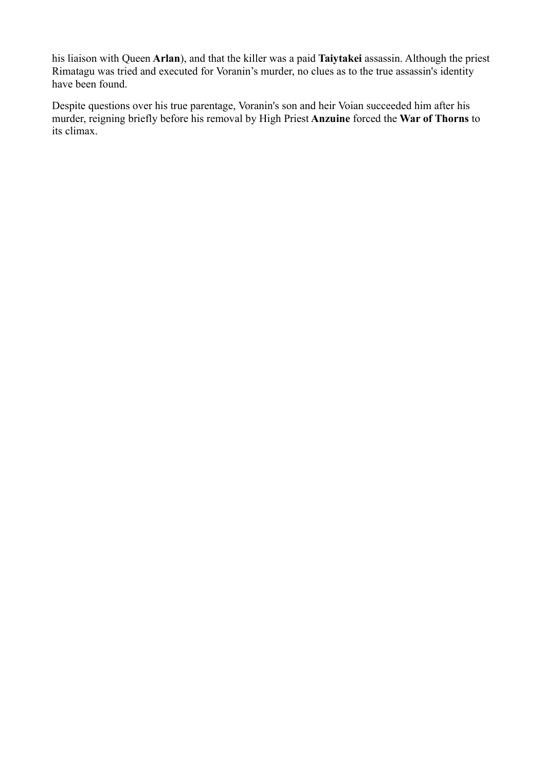his liaison with Queen **Arlan**), and that the killer was a paid **Taiytakei** assassin. Although the priest Rimatagu was tried and executed for Voranin's murder, no clues as to the true assassin's identity have been found.

Despite questions over his true parentage, Voranin's son and heir Voian succeeded him after his murder, reigning briefly before his removal by High Priest **Anzuine** forced the **War of Thorns** to its climax.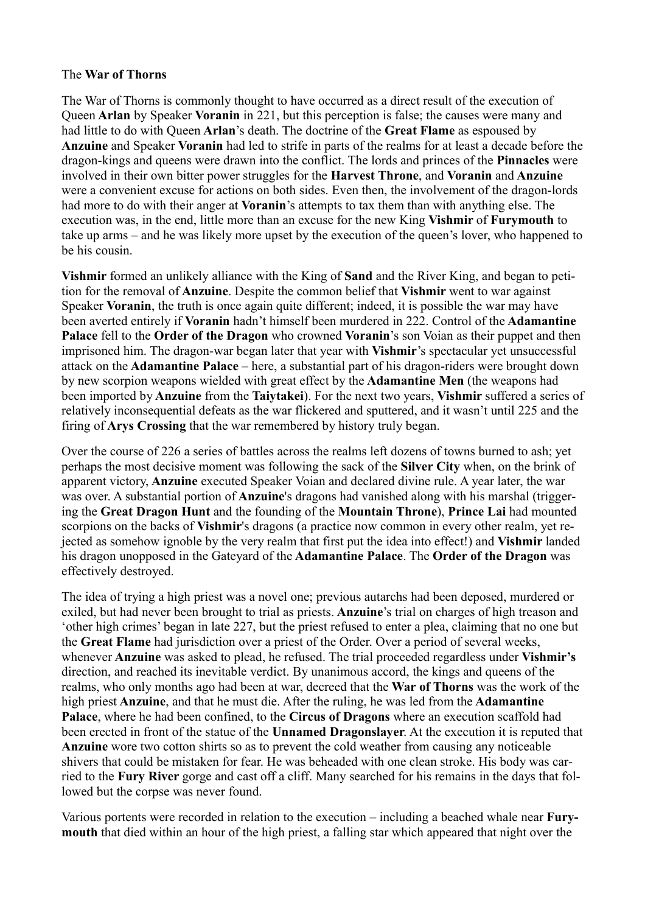The **War of Thorns**

The War of Thorns is commonly thought to have occurred as a direct result of the execution of Queen **Arlan** by Speaker **Voranin** in 221, but this perception is false; the causes were many and had little to do with Queen **Arlan**'s death. The doctrine of the **Great Flame** as espoused by **Anzuine** and Speaker **Voranin** had led to strife in parts of the realms for at least a decade before the dragon-kings and queens were drawn into the conflict. The lords and princes of the **Pinnacles** were involved in their own bitter power struggles for the **Harvest Throne**, and **Voranin** and **Anzuine** were a convenient excuse for actions on both sides. Even then, the involvement of the dragon-lords had more to do with their anger at **Voranin**'s attempts to tax them than with anything else. The execution was, in the end, little more than an excuse for the new King **Vishmir** of **Furymouth** to take up arms – and he was likely more upset by the execution of the queen's lover, who happened to be his cousin.

**Vishmir** formed an unlikely alliance with the King of **Sand** and the River King, and began to petition for the removal of **Anzuine**. Despite the common belief that **Vishmir** went to war against Speaker **Voranin**, the truth is once again quite different; indeed, it is possible the war may have been averted entirely if **Voranin** hadn't himself been murdered in 222. Control of the **Adamantine Palace** fell to the **Order of the Dragon** who crowned **Voranin**'s son Voian as their puppet and then imprisoned him. The dragon-war began later that year with **Vishmir**'s spectacular yet unsuccessful attack on the **Adamantine Palace** – here, a substantial part of his dragon-riders were brought down by new scorpion weapons wielded with great effect by the **Adamantine Men** (the weapons had been imported by **Anzuine** from the **Taiytakei**). For the next two years, **Vishmir** suffered a series of relatively inconsequential defeats as the war flickered and sputtered, and it wasn't until 225 and the firing of **Arys Crossing** that the war remembered by history truly began.

Over the course of 226 a series of battles across the realms left dozens of towns burned to ash; yet perhaps the most decisive moment was following the sack of the **Silver City** when, on the brink of apparent victory, **Anzuine** executed Speaker Voian and declared divine rule. A year later, the war was over. A substantial portion of **Anzuine**'s dragons had vanished along with his marshal (triggering the **Great Dragon Hunt** and the founding of the **Mountain Throne**), **Prince Lai** had mounted scorpions on the backs of **Vishmir**'s dragons (a practice now common in every other realm, yet rejected as somehow ignoble by the very realm that first put the idea into effect!) and **Vishmir** landed his dragon unopposed in the Gateyard of the **Adamantine Palace**. The **Order of the Dragon** was effectively destroyed.

The idea of trying a high priest was a novel one; previous autarchs had been deposed, murdered or exiled, but had never been brought to trial as priests. **Anzuine**'s trial on charges of high treason and 'other high crimes' began in late 227, but the priest refused to enter a plea, claiming that no one but the **Great Flame** had jurisdiction over a priest of the Order. Over a period of several weeks, whenever **Anzuine** was asked to plead, he refused. The trial proceeded regardless under **Vishmir's** direction, and reached its inevitable verdict. By unanimous accord, the kings and queens of the realms, who only months ago had been at war, decreed that the **War of Thorns** was the work of the high priest **Anzuine**, and that he must die. After the ruling, he was led from the **Adamantine Palace**, where he had been confined, to the **Circus of Dragons** where an execution scaffold had been erected in front of the statue of the **Unnamed Dragonslayer**. At the execution it is reputed that **Anzuine** wore two cotton shirts so as to prevent the cold weather from causing any noticeable shivers that could be mistaken for fear. He was beheaded with one clean stroke. His body was carried to the **Fury River** gorge and cast off a cliff. Many searched for his remains in the days that followed but the corpse was never found.

Various portents were recorded in relation to the execution – including a beached whale near **Furymouth** that died within an hour of the high priest, a falling star which appeared that night over the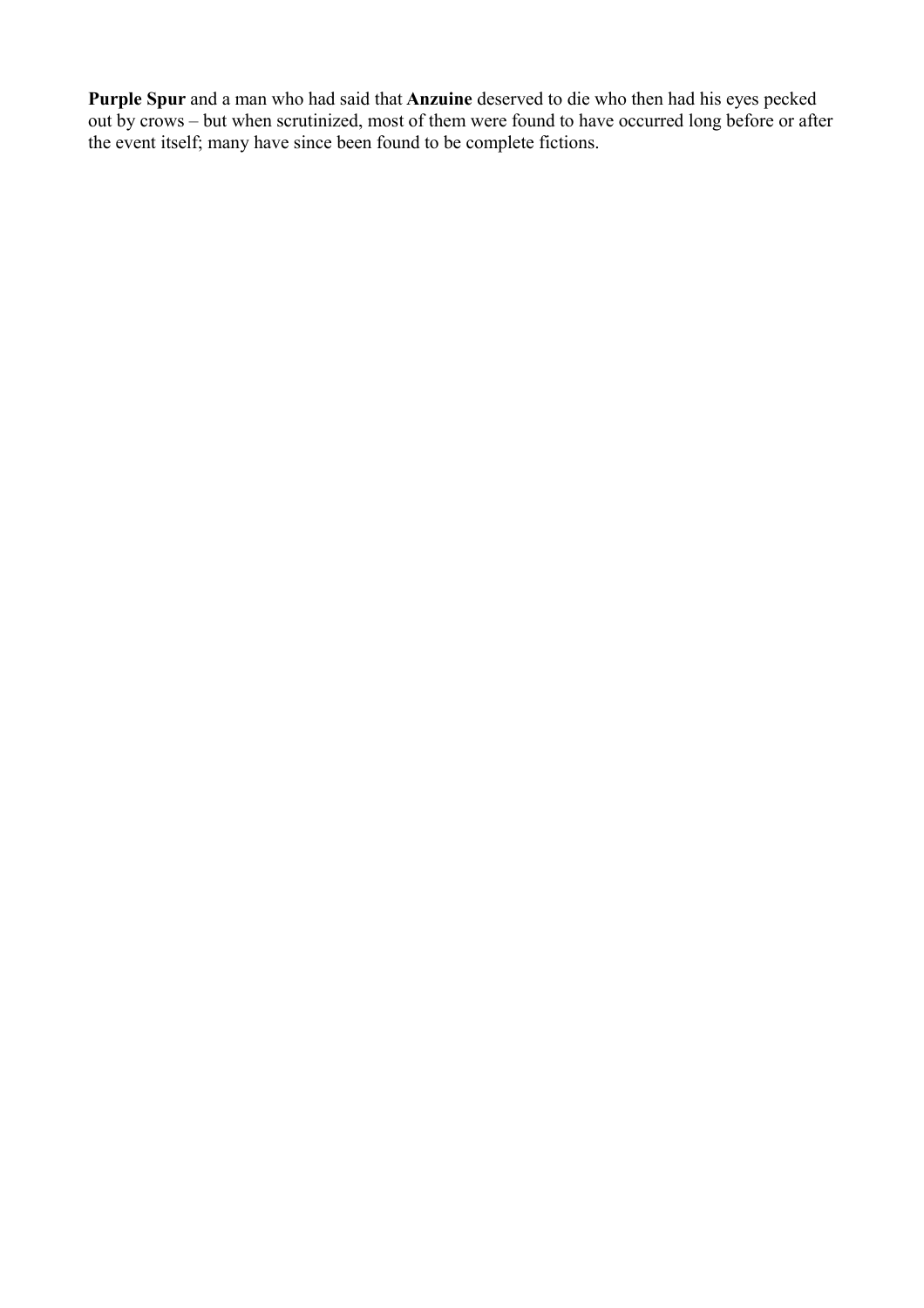**Purple Spur** and a man who had said that **Anzuine** deserved to die who then had his eyes pecked out by crows – but when scrutinized, most of them were found to have occurred long before or after the event itself; many have since been found to be complete fictions.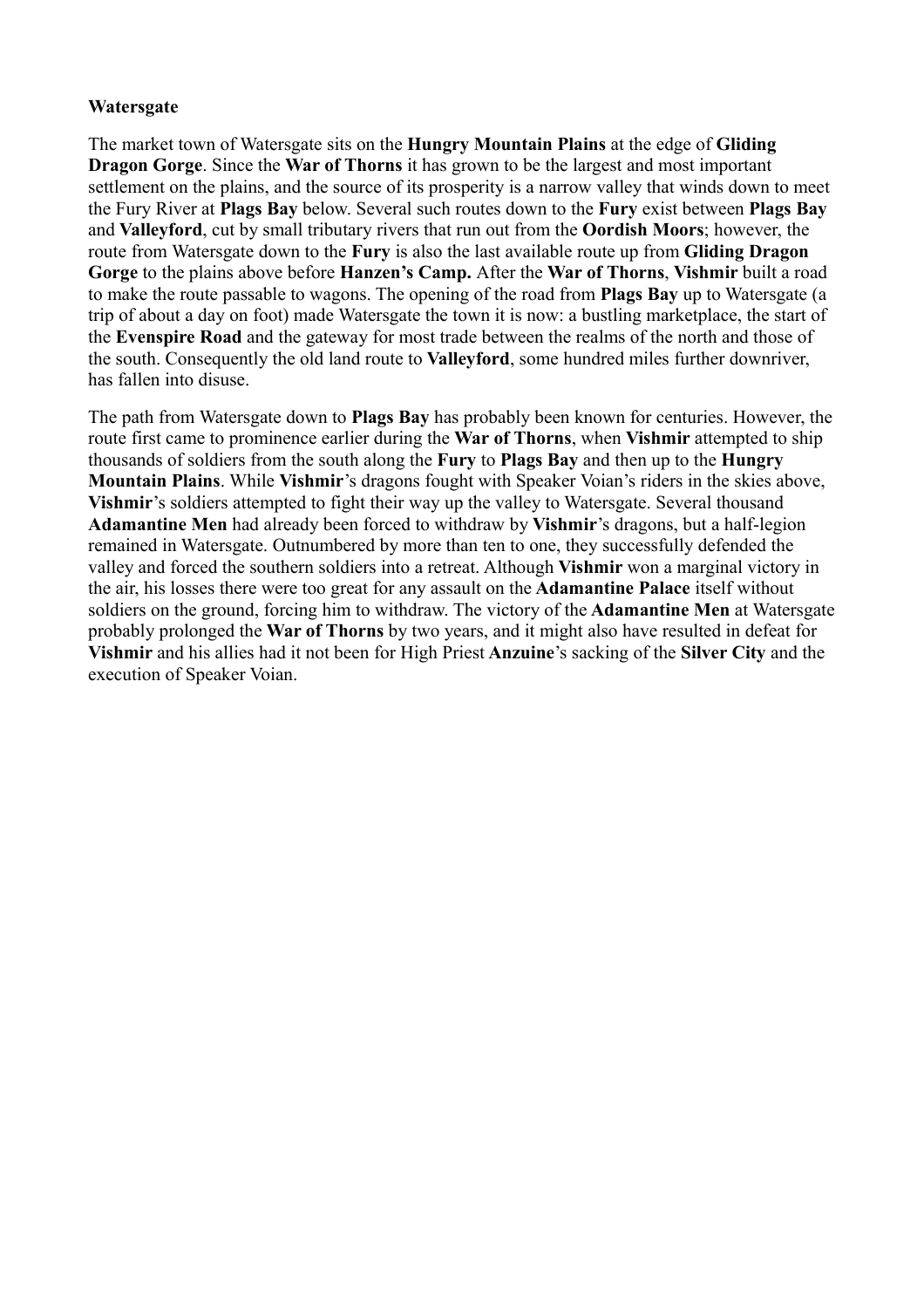**Watersgate**

The market town of Watersgate sits on the **Hungry Mountain Plains** at the edge of **Gliding Dragon Gorge**. Since the **War of Thorns** it has grown to be the largest and most important settlement on the plains, and the source of its prosperity is a narrow valley that winds down to meet the Fury River at **Plags Bay** below. Several such routes down to the **Fury** exist between **Plags Bay** and **Valleyford**, cut by small tributary rivers that run out from the **Oordish Moors**; however, the route from Watersgate down to the **Fury** is also the last available route up from **Gliding Dragon Gorge** to the plains above before **Hanzen's Camp.** After the **War of Thorns**, **Vishmir** built a road to make the route passable to wagons. The opening of the road from **Plags Bay** up to Watersgate (a trip of about a day on foot) made Watersgate the town it is now: a bustling marketplace, the start of the **Evenspire Road** and the gateway for most trade between the realms of the north and those of the south. Consequently the old land route to **Valleyford**, some hundred miles further downriver, has fallen into disuse.

The path from Watersgate down to **Plags Bay** has probably been known for centuries. However, the route first came to prominence earlier during the **War of Thorns**, when **Vishmir** attempted to ship thousands of soldiers from the south along the **Fury** to **Plags Bay** and then up to the **Hungry Mountain Plains**. While **Vishmir**'s dragons fought with Speaker Voian's riders in the skies above, **Vishmir**'s soldiers attempted to fight their way up the valley to Watersgate. Several thousand **Adamantine Men** had already been forced to withdraw by **Vishmir**'s dragons, but a half-legion remained in Watersgate. Outnumbered by more than ten to one, they successfully defended the valley and forced the southern soldiers into a retreat. Although **Vishmir** won a marginal victory in the air, his losses there were too great for any assault on the **Adamantine Palace** itself without soldiers on the ground, forcing him to withdraw. The victory of the **Adamantine Men** at Watersgate probably prolonged the **War of Thorns** by two years, and it might also have resulted in defeat for **Vishmir** and his allies had it not been for High Priest **Anzuine**'s sacking of the **Silver City** and the execution of Speaker Voian.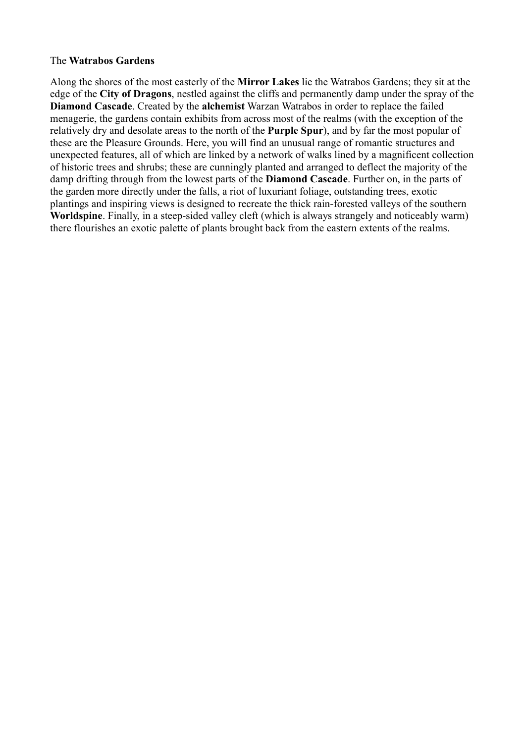The **Watrabos Gardens**

Along the shores of the most easterly of the **Mirror Lakes** lie the Watrabos Gardens; they sit at the edge of the **City of Dragons**, nestled against the cliffs and permanently damp under the spray of the **Diamond Cascade**. Created by the **alchemist** Warzan Watrabos in order to replace the failed menagerie, the gardens contain exhibits from across most of the realms (with the exception of the relatively dry and desolate areas to the north of the **Purple Spur**), and by far the most popular of these are the Pleasure Grounds. Here, you will find an unusual range of romantic structures and unexpected features, all of which are linked by a network of walks lined by a magnificent collection of historic trees and shrubs; these are cunningly planted and arranged to deflect the majority of the damp drifting through from the lowest parts of the **Diamond Cascade**. Further on, in the parts of the garden more directly under the falls, a riot of luxuriant foliage, outstanding trees, exotic plantings and inspiring views is designed to recreate the thick rain-forested valleys of the southern **Worldspine**. Finally, in a steep-sided valley cleft (which is always strangely and noticeably warm) there flourishes an exotic palette of plants brought back from the eastern extents of the realms.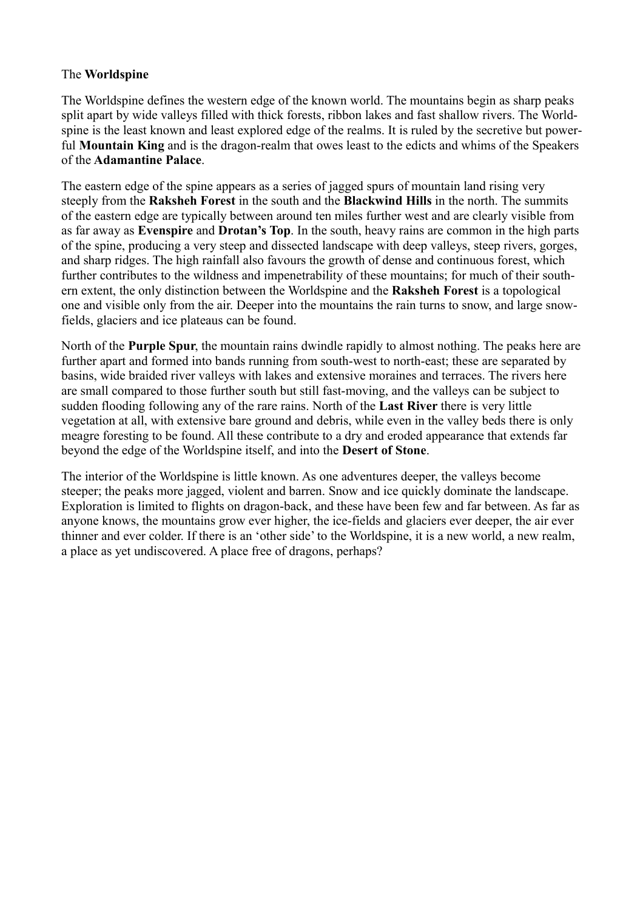The **Worldspine**

The Worldspine defines the western edge of the known world. The mountains begin as sharp peaks split apart by wide valleys filled with thick forests, ribbon lakes and fast shallow rivers. The Worldspine is the least known and least explored edge of the realms. It is ruled by the secretive but powerful **Mountain King** and is the dragon-realm that owes least to the edicts and whims of the Speakers of the **Adamantine Palace**.

The eastern edge of the spine appears as a series of jagged spurs of mountain land rising very steeply from the **Raksheh Forest** in the south and the **Blackwind Hills** in the north. The summits of the eastern edge are typically between around ten miles further west and are clearly visible from as far away as **Evenspire** and **Drotan's Top**. In the south, heavy rains are common in the high parts of the spine, producing a very steep and dissected landscape with deep valleys, steep rivers, gorges, and sharp ridges. The high rainfall also favours the growth of dense and continuous forest, which further contributes to the wildness and impenetrability of these mountains; for much of their southern extent, the only distinction between the Worldspine and the **Raksheh Forest** is a topological one and visible only from the air. Deeper into the mountains the rain turns to snow, and large snowfields, glaciers and ice plateaus can be found.

North of the **Purple Spur**, the mountain rains dwindle rapidly to almost nothing. The peaks here are further apart and formed into bands running from south-west to north-east; these are separated by basins, wide braided river valleys with lakes and extensive moraines and terraces. The rivers here are small compared to those further south but still fast-moving, and the valleys can be subject to sudden flooding following any of the rare rains. North of the **Last River** there is very little vegetation at all, with extensive bare ground and debris, while even in the valley beds there is only meagre foresting to be found. All these contribute to a dry and eroded appearance that extends far beyond the edge of the Worldspine itself, and into the **Desert of Stone**.

The interior of the Worldspine is little known. As one adventures deeper, the valleys become steeper; the peaks more jagged, violent and barren. Snow and ice quickly dominate the landscape. Exploration is limited to flights on dragon-back, and these have been few and far between. As far as anyone knows, the mountains grow ever higher, the ice-fields and glaciers ever deeper, the air ever thinner and ever colder. If there is an 'other side' to the Worldspine, it is a new world, a new realm, a place as yet undiscovered. A place free of dragons, perhaps?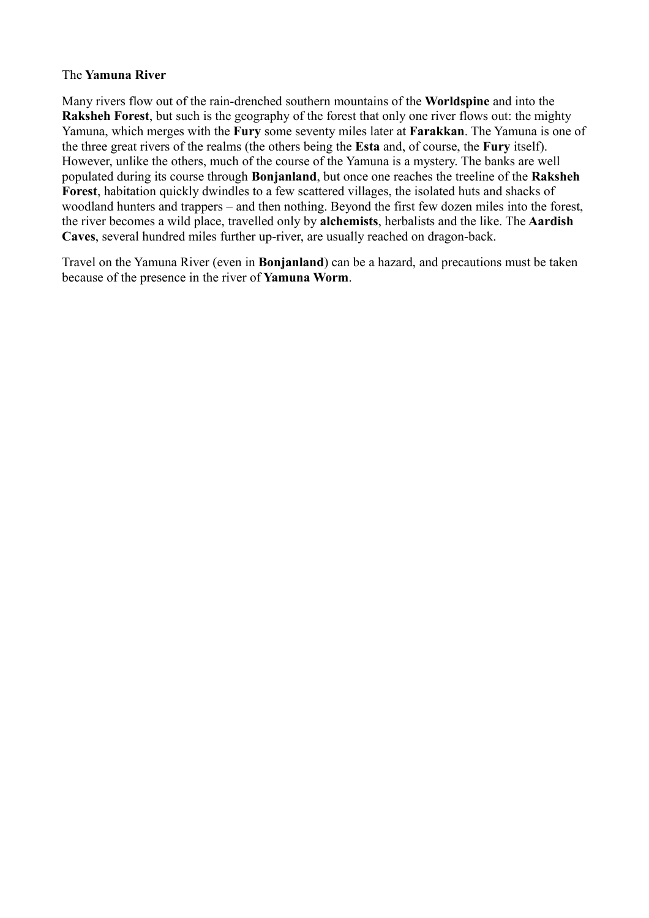The **Yamuna River**

Many rivers flow out of the rain-drenched southern mountains of the **Worldspine** and into the **Raksheh Forest**, but such is the geography of the forest that only one river flows out: the mighty Yamuna, which merges with the **Fury** some seventy miles later at **Farakkan**. The Yamuna is one of the three great rivers of the realms (the others being the **Esta** and, of course, the **Fury** itself). However, unlike the others, much of the course of the Yamuna is a mystery. The banks are well populated during its course through **Bonjanland**, but once one reaches the treeline of the **Raksheh Forest**, habitation quickly dwindles to a few scattered villages, the isolated huts and shacks of woodland hunters and trappers – and then nothing. Beyond the first few dozen miles into the forest, the river becomes a wild place, travelled only by **alchemists**, herbalists and the like. The **Aardish Caves**, several hundred miles further up-river, are usually reached on dragon-back.

Travel on the Yamuna River (even in **Bonjanland**) can be a hazard, and precautions must be taken because of the presence in the river of **Yamuna Worm**.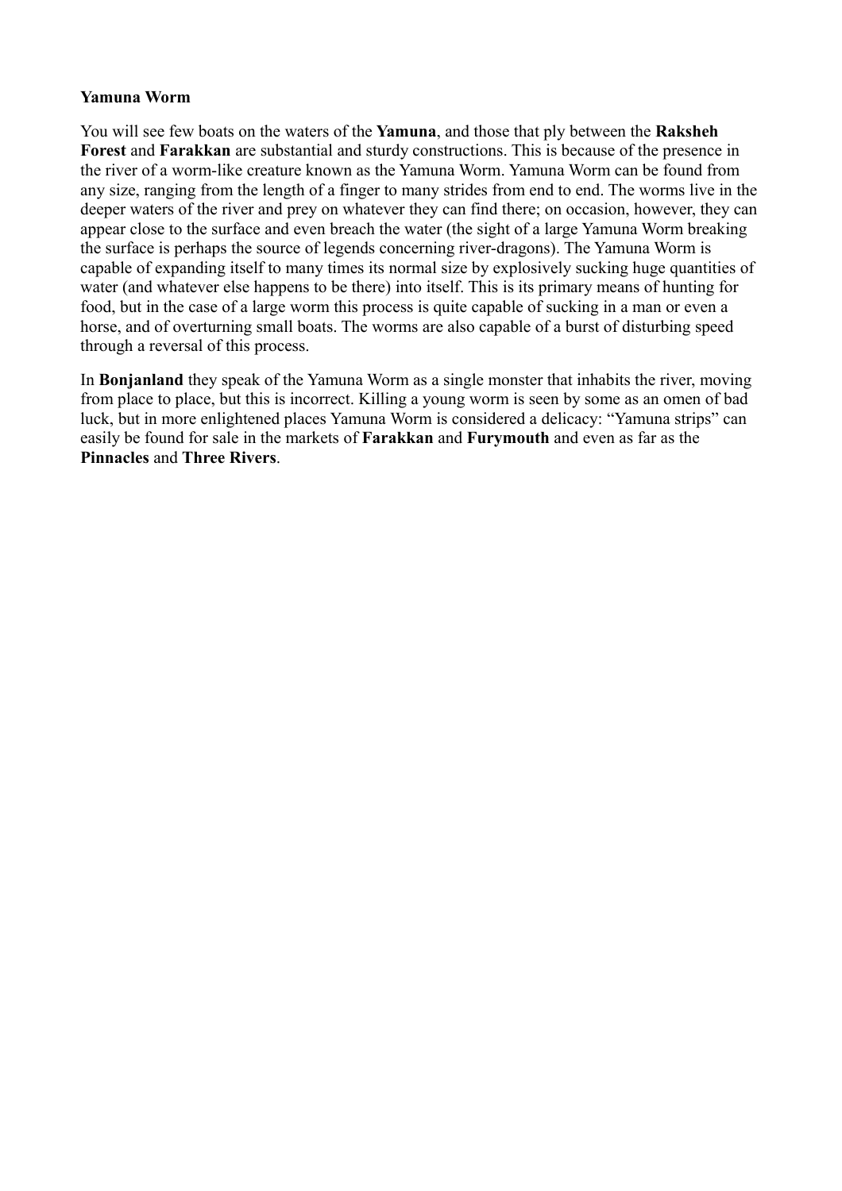**Yamuna Worm**

You will see few boats on the waters of the **Yamuna**, and those that ply between the **Raksheh Forest** and **Farakkan** are substantial and sturdy constructions. This is because of the presence in the river of a worm-like creature known as the Yamuna Worm. Yamuna Worm can be found from any size, ranging from the length of a finger to many strides from end to end. The worms live in the deeper waters of the river and prey on whatever they can find there; on occasion, however, they can appear close to the surface and even breach the water (the sight of a large Yamuna Worm breaking the surface is perhaps the source of legends concerning river-dragons). The Yamuna Worm is capable of expanding itself to many times its normal size by explosively sucking huge quantities of water (and whatever else happens to be there) into itself. This is its primary means of hunting for food, but in the case of a large worm this process is quite capable of sucking in a man or even a horse, and of overturning small boats. The worms are also capable of a burst of disturbing speed through a reversal of this process.

In **Bonjanland** they speak of the Yamuna Worm as a single monster that inhabits the river, moving from place to place, but this is incorrect. Killing a young worm is seen by some as an omen of bad luck, but in more enlightened places Yamuna Worm is considered a delicacy: "Yamuna strips" can easily be found for sale in the markets of **Farakkan** and **Furymouth** and even as far as the **Pinnacles** and **Three Rivers**.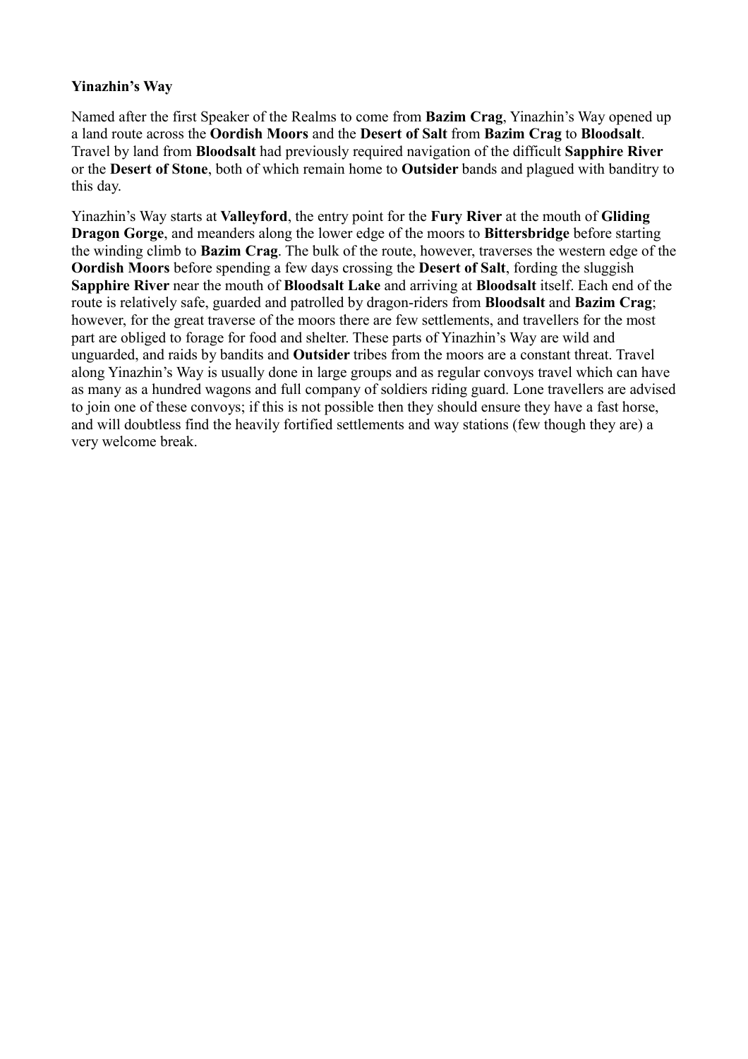**Yinazhin's Way**

Named after the first Speaker of the Realms to come from **Bazim Crag**, Yinazhin's Way opened up a land route across the **Oordish Moors** and the **Desert of Salt** from **Bazim Crag** to **Bloodsalt**. Travel by land from **Bloodsalt** had previously required navigation of the difficult **Sapphire River** or the **Desert of Stone**, both of which remain home to **Outsider** bands and plagued with banditry to this day.

Yinazhin's Way starts at **Valleyford**, the entry point for the **Fury River** at the mouth of **Gliding Dragon Gorge**, and meanders along the lower edge of the moors to **Bittersbridge** before starting the winding climb to **Bazim Crag**. The bulk of the route, however, traverses the western edge of the **Oordish Moors** before spending a few days crossing the **Desert of Salt**, fording the sluggish **Sapphire River** near the mouth of **Bloodsalt Lake** and arriving at **Bloodsalt** itself. Each end of the route is relatively safe, guarded and patrolled by dragon-riders from **Bloodsalt** and **Bazim Crag**; however, for the great traverse of the moors there are few settlements, and travellers for the most part are obliged to forage for food and shelter. These parts of Yinazhin's Way are wild and unguarded, and raids by bandits and **Outsider** tribes from the moors are a constant threat. Travel along Yinazhin's Way is usually done in large groups and as regular convoys travel which can have as many as a hundred wagons and full company of soldiers riding guard. Lone travellers are advised to join one of these convoys; if this is not possible then they should ensure they have a fast horse, and will doubtless find the heavily fortified settlements and way stations (few though they are) a very welcome break.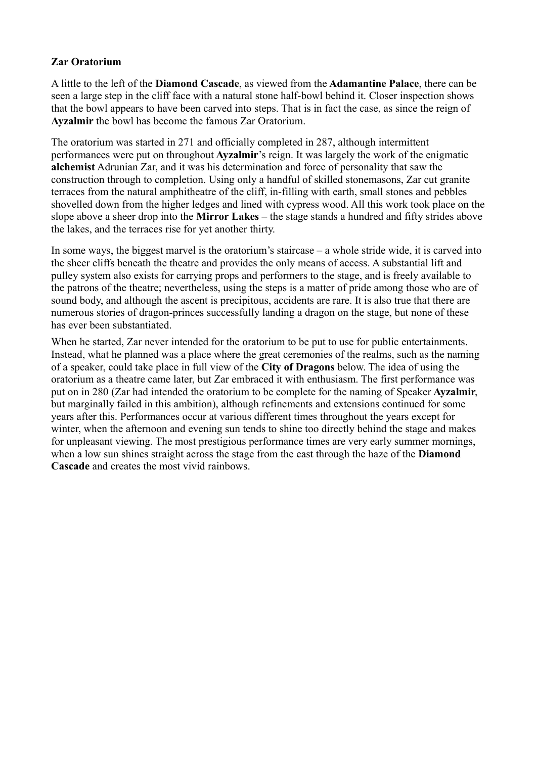**Zar Oratorium**

A little to the left of the **Diamond Cascade**, as viewed from the **Adamantine Palace**, there can be seen a large step in the cliff face with a natural stone half-bowl behind it. Closer inspection shows that the bowl appears to have been carved into steps. That is in fact the case, as since the reign of **Ayzalmir** the bowl has become the famous Zar Oratorium.

The oratorium was started in 271 and officially completed in 287, although intermittent performances were put on throughout **Ayzalmir**'s reign. It was largely the work of the enigmatic **alchemist** Adrunian Zar, and it was his determination and force of personality that saw the construction through to completion. Using only a handful of skilled stonemasons, Zar cut granite terraces from the natural amphitheatre of the cliff, in-filling with earth, small stones and pebbles shovelled down from the higher ledges and lined with cypress wood. All this work took place on the slope above a sheer drop into the **Mirror Lakes** – the stage stands a hundred and fifty strides above the lakes, and the terraces rise for yet another thirty.

In some ways, the biggest marvel is the oratorium's staircase – a whole stride wide, it is carved into the sheer cliffs beneath the theatre and provides the only means of access. A substantial lift and pulley system also exists for carrying props and performers to the stage, and is freely available to the patrons of the theatre; nevertheless, using the steps is a matter of pride among those who are of sound body, and although the ascent is precipitous, accidents are rare. It is also true that there are numerous stories of dragon-princes successfully landing a dragon on the stage, but none of these has ever been substantiated.

When he started, Zar never intended for the oratorium to be put to use for public entertainments. Instead, what he planned was a place where the great ceremonies of the realms, such as the naming of a speaker, could take place in full view of the **City of Dragons** below. The idea of using the oratorium as a theatre came later, but Zar embraced it with enthusiasm. The first performance was put on in 280 (Zar had intended the oratorium to be complete for the naming of Speaker **Ayzalmir**, but marginally failed in this ambition), although refinements and extensions continued for some years after this. Performances occur at various different times throughout the years except for winter, when the afternoon and evening sun tends to shine too directly behind the stage and makes for unpleasant viewing. The most prestigious performance times are very early summer mornings, when a low sun shines straight across the stage from the east through the haze of the **Diamond Cascade** and creates the most vivid rainbows.